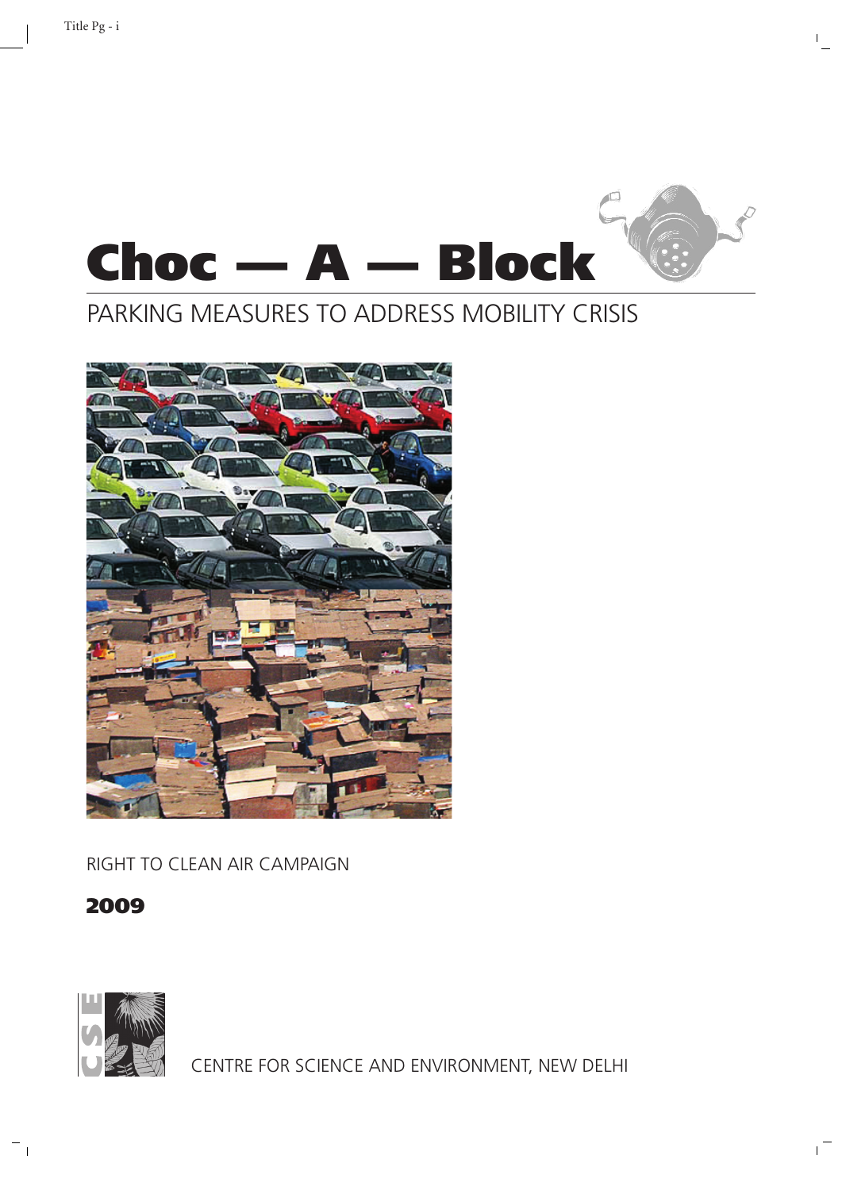# Choc — A — Block

## PARKING MEASURES TO ADDRESS MOBILITY CRISIS

RIGHT TO CLEAN AIR CAMPAIGN

**2009**

CENTRE FOR SCIENCE AND ENVIRONMENT, NEW DELHI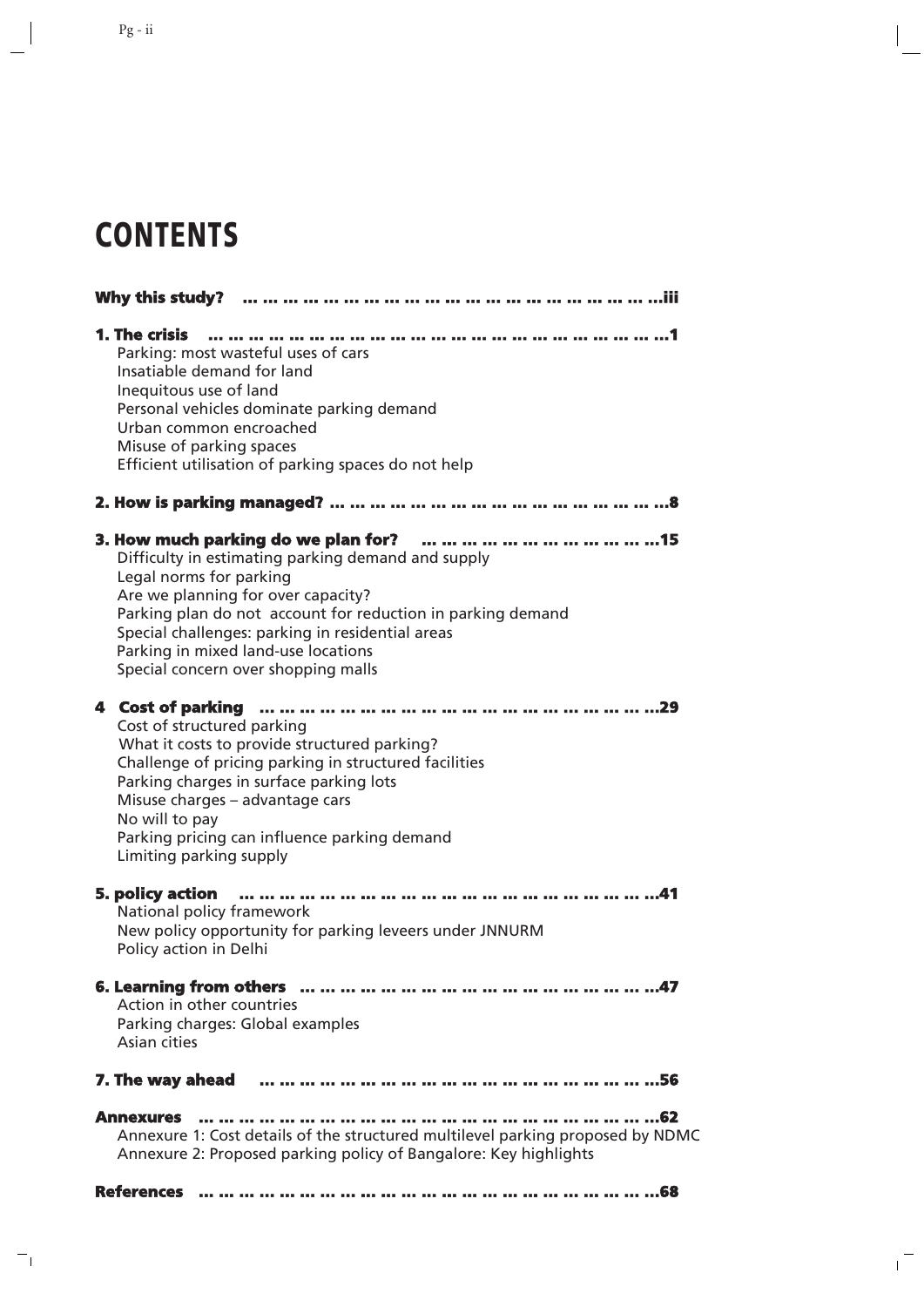# CONTENTS

**Why this study?** ... ... ... ... ... ... ... ... ... ... ... ... ... ... ... ... ... ... ... ... ... ...iii

**1. The crisis** ... ... ... ... ... ... ... ... ... ... ... ... ... ... ... ... ... ... ... ... ... ... ...1

- Parking: most wasteful uses of cars
- Insatiable demand for land
- Inequitous use of land
- Personal vehicles dominate parking demand
- Urban common encroached
- Misuse of parking spaces
- Efficient utilisation of parking spaces do not help

**2. How is parking managed?** ... ... ... ... ... ... ... ... ... ... ... ... ... ... ... ... ...8

**3. How much parking do we plan for?** ... ... ... ... ... ... ... ... ... ... ... ...15

- Difficulty in estimating parking demand and supply
- Legal norms for parking
- Are we planning for over capacity?
- Parking plan do not account for reduction in parking demand
- Special challenges: parking in residential areas
- Parking in mixed land-use locations
- Special concern over shopping malls

**4 Cost of parking** ... ... ... ... ... ... ... ... ... ... ... ... ... ... ... ... ... ... ... ... ...29

- Cost of structured parking
- What it costs to provide structured parking?
- Challenge of pricing parking in structured facilities
- Parking charges in surface parking lots
- Misuse charges – advantage cars
- No will to pay
- Parking pricing can influence parking demand
- Limiting parking supply

**5. policy action** ... ... ... ... ... ... ... ... ... ... ... ... ... ... ... ... ... ... ... ... ... ...41

- National policy framework
- New policy opportunity for parking leveers under JNNURM
- Policy action in Delhi

**6. Learning from others** ... ... ... ... ... ... ... ... ... ... ... ... ... ... ... ... ... ...47

- Action in other countries
- Parking charges: Global examples
- Asian cities

**7. The way ahead** ... ... ... ... ... ... ... ... ... ... ... ... ... ... ... ... ... ... ... ... ...56

**Annexures** ... ... ... ... ... ... ... ... ... ... ... ... ... ... ... ... ... ... ... ... ... ... ...62

- Annexure 1: Cost details of the structured multilevel parking proposed by NDMC
- Annexure 2: Proposed parking policy of Bangalore: Key highlights

**References** ... ... ... ... ... ... ... ... ... ... ... ... ... ... ... ... ... ... ... ... ... ... ...68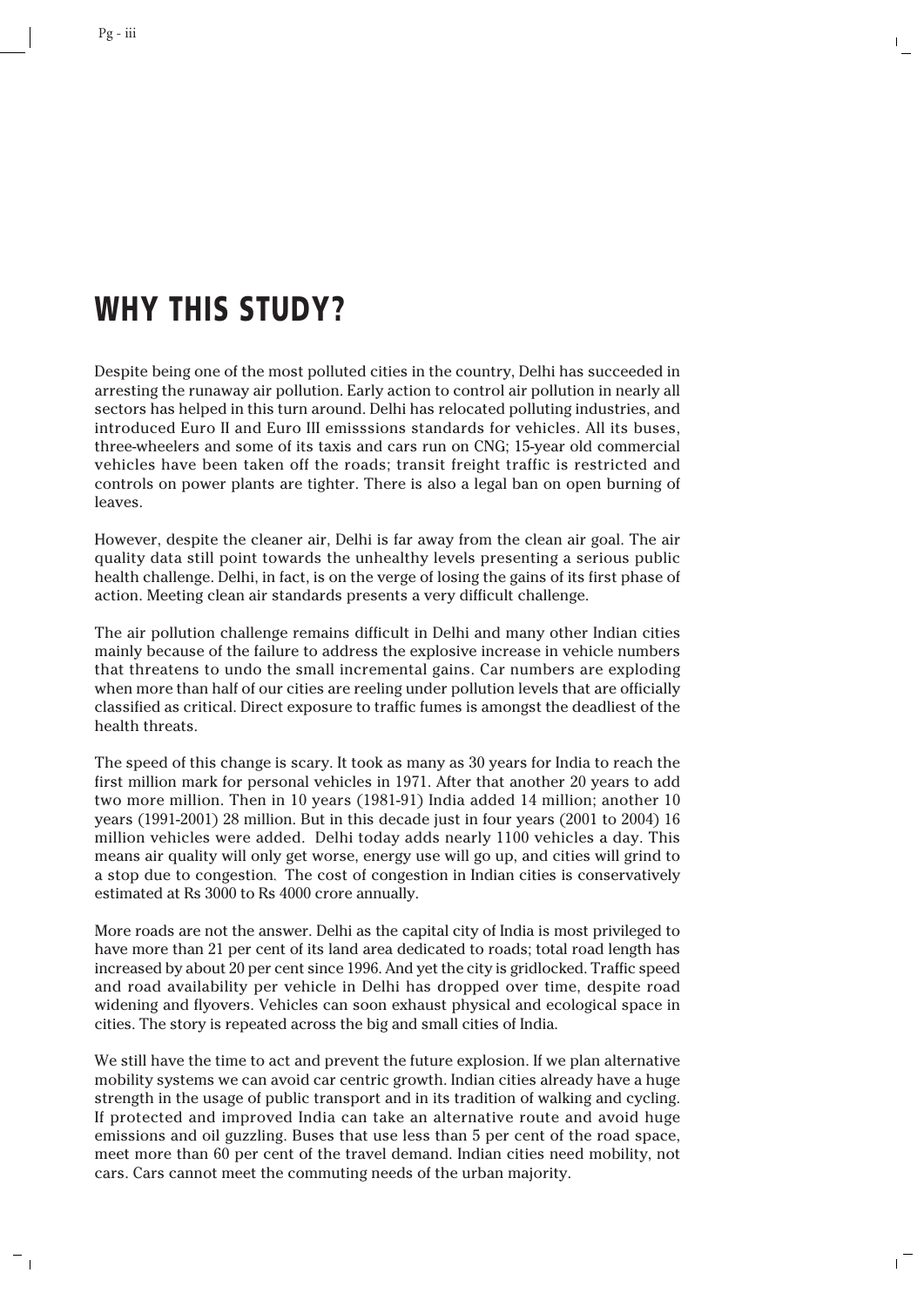# WHY THIS STUDY?

Despite being one of the most polluted cities in the country, Delhi has succeeded in arresting the runaway air pollution. Early action to control air pollution in nearly all sectors has helped in this turn around. Delhi has relocated polluting industries, and introduced Euro II and Euro III emisssions standards for vehicles. All its buses, three-wheelers and some of its taxis and cars run on CNG; 15-year old commercial vehicles have been taken off the roads; transit freight traffic is restricted and controls on power plants are tighter. There is also a legal ban on open burning of leaves.

However, despite the cleaner air, Delhi is far away from the clean air goal. The air quality data still point towards the unhealthy levels presenting a serious public health challenge. Delhi, in fact, is on the verge of losing the gains of its first phase of action. Meeting clean air standards presents a very difficult challenge.

The air pollution challenge remains difficult in Delhi and many other Indian cities mainly because of the failure to address the explosive increase in vehicle numbers that threatens to undo the small incremental gains. Car numbers are exploding when more than half of our cities are reeling under pollution levels that are officially classified as critical. Direct exposure to traffic fumes is amongst the deadliest of the health threats.

The speed of this change is scary. It took as many as 30 years for India to reach the first million mark for personal vehicles in 1971. After that another 20 years to add two more million. Then in 10 years (1981-91) India added 14 million; another 10 years (1991-2001) 28 million. But in this decade just in four years (2001 to 2004) 16 million vehicles were added. Delhi today adds nearly 1100 vehicles a day. This means air quality will only get worse, energy use will go up, and cities will grind to a stop due to congestion. The cost of congestion in Indian cities is conservatively estimated at Rs 3000 to Rs 4000 crore annually.

More roads are not the answer. Delhi as the capital city of India is most privileged to have more than 21 per cent of its land area dedicated to roads; total road length has increased by about 20 per cent since 1996. And yet the city is gridlocked. Traffic speed and road availability per vehicle in Delhi has dropped over time, despite road widening and flyovers. Vehicles can soon exhaust physical and ecological space in cities. The story is repeated across the big and small cities of India.

We still have the time to act and prevent the future explosion. If we plan alternative mobility systems we can avoid car centric growth. Indian cities already have a huge strength in the usage of public transport and in its tradition of walking and cycling. If protected and improved India can take an alternative route and avoid huge emissions and oil guzzling. Buses that use less than 5 per cent of the road space, meet more than 60 per cent of the travel demand. Indian cities need mobility, not cars. Cars cannot meet the commuting needs of the urban majority.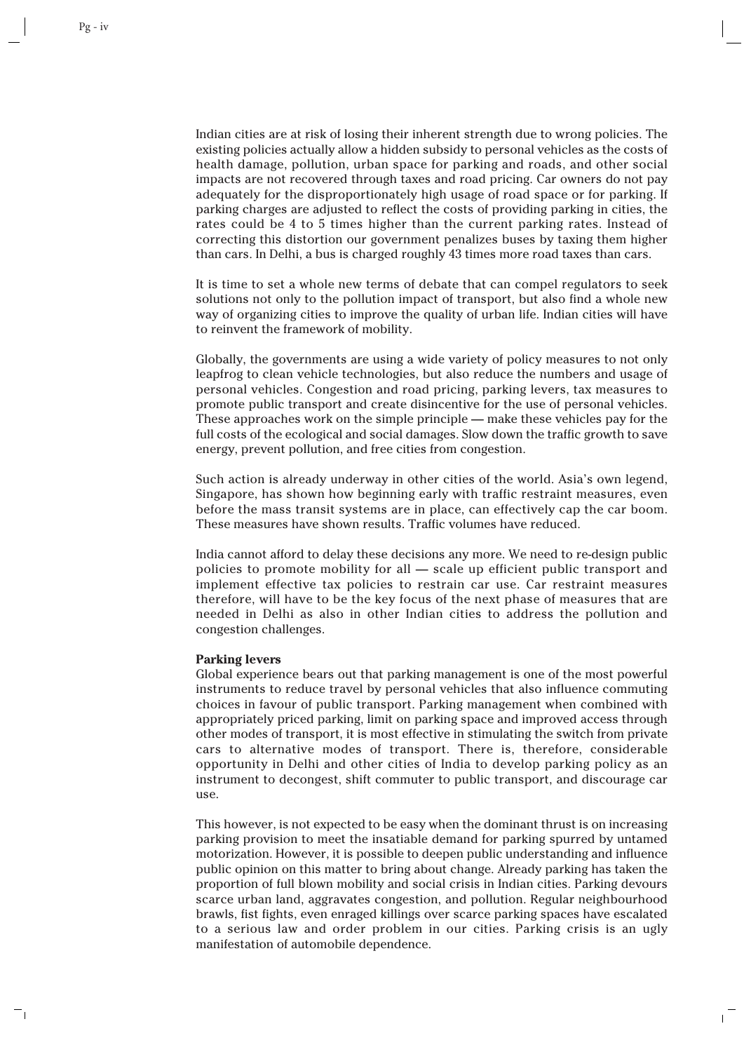Indian cities are at risk of losing their inherent strength due to wrong policies. The existing policies actually allow a hidden subsidy to personal vehicles as the costs of health damage, pollution, urban space for parking and roads, and other social impacts are not recovered through taxes and road pricing. Car owners do not pay adequately for the disproportionately high usage of road space or for parking. If parking charges are adjusted to reflect the costs of providing parking in cities, the rates could be 4 to 5 times higher than the current parking rates. Instead of correcting this distortion our government penalizes buses by taxing them higher than cars. In Delhi, a bus is charged roughly 43 times more road taxes than cars.

It is time to set a whole new terms of debate that can compel regulators to seek solutions not only to the pollution impact of transport, but also find a whole new way of organizing cities to improve the quality of urban life. Indian cities will have to reinvent the framework of mobility.

Globally, the governments are using a wide variety of policy measures to not only leapfrog to clean vehicle technologies, but also reduce the numbers and usage of personal vehicles. Congestion and road pricing, parking levers, tax measures to promote public transport and create disincentive for the use of personal vehicles. These approaches work on the simple principle — make these vehicles pay for the full costs of the ecological and social damages. Slow down the traffic growth to save energy, prevent pollution, and free cities from congestion.

Such action is already underway in other cities of the world. Asia's own legend, Singapore, has shown how beginning early with traffic restraint measures, even before the mass transit systems are in place, can effectively cap the car boom. These measures have shown results. Traffic volumes have reduced.

India cannot afford to delay these decisions any more. We need to re-design public policies to promote mobility for all — scale up efficient public transport and implement effective tax policies to restrain car use. Car restraint measures therefore, will have to be the key focus of the next phase of measures that are needed in Delhi as also in other Indian cities to address the pollution and congestion challenges.

**Parking levers**

Global experience bears out that parking management is one of the most powerful instruments to reduce travel by personal vehicles that also influence commuting choices in favour of public transport. Parking management when combined with appropriately priced parking, limit on parking space and improved access through other modes of transport, it is most effective in stimulating the switch from private cars to alternative modes of transport. There is, therefore, considerable opportunity in Delhi and other cities of India to develop parking policy as an instrument to decongest, shift commuter to public transport, and discourage car use.

This however, is not expected to be easy when the dominant thrust is on increasing parking provision to meet the insatiable demand for parking spurred by untamed motorization. However, it is possible to deepen public understanding and influence public opinion on this matter to bring about change. Already parking has taken the proportion of full blown mobility and social crisis in Indian cities. Parking devours scarce urban land, aggravates congestion, and pollution. Regular neighbourhood brawls, fist fights, even enraged killings over scarce parking spaces have escalated to a serious law and order problem in our cities. Parking crisis is an ugly manifestation of automobile dependence.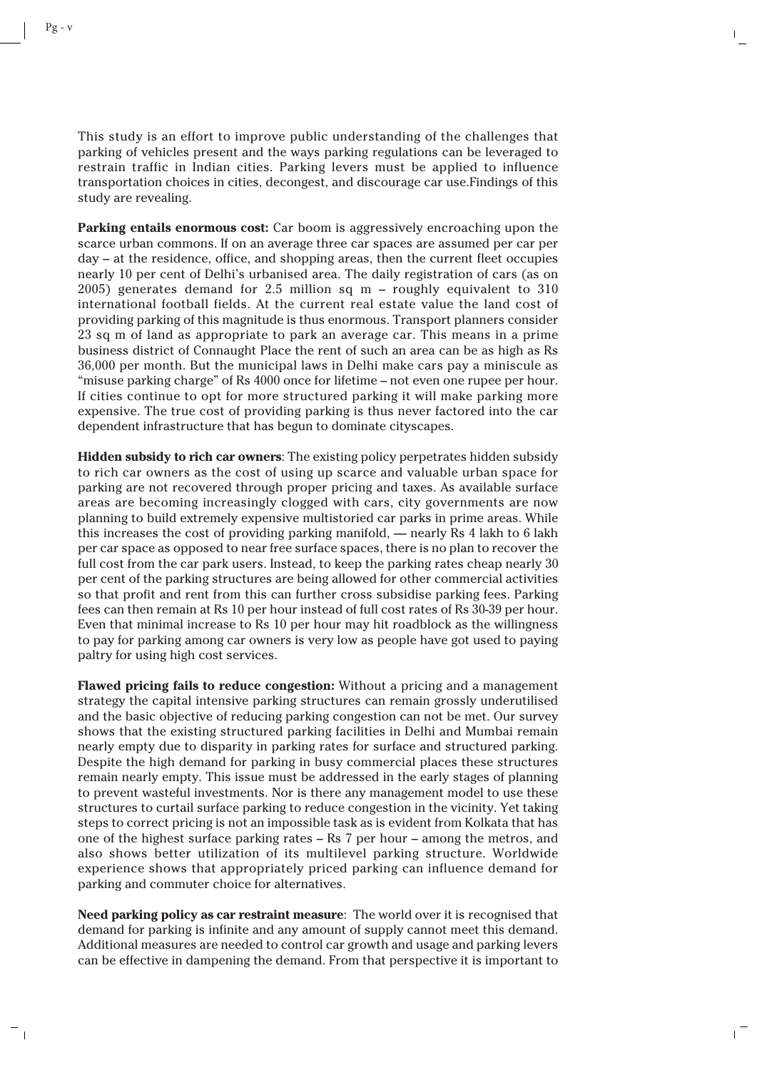This study is an effort to improve public understanding of the challenges that parking of vehicles present and the ways parking regulations can be leveraged to restrain traffic in Indian cities. Parking levers must be applied to influence transportation choices in cities, decongest, and discourage car use.Findings of this study are revealing.

**Parking entails enormous cost:** Car boom is aggressively encroaching upon the scarce urban commons. If on an average three car spaces are assumed per car per day – at the residence, office, and shopping areas, then the current fleet occupies nearly 10 per cent of Delhi's urbanised area. The daily registration of cars (as on 2005) generates demand for 2.5 million sq m – roughly equivalent to 310 international football fields. At the current real estate value the land cost of providing parking of this magnitude is thus enormous. Transport planners consider 23 sq m of land as appropriate to park an average car. This means in a prime business district of Connaught Place the rent of such an area can be as high as Rs 36,000 per month. But the municipal laws in Delhi make cars pay a miniscule as "misuse parking charge" of Rs 4000 once for lifetime – not even one rupee per hour. If cities continue to opt for more structured parking it will make parking more expensive. The true cost of providing parking is thus never factored into the car dependent infrastructure that has begun to dominate cityscapes.

**Hidden subsidy to rich car owners**: The existing policy perpetrates hidden subsidy to rich car owners as the cost of using up scarce and valuable urban space for parking are not recovered through proper pricing and taxes. As available surface areas are becoming increasingly clogged with cars, city governments are now planning to build extremely expensive multistoried car parks in prime areas. While this increases the cost of providing parking manifold, — nearly Rs 4 lakh to 6 lakh per car space as opposed to near free surface spaces, there is no plan to recover the full cost from the car park users. Instead, to keep the parking rates cheap nearly 30 per cent of the parking structures are being allowed for other commercial activities so that profit and rent from this can further cross subsidise parking fees. Parking fees can then remain at Rs 10 per hour instead of full cost rates of Rs 30-39 per hour. Even that minimal increase to Rs 10 per hour may hit roadblock as the willingness to pay for parking among car owners is very low as people have got used to paying paltry for using high cost services.

**Flawed pricing fails to reduce congestion:** Without a pricing and a management strategy the capital intensive parking structures can remain grossly underutilised and the basic objective of reducing parking congestion can not be met. Our survey shows that the existing structured parking facilities in Delhi and Mumbai remain nearly empty due to disparity in parking rates for surface and structured parking. Despite the high demand for parking in busy commercial places these structures remain nearly empty. This issue must be addressed in the early stages of planning to prevent wasteful investments. Nor is there any management model to use these structures to curtail surface parking to reduce congestion in the vicinity. Yet taking steps to correct pricing is not an impossible task as is evident from Kolkata that has one of the highest surface parking rates – Rs 7 per hour – among the metros, and also shows better utilization of its multilevel parking structure. Worldwide experience shows that appropriately priced parking can influence demand for parking and commuter choice for alternatives.

**Need parking policy as car restraint measure**: The world over it is recognised that demand for parking is infinite and any amount of supply cannot meet this demand. Additional measures are needed to control car growth and usage and parking levers can be effective in dampening the demand. From that perspective it is important to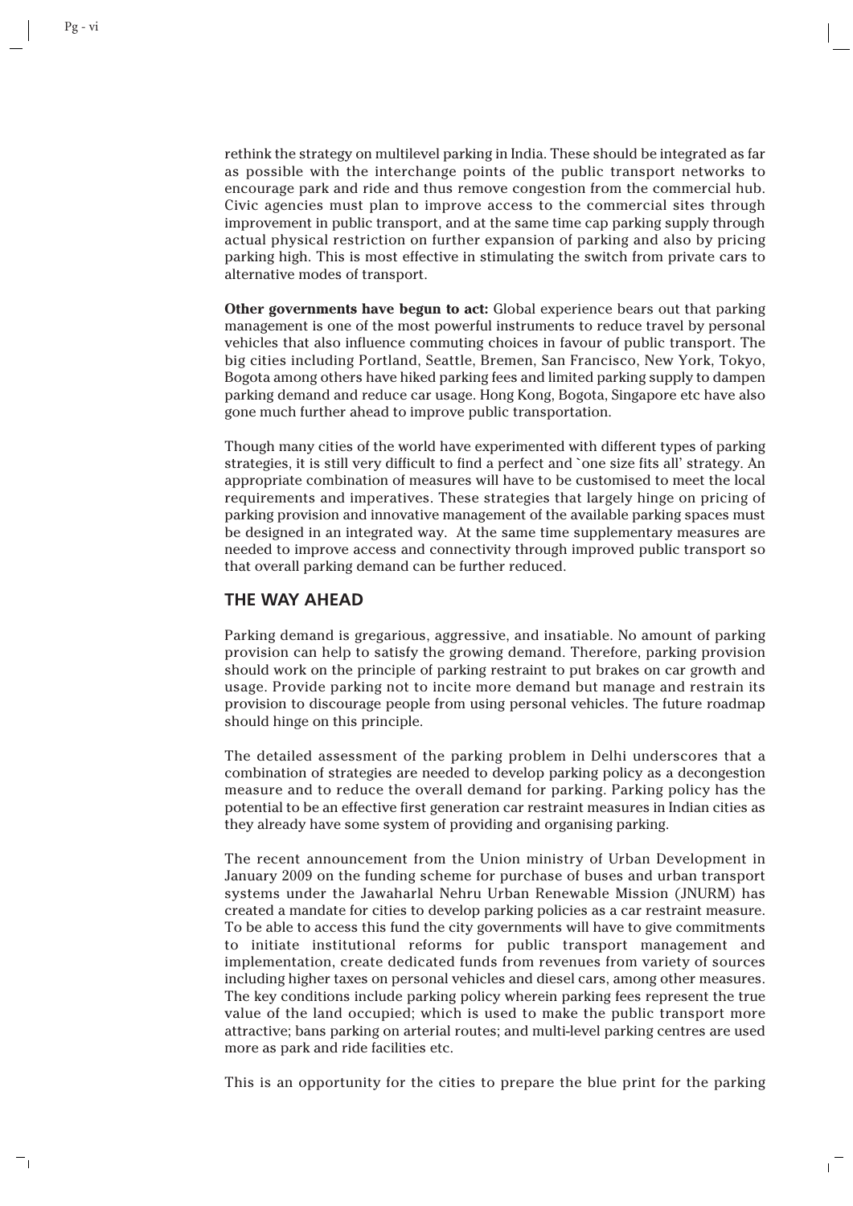rethink the strategy on multilevel parking in India. These should be integrated as far as possible with the interchange points of the public transport networks to encourage park and ride and thus remove congestion from the commercial hub. Civic agencies must plan to improve access to the commercial sites through improvement in public transport, and at the same time cap parking supply through actual physical restriction on further expansion of parking and also by pricing parking high. This is most effective in stimulating the switch from private cars to alternative modes of transport.

**Other governments have begun to act:** Global experience bears out that parking management is one of the most powerful instruments to reduce travel by personal vehicles that also influence commuting choices in favour of public transport. The big cities including Portland, Seattle, Bremen, San Francisco, New York, Tokyo, Bogota among others have hiked parking fees and limited parking supply to dampen parking demand and reduce car usage. Hong Kong, Bogota, Singapore etc have also gone much further ahead to improve public transportation.

Though many cities of the world have experimented with different types of parking strategies, it is still very difficult to find a perfect and `one size fits all' strategy. An appropriate combination of measures will have to be customised to meet the local requirements and imperatives. These strategies that largely hinge on pricing of parking provision and innovative management of the available parking spaces must be designed in an integrated way. At the same time supplementary measures are needed to improve access and connectivity through improved public transport so that overall parking demand can be further reduced.

## THE WAY AHEAD

Parking demand is gregarious, aggressive, and insatiable. No amount of parking provision can help to satisfy the growing demand. Therefore, parking provision should work on the principle of parking restraint to put brakes on car growth and usage. Provide parking not to incite more demand but manage and restrain its provision to discourage people from using personal vehicles. The future roadmap should hinge on this principle.

The detailed assessment of the parking problem in Delhi underscores that a combination of strategies are needed to develop parking policy as a decongestion measure and to reduce the overall demand for parking. Parking policy has the potential to be an effective first generation car restraint measures in Indian cities as they already have some system of providing and organising parking.

The recent announcement from the Union ministry of Urban Development in January 2009 on the funding scheme for purchase of buses and urban transport systems under the Jawaharlal Nehru Urban Renewable Mission (JNURM) has created a mandate for cities to develop parking policies as a car restraint measure. To be able to access this fund the city governments will have to give commitments to initiate institutional reforms for public transport management and implementation, create dedicated funds from revenues from variety of sources including higher taxes on personal vehicles and diesel cars, among other measures. The key conditions include parking policy wherein parking fees represent the true value of the land occupied; which is used to make the public transport more attractive; bans parking on arterial routes; and multi-level parking centres are used more as park and ride facilities etc.

This is an opportunity for the cities to prepare the blue print for the parking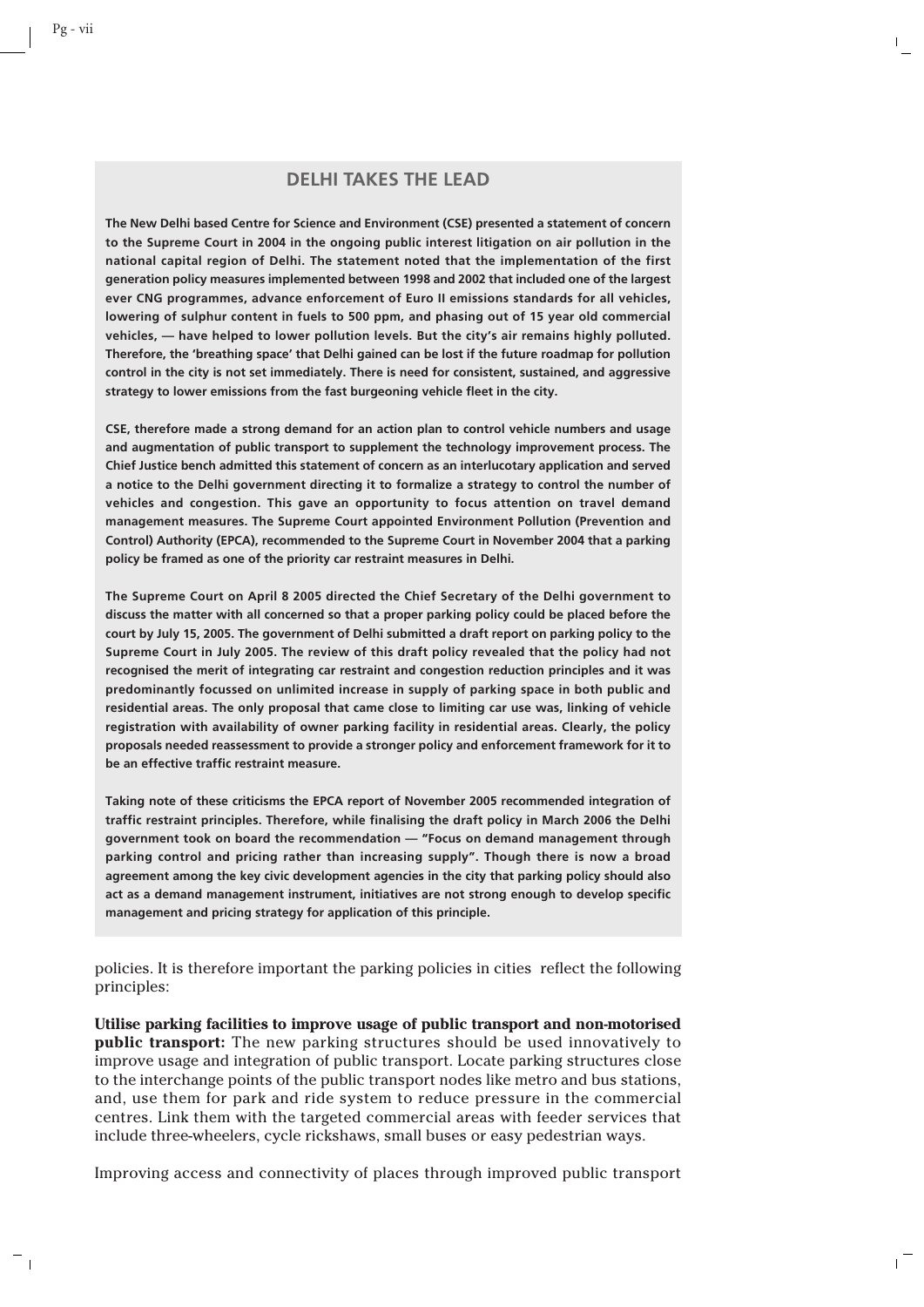## DELHI TAKES THE LEAD

**The New Delhi based Centre for Science and Environment (CSE) presented a statement of concern to the Supreme Court in 2004 in the ongoing public interest litigation on air pollution in the national capital region of Delhi. The statement noted that the implementation of the first generation policy measures implemented between 1998 and 2002 that included one of the largest ever CNG programmes, advance enforcement of Euro II emissions standards for all vehicles, lowering of sulphur content in fuels to 500 ppm, and phasing out of 15 year old commercial vehicles, — have helped to lower pollution levels. But the city's air remains highly polluted. Therefore, the 'breathing space' that Delhi gained can be lost if the future roadmap for pollution control in the city is not set immediately. There is need for consistent, sustained, and aggressive strategy to lower emissions from the fast burgeoning vehicle fleet in the city.**

**CSE, therefore made a strong demand for an action plan to control vehicle numbers and usage and augmentation of public transport to supplement the technology improvement process. The Chief Justice bench admitted this statement of concern as an interlucotary application and served a notice to the Delhi government directing it to formalize a strategy to control the number of vehicles and congestion. This gave an opportunity to focus attention on travel demand management measures. The Supreme Court appointed Environment Pollution (Prevention and Control) Authority (EPCA), recommended to the Supreme Court in November 2004 that a parking policy be framed as one of the priority car restraint measures in Delhi.**

**The Supreme Court on April 8 2005 directed the Chief Secretary of the Delhi government to discuss the matter with all concerned so that a proper parking policy could be placed before the court by July 15, 2005. The government of Delhi submitted a draft report on parking policy to the Supreme Court in July 2005. The review of this draft policy revealed that the policy had not recognised the merit of integrating car restraint and congestion reduction principles and it was predominantly focussed on unlimited increase in supply of parking space in both public and residential areas. The only proposal that came close to limiting car use was, linking of vehicle registration with availability of owner parking facility in residential areas. Clearly, the policy proposals needed reassessment to provide a stronger policy and enforcement framework for it to be an effective traffic restraint measure.**

**Taking note of these criticisms the EPCA report of November 2005 recommended integration of traffic restraint principles. Therefore, while finalising the draft policy in March 2006 the Delhi government took on board the recommendation — "Focus on demand management through parking control and pricing rather than increasing supply". Though there is now a broad agreement among the key civic development agencies in the city that parking policy should also act as a demand management instrument, initiatives are not strong enough to develop specific management and pricing strategy for application of this principle.**

policies. It is therefore important the parking policies in cities reflect the following principles:

**Utilise parking facilities to improve usage of public transport and non-motorised public transport:** The new parking structures should be used innovatively to improve usage and integration of public transport. Locate parking structures close to the interchange points of the public transport nodes like metro and bus stations, and, use them for park and ride system to reduce pressure in the commercial centres. Link them with the targeted commercial areas with feeder services that include three-wheelers, cycle rickshaws, small buses or easy pedestrian ways.

Improving access and connectivity of places through improved public transport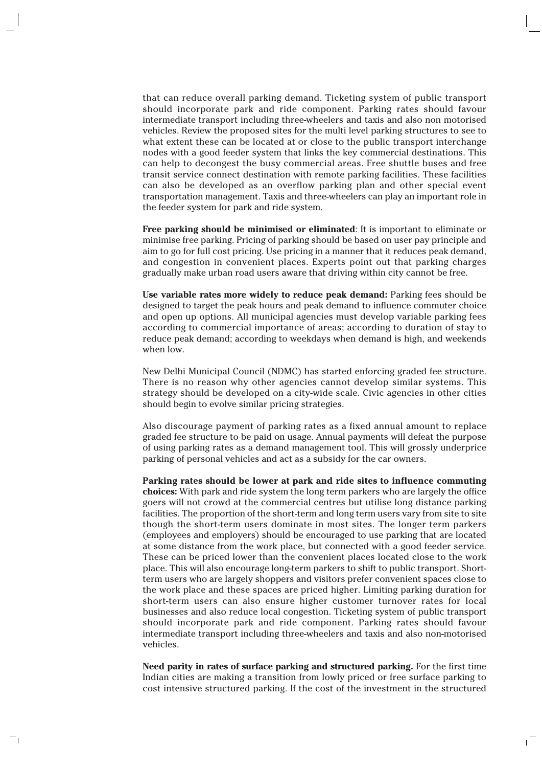that can reduce overall parking demand. Ticketing system of public transport should incorporate park and ride component. Parking rates should favour intermediate transport including three-wheelers and taxis and also non motorised vehicles. Review the proposed sites for the multi level parking structures to see to what extent these can be located at or close to the public transport interchange nodes with a good feeder system that links the key commercial destinations. This can help to decongest the busy commercial areas. Free shuttle buses and free transit service connect destination with remote parking facilities. These facilities can also be developed as an overflow parking plan and other special event transportation management. Taxis and three-wheelers can play an important role in the feeder system for park and ride system.

**Free parking should be minimised or eliminated**: It is important to eliminate or minimise free parking. Pricing of parking should be based on user pay principle and aim to go for full cost pricing. Use pricing in a manner that it reduces peak demand, and congestion in convenient places. Experts point out that parking charges gradually make urban road users aware that driving within city cannot be free.

**Use variable rates more widely to reduce peak demand:** Parking fees should be designed to target the peak hours and peak demand to influence commuter choice and open up options. All municipal agencies must develop variable parking fees according to commercial importance of areas; according to duration of stay to reduce peak demand; according to weekdays when demand is high, and weekends when low.

New Delhi Municipal Council (NDMC) has started enforcing graded fee structure. There is no reason why other agencies cannot develop similar systems. This strategy should be developed on a city-wide scale. Civic agencies in other cities should begin to evolve similar pricing strategies.

Also discourage payment of parking rates as a fixed annual amount to replace graded fee structure to be paid on usage. Annual payments will defeat the purpose of using parking rates as a demand management tool. This will grossly underprice parking of personal vehicles and act as a subsidy for the car owners.

**Parking rates should be lower at park and ride sites to influence commuting choices:** With park and ride system the long term parkers who are largely the office goers will not crowd at the commercial centres but utilise long distance parking facilities. The proportion of the short-term and long term users vary from site to site though the short-term users dominate in most sites. The longer term parkers (employees and employers) should be encouraged to use parking that are located at some distance from the work place, but connected with a good feeder service. These can be priced lower than the convenient places located close to the work place. This will also encourage long-term parkers to shift to public transport. Short-term users who are largely shoppers and visitors prefer convenient spaces close to the work place and these spaces are priced higher. Limiting parking duration for short-term users can also ensure higher customer turnover rates for local businesses and also reduce local congestion. Ticketing system of public transport should incorporate park and ride component. Parking rates should favour intermediate transport including three-wheelers and taxis and also non-motorised vehicles.

**Need parity in rates of surface parking and structured parking.** For the first time Indian cities are making a transition from lowly priced or free surface parking to cost intensive structured parking. If the cost of the investment in the structured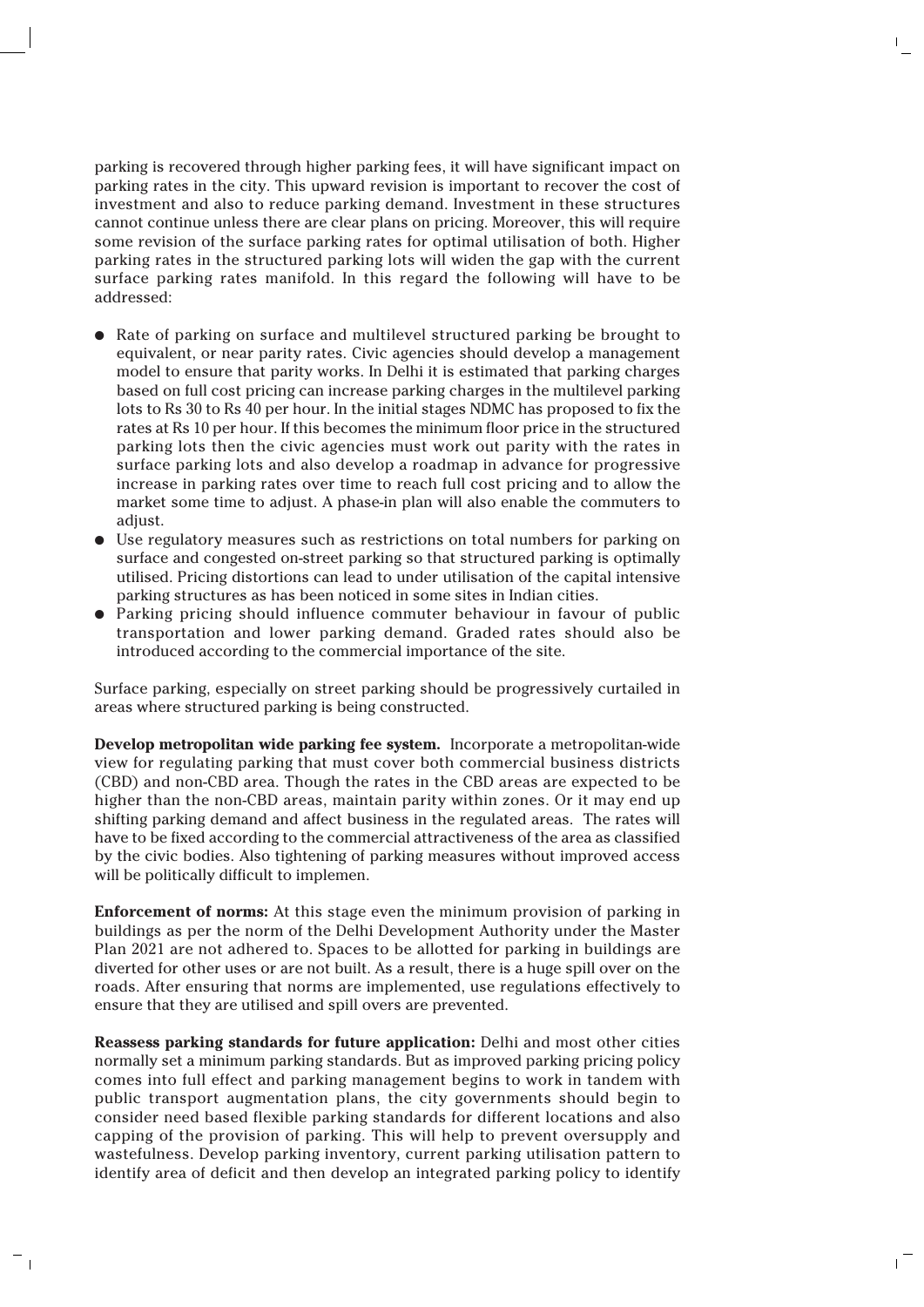parking is recovered through higher parking fees, it will have significant impact on parking rates in the city. This upward revision is important to recover the cost of investment and also to reduce parking demand. Investment in these structures cannot continue unless there are clear plans on pricing. Moreover, this will require some revision of the surface parking rates for optimal utilisation of both. Higher parking rates in the structured parking lots will widen the gap with the current surface parking rates manifold. In this regard the following will have to be addressed:

- Rate of parking on surface and multilevel structured parking be brought to equivalent, or near parity rates. Civic agencies should develop a management model to ensure that parity works. In Delhi it is estimated that parking charges based on full cost pricing can increase parking charges in the multilevel parking lots to Rs 30 to Rs 40 per hour. In the initial stages NDMC has proposed to fix the rates at Rs 10 per hour. If this becomes the minimum floor price in the structured parking lots then the civic agencies must work out parity with the rates in surface parking lots and also develop a roadmap in advance for progressive increase in parking rates over time to reach full cost pricing and to allow the market some time to adjust. A phase-in plan will also enable the commuters to adjust.
- Use regulatory measures such as restrictions on total numbers for parking on surface and congested on-street parking so that structured parking is optimally utilised. Pricing distortions can lead to under utilisation of the capital intensive parking structures as has been noticed in some sites in Indian cities.
- Parking pricing should influence commuter behaviour in favour of public transportation and lower parking demand. Graded rates should also be introduced according to the commercial importance of the site.

Surface parking, especially on street parking should be progressively curtailed in areas where structured parking is being constructed.

**Develop metropolitan wide parking fee system.** Incorporate a metropolitan-wide view for regulating parking that must cover both commercial business districts (CBD) and non-CBD area. Though the rates in the CBD areas are expected to be higher than the non-CBD areas, maintain parity within zones. Or it may end up shifting parking demand and affect business in the regulated areas. The rates will have to be fixed according to the commercial attractiveness of the area as classified by the civic bodies. Also tightening of parking measures without improved access will be politically difficult to implemen.

**Enforcement of norms:** At this stage even the minimum provision of parking in buildings as per the norm of the Delhi Development Authority under the Master Plan 2021 are not adhered to. Spaces to be allotted for parking in buildings are diverted for other uses or are not built. As a result, there is a huge spill over on the roads. After ensuring that norms are implemented, use regulations effectively to ensure that they are utilised and spill overs are prevented.

**Reassess parking standards for future application:** Delhi and most other cities normally set a minimum parking standards. But as improved parking pricing policy comes into full effect and parking management begins to work in tandem with public transport augmentation plans, the city governments should begin to consider need based flexible parking standards for different locations and also capping of the provision of parking. This will help to prevent oversupply and wastefulness. Develop parking inventory, current parking utilisation pattern to identify area of deficit and then develop an integrated parking policy to identify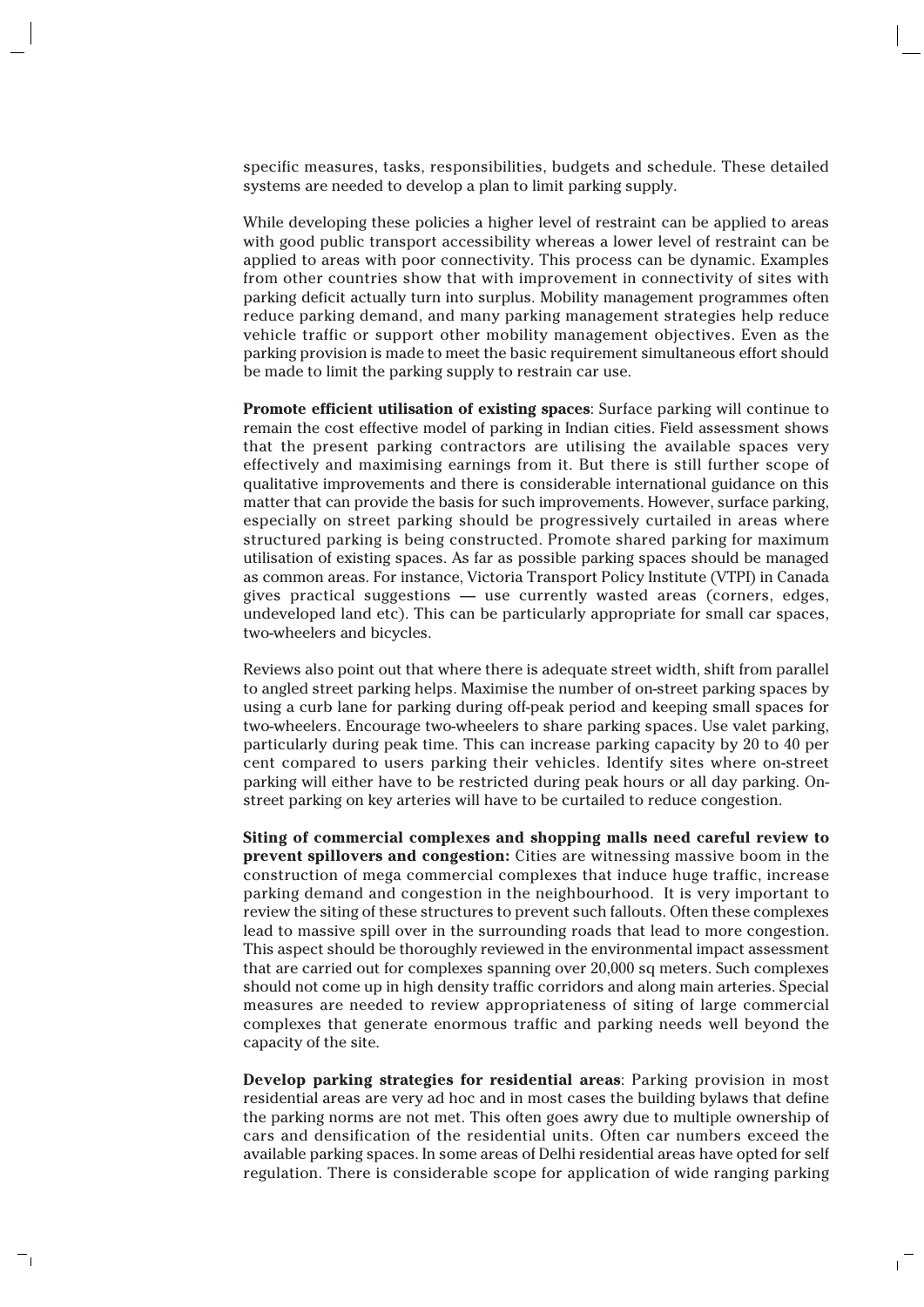specific measures, tasks, responsibilities, budgets and schedule. These detailed systems are needed to develop a plan to limit parking supply.

While developing these policies a higher level of restraint can be applied to areas with good public transport accessibility whereas a lower level of restraint can be applied to areas with poor connectivity. This process can be dynamic. Examples from other countries show that with improvement in connectivity of sites with parking deficit actually turn into surplus. Mobility management programmes often reduce parking demand, and many parking management strategies help reduce vehicle traffic or support other mobility management objectives. Even as the parking provision is made to meet the basic requirement simultaneous effort should be made to limit the parking supply to restrain car use.

**Promote efficient utilisation of existing spaces**: Surface parking will continue to remain the cost effective model of parking in Indian cities. Field assessment shows that the present parking contractors are utilising the available spaces very effectively and maximising earnings from it. But there is still further scope of qualitative improvements and there is considerable international guidance on this matter that can provide the basis for such improvements. However, surface parking, especially on street parking should be progressively curtailed in areas where structured parking is being constructed. Promote shared parking for maximum utilisation of existing spaces. As far as possible parking spaces should be managed as common areas. For instance, Victoria Transport Policy Institute (VTPI) in Canada gives practical suggestions — use currently wasted areas (corners, edges, undeveloped land etc). This can be particularly appropriate for small car spaces, two-wheelers and bicycles.

Reviews also point out that where there is adequate street width, shift from parallel to angled street parking helps. Maximise the number of on-street parking spaces by using a curb lane for parking during off-peak period and keeping small spaces for two-wheelers. Encourage two-wheelers to share parking spaces. Use valet parking, particularly during peak time. This can increase parking capacity by 20 to 40 per cent compared to users parking their vehicles. Identify sites where on-street parking will either have to be restricted during peak hours or all day parking. On-street parking on key arteries will have to be curtailed to reduce congestion.

**Siting of commercial complexes and shopping malls need careful review to prevent spillovers and congestion:** Cities are witnessing massive boom in the construction of mega commercial complexes that induce huge traffic, increase parking demand and congestion in the neighbourhood. It is very important to review the siting of these structures to prevent such fallouts. Often these complexes lead to massive spill over in the surrounding roads that lead to more congestion. This aspect should be thoroughly reviewed in the environmental impact assessment that are carried out for complexes spanning over 20,000 sq meters. Such complexes should not come up in high density traffic corridors and along main arteries. Special measures are needed to review appropriateness of siting of large commercial complexes that generate enormous traffic and parking needs well beyond the capacity of the site.

**Develop parking strategies for residential areas**: Parking provision in most residential areas are very ad hoc and in most cases the building bylaws that define the parking norms are not met. This often goes awry due to multiple ownership of cars and densification of the residential units. Often car numbers exceed the available parking spaces. In some areas of Delhi residential areas have opted for self regulation. There is considerable scope for application of wide ranging parking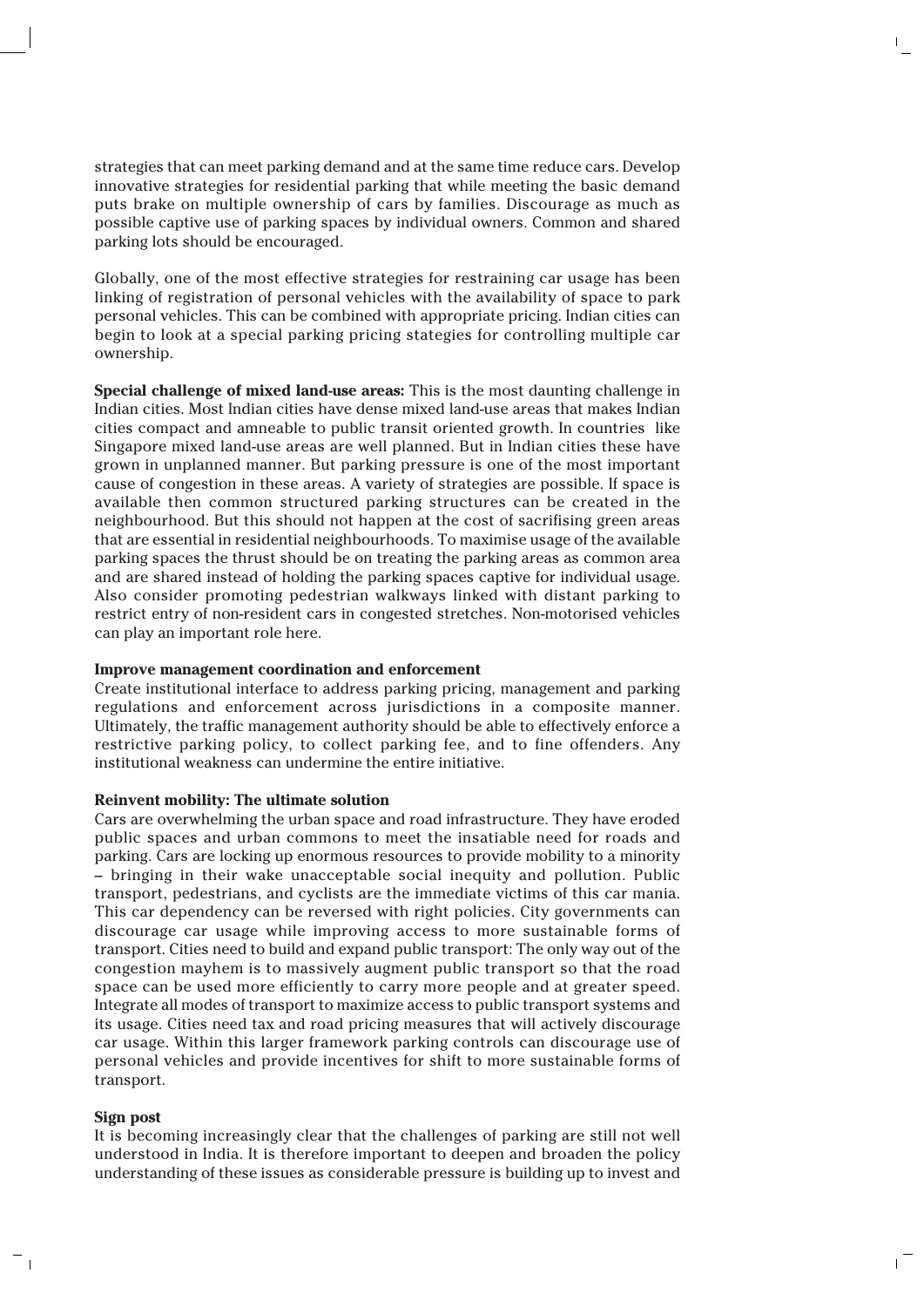strategies that can meet parking demand and at the same time reduce cars. Develop innovative strategies for residential parking that while meeting the basic demand puts brake on multiple ownership of cars by families. Discourage as much as possible captive use of parking spaces by individual owners. Common and shared parking lots should be encouraged.

Globally, one of the most effective strategies for restraining car usage has been linking of registration of personal vehicles with the availability of space to park personal vehicles. This can be combined with appropriate pricing. Indian cities can begin to look at a special parking pricing stategies for controlling multiple car ownership.

**Special challenge of mixed land-use areas:** This is the most daunting challenge in Indian cities. Most Indian cities have dense mixed land-use areas that makes Indian cities compact and amneable to public transit oriented growth. In countries like Singapore mixed land-use areas are well planned. But in Indian cities these have grown in unplanned manner. But parking pressure is one of the most important cause of congestion in these areas. A variety of strategies are possible. If space is available then common structured parking structures can be created in the neighbourhood. But this should not happen at the cost of sacrifising green areas that are essential in residential neighbourhoods. To maximise usage of the available parking spaces the thrust should be on treating the parking areas as common area and are shared instead of holding the parking spaces captive for individual usage. Also consider promoting pedestrian walkways linked with distant parking to restrict entry of non-resident cars in congested stretches. Non-motorised vehicles can play an important role here.

**Improve management coordination and enforcement**

Create institutional interface to address parking pricing, management and parking regulations and enforcement across jurisdictions in a composite manner. Ultimately, the traffic management authority should be able to effectively enforce a restrictive parking policy, to collect parking fee, and to fine offenders. Any institutional weakness can undermine the entire initiative.

**Reinvent mobility: The ultimate solution**

Cars are overwhelming the urban space and road infrastructure. They have eroded public spaces and urban commons to meet the insatiable need for roads and parking. Cars are locking up enormous resources to provide mobility to a minority – bringing in their wake unacceptable social inequity and pollution. Public transport, pedestrians, and cyclists are the immediate victims of this car mania. This car dependency can be reversed with right policies. City governments can discourage car usage while improving access to more sustainable forms of transport. Cities need to build and expand public transport: The only way out of the congestion mayhem is to massively augment public transport so that the road space can be used more efficiently to carry more people and at greater speed. Integrate all modes of transport to maximize access to public transport systems and its usage. Cities need tax and road pricing measures that will actively discourage car usage. Within this larger framework parking controls can discourage use of personal vehicles and provide incentives for shift to more sustainable forms of transport.

**Sign post**

It is becoming increasingly clear that the challenges of parking are still not well understood in India. It is therefore important to deepen and broaden the policy understanding of these issues as considerable pressure is building up to invest and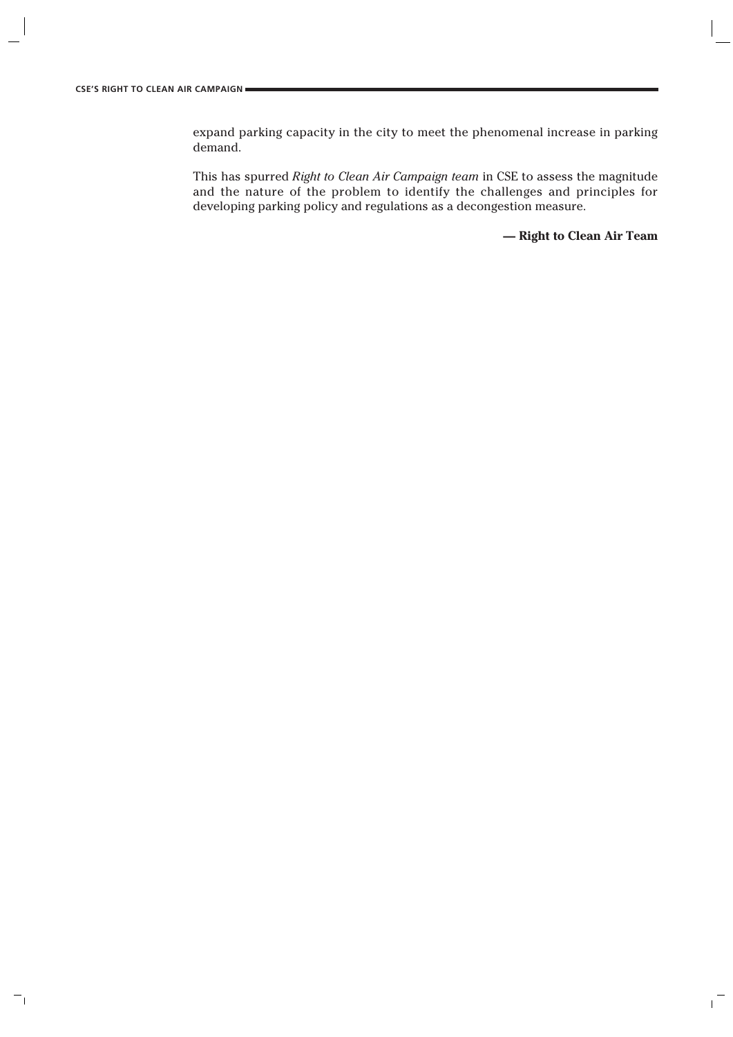expand parking capacity in the city to meet the phenomenal increase in parking demand.

This has spurred *Right to Clean Air Campaign team* in CSE to assess the magnitude and the nature of the problem to identify the challenges and principles for developing parking policy and regulations as a decongestion measure.

**— Right to Clean Air Team**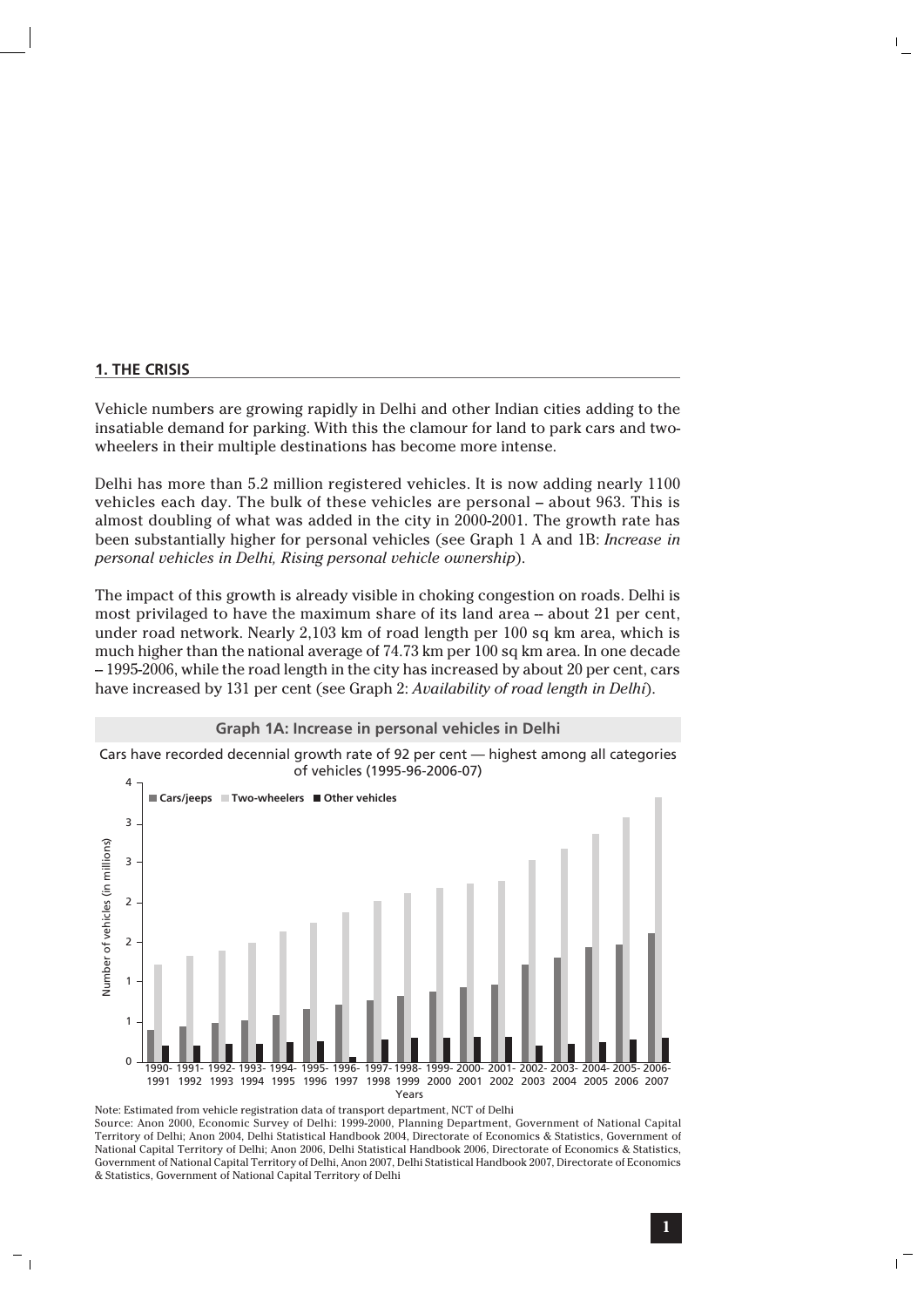## 1. THE CRISIS

Vehicle numbers are growing rapidly in Delhi and other Indian cities adding to the insatiable demand for parking. With this the clamour for land to park cars and two-wheelers in their multiple destinations has become more intense.

Delhi has more than 5.2 million registered vehicles. It is now adding nearly 1100 vehicles each day. The bulk of these vehicles are personal – about 963. This is almost doubling of what was added in the city in 2000-2001. The growth rate has been substantially higher for personal vehicles (see Graph 1 A and 1B: *Increase in personal vehicles in Delhi, Rising personal vehicle ownership*).

The impact of this growth is already visible in choking congestion on roads. Delhi is most privilaged to have the maximum share of its land area -- about 21 per cent, under road network. Nearly 2,103 km of road length per 100 sq km area, which is much higher than the national average of 74.73 km per 100 sq km area. In one decade – 1995-2006, while the road length in the city has increased by about 20 per cent, cars have increased by 131 per cent (see Graph 2: *Availability of road length in Delhi*).

**Graph 1A: Increase in personal vehicles in Delhi**

Cars have recorded decennial growth rate of 92 per cent — highest among all categories of vehicles (1995-96-2006-07)

Cars/jeeps, Two-wheelers, Other vehicles

Number of vehicles (in millions)

4, 3, 3, 2, 2, 1, 1, 0

1990-1991, 1991-1992, 1992-1993, 1993-1994, 1994-1995, 1995-1996, 1996-1997, 1997-1998, 1998-1999, 1999-2000, 2000-2001, 2001-2002, 2002-2003, 2003-2004, 2004-2005, 2005-2006, 2006-2007

Years

Note: Estimated from vehicle registration data of transport department, NCT of Delhi

Source: Anon 2000, Economic Survey of Delhi: 1999-2000, Planning Department, Government of National Capital Territory of Delhi; Anon 2004, Delhi Statistical Handbook 2004, Directorate of Economics & Statistics, Government of National Capital Territory of Delhi; Anon 2006, Delhi Statistical Handbook 2006, Directorate of Economics & Statistics, Government of National Capital Territory of Delhi, Anon 2007, Delhi Statistical Handbook 2007, Directorate of Economics & Statistics, Government of National Capital Territory of Delhi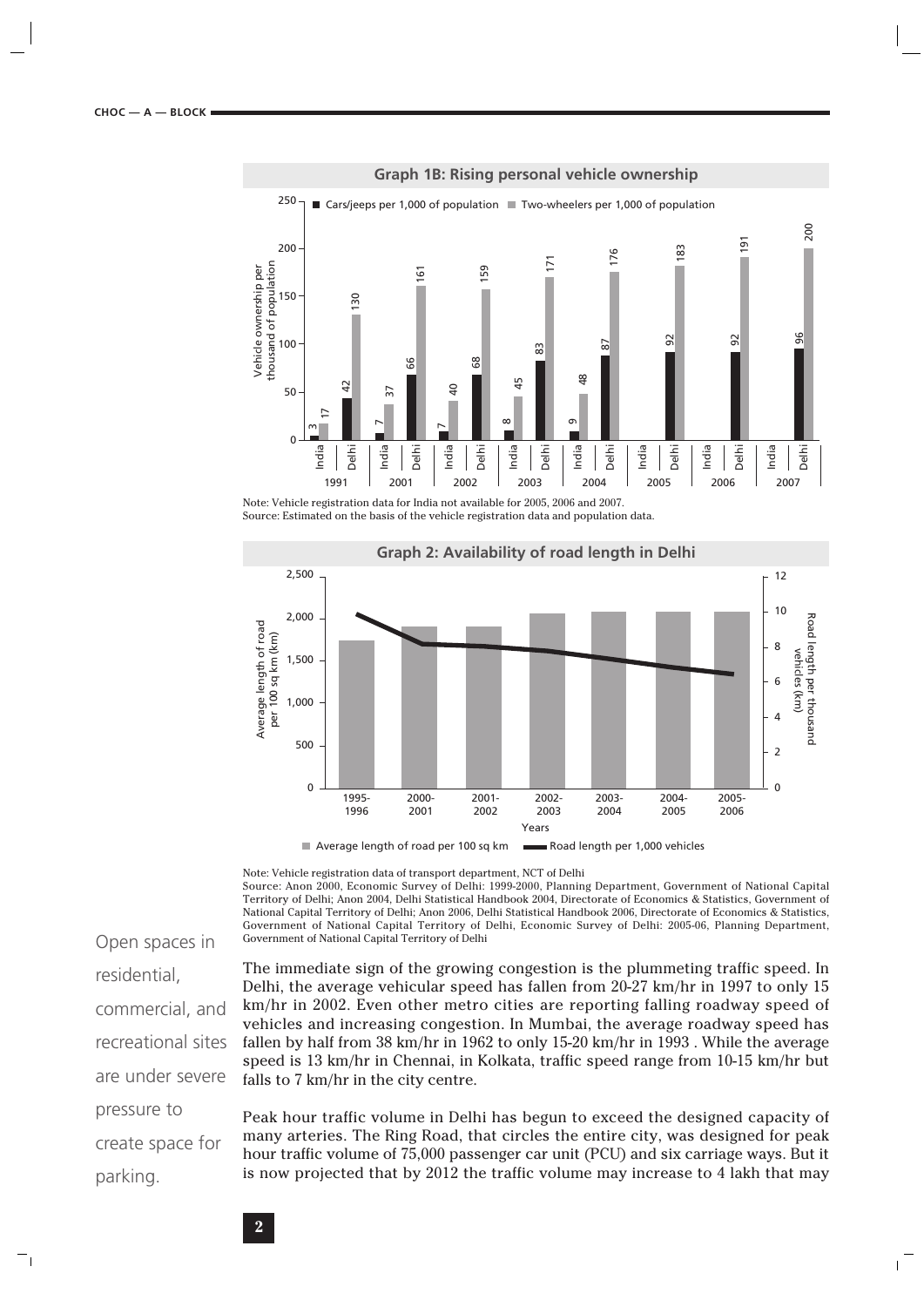**Graph 1B: Rising personal vehicle ownership**

250
200
150
100
50
0

Vehicle ownership per thousand of population

■ Cars/jeeps per 1,000 of population ■ Two-wheelers per 1,000 of population

3 17 42 130 7 37 66 161 7 40 68 159 8 45 83 171 9 48 87 176 92 183 92 191 96 200

India Delhi India Delhi India Delhi India Delhi India Delhi India Delhi India Delhi India Delhi

1991 2001 2002 2003 2004 2005 2006 2007

Note: Vehicle registration data for India not available for 2005, 2006 and 2007.
Source: Estimated on the basis of the vehicle registration data and population data.

**Graph 2: Availability of road length in Delhi**

2,500
2,000
1,500
1,000
500
0

Average length of road per 100 sq km (km)

12
10
8
6
4
2
0

Road length per thousand vehicles (km)

1995-1996 2000-2001 2001-2002 2002-2003 2003-2004 2004-2005 2005-2006

Years

■ Average length of road per 100 sq km ▬ Road length per 1,000 vehicles

Note: Vehicle registration data of transport department, NCT of Delhi
Source: Anon 2000, Economic Survey of Delhi: 1999-2000, Planning Department, Government of National Capital Territory of Delhi; Anon 2004, Delhi Statistical Handbook 2004, Directorate of Economics & Statistics, Government of National Capital Territory of Delhi; Anon 2006, Delhi Statistical Handbook 2006, Directorate of Economics & Statistics, Government of National Capital Territory of Delhi, Economic Survey of Delhi: 2005-06, Planning Department, Government of National Capital Territory of Delhi

Open spaces in residential, commercial, and recreational sites are under severe pressure to create space for parking.

The immediate sign of the growing congestion is the plummeting traffic speed. In Delhi, the average vehicular speed has fallen from 20-27 km/hr in 1997 to only 15 km/hr in 2002. Even other metro cities are reporting falling roadway speed of vehicles and increasing congestion. In Mumbai, the average roadway speed has fallen by half from 38 km/hr in 1962 to only 15-20 km/hr in 1993 . While the average speed is 13 km/hr in Chennai, in Kolkata, traffic speed range from 10-15 km/hr but falls to 7 km/hr in the city centre.

Peak hour traffic volume in Delhi has begun to exceed the designed capacity of many arteries. The Ring Road, that circles the entire city, was designed for peak hour traffic volume of 75,000 passenger car unit (PCU) and six carriage ways. But it is now projected that by 2012 the traffic volume may increase to 4 lakh that may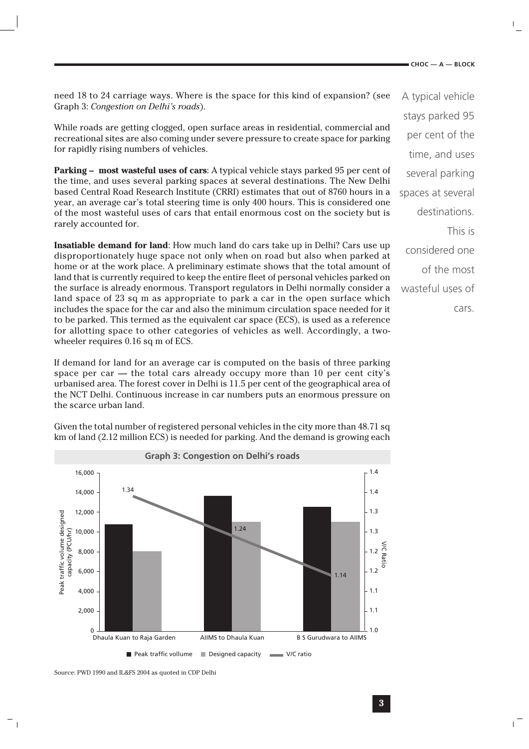need 18 to 24 carriage ways. Where is the space for this kind of expansion? (see Graph 3: *Congestion on Delhi's roads*).

While roads are getting clogged, open surface areas in residential, commercial and recreational sites are also coming under severe pressure to create space for parking for rapidly rising numbers of vehicles.

**Parking – most wasteful uses of cars**: A typical vehicle stays parked 95 per cent of the time, and uses several parking spaces at several destinations. The New Delhi based Central Road Research Institute (CRRI) estimates that out of 8760 hours in a year, an average car's total steering time is only 400 hours. This is considered one of the most wasteful uses of cars that entail enormous cost on the society but is rarely accounted for.

**Insatiable demand for land**: How much land do cars take up in Delhi? Cars use up disproportionately huge space not only when on road but also when parked at home or at the work place. A preliminary estimate shows that the total amount of land that is currently required to keep the entire fleet of personal vehicles parked on the surface is already enormous. Transport regulators in Delhi normally consider a land space of 23 sq m as appropriate to park a car in the open surface which includes the space for the car and also the minimum circulation space needed for it to be parked. This termed as the equivalent car space (ECS), is used as a reference for allotting space to other categories of vehicles as well. Accordingly, a two-wheeler requires 0.16 sq m of ECS.

If demand for land for an average car is computed on the basis of three parking space per car — the total cars already occupy more than 10 per cent city's urbanised area. The forest cover in Delhi is 11.5 per cent of the geographical area of the NCT Delhi. Continuous increase in car numbers puts an enormous pressure on the scarce urban land.

Given the total number of registered personal vehicles in the city more than 48.71 sq km of land (2.12 million ECS) is needed for parking. And the demand is growing each

A typical vehicle stays parked 95 per cent of the time, and uses several parking spaces at several destinations. This is considered one of the most wasteful uses of cars.

**Graph 3: Congestion on Delhi's roads**

Peak traffic volume designed capacity (PCU/hr)

16,000
14,000
12,000
10,000
8,000
6,000
4,000
2,000
0

V/C Ratio

1.4
1.4
1.3
1.3
1.2
1.2
1.1
1.1
1.0

1.34
1.24
1.14

Dhaula Kuan to Raja Garden
AIIMS to Dhaula Kuan
B S Gurudwara to AIIMS

Peak traffic vollume
Designed capacity
V/C ratio

Source: PWD 1990 and IL&FS 2004 as quoted in CDP Delhi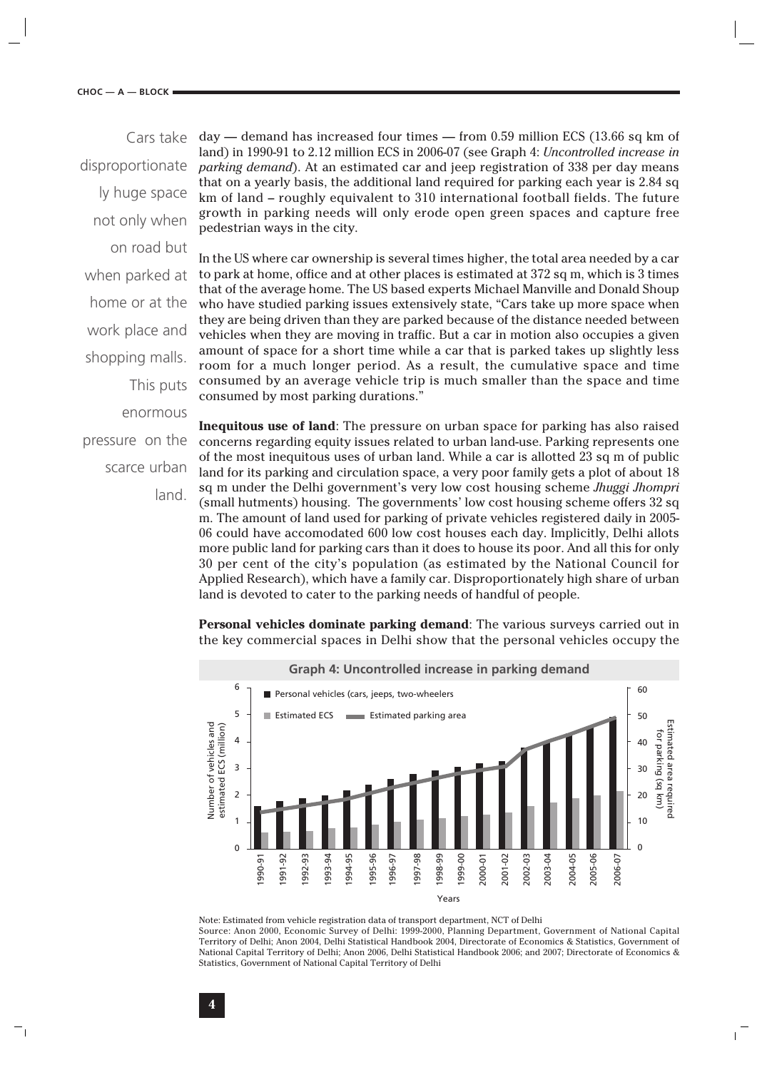Cars take disproportionately huge space not only when on road but when parked at home or at the work place and shopping malls. This puts enormous pressure on the scarce urban land.

day — demand has increased four times — from 0.59 million ECS (13.66 sq km of land) in 1990-91 to 2.12 million ECS in 2006-07 (see Graph 4: *Uncontrolled increase in parking demand*). At an estimated car and jeep registration of 338 per day means that on a yearly basis, the additional land required for parking each year is 2.84 sq km of land – roughly equivalent to 310 international football fields. The future growth in parking needs will only erode open green spaces and capture free pedestrian ways in the city.

In the US where car ownership is several times higher, the total area needed by a car to park at home, office and at other places is estimated at 372 sq m, which is 3 times that of the average home. The US based experts Michael Manville and Donald Shoup who have studied parking issues extensively state, "Cars take up more space when they are being driven than they are parked because of the distance needed between vehicles when they are moving in traffic. But a car in motion also occupies a given amount of space for a short time while a car that is parked takes up slightly less room for a much longer period. As a result, the cumulative space and time consumed by an average vehicle trip is much smaller than the space and time consumed by most parking durations."

**Inequitous use of land**: The pressure on urban space for parking has also raised concerns regarding equity issues related to urban land-use. Parking represents one of the most inequitous uses of urban land. While a car is allotted 23 sq m of public land for its parking and circulation space, a very poor family gets a plot of about 18 sq m under the Delhi government's very low cost housing scheme *Jhuggi Jhompri* (small hutments) housing. The governments' low cost housing scheme offers 32 sq m. The amount of land used for parking of private vehicles registered daily in 2005-06 could have accomodated 600 low cost houses each day. Implicitly, Delhi allots more public land for parking cars than it does to house its poor. And all this for only 30 per cent of the city's population (as estimated by the National Council for Applied Research), which have a family car. Disproportionately high share of urban land is devoted to cater to the parking needs of handful of people.

**Personal vehicles dominate parking demand**: The various surveys carried out in the key commercial spaces in Delhi show that the personal vehicles occupy the

**Graph 4: Uncontrolled increase in parking demand**

Personal vehicles (cars, jeeps, two-wheelers
Estimated ECS
Estimated parking area

Number of vehicles and estimated ECS (million)
0
1
2
3
4
5
6

Estimated area required for parking (sq km)
0
10
20
30
40
50
60

1990-91
1991-92
1992-93
1993-94
1994-95
1995-96
1996-97
1997-98
1998-99
1999-00
2000-01
2001-02
2002-03
2003-04
2004-05
2005-06
2006-07

Years

Note: Estimated from vehicle registration data of transport department, NCT of Delhi

Source: Anon 2000, Economic Survey of Delhi: 1999-2000, Planning Department, Government of National Capital Territory of Delhi; Anon 2004, Delhi Statistical Handbook 2004, Directorate of Economics & Statistics, Government of National Capital Territory of Delhi; Anon 2006, Delhi Statistical Handbook 2006; and 2007; Directorate of Economics & Statistics, Government of National Capital Territory of Delhi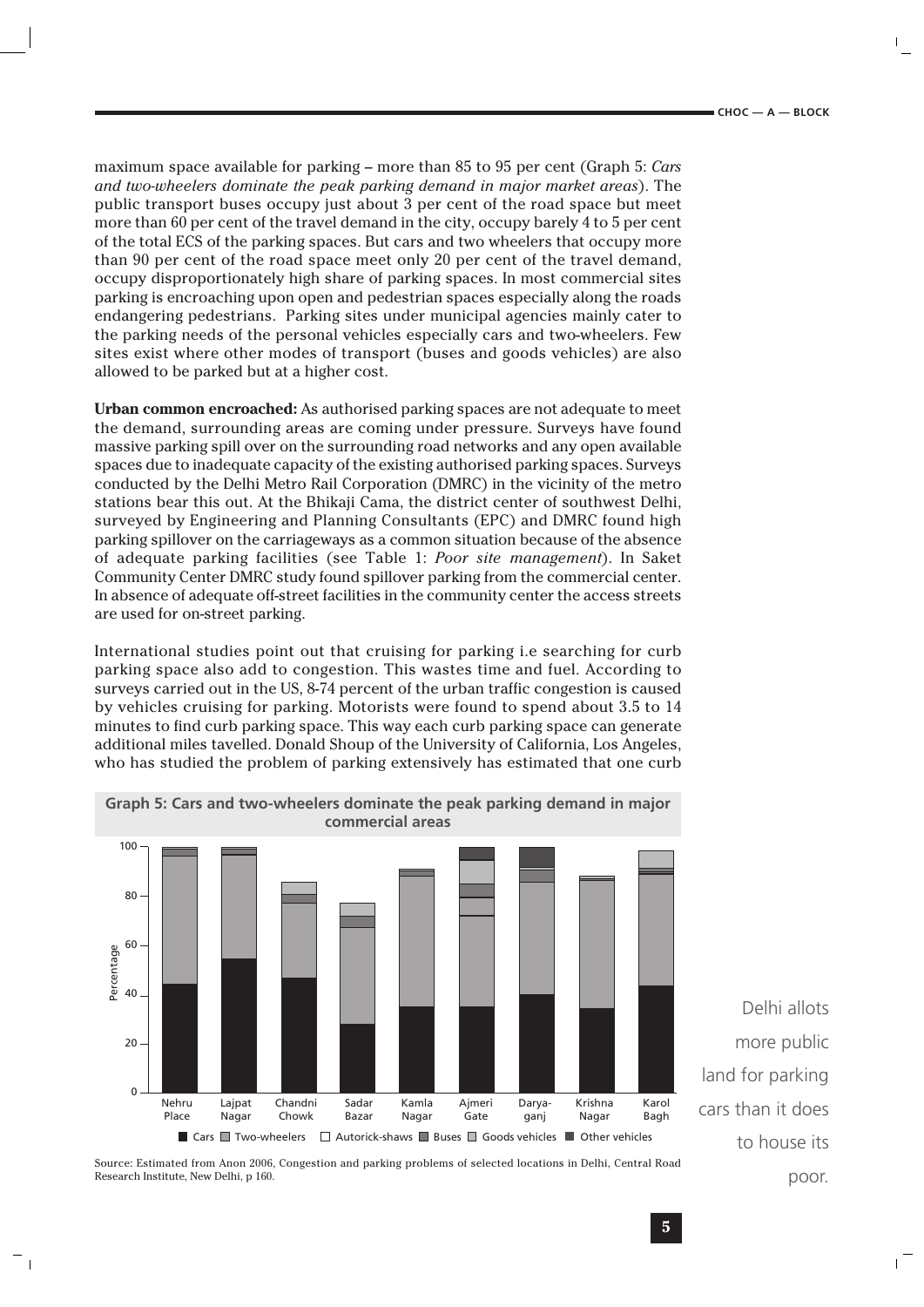maximum space available for parking – more than 85 to 95 per cent (Graph 5: *Cars and two-wheelers dominate the peak parking demand in major market areas*). The public transport buses occupy just about 3 per cent of the road space but meet more than 60 per cent of the travel demand in the city, occupy barely 4 to 5 per cent of the total ECS of the parking spaces. But cars and two wheelers that occupy more than 90 per cent of the road space meet only 20 per cent of the travel demand, occupy disproportionately high share of parking spaces. In most commercial sites parking is encroaching upon open and pedestrian spaces especially along the roads endangering pedestrians. Parking sites under municipal agencies mainly cater to the parking needs of the personal vehicles especially cars and two-wheelers. Few sites exist where other modes of transport (buses and goods vehicles) are also allowed to be parked but at a higher cost.

**Urban common encroached:** As authorised parking spaces are not adequate to meet the demand, surrounding areas are coming under pressure. Surveys have found massive parking spill over on the surrounding road networks and any open available spaces due to inadequate capacity of the existing authorised parking spaces. Surveys conducted by the Delhi Metro Rail Corporation (DMRC) in the vicinity of the metro stations bear this out. At the Bhikaji Cama, the district center of southwest Delhi, surveyed by Engineering and Planning Consultants (EPC) and DMRC found high parking spillover on the carriageways as a common situation because of the absence of adequate parking facilities (see Table 1: *Poor site management*). In Saket Community Center DMRC study found spillover parking from the commercial center. In absence of adequate off-street facilities in the community center the access streets are used for on-street parking.

International studies point out that cruising for parking i.e searching for curb parking space also add to congestion. This wastes time and fuel. According to surveys carried out in the US, 8-74 percent of the urban traffic congestion is caused by vehicles cruising for parking. Motorists were found to spend about 3.5 to 14 minutes to find curb parking space. This way each curb parking space can generate additional miles tavelled. Donald Shoup of the University of California, Los Angeles, who has studied the problem of parking extensively has estimated that one curb

**Graph 5: Cars and two-wheelers dominate the peak parking demand in major commercial areas**

Percentage
100
80
60
40
20
0
Nehru Place, Lajpat Nagar, Chandni Chowk, Sadar Bazar, Kamla Nagar, Ajmeri Gate, Darya-ganj, Krishna Nagar, Karol Bagh
Cars, Two-wheelers, Autorick-shaws, Buses, Goods vehicles, Other vehicles

Source: Estimated from Anon 2006, Congestion and parking problems of selected locations in Delhi, Central Road Research Institute, New Delhi, p 160.

Delhi allots more public land for parking cars than it does to house its poor.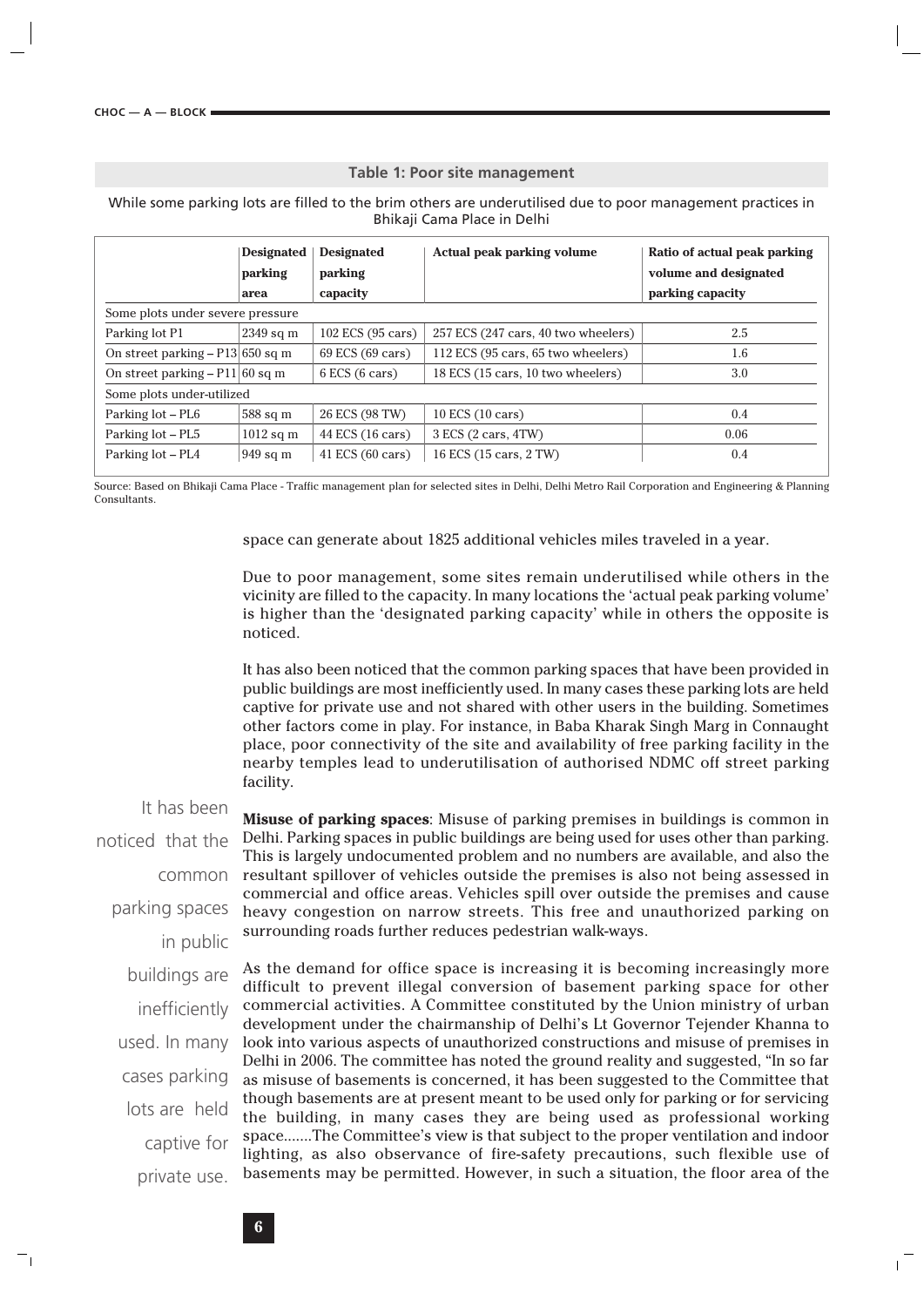**Table 1: Poor site management**

While some parking lots are filled to the brim others are underutilised due to poor management practices in Bhikaji Cama Place in Delhi

| | Designated parking area | Designated parking capacity | Actual peak parking volume | Ratio of actual peak parking volume and designated parking capacity |
|---|---|---|---|---|
| Some plots under severe pressure | | | | |
| Parking lot P1 | 2349 sq m | 102 ECS (95 cars) | 257 ECS (247 cars, 40 two wheelers) | 2.5 |
| On street parking – P13 | 650 sq m | 69 ECS (69 cars) | 112 ECS (95 cars, 65 two wheelers) | 1.6 |
| On street parking – P11 | 60 sq m | 6 ECS (6 cars) | 18 ECS (15 cars, 10 two wheelers) | 3.0 |
| Some plots under-utilized | | | | |
| Parking lot – PL6 | 588 sq m | 26 ECS (98 TW) | 10 ECS (10 cars) | 0.4 |
| Parking lot – PL5 | 1012 sq m | 44 ECS (16 cars) | 3 ECS (2 cars, 4TW) | 0.06 |
| Parking lot – PL4 | 949 sq m | 41 ECS (60 cars) | 16 ECS (15 cars, 2 TW) | 0.4 |

Source: Based on Bhikaji Cama Place - Traffic management plan for selected sites in Delhi, Delhi Metro Rail Corporation and Engineering & Planning Consultants.

space can generate about 1825 additional vehicles miles traveled in a year.

Due to poor management, some sites remain underutilised while others in the vicinity are filled to the capacity. In many locations the 'actual peak parking volume' is higher than the 'designated parking capacity' while in others the opposite is noticed.

It has also been noticed that the common parking spaces that have been provided in public buildings are most inefficiently used. In many cases these parking lots are held captive for private use and not shared with other users in the building. Sometimes other factors come in play. For instance, in Baba Kharak Singh Marg in Connaught place, poor connectivity of the site and availability of free parking facility in the nearby temples lead to underutilisation of authorised NDMC off street parking facility.

It has been noticed that the common parking spaces in public buildings are inefficiently used. In many cases parking lots are held captive for private use.

**Misuse of parking spaces**: Misuse of parking premises in buildings is common in Delhi. Parking spaces in public buildings are being used for uses other than parking. This is largely undocumented problem and no numbers are available, and also the resultant spillover of vehicles outside the premises is also not being assessed in commercial and office areas. Vehicles spill over outside the premises and cause heavy congestion on narrow streets. This free and unauthorized parking on surrounding roads further reduces pedestrian walk-ways.

As the demand for office space is increasing it is becoming increasingly more difficult to prevent illegal conversion of basement parking space for other commercial activities. A Committee constituted by the Union ministry of urban development under the chairmanship of Delhi's Lt Governor Tejender Khanna to look into various aspects of unauthorized constructions and misuse of premises in Delhi in 2006. The committee has noted the ground reality and suggested, "In so far as misuse of basements is concerned, it has been suggested to the Committee that though basements are at present meant to be used only for parking or for servicing the building, in many cases they are being used as professional working space.......The Committee's view is that subject to the proper ventilation and indoor lighting, as also observance of fire-safety precautions, such flexible use of basements may be permitted. However, in such a situation, the floor area of the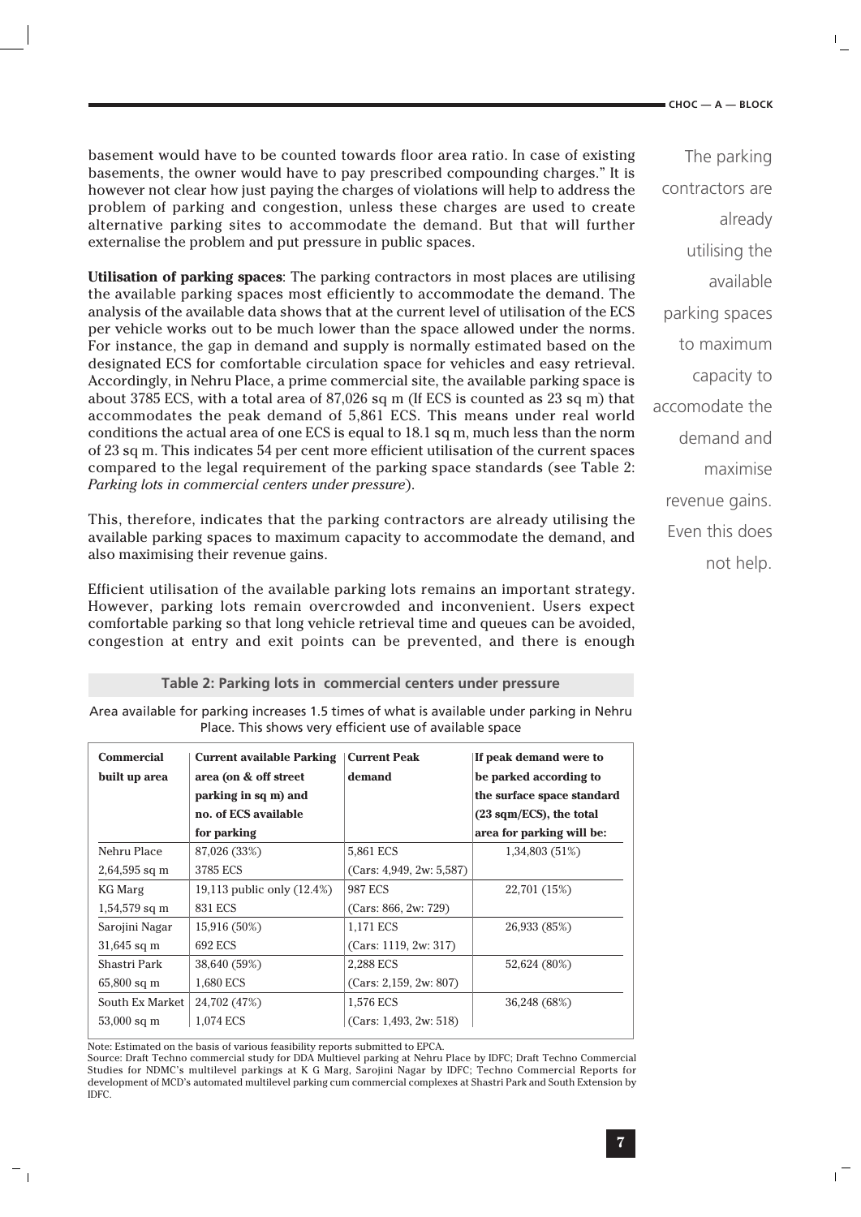basement would have to be counted towards floor area ratio. In case of existing basements, the owner would have to pay prescribed compounding charges." It is however not clear how just paying the charges of violations will help to address the problem of parking and congestion, unless these charges are used to create alternative parking sites to accommodate the demand. But that will further externalise the problem and put pressure in public spaces.

**Utilisation of parking spaces**: The parking contractors in most places are utilising the available parking spaces most efficiently to accommodate the demand. The analysis of the available data shows that at the current level of utilisation of the ECS per vehicle works out to be much lower than the space allowed under the norms. For instance, the gap in demand and supply is normally estimated based on the designated ECS for comfortable circulation space for vehicles and easy retrieval. Accordingly, in Nehru Place, a prime commercial site, the available parking space is about 3785 ECS, with a total area of 87,026 sq m (If ECS is counted as 23 sq m) that accommodates the peak demand of 5,861 ECS. This means under real world conditions the actual area of one ECS is equal to 18.1 sq m, much less than the norm of 23 sq m. This indicates 54 per cent more efficient utilisation of the current spaces compared to the legal requirement of the parking space standards (see Table 2: *Parking lots in commercial centers under pressure*).

This, therefore, indicates that the parking contractors are already utilising the available parking spaces to maximum capacity to accommodate the demand, and also maximising their revenue gains.

The parking contractors are already utilising the available parking spaces to maximum capacity to accomodate the demand and maximise revenue gains. Even this does not help.

Efficient utilisation of the available parking lots remains an important strategy. However, parking lots remain overcrowded and inconvenient. Users expect comfortable parking so that long vehicle retrieval time and queues can be avoided, congestion at entry and exit points can be prevented, and there is enough

**Table 2: Parking lots in commercial centers under pressure**

Area available for parking increases 1.5 times of what is available under parking in Nehru Place. This shows very efficient use of available space

| Commercial built up area | Current available Parking area (on & off street parking in sq m) and no. of ECS available for parking | Current Peak demand | If peak demand were to be parked according to the surface space standard (23 sqm/ECS), the total area for parking will be: |
|---|---|---|---|
| Nehru Place 2,64,595 sq m | 87,026 (33%) 3785 ECS | 5,861 ECS (Cars: 4,949, 2w: 5,587) | 1,34,803 (51%) |
| KG Marg 1,54,579 sq m | 19,113 public only (12.4%) 831 ECS | 987 ECS (Cars: 866, 2w: 729) | 22,701 (15%) |
| Sarojini Nagar 31,645 sq m | 15,916 (50%) 692 ECS | 1,171 ECS (Cars: 1119, 2w: 317) | 26,933 (85%) |
| Shastri Park 65,800 sq m | 38,640 (59%) 1,680 ECS | 2,288 ECS (Cars: 2,159, 2w: 807) | 52,624 (80%) |
| South Ex Market 53,000 sq m | 24,702 (47%) 1,074 ECS | 1,576 ECS (Cars: 1,493, 2w: 518) | 36,248 (68%) |

Note: Estimated on the basis of various feasibility reports submitted to EPCA.
Source: Draft Techno commercial study for DDA Multievel parking at Nehru Place by IDFC; Draft Techno Commercial Studies for NDMC's multilevel parkings at K G Marg, Sarojini Nagar by IDFC; Techno Commercial Reports for development of MCD's automated multilevel parking cum commercial complexes at Shastri Park and South Extension by IDFC.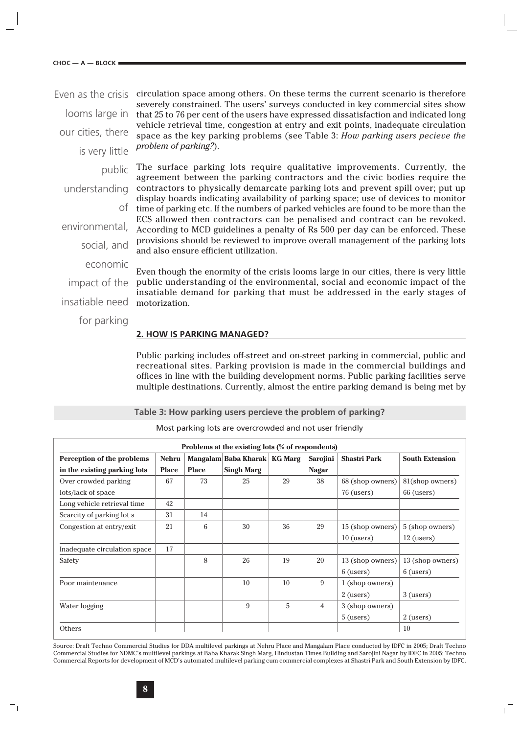Even as the crisis looms large in our cities, there is very little public understanding of environmental, social, and economic impact of the insatiable need for parking

circulation space among others. On these terms the current scenario is therefore severely constrained. The users' surveys conducted in key commercial sites show that 25 to 76 per cent of the users have expressed dissatisfaction and indicated long vehicle retrieval time, congestion at entry and exit points, inadequate circulation space as the key parking problems (see Table 3: *How parking users pecieve the problem of parking?*).

The surface parking lots require qualitative improvements. Currently, the agreement between the parking contractors and the civic bodies require the contractors to physically demarcate parking lots and prevent spill over; put up display boards indicating availability of parking space; use of devices to monitor time of parking etc. If the numbers of parked vehicles are found to be more than the ECS allowed then contractors can be penalised and contract can be revoked. According to MCD guidelines a penalty of Rs 500 per day can be enforced. These provisions should be reviewed to improve overall management of the parking lots and also ensure efficient utilization.

Even though the enormity of the crisis looms large in our cities, there is very little public understanding of the environmental, social and economic impact of the insatiable demand for parking that must be addressed in the early stages of motorization.

## 2. HOW IS PARKING MANAGED?

Public parking includes off-street and on-street parking in commercial, public and recreational sites. Parking provision is made in the commercial buildings and offices in line with the building development norms. Public parking facilities serve multiple destinations. Currently, almost the entire parking demand is being met by

**Table 3: How parking users percieve the problem of parking?**

Most parking lots are overcrowded and not user friendly

| Perception of the problems in the existing parking lots | Problems at the existing lots (% of respondents) Nehru Place | Mangalam Place | Baba Kharak Singh Marg | KG Marg | Sarojini Nagar | Shastri Park | South Extension |
|---|---|---|---|---|---|---|---|
| Over crowded parking lots/lack of space | 67 | 73 | 25 | 29 | 38 | 68 (shop owners) 76 (users) | 81(shop owners) 66 (users) |
| Long vehicle retrieval time | 42 | | | | | | |
| Scarcity of parking lot s | 31 | 14 | | | | | |
| Congestion at entry/exit | 21 | 6 | 30 | 36 | 29 | 15 (shop owners) 10 (users) | 5 (shop owners) 12 (users) |
| Inadequate circulation space | 17 | | | | | | |
| Safety | | 8 | 26 | 19 | 20 | 13 (shop owners) 6 (users) | 13 (shop owners) 6 (users) |
| Poor maintenance | | | 10 | 10 | 9 | 1 (shop owners) 2 (users) | 3 (users) |
| Water logging | | | 9 | 5 | 4 | 3 (shop owners) 5 (users) | 2 (users) |
| Others | | | | | | | 10 |

Source: Draft Techno Commercial Studies for DDA multilevel parkings at Nehru Place and Mangalam Place conducted by IDFC in 2005; Draft Techno Commercial Studies for NDMC's multilevel parkings at Baba Kharak Singh Marg, Hindustan Times Building and Sarojini Nagar by IDFC in 2005; Techno Commercial Reports for development of MCD's automated multilevel parking cum commercial complexes at Shastri Park and South Extension by IDFC.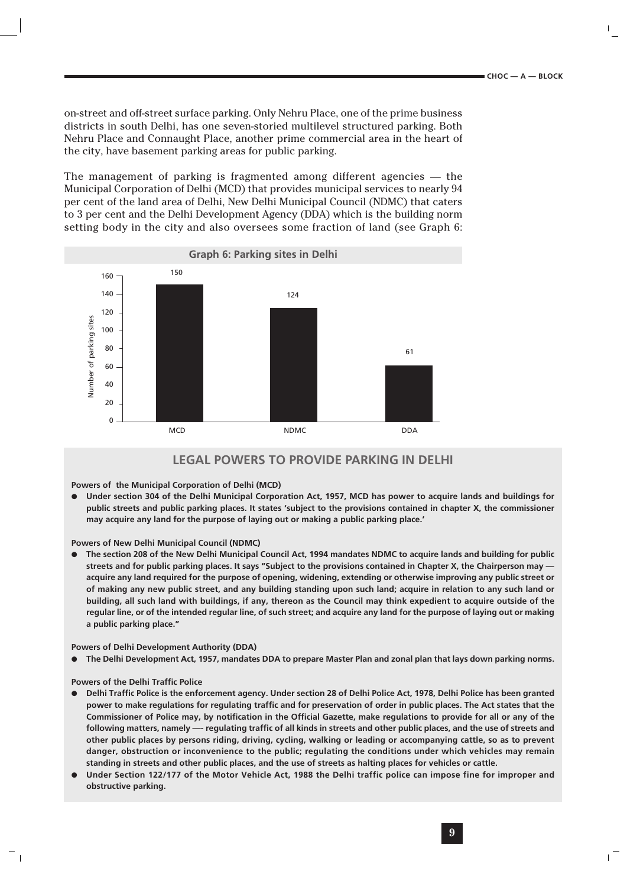on-street and off-street surface parking. Only Nehru Place, one of the prime business districts in south Delhi, has one seven-storied multilevel structured parking. Both Nehru Place and Connaught Place, another prime commercial area in the heart of the city, have basement parking areas for public parking.

The management of parking is fragmented among different agencies — the Municipal Corporation of Delhi (MCD) that provides municipal services to nearly 94 per cent of the land area of Delhi, New Delhi Municipal Council (NDMC) that caters to 3 per cent and the Delhi Development Agency (DDA) which is the building norm setting body in the city and also oversees some fraction of land (see Graph 6:

**Graph 6: Parking sites in Delhi**

Number of parking sites

160
140
120
100
80
60
40
20
0

150
124
61

MCD
NDMC
DDA

## LEGAL POWERS TO PROVIDE PARKING IN DELHI

**Powers of the Municipal Corporation of Delhi (MCD)**

- **Under section 304 of the Delhi Municipal Corporation Act, 1957, MCD has power to acquire lands and buildings for public streets and public parking places. It states 'subject to the provisions contained in chapter X, the commissioner may acquire any land for the purpose of laying out or making a public parking place.'**

**Powers of New Delhi Municipal Council (NDMC)**

- **The section 208 of the New Delhi Municipal Council Act, 1994 mandates NDMC to acquire lands and building for public streets and for public parking places. It says "Subject to the provisions contained in Chapter X, the Chairperson may — acquire any land required for the purpose of opening, widening, extending or otherwise improving any public street or of making any new public street, and any building standing upon such land; acquire in relation to any such land or building, all such land with buildings, if any, thereon as the Council may think expedient to acquire outside of the regular line, or of the intended regular line, of such street; and acquire any land for the purpose of laying out or making a public parking place."**

**Powers of Delhi Development Authority (DDA)**

- **The Delhi Development Act, 1957, mandates DDA to prepare Master Plan and zonal plan that lays down parking norms.**

**Powers of the Delhi Traffic Police**

- **Delhi Traffic Police is the enforcement agency. Under section 28 of Delhi Police Act, 1978, Delhi Police has been granted power to make regulations for regulating traffic and for preservation of order in public places. The Act states that the Commissioner of Police may, by notification in the Official Gazette, make regulations to provide for all or any of the following matters, namely —- regulating traffic of all kinds in streets and other public places, and the use of streets and other public places by persons riding, driving, cycling, walking or leading or accompanying cattle, so as to prevent danger, obstruction or inconvenience to the public; regulating the conditions under which vehicles may remain standing in streets and other public places, and the use of streets as halting places for vehicles or cattle.**
- **Under Section 122/177 of the Motor Vehicle Act, 1988 the Delhi traffic police can impose fine for improper and obstructive parking.**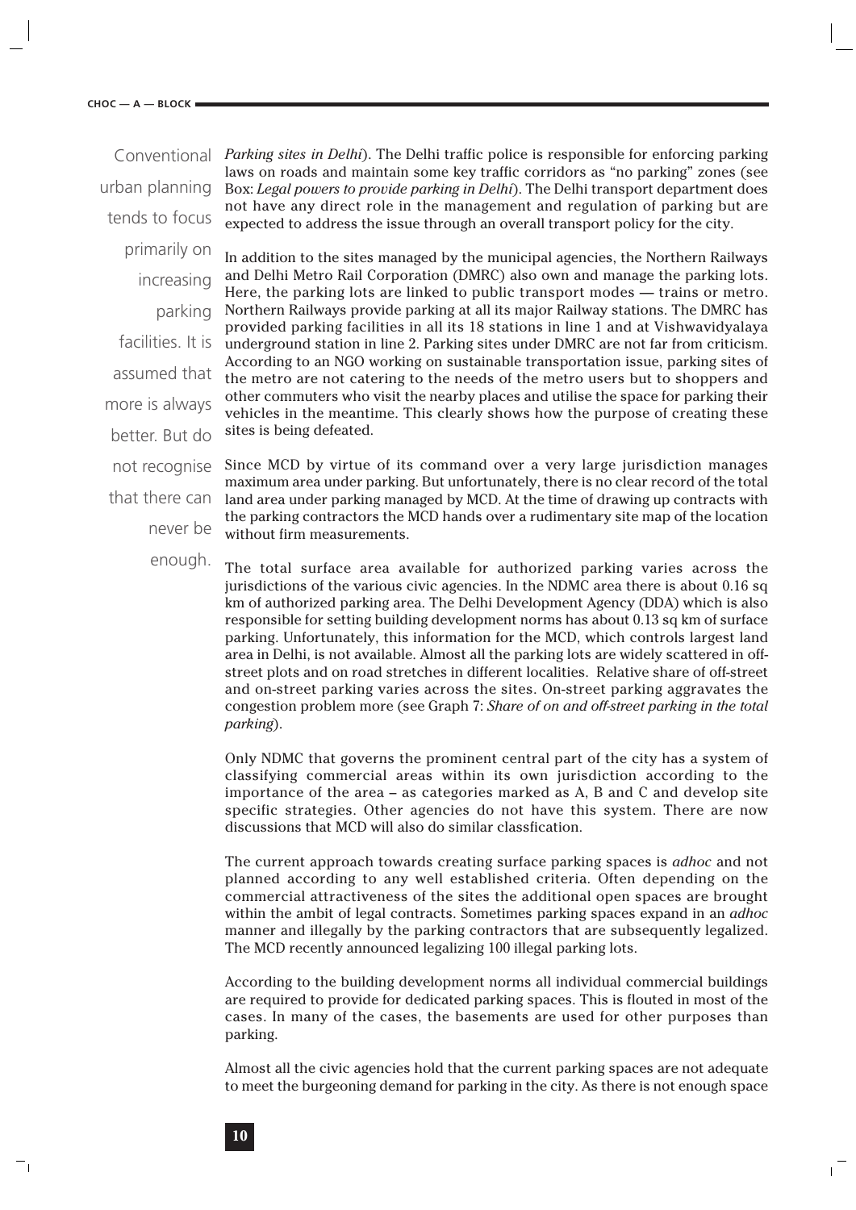Conventional urban planning tends to focus primarily on increasing parking facilities. It is assumed that more is always better. But do not recognise that there can never be enough.

*Parking sites in Delhi*). The Delhi traffic police is responsible for enforcing parking laws on roads and maintain some key traffic corridors as "no parking" zones (see Box: *Legal powers to provide parking in Delhi*). The Delhi transport department does not have any direct role in the management and regulation of parking but are expected to address the issue through an overall transport policy for the city.

In addition to the sites managed by the municipal agencies, the Northern Railways and Delhi Metro Rail Corporation (DMRC) also own and manage the parking lots. Here, the parking lots are linked to public transport modes — trains or metro. Northern Railways provide parking at all its major Railway stations. The DMRC has provided parking facilities in all its 18 stations in line 1 and at Vishwavidyalaya underground station in line 2. Parking sites under DMRC are not far from criticism. According to an NGO working on sustainable transportation issue, parking sites of the metro are not catering to the needs of the metro users but to shoppers and other commuters who visit the nearby places and utilise the space for parking their vehicles in the meantime. This clearly shows how the purpose of creating these sites is being defeated.

Since MCD by virtue of its command over a very large jurisdiction manages maximum area under parking. But unfortunately, there is no clear record of the total land area under parking managed by MCD. At the time of drawing up contracts with the parking contractors the MCD hands over a rudimentary site map of the location without firm measurements.

The total surface area available for authorized parking varies across the jurisdictions of the various civic agencies. In the NDMC area there is about 0.16 sq km of authorized parking area. The Delhi Development Agency (DDA) which is also responsible for setting building development norms has about 0.13 sq km of surface parking. Unfortunately, this information for the MCD, which controls largest land area in Delhi, is not available. Almost all the parking lots are widely scattered in off-street plots and on road stretches in different localities. Relative share of off-street and on-street parking varies across the sites. On-street parking aggravates the congestion problem more (see Graph 7: *Share of on and off-street parking in the total parking*).

Only NDMC that governs the prominent central part of the city has a system of classifying commercial areas within its own jurisdiction according to the importance of the area – as categories marked as A, B and C and develop site specific strategies. Other agencies do not have this system. There are now discussions that MCD will also do similar classfication.

The current approach towards creating surface parking spaces is *adhoc* and not planned according to any well established criteria. Often depending on the commercial attractiveness of the sites the additional open spaces are brought within the ambit of legal contracts. Sometimes parking spaces expand in an *adhoc* manner and illegally by the parking contractors that are subsequently legalized. The MCD recently announced legalizing 100 illegal parking lots.

According to the building development norms all individual commercial buildings are required to provide for dedicated parking spaces. This is flouted in most of the cases. In many of the cases, the basements are used for other purposes than parking.

Almost all the civic agencies hold that the current parking spaces are not adequate to meet the burgeoning demand for parking in the city. As there is not enough space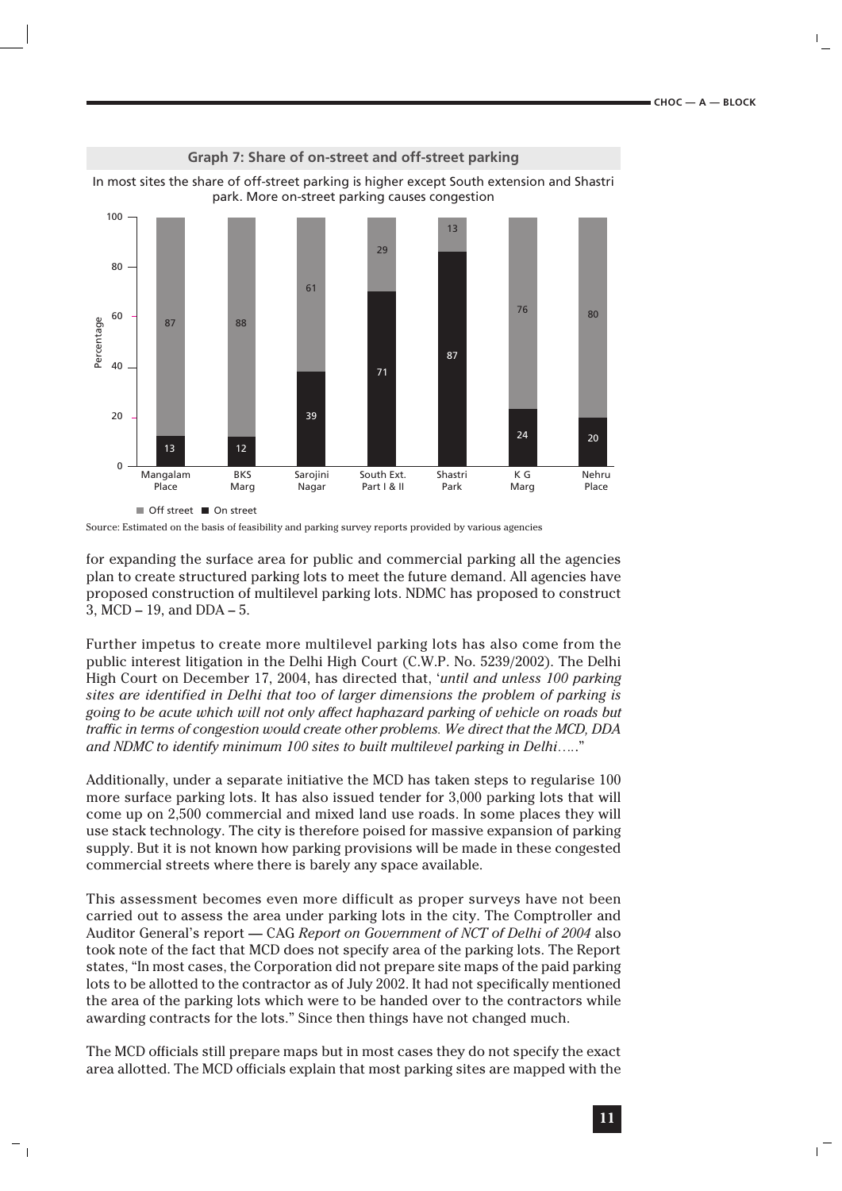**Graph 7: Share of on-street and off-street parking**

In most sites the share of off-street parking is higher except South extension and Shastri park. More on-street parking causes congestion

Percentage

100
80
60
40
20
0

Mangalam Place: 87, 13
BKS Marg: 88, 12
Sarojini Nagar: 61, 39
South Ext. Part I & II: 29, 71
Shastri Park: 13, 87
K G Marg: 76, 24
Nehru Place: 80, 20

Off street ■ On street

Source: Estimated on the basis of feasibility and parking survey reports provided by various agencies

for expanding the surface area for public and commercial parking all the agencies plan to create structured parking lots to meet the future demand. All agencies have proposed construction of multilevel parking lots. NDMC has proposed to construct 3, MCD – 19, and DDA – 5.

Further impetus to create more multilevel parking lots has also come from the public interest litigation in the Delhi High Court (C.W.P. No. 5239/2002). The Delhi High Court on December 17, 2004, has directed that, '*until and unless 100 parking sites are identified in Delhi that too of larger dimensions the problem of parking is going to be acute which will not only affect haphazard parking of vehicle on roads but traffic in terms of congestion would create other problems. We direct that the MCD, DDA and NDMC to identify minimum 100 sites to built multilevel parking in Delhi…..*"

Additionally, under a separate initiative the MCD has taken steps to regularise 100 more surface parking lots. It has also issued tender for 3,000 parking lots that will come up on 2,500 commercial and mixed land use roads. In some places they will use stack technology. The city is therefore poised for massive expansion of parking supply. But it is not known how parking provisions will be made in these congested commercial streets where there is barely any space available.

This assessment becomes even more difficult as proper surveys have not been carried out to assess the area under parking lots in the city. The Comptroller and Auditor General's report — CAG *Report on Government of NCT of Delhi of 2004* also took note of the fact that MCD does not specify area of the parking lots. The Report states, "In most cases, the Corporation did not prepare site maps of the paid parking lots to be allotted to the contractor as of July 2002. It had not specifically mentioned the area of the parking lots which were to be handed over to the contractors while awarding contracts for the lots." Since then things have not changed much.

The MCD officials still prepare maps but in most cases they do not specify the exact area allotted. The MCD officials explain that most parking sites are mapped with the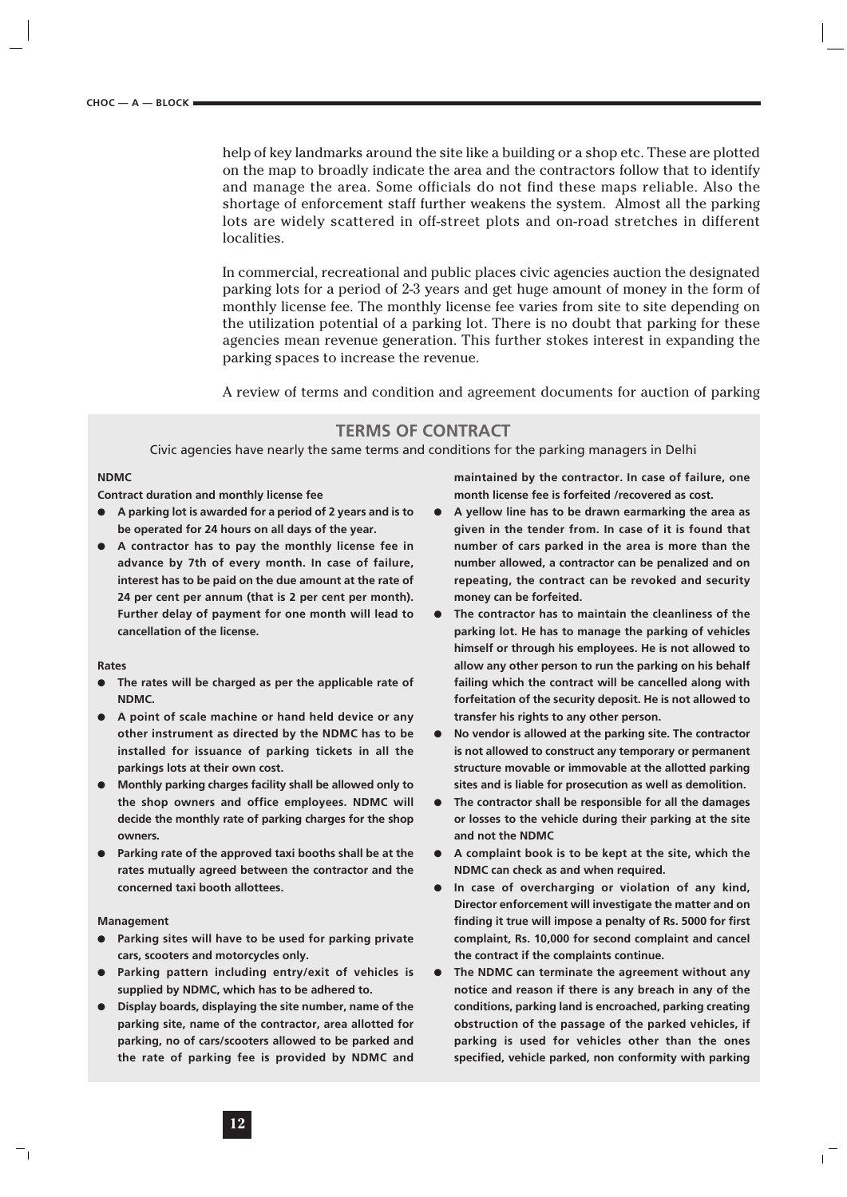help of key landmarks around the site like a building or a shop etc. These are plotted on the map to broadly indicate the area and the contractors follow that to identify and manage the area. Some officials do not find these maps reliable. Also the shortage of enforcement staff further weakens the system. Almost all the parking lots are widely scattered in off-street plots and on-road stretches in different localities.

In commercial, recreational and public places civic agencies auction the designated parking lots for a period of 2-3 years and get huge amount of money in the form of monthly license fee. The monthly license fee varies from site to site depending on the utilization potential of a parking lot. There is no doubt that parking for these agencies mean revenue generation. This further stokes interest in expanding the parking spaces to increase the revenue.

A review of terms and condition and agreement documents for auction of parking

## TERMS OF CONTRACT

Civic agencies have nearly the same terms and conditions for the parking managers in Delhi

**NDMC**

**Contract duration and monthly license fee**

- **A parking lot is awarded for a period of 2 years and is to be operated for 24 hours on all days of the year.**
- **A contractor has to pay the monthly license fee in advance by 7th of every month. In case of failure, interest has to be paid on the due amount at the rate of 24 per cent per annum (that is 2 per cent per month). Further delay of payment for one month will lead to cancellation of the license.**

**Rates**

- **The rates will be charged as per the applicable rate of NDMC.**
- **A point of scale machine or hand held device or any other instrument as directed by the NDMC has to be installed for issuance of parking tickets in all the parkings lots at their own cost.**
- **Monthly parking charges facility shall be allowed only to the shop owners and office employees. NDMC will decide the monthly rate of parking charges for the shop owners.**
- **Parking rate of the approved taxi booths shall be at the rates mutually agreed between the contractor and the concerned taxi booth allottees.**

**Management**

- **Parking sites will have to be used for parking private cars, scooters and motorcycles only.**
- **Parking pattern including entry/exit of vehicles is supplied by NDMC, which has to be adhered to.**
- **Display boards, displaying the site number, name of the parking site, name of the contractor, area allotted for parking, no of cars/scooters allowed to be parked and the rate of parking fee is provided by NDMC and maintained by the contractor. In case of failure, one month license fee is forfeited /recovered as cost.**
- **A yellow line has to be drawn earmarking the area as given in the tender from. In case of it is found that number of cars parked in the area is more than the number allowed, a contractor can be penalized and on repeating, the contract can be revoked and security money can be forfeited.**
- **The contractor has to maintain the cleanliness of the parking lot. He has to manage the parking of vehicles himself or through his employees. He is not allowed to allow any other person to run the parking on his behalf failing which the contract will be cancelled along with forfeitation of the security deposit. He is not allowed to transfer his rights to any other person.**
- **No vendor is allowed at the parking site. The contractor is not allowed to construct any temporary or permanent structure movable or immovable at the allotted parking sites and is liable for prosecution as well as demolition.**
- **The contractor shall be responsible for all the damages or losses to the vehicle during their parking at the site and not the NDMC**
- **A complaint book is to be kept at the site, which the NDMC can check as and when required.**
- **In case of overcharging or violation of any kind, Director enforcement will investigate the matter and on finding it true will impose a penalty of Rs. 5000 for first complaint, Rs. 10,000 for second complaint and cancel the contract if the complaints continue.**
- **The NDMC can terminate the agreement without any notice and reason if there is any breach in any of the conditions, parking land is encroached, parking creating obstruction of the passage of the parked vehicles, if parking is used for vehicles other than the ones specified, vehicle parked, non conformity with parking**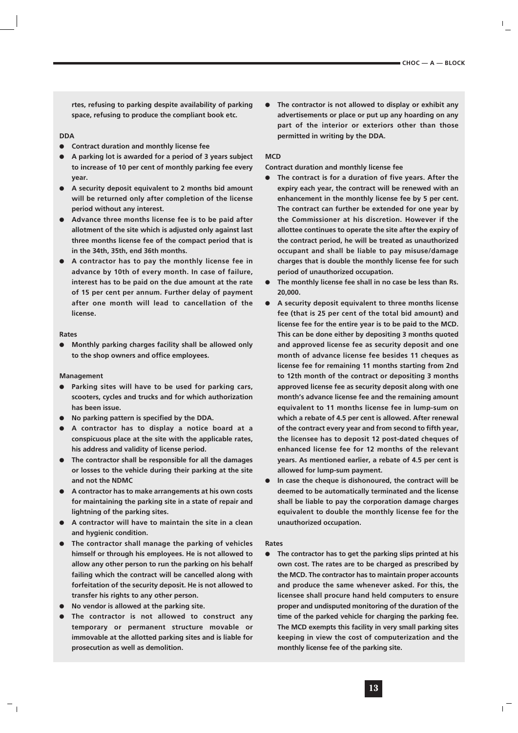rtes, refusing to parking despite availability of parking space, refusing to produce the compliant book etc.

**DDA**

- Contract duration and monthly license fee
- A parking lot is awarded for a period of 3 years subject to increase of 10 per cent of monthly parking fee every year.
- A security deposit equivalent to 2 months bid amount will be returned only after completion of the license period without any interest.
- Advance three months license fee is to be paid after allotment of the site which is adjusted only against last three months license fee of the compact period that is in the 34th, 35th, end 36th months.
- A contractor has to pay the monthly license fee in advance by 10th of every month. In case of failure, interest has to be paid on the due amount at the rate of 15 per cent per annum. Further delay of payment after one month will lead to cancellation of the license.

**Rates**

- Monthly parking charges facility shall be allowed only to the shop owners and office employees.

**Management**

- Parking sites will have to be used for parking cars, scooters, cycles and trucks and for which authorization has been issue.
- No parking pattern is specified by the DDA.
- A contractor has to display a notice board at a conspicuous place at the site with the applicable rates, his address and validity of license period.
- The contractor shall be responsible for all the damages or losses to the vehicle during their parking at the site and not the NDMC
- A contractor has to make arrangements at his own costs for maintaining the parking site in a state of repair and lightning of the parking sites.
- A contractor will have to maintain the site in a clean and hygienic condition.
- The contractor shall manage the parking of vehicles himself or through his employees. He is not allowed to allow any other person to run the parking on his behalf failing which the contract will be cancelled along with forfeitation of the security deposit. He is not allowed to transfer his rights to any other person.
- No vendor is allowed at the parking site.
- The contractor is not allowed to construct any temporary or permanent structure movable or immovable at the allotted parking sites and is liable for prosecution as well as demolition.
- The contractor is not allowed to display or exhibit any advertisements or place or put up any hoarding on any part of the interior or exteriors other than those permitted in writing by the DDA.

**MCD**

**Contract duration and monthly license fee**

- The contract is for a duration of five years. After the expiry each year, the contract will be renewed with an enhancement in the monthly license fee by 5 per cent. The contract can further be extended for one year by the Commissioner at his discretion. However if the allottee continues to operate the site after the expiry of the contract period, he will be treated as unauthorized occupant and shall be liable to pay misuse/damage charges that is double the monthly license fee for such period of unauthorized occupation.
- The monthly license fee shall in no case be less than Rs. 20,000.
- A security deposit equivalent to three months license fee (that is 25 per cent of the total bid amount) and license fee for the entire year is to be paid to the MCD. This can be done either by depositing 3 months quoted and approved license fee as security deposit and one month of advance license fee besides 11 cheques as license fee for remaining 11 months starting from 2nd to 12th month of the contract or depositing 3 months approved license fee as security deposit along with one month's advance license fee and the remaining amount equivalent to 11 months license fee in lump-sum on which a rebate of 4.5 per cent is allowed. After renewal of the contract every year and from second to fifth year, the licensee has to deposit 12 post-dated cheques of enhanced license fee for 12 months of the relevant years. As mentioned earlier, a rebate of 4.5 per cent is allowed for lump-sum payment.
- In case the cheque is dishonoured, the contract will be deemed to be automatically terminated and the license shall be liable to pay the corporation damage charges equivalent to double the monthly license fee for the unauthorized occupation.

**Rates**

- The contractor has to get the parking slips printed at his own cost. The rates are to be charged as prescribed by the MCD. The contractor has to maintain proper accounts and produce the same whenever asked. For this, the licensee shall procure hand held computers to ensure proper and undisputed monitoring of the duration of the time of the parked vehicle for charging the parking fee. The MCD exempts this facility in very small parking sites keeping in view the cost of computerization and the monthly license fee of the parking site.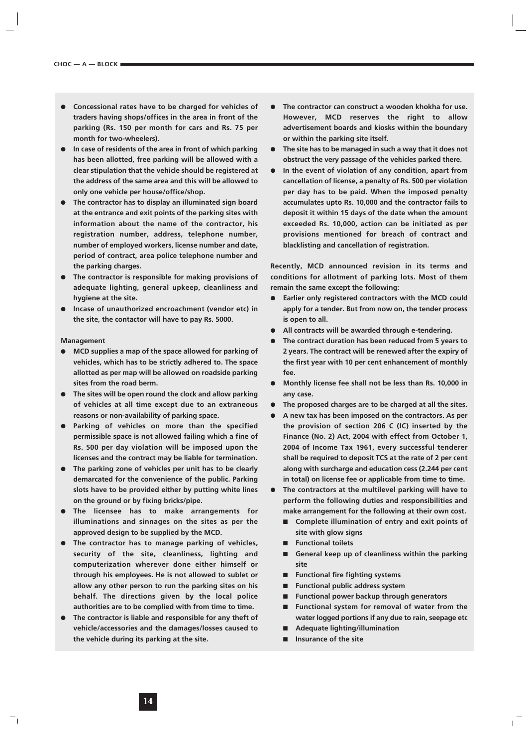- Concessional rates have to be charged for vehicles of traders having shops/offices in the area in front of the parking (Rs. 150 per month for cars and Rs. 75 per month for two-wheelers).
- In case of residents of the area in front of which parking has been allotted, free parking will be allowed with a clear stipulation that the vehicle should be registered at the address of the same area and this will be allowed to only one vehicle per house/office/shop.
- The contractor has to display an illuminated sign board at the entrance and exit points of the parking sites with information about the name of the contractor, his registration number, address, telephone number, number of employed workers, license number and date, period of contract, area police telephone number and the parking charges.
- The contractor is responsible for making provisions of adequate lighting, general upkeep, cleanliness and hygiene at the site.
- Incase of unauthorized encroachment (vendor etc) in the site, the contactor will have to pay Rs. 5000.

**Management**

- MCD supplies a map of the space allowed for parking of vehicles, which has to be strictly adhered to. The space allotted as per map will be allowed on roadside parking sites from the road berm.
- The sites will be open round the clock and allow parking of vehicles at all time except due to an extraneous reasons or non-availability of parking space.
- Parking of vehicles on more than the specified permissible space is not allowed failing which a fine of Rs. 500 per day violation will be imposed upon the licenses and the contract may be liable for termination.
- The parking zone of vehicles per unit has to be clearly demarcated for the convenience of the public. Parking slots have to be provided either by putting white lines on the ground or by fixing bricks/pipe.
- The licensee has to make arrangements for illuminations and sinnages on the sites as per the approved design to be supplied by the MCD.
- The contractor has to manage parking of vehicles, security of the site, cleanliness, lighting and computerization wherever done either himself or through his employees. He is not allowed to sublet or allow any other person to run the parking sites on his behalf. The directions given by the local police authorities are to be complied with from time to time.
- The contractor is liable and responsible for any theft of vehicle/accessories and the damages/losses caused to the vehicle during its parking at the site.
- The contractor can construct a wooden khokha for use. However, MCD reserves the right to allow advertisement boards and kiosks within the boundary or within the parking site itself.
- The site has to be managed in such a way that it does not obstruct the very passage of the vehicles parked there.
- In the event of violation of any condition, apart from cancellation of license, a penalty of Rs. 500 per violation per day has to be paid. When the imposed penalty accumulates upto Rs. 10,000 and the contractor fails to deposit it within 15 days of the date when the amount exceeded Rs. 10,000, action can be initiated as per provisions mentioned for breach of contract and blacklisting and cancellation of registration.

Recently, MCD announced revision in its terms and conditions for allotment of parking lots. Most of them remain the same except the following:

- Earlier only registered contractors with the MCD could apply for a tender. But from now on, the tender process is open to all.
- All contracts will be awarded through e-tendering.
- The contract duration has been reduced from 5 years to 2 years. The contract will be renewed after the expiry of the first year with 10 per cent enhancement of monthly fee.
- Monthly license fee shall not be less than Rs. 10,000 in any case.
- The proposed charges are to be charged at all the sites.
- A new tax has been imposed on the contractors. As per the provision of section 206 C (IC) inserted by the Finance (No. 2) Act, 2004 with effect from October 1, 2004 of Income Tax 1961, every successful tenderer shall be required to deposit TCS at the rate of 2 per cent along with surcharge and education cess (2.244 per cent in total) on license fee or applicable from time to time.
- The contractors at the multilevel parking will have to perform the following duties and responsibilities and make arrangement for the following at their own cost.
  - Complete illumination of entry and exit points of site with glow signs
  - Functional toilets
  - General keep up of cleanliness within the parking site
  - Functional fire fighting systems
  - Functional public address system
  - Functional power backup through generators
  - Functional system for removal of water from the water logged portions if any due to rain, seepage etc
  - Adequate lighting/illumination
  - Insurance of the site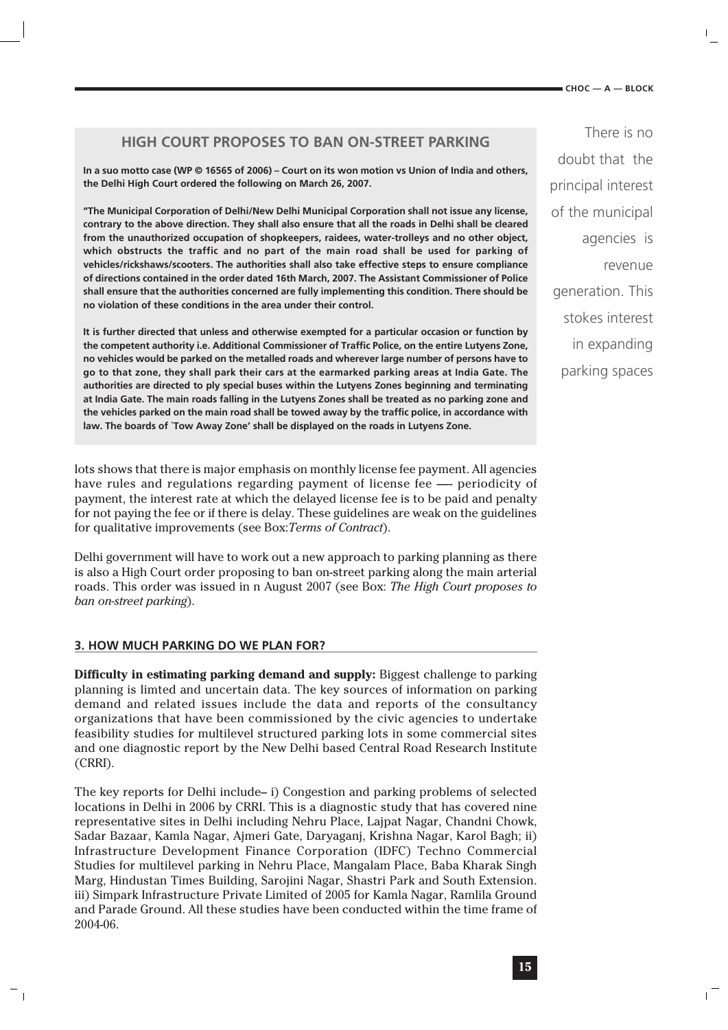## HIGH COURT PROPOSES TO BAN ON-STREET PARKING

**In a suo motto case (WP © 16565 of 2006) – Court on its won motion vs Union of India and others, the Delhi High Court ordered the following on March 26, 2007.**

**"The Municipal Corporation of Delhi/New Delhi Municipal Corporation shall not issue any license, contrary to the above direction. They shall also ensure that all the roads in Delhi shall be cleared from the unauthorized occupation of shopkeepers, raidees, water-trolleys and no other object, which obstructs the traffic and no part of the main road shall be used for parking of vehicles/rickshaws/scooters. The authorities shall also take effective steps to ensure compliance of directions contained in the order dated 16th March, 2007. The Assistant Commissioner of Police shall ensure that the authorities concerned are fully implementing this condition. There should be no violation of these conditions in the area under their control.**

**It is further directed that unless and otherwise exempted for a particular occasion or function by the competent authority i.e. Additional Commissioner of Traffic Police, on the entire Lutyens Zone, no vehicles would be parked on the metalled roads and wherever large number of persons have to go to that zone, they shall park their cars at the earmarked parking areas at India Gate. The authorities are directed to ply special buses within the Lutyens Zones beginning and terminating at India Gate. The main roads falling in the Lutyens Zones shall be treated as no parking zone and the vehicles parked on the main road shall be towed away by the traffic police, in accordance with law. The boards of `Tow Away Zone' shall be displayed on the roads in Lutyens Zone.**

There is no doubt that the principal interest of the municipal agencies is revenue generation. This stokes interest in expanding parking spaces

lots shows that there is major emphasis on monthly license fee payment. All agencies have rules and regulations regarding payment of license fee —- periodicity of payment, the interest rate at which the delayed license fee is to be paid and penalty for not paying the fee or if there is delay. These guidelines are weak on the guidelines for qualitative improvements (see Box:*Terms of Contract*).

Delhi government will have to work out a new approach to parking planning as there is also a High Court order proposing to ban on-street parking along the main arterial roads. This order was issued in n August 2007 (see Box: *The High Court proposes to ban on-street parking*).

### 3. HOW MUCH PARKING DO WE PLAN FOR?

**Difficulty in estimating parking demand and supply:** Biggest challenge to parking planning is limted and uncertain data. The key sources of information on parking demand and related issues include the data and reports of the consultancy organizations that have been commissioned by the civic agencies to undertake feasibility studies for multilevel structured parking lots in some commercial sites and one diagnostic report by the New Delhi based Central Road Research Institute (CRRI).

The key reports for Delhi include– i) Congestion and parking problems of selected locations in Delhi in 2006 by CRRI. This is a diagnostic study that has covered nine representative sites in Delhi including Nehru Place, Lajpat Nagar, Chandni Chowk, Sadar Bazaar, Kamla Nagar, Ajmeri Gate, Daryaganj, Krishna Nagar, Karol Bagh; ii) Infrastructure Development Finance Corporation (IDFC) Techno Commercial Studies for multilevel parking in Nehru Place, Mangalam Place, Baba Kharak Singh Marg, Hindustan Times Building, Sarojini Nagar, Shastri Park and South Extension. iii) Simpark Infrastructure Private Limited of 2005 for Kamla Nagar, Ramlila Ground and Parade Ground. All these studies have been conducted within the time frame of 2004-06.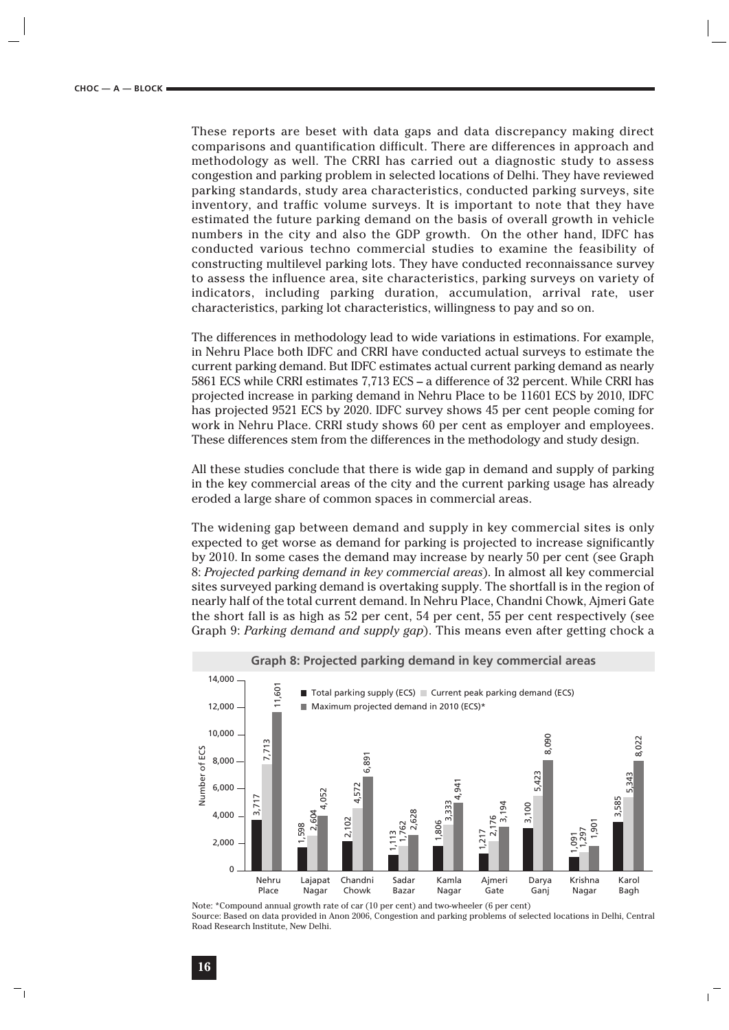These reports are beset with data gaps and data discrepancy making direct comparisons and quantification difficult. There are differences in approach and methodology as well. The CRRI has carried out a diagnostic study to assess congestion and parking problem in selected locations of Delhi. They have reviewed parking standards, study area characteristics, conducted parking surveys, site inventory, and traffic volume surveys. It is important to note that they have estimated the future parking demand on the basis of overall growth in vehicle numbers in the city and also the GDP growth. On the other hand, IDFC has conducted various techno commercial studies to examine the feasibility of constructing multilevel parking lots. They have conducted reconnaissance survey to assess the influence area, site characteristics, parking surveys on variety of indicators, including parking duration, accumulation, arrival rate, user characteristics, parking lot characteristics, willingness to pay and so on.

The differences in methodology lead to wide variations in estimations. For example, in Nehru Place both IDFC and CRRI have conducted actual surveys to estimate the current parking demand. But IDFC estimates actual current parking demand as nearly 5861 ECS while CRRI estimates 7,713 ECS – a difference of 32 percent. While CRRI has projected increase in parking demand in Nehru Place to be 11601 ECS by 2010, IDFC has projected 9521 ECS by 2020. IDFC survey shows 45 per cent people coming for work in Nehru Place. CRRI study shows 60 per cent as employer and employees. These differences stem from the differences in the methodology and study design.

All these studies conclude that there is wide gap in demand and supply of parking in the key commercial areas of the city and the current parking usage has already eroded a large share of common spaces in commercial areas.

The widening gap between demand and supply in key commercial sites is only expected to get worse as demand for parking is projected to increase significantly by 2010. In some cases the demand may increase by nearly 50 per cent (see Graph 8: *Projected parking demand in key commercial areas*). In almost all key commercial sites surveyed parking demand is overtaking supply. The shortfall is in the region of nearly half of the total current demand. In Nehru Place, Chandni Chowk, Ajmeri Gate the short fall is as high as 52 per cent, 54 per cent, 55 per cent respectively (see Graph 9: *Parking demand and supply gap*). This means even after getting chock a

**Graph 8: Projected parking demand in key commercial areas**

Number of ECS

14,000
12,000
10,000
8,000
6,000
4,000
2,000
0

Total parking supply (ECS)
Current peak parking demand (ECS)
Maximum projected demand in 2010 (ECS)*

Nehru Place: 3,717; 7,713; 11,601
Lajapat Nagar: 1,598; 2,604; 4,052
Chandni Chowk: 2,102; 4,572; 6,891
Sadar Bazar: 1,113; 1,762; 2,628
Kamla Nagar: 1,806; 3,333; 4,941
Ajmeri Gate: 1,217; 2,176; 3,194
Darya Ganj: 3,100; 5,423; 8,090
Krishna Nagar: 1,091; 1,297; 1,901
Karol Bagh: 3,585; 5,343; 8,022

Note: *Compound annual growth rate of car (10 per cent) and two-wheeler (6 per cent)

Source: Based on data provided in Anon 2006, Congestion and parking problems of selected locations in Delhi, Central Road Research Institute, New Delhi.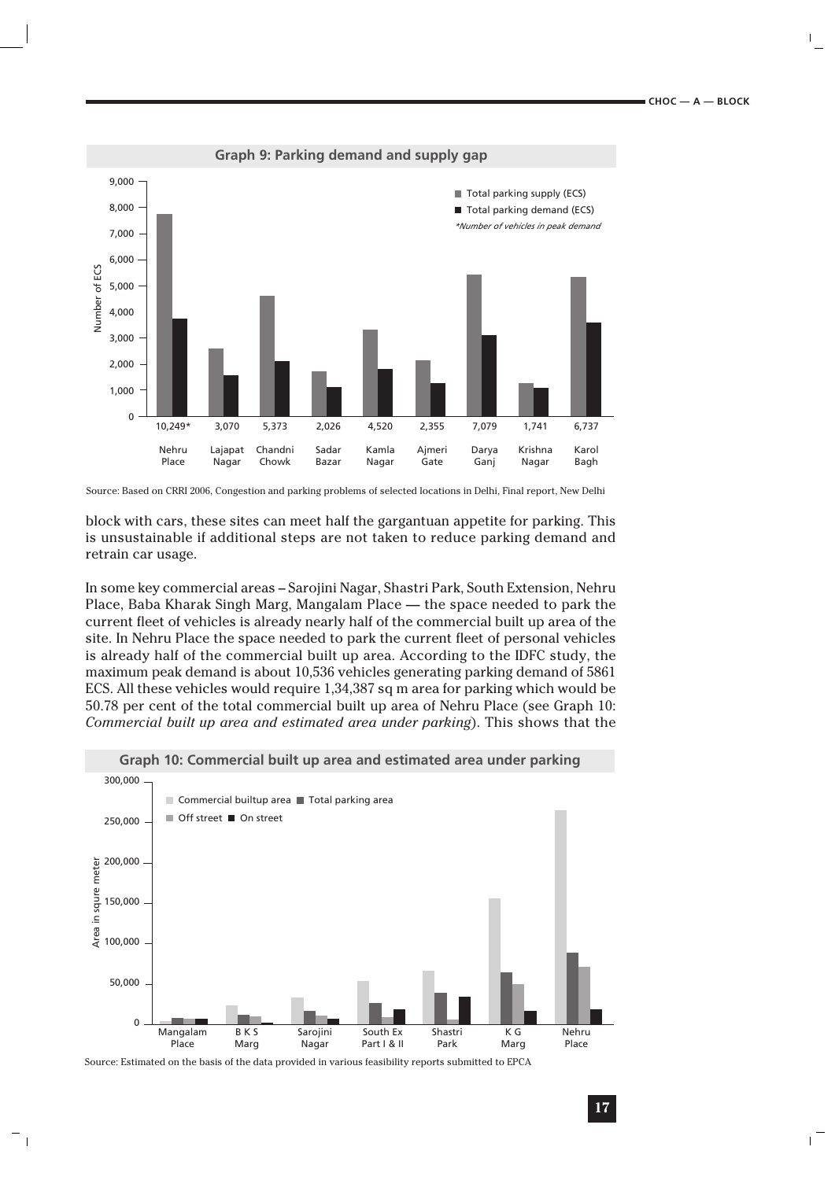**Graph 9: Parking demand and supply gap**

Number of ECS

9,000
8,000
7,000
6,000
5,000
4,000
3,000
2,000
1,000
0

Total parking supply (ECS)
Total parking demand (ECS)
*Number of vehicles in peak demand

10,249* Nehru Place
3,070 Lajapat Nagar
5,373 Chandni Chowk
2,026 Sadar Bazar
4,520 Kamla Nagar
2,355 Ajmeri Gate
7,079 Darya Ganj
1,741 Krishna Nagar
6,737 Karol Bagh

Source: Based on CRRI 2006, Congestion and parking problems of selected locations in Delhi, Final report, New Delhi

block with cars, these sites can meet half the gargantuan appetite for parking. This is unsustainable if additional steps are not taken to reduce parking demand and retrain car usage.

In some key commercial areas – Sarojini Nagar, Shastri Park, South Extension, Nehru Place, Baba Kharak Singh Marg, Mangalam Place — the space needed to park the current fleet of vehicles is already nearly half of the commercial built up area of the site. In Nehru Place the space needed to park the current fleet of personal vehicles is already half of the commercial built up area. According to the IDFC study, the maximum peak demand is about 10,536 vehicles generating parking demand of 5861 ECS. All these vehicles would require 1,34,387 sq m area for parking which would be 50.78 per cent of the total commercial built up area of Nehru Place (see Graph 10: *Commercial built up area and estimated area under parking*). This shows that the

**Graph 10: Commercial built up area and estimated area under parking**

Area in squre meter

300,000
250,000
200,000
150,000
100,000
50,000
0

Commercial builtup area
Total parking area
Off street
On street

Mangalam Place
B K S Marg
Sarojini Nagar
South Ex Part I & II
Shastri Park
K G Marg
Nehru Place

Source: Estimated on the basis of the data provided in various feasibility reports submitted to EPCA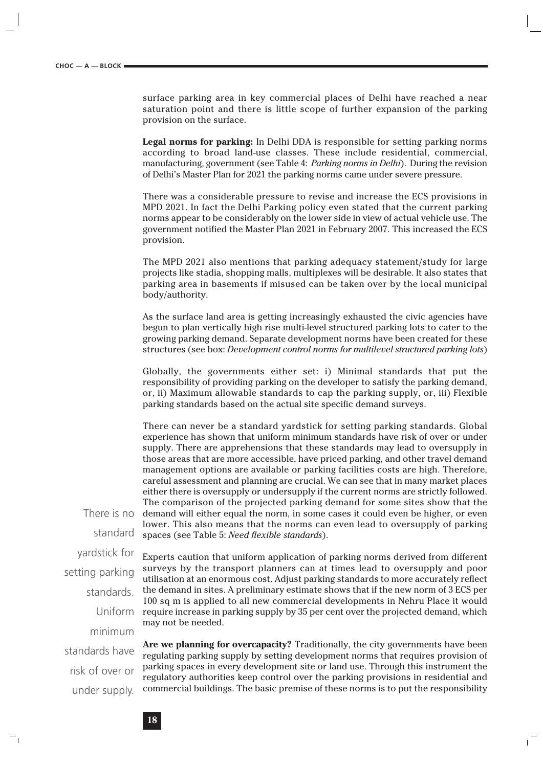surface parking area in key commercial places of Delhi have reached a near saturation point and there is little scope of further expansion of the parking provision on the surface.

**Legal norms for parking:** In Delhi DDA is responsible for setting parking norms according to broad land-use classes. These include residential, commercial, manufacturing, government (see Table 4: *Parking norms in Delhi*). During the revision of Delhi's Master Plan for 2021 the parking norms came under severe pressure.

There was a considerable pressure to revise and increase the ECS provisions in MPD 2021. In fact the Delhi Parking policy even stated that the current parking norms appear to be considerably on the lower side in view of actual vehicle use. The government notified the Master Plan 2021 in February 2007. This increased the ECS provision.

The MPD 2021 also mentions that parking adequacy statement/study for large projects like stadia, shopping malls, multiplexes will be desirable. It also states that parking area in basements if misused can be taken over by the local municipal body/authority.

As the surface land area is getting increasingly exhausted the civic agencies have begun to plan vertically high rise multi-level structured parking lots to cater to the growing parking demand. Separate development norms have been created for these structures (see box: *Development control norms for multilevel structured parking lots*)

Globally, the governments either set: i) Minimal standards that put the responsibility of providing parking on the developer to satisfy the parking demand, or, ii) Maximum allowable standards to cap the parking supply, or, iii) Flexible parking standards based on the actual site specific demand surveys.

There can never be a standard yardstick for setting parking standards. Global experience has shown that uniform minimum standards have risk of over or under supply. There are apprehensions that these standards may lead to oversupply in those areas that are more accessible, have priced parking, and other travel demand management options are available or parking facilities costs are high. Therefore, careful assessment and planning are crucial. We can see that in many market places either there is oversupply or undersupply if the current norms are strictly followed. The comparison of the projected parking demand for some sites show that the demand will either equal the norm, in some cases it could even be higher, or even lower. This also means that the norms can even lead to oversupply of parking spaces (see Table 5: *Need flexible standards*).

There is no standard yardstick for setting parking standards. Uniform minimum standards have risk of over or under supply.

Experts caution that uniform application of parking norms derived from different surveys by the transport planners can at times lead to oversupply and poor utilisation at an enormous cost. Adjust parking standards to more accurately reflect the demand in sites. A preliminary estimate shows that if the new norm of 3 ECS per 100 sq m is applied to all new commercial developments in Nehru Place it would require increase in parking supply by 35 per cent over the projected demand, which may not be needed.

**Are we planning for overcapacity?** Traditionally, the city governments have been regulating parking supply by setting development norms that requires provision of parking spaces in every development site or land use. Through this instrument the regulatory authorities keep control over the parking provisions in residential and commercial buildings. The basic premise of these norms is to put the responsibility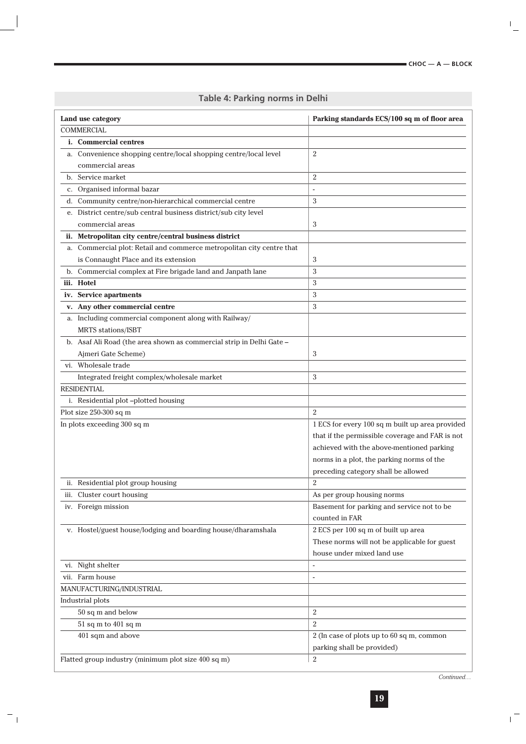**Table 4: Parking norms in Delhi**

| Land use category | Parking standards ECS/100 sq m of floor area |
|---|---|
| COMMERCIAL | |
| **i. Commercial centres** | |
| a. Convenience shopping centre/local shopping centre/local level commercial areas | 2 |
| b. Service market | 2 |
| c. Organised informal bazar | - |
| d. Community centre/non-hierarchical commercial centre | 3 |
| e. District centre/sub central business district/sub city level commercial areas | 3 |
| **ii. Metropolitan city centre/central business district** | |
| a. Commercial plot: Retail and commerce metropolitan city centre that is Connaught Place and its extension | 3 |
| b. Commercial complex at Fire brigade land and Janpath lane | 3 |
| **iii. Hotel** | 3 |
| **iv. Service apartments** | 3 |
| **v. Any other commercial centre** | 3 |
| a. Including commercial component along with Railway/ MRTS stations/ISBT | |
| b. Asaf Ali Road (the area shown as commercial strip in Delhi Gate – Ajmeri Gate Scheme) | 3 |
| vi. Wholesale trade | |
| Integrated freight complex/wholesale market | 3 |
| RESIDENTIAL | |
| i. Residential plot –plotted housing | |
| Plot size 250-300 sq m | 2 |
| In plots exceeding 300 sq m | 1 ECS for every 100 sq m built up area provided that if the permissible coverage and FAR is not achieved with the above-mentioned parking norms in a plot, the parking norms of the preceding category shall be allowed |
| ii. Residential plot group housing | 2 |
| iii. Cluster court housing | As per group housing norms |
| iv. Foreign mission | Basement for parking and service not to be counted in FAR |
| v. Hostel/guest house/lodging and boarding house/dharamshala | 2 ECS per 100 sq m of built up area These norms will not be applicable for guest house under mixed land use |
| vi. Night shelter | - |
| vii. Farm house | - |
| MANUFACTURING/INDUSTRIAL | |
| Industrial plots | |
| 50 sq m and below | 2 |
| 51 sq m to 401 sq m | 2 |
| 401 sqm and above | 2 (In case of plots up to 60 sq m, common parking shall be provided) |
| Flatted group industry (minimum plot size 400 sq m) | 2 |

*Continued…*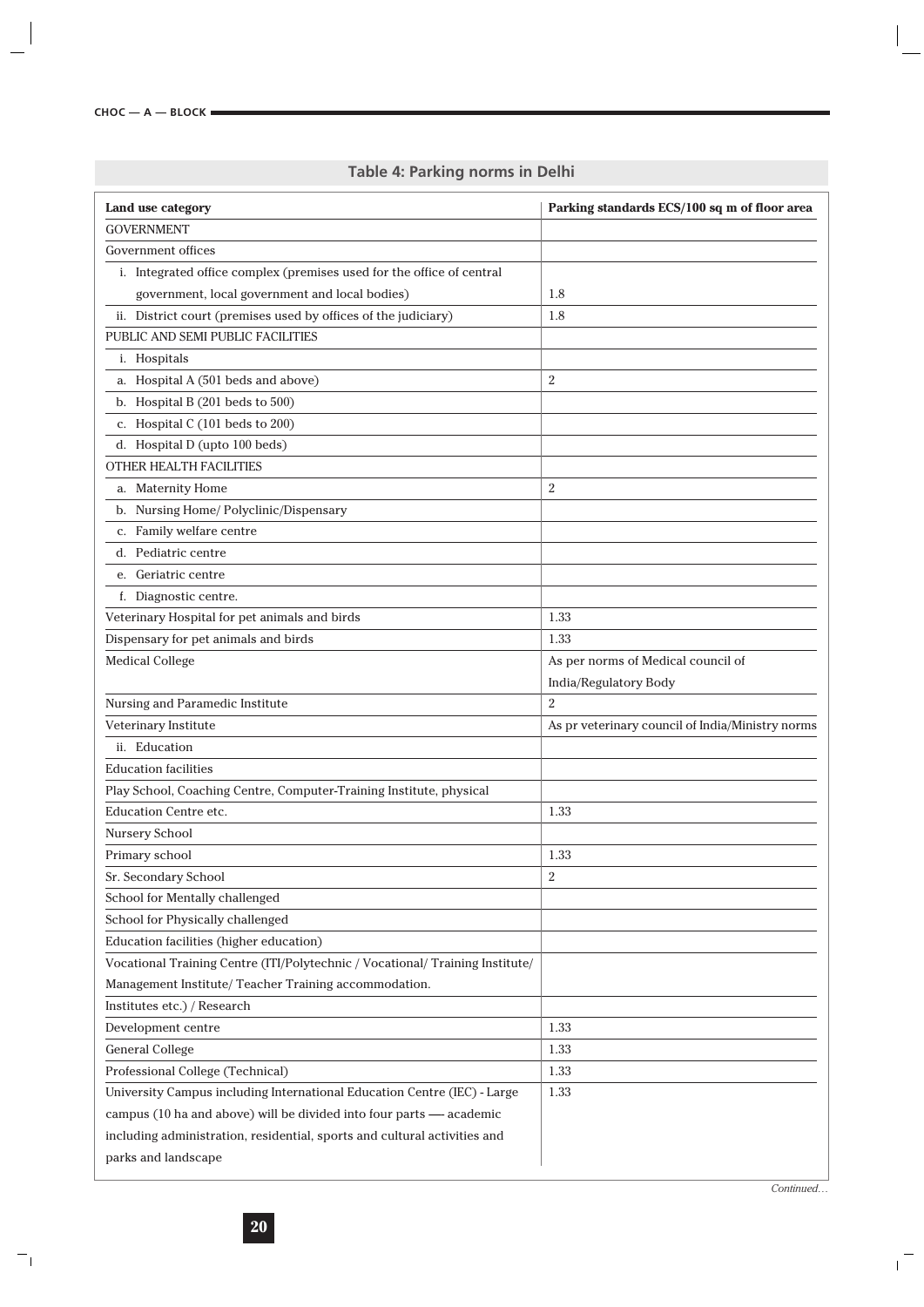## Table 4: Parking norms in Delhi

| Land use category | Parking standards ECS/100 sq m of floor area |
|---|---|
| GOVERNMENT | |
| Government offices | |
| i. Integrated office complex (premises used for the office of central government, local government and local bodies) | 1.8 |
| ii. District court (premises used by offices of the judiciary) | 1.8 |
| PUBLIC AND SEMI PUBLIC FACILITIES | |
| i. Hospitals | |
| a. Hospital A (501 beds and above) | 2 |
| b. Hospital B (201 beds to 500) | |
| c. Hospital C (101 beds to 200) | |
| d. Hospital D (upto 100 beds) | |
| OTHER HEALTH FACILITIES | |
| a. Maternity Home | 2 |
| b. Nursing Home/ Polyclinic/Dispensary | |
| c. Family welfare centre | |
| d. Pediatric centre | |
| e. Geriatric centre | |
| f. Diagnostic centre. | |
| Veterinary Hospital for pet animals and birds | 1.33 |
| Dispensary for pet animals and birds | 1.33 |
| Medical College | As per norms of Medical council of India/Regulatory Body |
| Nursing and Paramedic Institute | 2 |
| Veterinary Institute | As pr veterinary council of India/Ministry norms |
| ii. Education | |
| Education facilities | |
| Play School, Coaching Centre, Computer-Training Institute, physical | |
| Education Centre etc. | 1.33 |
| Nursery School | |
| Primary school | 1.33 |
| Sr. Secondary School | 2 |
| School for Mentally challenged | |
| School for Physically challenged | |
| Education facilities (higher education) | |
| Vocational Training Centre (ITI/Polytechnic / Vocational/ Training Institute/ Management Institute/ Teacher Training accommodation. | |
| Institutes etc.) / Research | |
| Development centre | 1.33 |
| General College | 1.33 |
| Professional College (Technical) | 1.33 |
| University Campus including International Education Centre (IEC) - Large campus (10 ha and above) will be divided into four parts — academic including administration, residential, sports and cultural activities and parks and landscape | 1.33 |

*Continued…*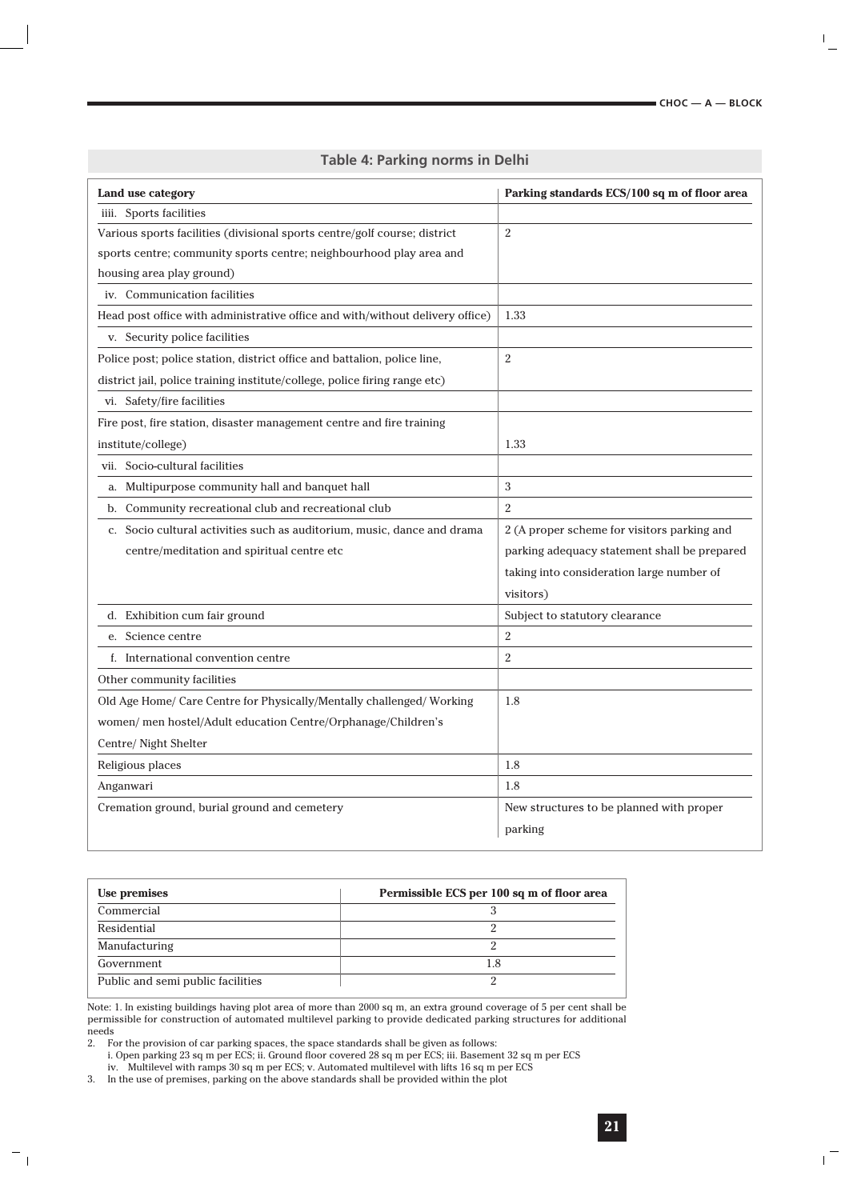## Table 4: Parking norms in Delhi

| Land use category | Parking standards ECS/100 sq m of floor area |
|---|---|
| iiii. Sports facilities | |
| Various sports facilities (divisional sports centre/golf course; district sports centre; community sports centre; neighbourhood play area and housing area play ground) | 2 |
| iv. Communication facilities | |
| Head post office with administrative office and with/without delivery office) | 1.33 |
| v. Security police facilities | |
| Police post; police station, district office and battalion, police line, district jail, police training institute/college, police firing range etc) | 2 |
| vi. Safety/fire facilities | |
| Fire post, fire station, disaster management centre and fire training institute/college) | 1.33 |
| vii. Socio-cultural facilities | |
| a. Multipurpose community hall and banquet hall | 3 |
| b. Community recreational club and recreational club | 2 |
| c. Socio cultural activities such as auditorium, music, dance and drama centre/meditation and spiritual centre etc | 2 (A proper scheme for visitors parking and parking adequacy statement shall be prepared taking into consideration large number of visitors) |
| d. Exhibition cum fair ground | Subject to statutory clearance |
| e. Science centre | 2 |
| f. International convention centre | 2 |
| Other community facilities | |
| Old Age Home/ Care Centre for Physically/Mentally challenged/ Working women/ men hostel/Adult education Centre/Orphanage/Children's Centre/ Night Shelter | 1.8 |
| Religious places | 1.8 |
| Anganwari | 1.8 |
| Cremation ground, burial ground and cemetery | New structures to be planned with proper parking |

| Use premises | Permissible ECS per 100 sq m of floor area |
|---|---|
| Commercial | 3 |
| Residential | 2 |
| Manufacturing | 2 |
| Government | 1.8 |
| Public and semi public facilities | 2 |

Note: 1. In existing buildings having plot area of more than 2000 sq m, an extra ground coverage of 5 per cent shall be permissible for construction of automated multilevel parking to provide dedicated parking structures for additional needs

2. For the provision of car parking spaces, the space standards shall be given as follows:
   i. Open parking 23 sq m per ECS; ii. Ground floor covered 28 sq m per ECS; iii. Basement 32 sq m per ECS
   iv. Multilevel with ramps 30 sq m per ECS; v. Automated multilevel with lifts 16 sq m per ECS

3. In the use of premises, parking on the above standards shall be provided within the plot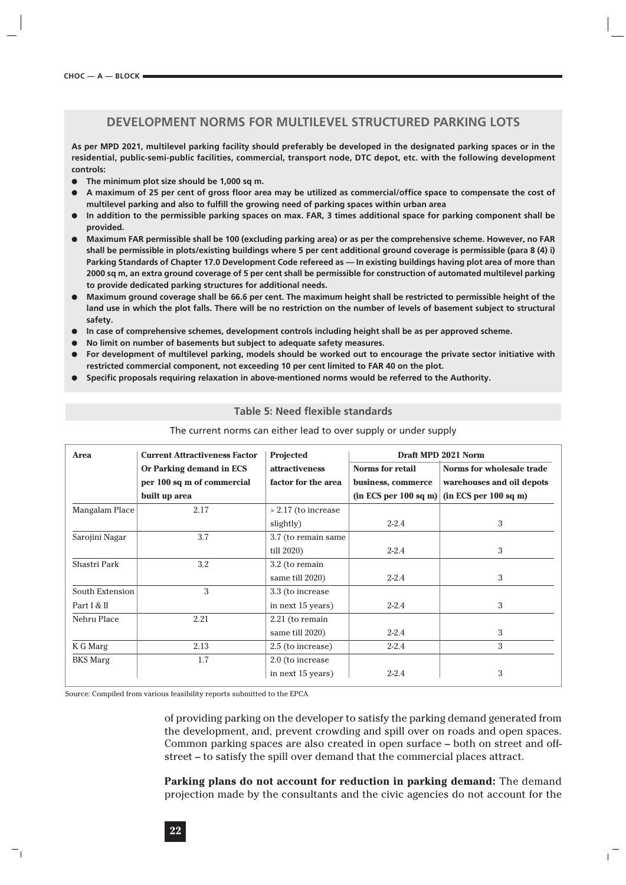## DEVELOPMENT NORMS FOR MULTILEVEL STRUCTURED PARKING LOTS

**As per MPD 2021, multilevel parking facility should preferably be developed in the designated parking spaces or in the residential, public-semi-public facilities, commercial, transport node, DTC depot, etc. with the following development controls:**

- **The minimum plot size should be 1,000 sq m.**
- **A maximum of 25 per cent of gross floor area may be utilized as commercial/office space to compensate the cost of multilevel parking and also to fulfill the growing need of parking spaces within urban area**
- **In addition to the permissible parking spaces on max. FAR, 3 times additional space for parking component shall be provided.**
- **Maximum FAR permissible shall be 100 (excluding parking area) or as per the comprehensive scheme. However, no FAR shall be permissible in plots/existing buildings where 5 per cent additional ground coverage is permissible (para 8 (4) i) Parking Standards of Chapter 17.0 Development Code refereed as — In existing buildings having plot area of more than 2000 sq m, an extra ground coverage of 5 per cent shall be permissible for construction of automated multilevel parking to provide dedicated parking structures for additional needs.**
- **Maximum ground coverage shall be 66.6 per cent. The maximum height shall be restricted to permissible height of the land use in which the plot falls. There will be no restriction on the number of levels of basement subject to structural safety.**
- **In case of comprehensive schemes, development controls including height shall be as per approved scheme.**
- **No limit on number of basements but subject to adequate safety measures.**
- **For development of multilevel parking, models should be worked out to encourage the private sector initiative with restricted commercial component, not exceeding 10 per cent limited to FAR 40 on the plot.**
- **Specific proposals requiring relaxation in above-mentioned norms would be referred to the Authority.**

### Table 5: Need flexible standards

The current norms can either lead to over supply or under supply

| Area | Current Attractiveness Factor Or Parking demand in ECS per 100 sq m of commercial built up area | Projected attractiveness factor for the area | Draft MPD 2021 Norm | |
|---|---|---|---|---|
| | | | Norms for retail business, commerce (in ECS per 100 sq m) | Norms for wholesale trade warehouses and oil depots (in ECS per 100 sq m) |
| Mangalam Place | 2.17 | > 2.17 (to increase slightly) | 2-2.4 | 3 |
| Sarojini Nagar | 3.7 | 3.7 (to remain same till 2020) | 2-2.4 | 3 |
| Shastri Park | 3.2 | 3.2 (to remain same till 2020) | 2-2.4 | 3 |
| South Extension Part I & II | 3 | 3.3 (to increase in next 15 years) | 2-2.4 | 3 |
| Nehru Place | 2.21 | 2.21 (to remain same till 2020) | 2-2.4 | 3 |
| K G Marg | 2.13 | 2.5 (to increase) | 2-2.4 | 3 |
| BKS Marg | 1.7 | 2.0 (to increase in next 15 years) | 2-2.4 | 3 |

Source: Compiled from various feasibility reports submitted to the EPCA

of providing parking on the developer to satisfy the parking demand generated from the development, and, prevent crowding and spill over on roads and open spaces. Common parking spaces are also created in open surface – both on street and off-street – to satisfy the spill over demand that the commercial places attract.

**Parking plans do not account for reduction in parking demand:** The demand projection made by the consultants and the civic agencies do not account for the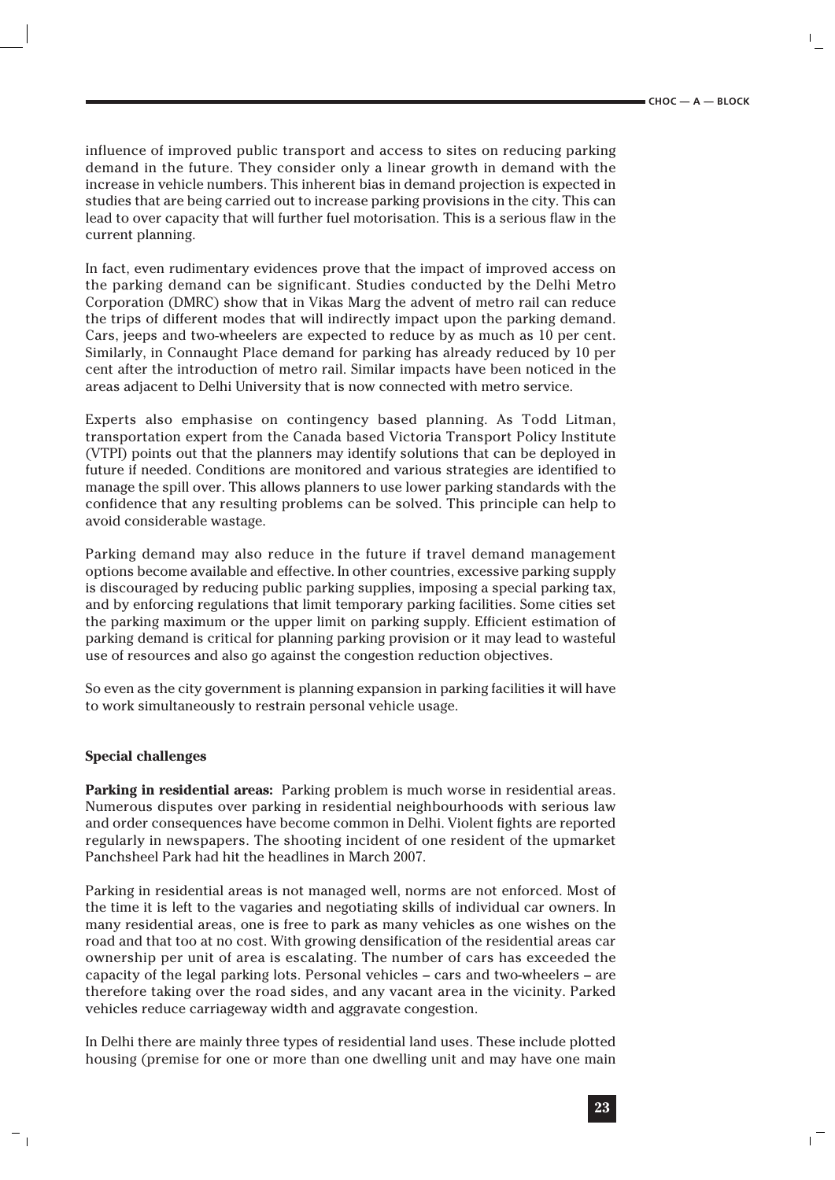influence of improved public transport and access to sites on reducing parking demand in the future. They consider only a linear growth in demand with the increase in vehicle numbers. This inherent bias in demand projection is expected in studies that are being carried out to increase parking provisions in the city. This can lead to over capacity that will further fuel motorisation. This is a serious flaw in the current planning.

In fact, even rudimentary evidences prove that the impact of improved access on the parking demand can be significant. Studies conducted by the Delhi Metro Corporation (DMRC) show that in Vikas Marg the advent of metro rail can reduce the trips of different modes that will indirectly impact upon the parking demand. Cars, jeeps and two-wheelers are expected to reduce by as much as 10 per cent. Similarly, in Connaught Place demand for parking has already reduced by 10 per cent after the introduction of metro rail. Similar impacts have been noticed in the areas adjacent to Delhi University that is now connected with metro service.

Experts also emphasise on contingency based planning. As Todd Litman, transportation expert from the Canada based Victoria Transport Policy Institute (VTPI) points out that the planners may identify solutions that can be deployed in future if needed. Conditions are monitored and various strategies are identified to manage the spill over. This allows planners to use lower parking standards with the confidence that any resulting problems can be solved. This principle can help to avoid considerable wastage.

Parking demand may also reduce in the future if travel demand management options become available and effective. In other countries, excessive parking supply is discouraged by reducing public parking supplies, imposing a special parking tax, and by enforcing regulations that limit temporary parking facilities. Some cities set the parking maximum or the upper limit on parking supply. Efficient estimation of parking demand is critical for planning parking provision or it may lead to wasteful use of resources and also go against the congestion reduction objectives.

So even as the city government is planning expansion in parking facilities it will have to work simultaneously to restrain personal vehicle usage.

### Special challenges

**Parking in residential areas:** Parking problem is much worse in residential areas. Numerous disputes over parking in residential neighbourhoods with serious law and order consequences have become common in Delhi. Violent fights are reported regularly in newspapers. The shooting incident of one resident of the upmarket Panchsheel Park had hit the headlines in March 2007.

Parking in residential areas is not managed well, norms are not enforced. Most of the time it is left to the vagaries and negotiating skills of individual car owners. In many residential areas, one is free to park as many vehicles as one wishes on the road and that too at no cost. With growing densification of the residential areas car ownership per unit of area is escalating. The number of cars has exceeded the capacity of the legal parking lots. Personal vehicles – cars and two-wheelers – are therefore taking over the road sides, and any vacant area in the vicinity. Parked vehicles reduce carriageway width and aggravate congestion.

In Delhi there are mainly three types of residential land uses. These include plotted housing (premise for one or more than one dwelling unit and may have one main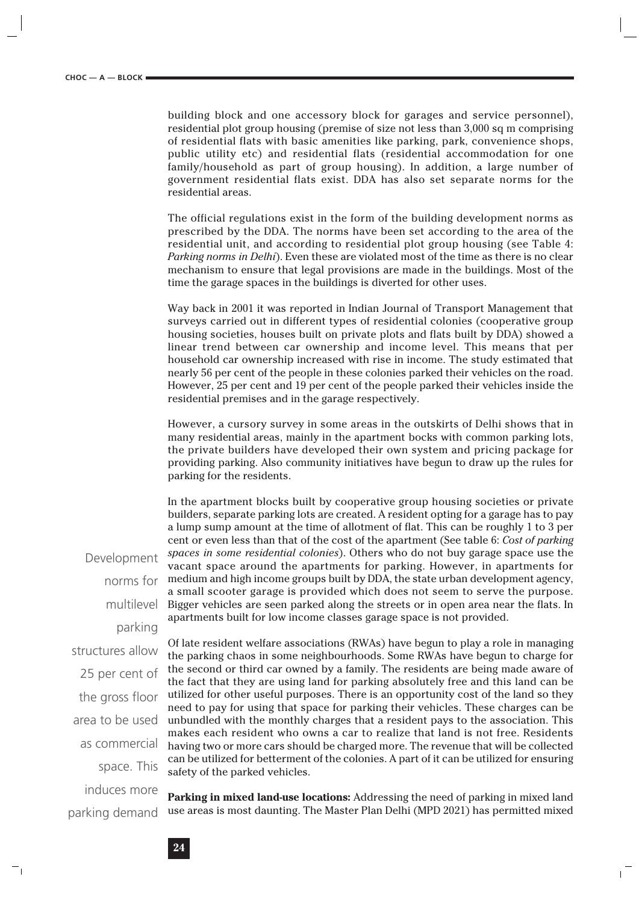building block and one accessory block for garages and service personnel), residential plot group housing (premise of size not less than 3,000 sq m comprising of residential flats with basic amenities like parking, park, convenience shops, public utility etc) and residential flats (residential accommodation for one family/household as part of group housing). In addition, a large number of government residential flats exist. DDA has also set separate norms for the residential areas.

The official regulations exist in the form of the building development norms as prescribed by the DDA. The norms have been set according to the area of the residential unit, and according to residential plot group housing (see Table 4: *Parking norms in Delhi*). Even these are violated most of the time as there is no clear mechanism to ensure that legal provisions are made in the buildings. Most of the time the garage spaces in the buildings is diverted for other uses.

Way back in 2001 it was reported in Indian Journal of Transport Management that surveys carried out in different types of residential colonies (cooperative group housing societies, houses built on private plots and flats built by DDA) showed a linear trend between car ownership and income level. This means that per household car ownership increased with rise in income. The study estimated that nearly 56 per cent of the people in these colonies parked their vehicles on the road. However, 25 per cent and 19 per cent of the people parked their vehicles inside the residential premises and in the garage respectively.

However, a cursory survey in some areas in the outskirts of Delhi shows that in many residential areas, mainly in the apartment bocks with common parking lots, the private builders have developed their own system and pricing package for providing parking. Also community initiatives have begun to draw up the rules for parking for the residents.

In the apartment blocks built by cooperative group housing societies or private builders, separate parking lots are created. A resident opting for a garage has to pay a lump sump amount at the time of allotment of flat. This can be roughly 1 to 3 per cent or even less than that of the cost of the apartment (See table 6: *Cost of parking spaces in some residential colonies*). Others who do not buy garage space use the vacant space around the apartments for parking. However, in apartments for medium and high income groups built by DDA, the state urban development agency, a small scooter garage is provided which does not seem to serve the purpose. Bigger vehicles are seen parked along the streets or in open area near the flats. In apartments built for low income classes garage space is not provided.

Of late resident welfare associations (RWAs) have begun to play a role in managing the parking chaos in some neighbourhoods. Some RWAs have begun to charge for the second or third car owned by a family. The residents are being made aware of the fact that they are using land for parking absolutely free and this land can be utilized for other useful purposes. There is an opportunity cost of the land so they need to pay for using that space for parking their vehicles. These charges can be unbundled with the monthly charges that a resident pays to the association. This makes each resident who owns a car to realize that land is not free. Residents having two or more cars should be charged more. The revenue that will be collected can be utilized for betterment of the colonies. A part of it can be utilized for ensuring safety of the parked vehicles.

> Development norms for multilevel parking structures allow 25 per cent of the gross floor area to be used as commercial space. This induces more parking demand

**Parking in mixed land-use locations:** Addressing the need of parking in mixed land use areas is most daunting. The Master Plan Delhi (MPD 2021) has permitted mixed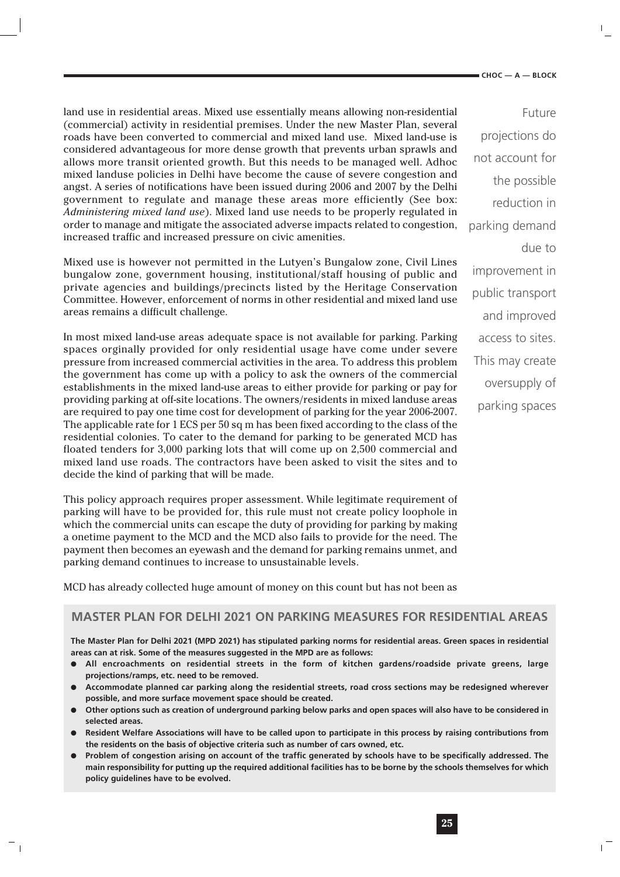land use in residential areas. Mixed use essentially means allowing non-residential (commercial) activity in residential premises. Under the new Master Plan, several roads have been converted to commercial and mixed land use. Mixed land-use is considered advantageous for more dense growth that prevents urban sprawls and allows more transit oriented growth. But this needs to be managed well. Adhoc mixed landuse policies in Delhi have become the cause of severe congestion and angst. A series of notifications have been issued during 2006 and 2007 by the Delhi government to regulate and manage these areas more efficiently (See box: *Administering mixed land use*). Mixed land use needs to be properly regulated in order to manage and mitigate the associated adverse impacts related to congestion, increased traffic and increased pressure on civic amenities.

Future projections do not account for the possible reduction in parking demand due to improvement in public transport and improved access to sites. This may create oversupply of parking spaces

Mixed use is however not permitted in the Lutyen's Bungalow zone, Civil Lines bungalow zone, government housing, institutional/staff housing of public and private agencies and buildings/precincts listed by the Heritage Conservation Committee. However, enforcement of norms in other residential and mixed land use areas remains a difficult challenge.

In most mixed land-use areas adequate space is not available for parking. Parking spaces orginally provided for only residential usage have come under severe pressure from increased commercial activities in the area. To address this problem the government has come up with a policy to ask the owners of the commercial establishments in the mixed land-use areas to either provide for parking or pay for providing parking at off-site locations. The owners/residents in mixed landuse areas are required to pay one time cost for development of parking for the year 2006-2007. The applicable rate for 1 ECS per 50 sq m has been fixed according to the class of the residential colonies. To cater to the demand for parking to be generated MCD has floated tenders for 3,000 parking lots that will come up on 2,500 commercial and mixed land use roads. The contractors have been asked to visit the sites and to decide the kind of parking that will be made.

This policy approach requires proper assessment. While legitimate requirement of parking will have to be provided for, this rule must not create policy loophole in which the commercial units can escape the duty of providing for parking by making a onetime payment to the MCD and the MCD also fails to provide for the need. The payment then becomes an eyewash and the demand for parking remains unmet, and parking demand continues to increase to unsustainable levels.

MCD has already collected huge amount of money on this count but has not been as

## MASTER PLAN FOR DELHI 2021 ON PARKING MEASURES FOR RESIDENTIAL AREAS

**The Master Plan for Delhi 2021 (MPD 2021) has stipulated parking norms for residential areas. Green spaces in residential areas can at risk. Some of the measures suggested in the MPD are as follows:**

- **All encroachments on residential streets in the form of kitchen gardens/roadside private greens, large projections/ramps, etc. need to be removed.**
- **Accommodate planned car parking along the residential streets, road cross sections may be redesigned wherever possible, and more surface movement space should be created.**
- **Other options such as creation of underground parking below parks and open spaces will also have to be considered in selected areas.**
- **Resident Welfare Associations will have to be called upon to participate in this process by raising contributions from the residents on the basis of objective criteria such as number of cars owned, etc.**
- **Problem of congestion arising on account of the traffic generated by schools have to be specifically addressed. The main responsibility for putting up the required additional facilities has to be borne by the schools themselves for which policy guidelines have to be evolved.**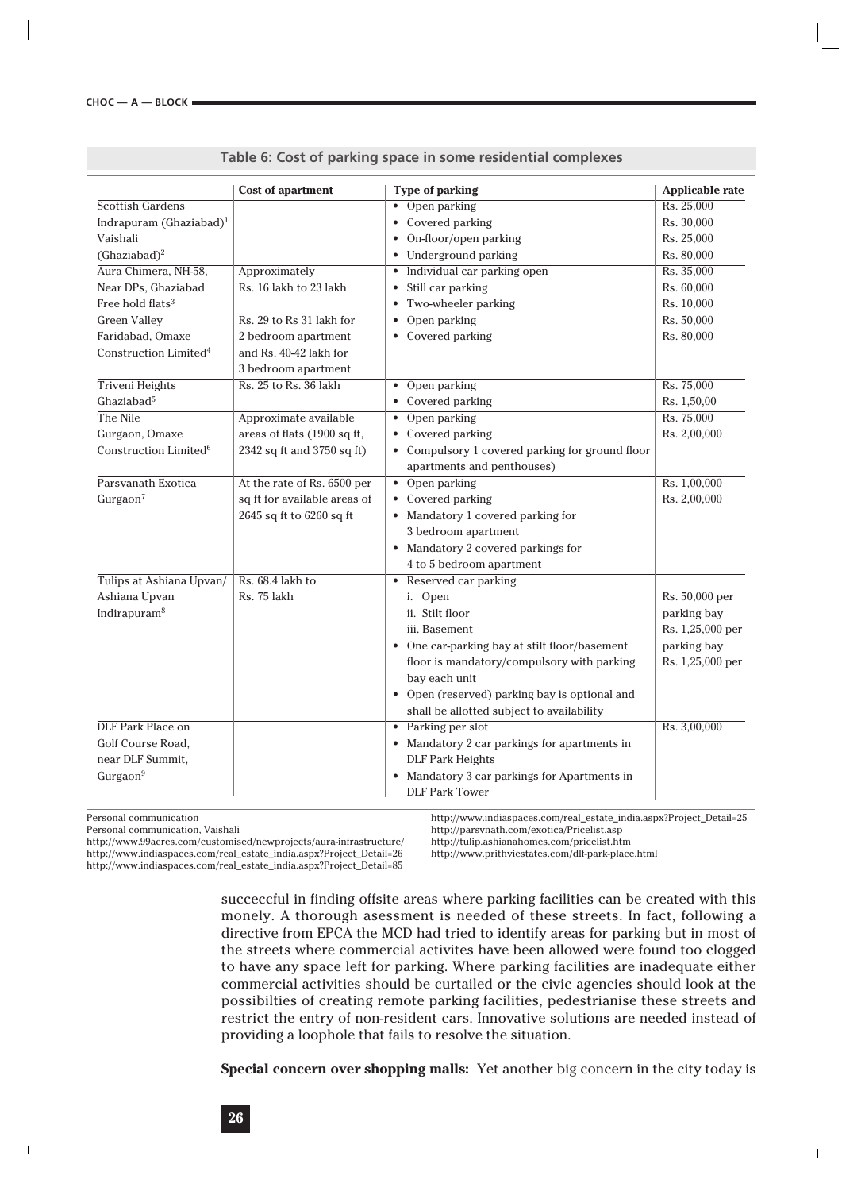### Table 6: Cost of parking space in some residential complexes

| | Cost of apartment | Type of parking | Applicable rate |
|---|---|---|---|
| Scottish Gardens Indrapuram (Ghaziabad)[1] | | • Open parking<br>• Covered parking | Rs. 25,000<br>Rs. 30,000 |
| Vaishali (Ghaziabad)[2] | | • On-floor/open parking<br>• Underground parking | Rs. 25,000<br>Rs. 80,000 |
| Aura Chimera, NH-58, Near DPs, Ghaziabad Free hold flats[3] | Approximately Rs. 16 lakh to 23 lakh | • Individual car parking open<br>• Still car parking<br>• Two-wheeler parking | Rs. 35,000<br>Rs. 60,000<br>Rs. 10,000 |
| Green Valley Faridabad, Omaxe Construction Limited[4] | Rs. 29 to Rs 31 lakh for 2 bedroom apartment and Rs. 40-42 lakh for 3 bedroom apartment | • Open parking<br>• Covered parking | Rs. 50,000<br>Rs. 80,000 |
| Triveni Heights Ghaziabad[5] | Rs. 25 to Rs. 36 lakh | • Open parking<br>• Covered parking | Rs. 75,000<br>Rs. 1,50,00 |
| The Nile Gurgaon, Omaxe Construction Limited[6] | Approximate available areas of flats (1900 sq ft, 2342 sq ft and 3750 sq ft) | • Open parking<br>• Covered parking<br>• Compulsory 1 covered parking for ground floor apartments and penthouses) | Rs. 75,000<br>Rs. 2,00,000 |
| Parsvanath Exotica Gurgaon[7] | At the rate of Rs. 6500 per sq ft for available areas of 2645 sq ft to 6260 sq ft | • Open parking<br>• Covered parking<br>• Mandatory 1 covered parking for 3 bedroom apartment<br>• Mandatory 2 covered parkings for 4 to 5 bedroom apartment | Rs. 1,00,000<br>Rs. 2,00,000 |
| Tulips at Ashiana Upvan/ Ashiana Upvan Indirapuram[8] | Rs. 68.4 lakh to Rs. 75 lakh | • Reserved car parking<br>i. Open<br>ii. Stilt floor<br>iii. Basement<br>• One car-parking bay at stilt floor/basement floor is mandatory/compulsory with parking bay each unit<br>• Open (reserved) parking bay is optional and shall be allotted subject to availability | Rs. 50,000 per parking bay<br>Rs. 1,25,000 per parking bay<br>Rs. 1,25,000 per |
| DLF Park Place on Golf Course Road, near DLF Summit, Gurgaon[9] | | • Parking per slot<br>• Mandatory 2 car parkings for apartments in DLF Park Heights<br>• Mandatory 3 car parkings for Apartments in DLF Park Tower | Rs. 3,00,000 |

Personal communication
Personal communication, Vaishali
http://www.99acres.com/customised/newprojects/aura-infrastructure/
http://www.indiaspaces.com/real_estate_india.aspx?Project_Detail=26
http://www.indiaspaces.com/real_estate_india.aspx?Project_Detail=85
http://www.indiaspaces.com/real_estate_india.aspx?Project_Detail=25
http://parsvnath.com/exotica/Pricelist.asp
http://tulip.ashianahomes.com/pricelist.htm
http://www.prithviestates.com/dlf-park-place.html

succeccful in finding offsite areas where parking facilities can be created with this monely. A thorough asessment is needed of these streets. In fact, following a directive from EPCA the MCD had tried to identify areas for parking but in most of the streets where commercial activites have been allowed were found too clogged to have any space left for parking. Where parking facilities are inadequate either commercial activities should be curtailed or the civic agencies should look at the possibilties of creating remote parking facilities, pedestrianise these streets and restrict the entry of non-resident cars. Innovative solutions are needed instead of providing a loophole that fails to resolve the situation.

**Special concern over shopping malls:** Yet another big concern in the city today is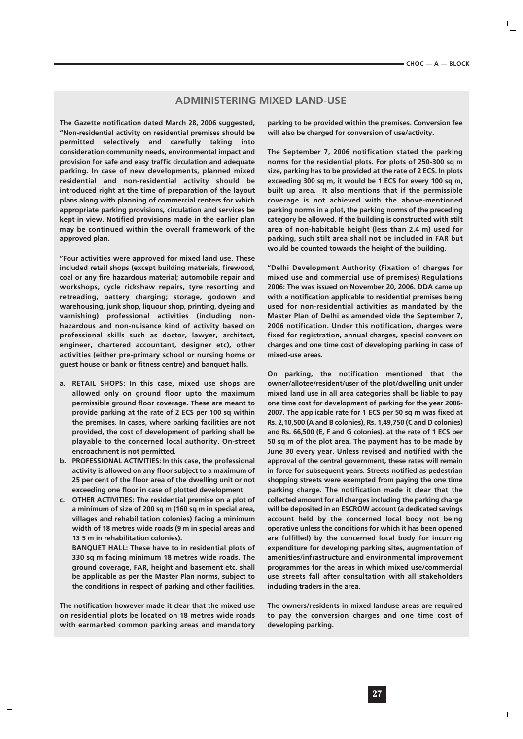## ADMINISTERING MIXED LAND-USE

**The Gazette notification dated March 28, 2006 suggested, "Non-residential activity on residential premises should be permitted selectively and carefully taking into consideration community needs, environmental impact and provision for safe and easy traffic circulation and adequate parking. In case of new developments, planned mixed residential and non-residential activity should be introduced right at the time of preparation of the layout plans along with planning of commercial centers for which appropriate parking provisions, circulation and services be kept in view. Notified provisions made in the earlier plan may be continued within the overall framework of the approved plan.**

**"Four activities were approved for mixed land use. These included retail shops (except building materials, firewood, coal or any fire hazardous material; automobile repair and workshops, cycle rickshaw repairs, tyre resorting and retreading, battery charging; storage, godown and warehousing, junk shop, liquour shop, printing, dyeing and varnishing) professional activities (including non-hazardous and non-nuisance kind of activity based on professional skills such as doctor, lawyer, architect, engineer, chartered accountant, designer etc), other activities (either pre-primary school or nursing home or guest house or bank or fitness centre) and banquet halls.**

a. **RETAIL SHOPS: In this case, mixed use shops are allowed only on ground floor upto the maximum permissible ground floor coverage. These are meant to provide parking at the rate of 2 ECS per 100 sq within the premises. In cases, where parking facilities are not provided, the cost of development of parking shall be playable to the concerned local authority. On-street encroachment is not permitted.**
b. **PROFESSIONAL ACTIVITIES: In this case, the professional activity is allowed on any floor subject to a maximum of 25 per cent of the floor area of the dwelling unit or not exceeding one floor in case of plotted development.**
c. **OTHER ACTIVITIES: The residential premise on a plot of a minimum of size of 200 sq m (160 sq m in special area, villages and rehabilitation colonies) facing a minimum width of 18 metres wide roads (9 m in special areas and 13 5 m in rehabilitation colonies).**

   **BANQUET HALL: These have to in residential plots of 330 sq m facing minimum 18 metres wide roads. The ground coverage, FAR, height and basement etc. shall be applicable as per the Master Plan norms, subject to the conditions in respect of parking and other facilities.**

**The notification however made it clear that the mixed use on residential plots be located on 18 metres wide roads with earmarked common parking areas and mandatory parking to be provided within the premises. Conversion fee will also be charged for conversion of use/activity.**

**The September 7, 2006 notification stated the parking norms for the residential plots. For plots of 250-300 sq m size, parking has to be provided at the rate of 2 ECS. In plots exceeding 300 sq m, it would be 1 ECS for every 100 sq m, built up area. It also mentions that if the permissible coverage is not achieved with the above-mentioned parking norms in a plot, the parking norms of the preceding category be allowed. If the building is constructed with stilt area of non-habitable height (less than 2.4 m) used for parking, such stilt area shall not be included in FAR but would be counted towards the height of the building.**

**"Delhi Development Authority (Fixation of charges for mixed use and commercial use of premises) Regulations 2006: The was issued on November 20, 2006. DDA came up with a notification applicable to residential premises being used for non-residential activities as mandated by the Master Plan of Delhi as amended vide the September 7, 2006 notification. Under this notification, charges were fixed for registration, annual charges, special conversion charges and one time cost of developing parking in case of mixed-use areas.**

**On parking, the notification mentioned that the owner/allotee/resident/user of the plot/dwelling unit under mixed land use in all area categories shall be liable to pay one time cost for development of parking for the year 2006-2007. The applicable rate for 1 ECS per 50 sq m was fixed at Rs. 2,10,500 (A and B colonies), Rs. 1,49,750 (C and D colonies) and Rs. 66,500 (E, F and G colonies). at the rate of 1 ECS per 50 sq m of the plot area. The payment has to be made by June 30 every year. Unless revised and notified with the approval of the central government, these rates will remain in force for subsequent years. Streets notified as pedestrian shopping streets were exempted from paying the one time parking charge. The notification made it clear that the collected amount for all charges including the parking charge will be deposited in an ESCROW account (a dedicated savings account held by the concerned local body not being operative unless the conditions for which it has been opened are fulfilled) by the concerned local body for incurring expenditure for developing parking sites, augmentation of amenities/infrastructure and environmental improvement programmes for the areas in which mixed use/commercial use streets fall after consultation with all stakeholders including traders in the area.**

**The owners/residents in mixed landuse areas are required to pay the conversion charges and one time cost of developing parking.**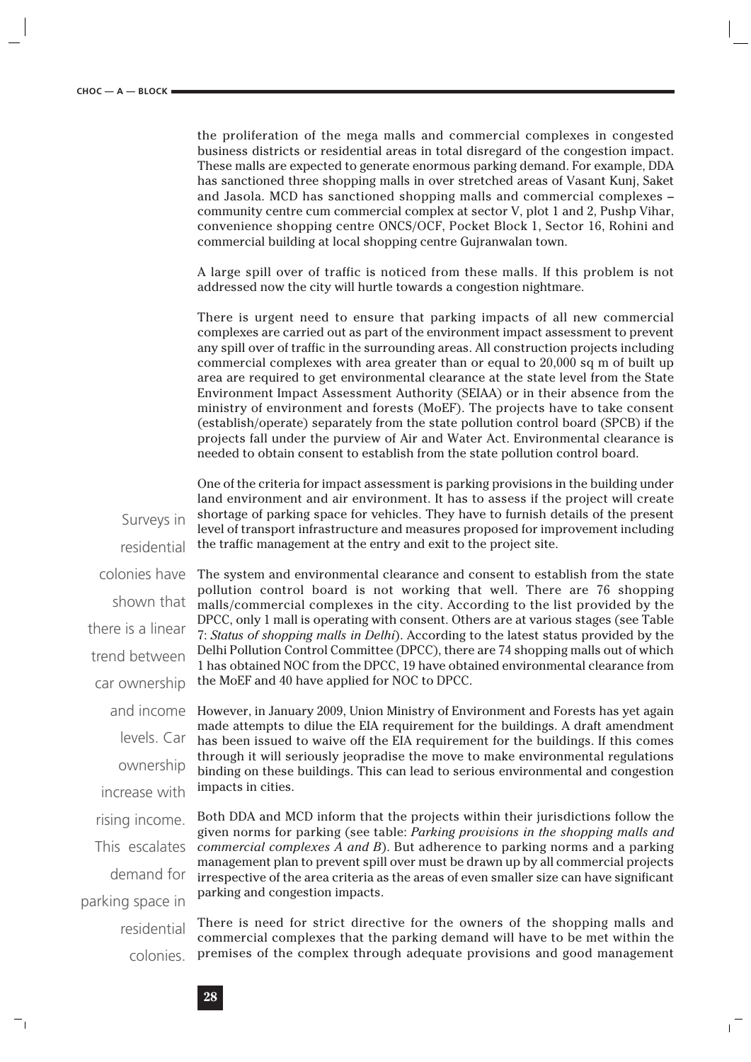the proliferation of the mega malls and commercial complexes in congested business districts or residential areas in total disregard of the congestion impact. These malls are expected to generate enormous parking demand. For example, DDA has sanctioned three shopping malls in over stretched areas of Vasant Kunj, Saket and Jasola. MCD has sanctioned shopping malls and commercial complexes – community centre cum commercial complex at sector V, plot 1 and 2, Pushp Vihar, convenience shopping centre ONCS/OCF, Pocket Block 1, Sector 16, Rohini and commercial building at local shopping centre Gujranwalan town.

A large spill over of traffic is noticed from these malls. If this problem is not addressed now the city will hurtle towards a congestion nightmare.

There is urgent need to ensure that parking impacts of all new commercial complexes are carried out as part of the environment impact assessment to prevent any spill over of traffic in the surrounding areas. All construction projects including commercial complexes with area greater than or equal to 20,000 sq m of built up area are required to get environmental clearance at the state level from the State Environment Impact Assessment Authority (SEIAA) or in their absence from the ministry of environment and forests (MoEF). The projects have to take consent (establish/operate) separately from the state pollution control board (SPCB) if the projects fall under the purview of Air and Water Act. Environmental clearance is needed to obtain consent to establish from the state pollution control board.

One of the criteria for impact assessment is parking provisions in the building under land environment and air environment. It has to assess if the project will create shortage of parking space for vehicles. They have to furnish details of the present level of transport infrastructure and measures proposed for improvement including the traffic management at the entry and exit to the project site.

Surveys in residential colonies have shown that there is a linear trend between car ownership and income levels. Car ownership increase with rising income. This escalates demand for parking space in residential colonies.

The system and environmental clearance and consent to establish from the state pollution control board is not working that well. There are 76 shopping malls/commercial complexes in the city. According to the list provided by the DPCC, only 1 mall is operating with consent. Others are at various stages (see Table 7: *Status of shopping malls in Delhi*). According to the latest status provided by the Delhi Pollution Control Committee (DPCC), there are 74 shopping malls out of which 1 has obtained NOC from the DPCC, 19 have obtained environmental clearance from the MoEF and 40 have applied for NOC to DPCC.

However, in January 2009, Union Ministry of Environment and Forests has yet again made attempts to dilue the EIA requirement for the buildings. A draft amendment has been issued to waive off the EIA requirement for the buildings. If this comes through it will seriously jeopradise the move to make environmental regulations binding on these buildings. This can lead to serious environmental and congestion impacts in cities.

Both DDA and MCD inform that the projects within their jurisdictions follow the given norms for parking (see table: *Parking provisions in the shopping malls and commercial complexes A and B*). But adherence to parking norms and a parking management plan to prevent spill over must be drawn up by all commercial projects irrespective of the area criteria as the areas of even smaller size can have significant parking and congestion impacts.

There is need for strict directive for the owners of the shopping malls and commercial complexes that the parking demand will have to be met within the premises of the complex through adequate provisions and good management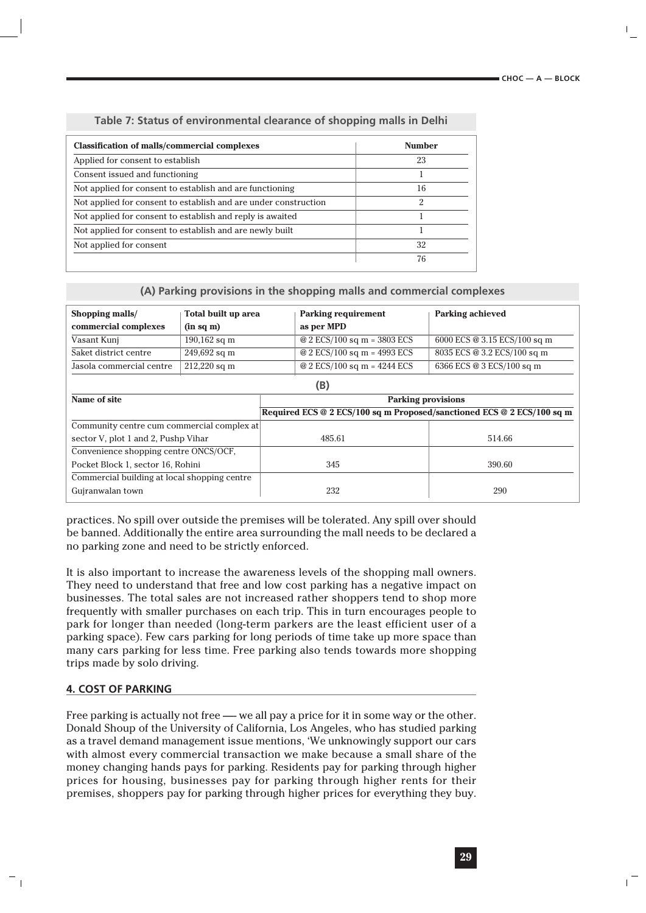**Table 7: Status of environmental clearance of shopping malls in Delhi**

| Classification of malls/commercial complexes | Number |
|---|---|
| Applied for consent to establish | 23 |
| Consent issued and functioning | 1 |
| Not applied for consent to establish and are functioning | 16 |
| Not applied for consent to establish and are under construction | 2 |
| Not applied for consent to establish and reply is awaited | 1 |
| Not applied for consent to establish and are newly built | 1 |
| Not applied for consent | 32 |
| | 76 |

**(A) Parking provisions in the shopping malls and commercial complexes**

| Shopping malls/ commercial complexes | Total built up area (in sq m) | Parking requirement as per MPD | Parking achieved |
|---|---|---|---|
| Vasant Kunj | 190,162 sq m | @ 2 ECS/100 sq m = 3803 ECS | 6000 ECS @ 3.15 ECS/100 sq m |
| Saket district centre | 249,692 sq m | @ 2 ECS/100 sq m = 4993 ECS | 8035 ECS @ 3.2 ECS/100 sq m |
| Jasola commercial centre | 212,220 sq m | @ 2 ECS/100 sq m = 4244 ECS | 6366 ECS @ 3 ECS/100 sq m |

**(B)**

| Name of site | Parking provisions | |
|---|---|---|
| | Required ECS @ 2 ECS/100 sq m | Proposed/sanctioned ECS @ 2 ECS/100 sq m |
| Community centre cum commercial complex at sector V, plot 1 and 2, Pushp Vihar | 485.61 | 514.66 |
| Convenience shopping centre ONCS/OCF, Pocket Block 1, sector 16, Rohini | 345 | 390.60 |
| Commercial building at local shopping centre Gujranwalan town | 232 | 290 |

practices. No spill over outside the premises will be tolerated. Any spill over should be banned. Additionally the entire area surrounding the mall needs to be declared a no parking zone and need to be strictly enforced.

It is also important to increase the awareness levels of the shopping mall owners. They need to understand that free and low cost parking has a negative impact on businesses. The total sales are not increased rather shoppers tend to shop more frequently with smaller purchases on each trip. This in turn encourages people to park for longer than needed (long-term parkers are the least efficient user of a parking space). Few cars parking for long periods of time take up more space than many cars parking for less time. Free parking also tends towards more shopping trips made by solo driving.

## 4. COST OF PARKING

Free parking is actually not free — we all pay a price for it in some way or the other. Donald Shoup of the University of California, Los Angeles, who has studied parking as a travel demand management issue mentions, 'We unknowingly support our cars with almost every commercial transaction we make because a small share of the money changing hands pays for parking. Residents pay for parking through higher prices for housing, businesses pay for parking through higher rents for their premises, shoppers pay for parking through higher prices for everything they buy.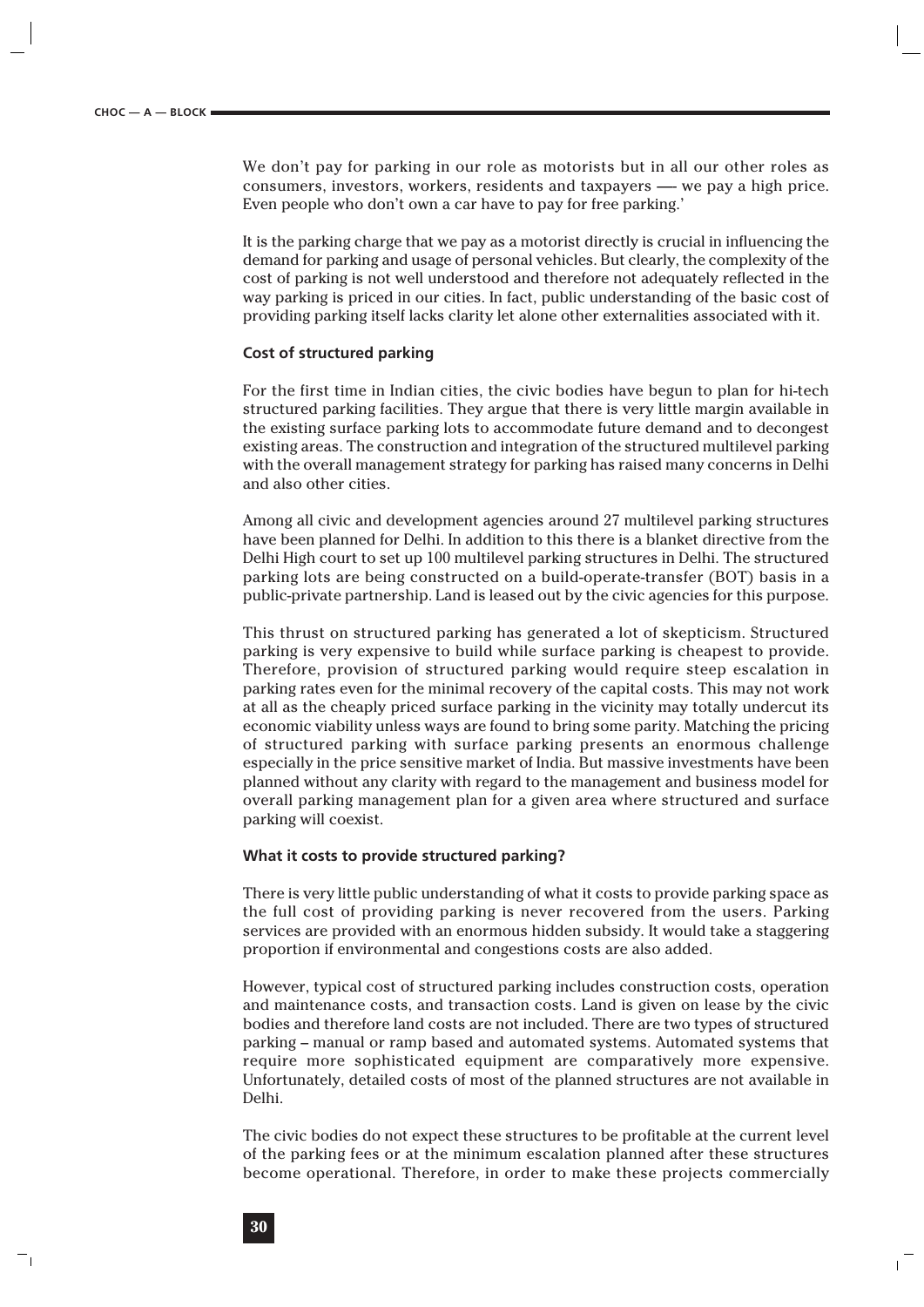We don't pay for parking in our role as motorists but in all our other roles as consumers, investors, workers, residents and taxpayers — we pay a high price. Even people who don't own a car have to pay for free parking.'

It is the parking charge that we pay as a motorist directly is crucial in influencing the demand for parking and usage of personal vehicles. But clearly, the complexity of the cost of parking is not well understood and therefore not adequately reflected in the way parking is priced in our cities. In fact, public understanding of the basic cost of providing parking itself lacks clarity let alone other externalities associated with it.

### Cost of structured parking

For the first time in Indian cities, the civic bodies have begun to plan for hi-tech structured parking facilities. They argue that there is very little margin available in the existing surface parking lots to accommodate future demand and to decongest existing areas. The construction and integration of the structured multilevel parking with the overall management strategy for parking has raised many concerns in Delhi and also other cities.

Among all civic and development agencies around 27 multilevel parking structures have been planned for Delhi. In addition to this there is a blanket directive from the Delhi High court to set up 100 multilevel parking structures in Delhi. The structured parking lots are being constructed on a build-operate-transfer (BOT) basis in a public-private partnership. Land is leased out by the civic agencies for this purpose.

This thrust on structured parking has generated a lot of skepticism. Structured parking is very expensive to build while surface parking is cheapest to provide. Therefore, provision of structured parking would require steep escalation in parking rates even for the minimal recovery of the capital costs. This may not work at all as the cheaply priced surface parking in the vicinity may totally undercut its economic viability unless ways are found to bring some parity. Matching the pricing of structured parking with surface parking presents an enormous challenge especially in the price sensitive market of India. But massive investments have been planned without any clarity with regard to the management and business model for overall parking management plan for a given area where structured and surface parking will coexist.

### What it costs to provide structured parking?

There is very little public understanding of what it costs to provide parking space as the full cost of providing parking is never recovered from the users. Parking services are provided with an enormous hidden subsidy. It would take a staggering proportion if environmental and congestions costs are also added.

However, typical cost of structured parking includes construction costs, operation and maintenance costs, and transaction costs. Land is given on lease by the civic bodies and therefore land costs are not included. There are two types of structured parking – manual or ramp based and automated systems. Automated systems that require more sophisticated equipment are comparatively more expensive. Unfortunately, detailed costs of most of the planned structures are not available in Delhi.

The civic bodies do not expect these structures to be profitable at the current level of the parking fees or at the minimum escalation planned after these structures become operational. Therefore, in order to make these projects commercially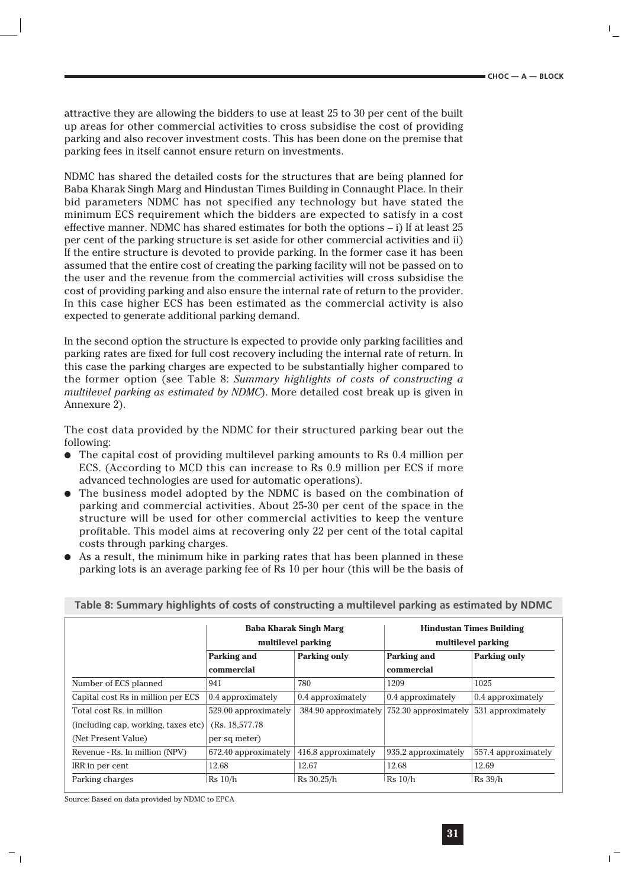attractive they are allowing the bidders to use at least 25 to 30 per cent of the built up areas for other commercial activities to cross subsidise the cost of providing parking and also recover investment costs. This has been done on the premise that parking fees in itself cannot ensure return on investments.

NDMC has shared the detailed costs for the structures that are being planned for Baba Kharak Singh Marg and Hindustan Times Building in Connaught Place. In their bid parameters NDMC has not specified any technology but have stated the minimum ECS requirement which the bidders are expected to satisfy in a cost effective manner. NDMC has shared estimates for both the options – i) If at least 25 per cent of the parking structure is set aside for other commercial activities and ii) If the entire structure is devoted to provide parking. In the former case it has been assumed that the entire cost of creating the parking facility will not be passed on to the user and the revenue from the commercial activities will cross subsidise the cost of providing parking and also ensure the internal rate of return to the provider. In this case higher ECS has been estimated as the commercial activity is also expected to generate additional parking demand.

In the second option the structure is expected to provide only parking facilities and parking rates are fixed for full cost recovery including the internal rate of return. In this case the parking charges are expected to be substantially higher compared to the former option (see Table 8: *Summary highlights of costs of constructing a multilevel parking as estimated by NDMC*). More detailed cost break up is given in Annexure 2).

The cost data provided by the NDMC for their structured parking bear out the following:

- The capital cost of providing multilevel parking amounts to Rs 0.4 million per ECS. (According to MCD this can increase to Rs 0.9 million per ECS if more advanced technologies are used for automatic operations).
- The business model adopted by the NDMC is based on the combination of parking and commercial activities. About 25-30 per cent of the space in the structure will be used for other commercial activities to keep the venture profitable. This model aims at recovering only 22 per cent of the total capital costs through parking charges.
- As a result, the minimum hike in parking rates that has been planned in these parking lots is an average parking fee of Rs 10 per hour (this will be the basis of

**Table 8: Summary highlights of costs of constructing a multilevel parking as estimated by NDMC**

| | Baba Kharak Singh Marg multilevel parking | | Hindustan Times Building multilevel parking | |
|---|---|---|---|---|
| | Parking and commercial | Parking only | Parking and commercial | Parking only |
| Number of ECS planned | 941 | 780 | 1209 | 1025 |
| Capital cost Rs in million per ECS | 0.4 approximately | 0.4 approximately | 0.4 approximately | 0.4 approximately |
| Total cost Rs. in million (including cap, working, taxes etc) (Net Present Value) | 529.00 approximately (Rs. 18,577.78 per sq meter) | 384.90 approximately | 752.30 approximately | 531 approximately |
| Revenue - Rs. In million (NPV) | 672.40 approximately | 416.8 approximately | 935.2 approximately | 557.4 approximately |
| IRR in per cent | 12.68 | 12.67 | 12.68 | 12.69 |
| Parking charges | Rs 10/h | Rs 30.25/h | Rs 10/h | Rs 39/h |

Source: Based on data provided by NDMC to EPCA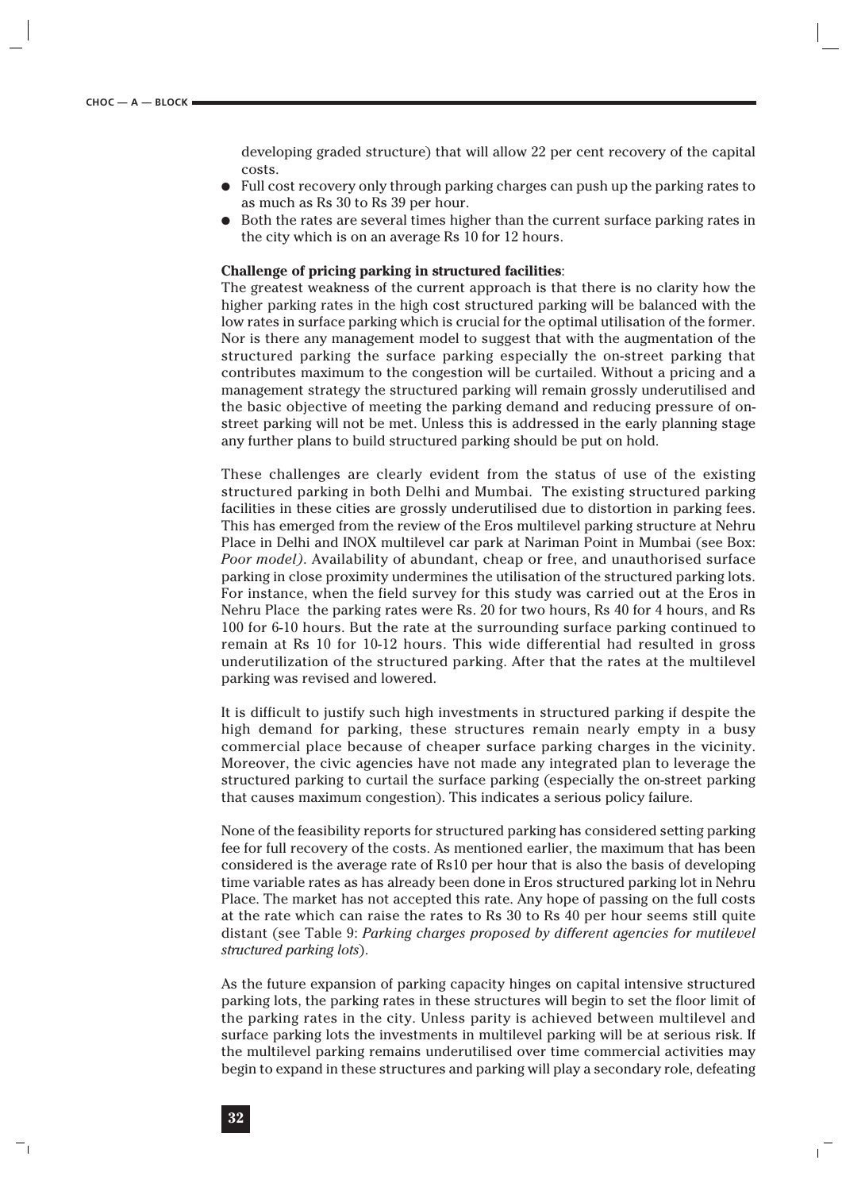developing graded structure) that will allow 22 per cent recovery of the capital costs.

- Full cost recovery only through parking charges can push up the parking rates to as much as Rs 30 to Rs 39 per hour.
- Both the rates are several times higher than the current surface parking rates in the city which is on an average Rs 10 for 12 hours.

**Challenge of pricing parking in structured facilities**:
The greatest weakness of the current approach is that there is no clarity how the higher parking rates in the high cost structured parking will be balanced with the low rates in surface parking which is crucial for the optimal utilisation of the former. Nor is there any management model to suggest that with the augmentation of the structured parking the surface parking especially the on-street parking that contributes maximum to the congestion will be curtailed. Without a pricing and a management strategy the structured parking will remain grossly underutilised and the basic objective of meeting the parking demand and reducing pressure of on-street parking will not be met. Unless this is addressed in the early planning stage any further plans to build structured parking should be put on hold.

These challenges are clearly evident from the status of use of the existing structured parking in both Delhi and Mumbai. The existing structured parking facilities in these cities are grossly underutilised due to distortion in parking fees. This has emerged from the review of the Eros multilevel parking structure at Nehru Place in Delhi and INOX multilevel car park at Nariman Point in Mumbai (see Box: *Poor model)*. Availability of abundant, cheap or free, and unauthorised surface parking in close proximity undermines the utilisation of the structured parking lots. For instance, when the field survey for this study was carried out at the Eros in Nehru Place the parking rates were Rs. 20 for two hours, Rs 40 for 4 hours, and Rs 100 for 6-10 hours. But the rate at the surrounding surface parking continued to remain at Rs 10 for 10-12 hours. This wide differential had resulted in gross underutilization of the structured parking. After that the rates at the multilevel parking was revised and lowered.

It is difficult to justify such high investments in structured parking if despite the high demand for parking, these structures remain nearly empty in a busy commercial place because of cheaper surface parking charges in the vicinity. Moreover, the civic agencies have not made any integrated plan to leverage the structured parking to curtail the surface parking (especially the on-street parking that causes maximum congestion). This indicates a serious policy failure.

None of the feasibility reports for structured parking has considered setting parking fee for full recovery of the costs. As mentioned earlier, the maximum that has been considered is the average rate of Rs10 per hour that is also the basis of developing time variable rates as has already been done in Eros structured parking lot in Nehru Place. The market has not accepted this rate. Any hope of passing on the full costs at the rate which can raise the rates to Rs 30 to Rs 40 per hour seems still quite distant (see Table 9: *Parking charges proposed by different agencies for mutilevel structured parking lots*).

As the future expansion of parking capacity hinges on capital intensive structured parking lots, the parking rates in these structures will begin to set the floor limit of the parking rates in the city. Unless parity is achieved between multilevel and surface parking lots the investments in multilevel parking will be at serious risk. If the multilevel parking remains underutilised over time commercial activities may begin to expand in these structures and parking will play a secondary role, defeating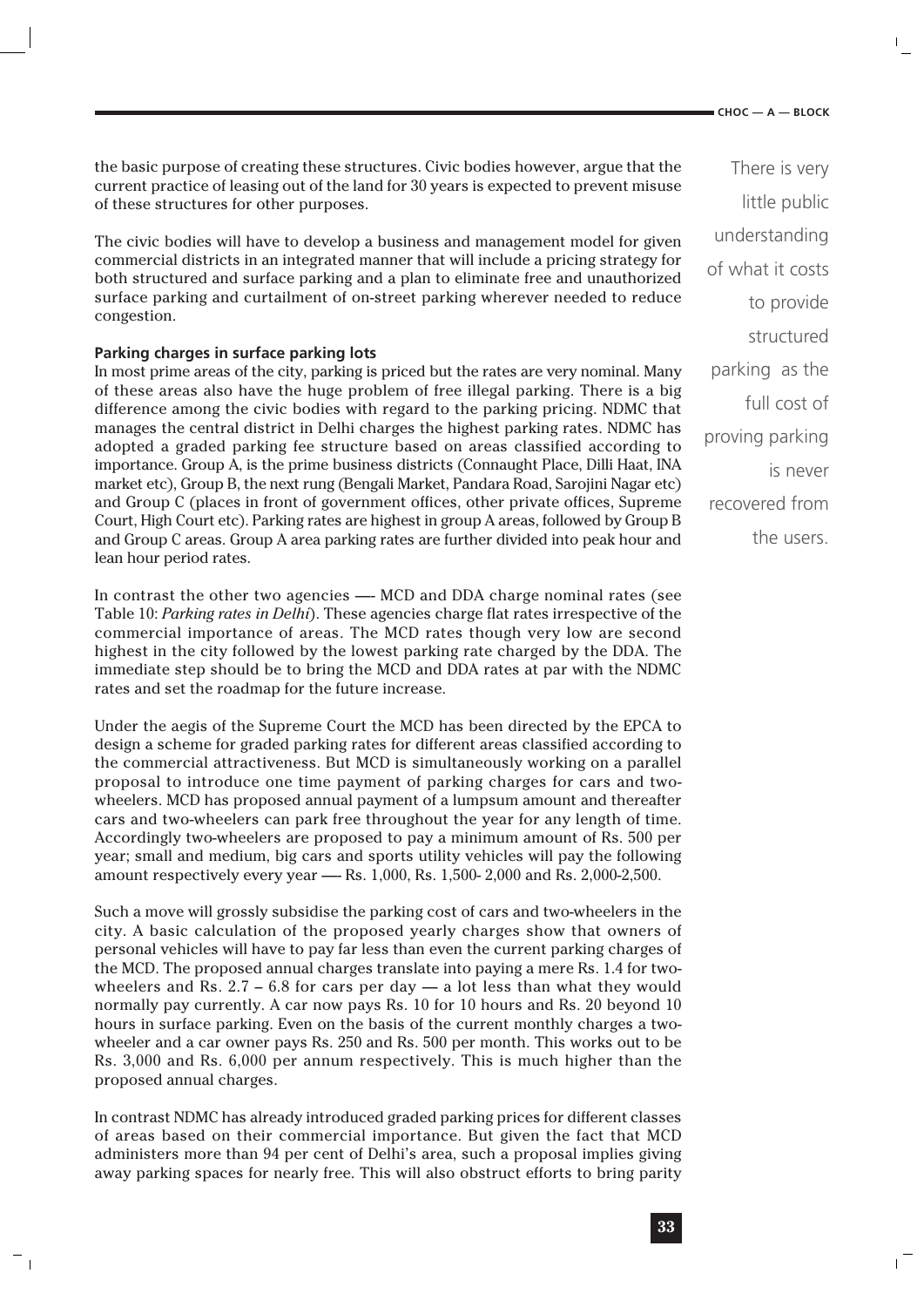the basic purpose of creating these structures. Civic bodies however, argue that the current practice of leasing out of the land for 30 years is expected to prevent misuse of these structures for other purposes.

The civic bodies will have to develop a business and management model for given commercial districts in an integrated manner that will include a pricing strategy for both structured and surface parking and a plan to eliminate free and unauthorized surface parking and curtailment of on-street parking wherever needed to reduce congestion.

There is very little public understanding of what it costs to provide structured parking as the full cost of proving parking is never recovered from the users.

**Parking charges in surface parking lots**

In most prime areas of the city, parking is priced but the rates are very nominal. Many of these areas also have the huge problem of free illegal parking. There is a big difference among the civic bodies with regard to the parking pricing. NDMC that manages the central district in Delhi charges the highest parking rates. NDMC has adopted a graded parking fee structure based on areas classified according to importance. Group A, is the prime business districts (Connaught Place, Dilli Haat, INA market etc), Group B, the next rung (Bengali Market, Pandara Road, Sarojini Nagar etc) and Group C (places in front of government offices, other private offices, Supreme Court, High Court etc). Parking rates are highest in group A areas, followed by Group B and Group C areas. Group A area parking rates are further divided into peak hour and lean hour period rates.

In contrast the other two agencies —- MCD and DDA charge nominal rates (see Table 10: *Parking rates in Delhi*). These agencies charge flat rates irrespective of the commercial importance of areas. The MCD rates though very low are second highest in the city followed by the lowest parking rate charged by the DDA. The immediate step should be to bring the MCD and DDA rates at par with the NDMC rates and set the roadmap for the future increase.

Under the aegis of the Supreme Court the MCD has been directed by the EPCA to design a scheme for graded parking rates for different areas classified according to the commercial attractiveness. But MCD is simultaneously working on a parallel proposal to introduce one time payment of parking charges for cars and two-wheelers. MCD has proposed annual payment of a lumpsum amount and thereafter cars and two-wheelers can park free throughout the year for any length of time. Accordingly two-wheelers are proposed to pay a minimum amount of Rs. 500 per year; small and medium, big cars and sports utility vehicles will pay the following amount respectively every year —– Rs. 1,000, Rs. 1,500- 2,000 and Rs. 2,000-2,500.

Such a move will grossly subsidise the parking cost of cars and two-wheelers in the city. A basic calculation of the proposed yearly charges show that owners of personal vehicles will have to pay far less than even the current parking charges of the MCD. The proposed annual charges translate into paying a mere Rs. 1.4 for two-wheelers and Rs. 2.7 – 6.8 for cars per day — a lot less than what they would normally pay currently. A car now pays Rs. 10 for 10 hours and Rs. 20 beyond 10 hours in surface parking. Even on the basis of the current monthly charges a two-wheeler and a car owner pays Rs. 250 and Rs. 500 per month. This works out to be Rs. 3,000 and Rs. 6,000 per annum respectively. This is much higher than the proposed annual charges.

In contrast NDMC has already introduced graded parking prices for different classes of areas based on their commercial importance. But given the fact that MCD administers more than 94 per cent of Delhi's area, such a proposal implies giving away parking spaces for nearly free. This will also obstruct efforts to bring parity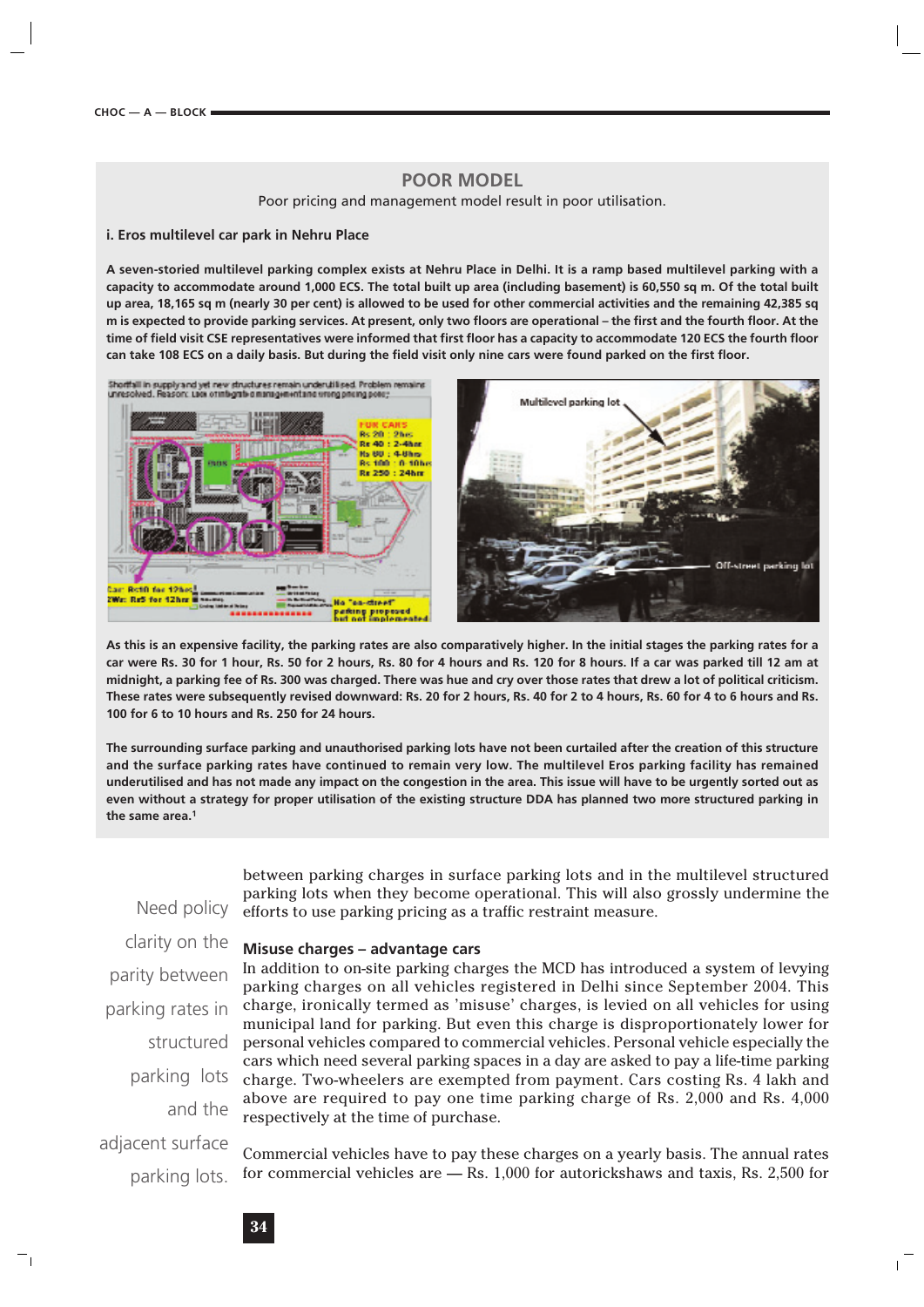## POOR MODEL

Poor pricing and management model result in poor utilisation.

### i. Eros multilevel car park in Nehru Place

**A seven-storied multilevel parking complex exists at Nehru Place in Delhi. It is a ramp based multilevel parking with a capacity to accommodate around 1,000 ECS. The total built up area (including basement) is 60,550 sq m. Of the total built up area, 18,165 sq m (nearly 30 per cent) is allowed to be used for other commercial activities and the remaining 42,385 sq m is expected to provide parking services. At present, only two floors are operational – the first and the fourth floor. At the time of field visit CSE representatives were informed that first floor has a capacity to accommodate 120 ECS the fourth floor can take 108 ECS on a daily basis. But during the field visit only nine cars were found parked on the first floor.**

**As this is an expensive facility, the parking rates are also comparatively higher. In the initial stages the parking rates for a car were Rs. 30 for 1 hour, Rs. 50 for 2 hours, Rs. 80 for 4 hours and Rs. 120 for 8 hours. If a car was parked till 12 am at midnight, a parking fee of Rs. 300 was charged. There was hue and cry over those rates that drew a lot of political criticism. These rates were subsequently revised downward: Rs. 20 for 2 hours, Rs. 40 for 2 to 4 hours, Rs. 60 for 4 to 6 hours and Rs. 100 for 6 to 10 hours and Rs. 250 for 24 hours.**

**The surrounding surface parking and unauthorised parking lots have not been curtailed after the creation of this structure and the surface parking rates have continued to remain very low. The multilevel Eros parking facility has remained underutilised and has not made any impact on the congestion in the area. This issue will have to be urgently sorted out as even without a strategy for proper utilisation of the existing structure DDA has planned two more structured parking in the same area.[1]**

between parking charges in surface parking lots and in the multilevel structured parking lots when they become operational. This will also grossly undermine the efforts to use parking pricing as a traffic restraint measure.

Need policy clarity on the parity between parking rates in structured parking lots and the adjacent surface parking lots.

### Misuse charges – advantage cars

In addition to on-site parking charges the MCD has introduced a system of levying parking charges on all vehicles registered in Delhi since September 2004. This charge, ironically termed as 'misuse' charges, is levied on all vehicles for using municipal land for parking. But even this charge is disproportionately lower for personal vehicles compared to commercial vehicles. Personal vehicle especially the cars which need several parking spaces in a day are asked to pay a life-time parking charge. Two-wheelers are exempted from payment. Cars costing Rs. 4 lakh and above are required to pay one time parking charge of Rs. 2,000 and Rs. 4,000 respectively at the time of purchase.

Commercial vehicles have to pay these charges on a yearly basis. The annual rates for commercial vehicles are — Rs. 1,000 for autorickshaws and taxis, Rs. 2,500 for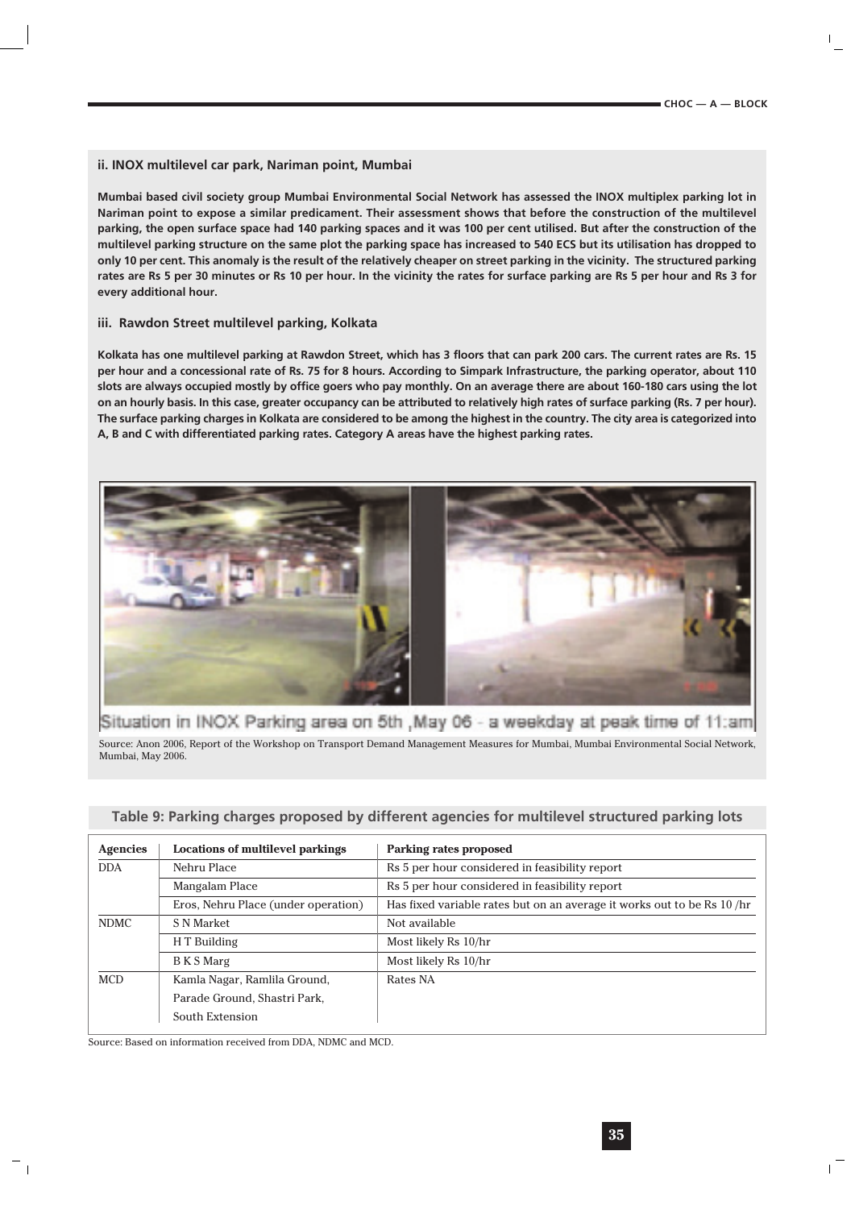### ii. INOX multilevel car park, Nariman point, Mumbai

**Mumbai based civil society group Mumbai Environmental Social Network has assessed the INOX multiplex parking lot in Nariman point to expose a similar predicament. Their assessment shows that before the construction of the multilevel parking, the open surface space had 140 parking spaces and it was 100 per cent utilised. But after the construction of the multilevel parking structure on the same plot the parking space has increased to 540 ECS but its utilisation has dropped to only 10 per cent. This anomaly is the result of the relatively cheaper on street parking in the vicinity. The structured parking rates are Rs 5 per 30 minutes or Rs 10 per hour. In the vicinity the rates for surface parking are Rs 5 per hour and Rs 3 for every additional hour.**

### iii. Rawdon Street multilevel parking, Kolkata

**Kolkata has one multilevel parking at Rawdon Street, which has 3 floors that can park 200 cars. The current rates are Rs. 15 per hour and a concessional rate of Rs. 75 for 8 hours. According to Simpark Infrastructure, the parking operator, about 110 slots are always occupied mostly by office goers who pay monthly. On an average there are about 160-180 cars using the lot on an hourly basis. In this case, greater occupancy can be attributed to relatively high rates of surface parking (Rs. 7 per hour). The surface parking charges in Kolkata are considered to be among the highest in the country. The city area is categorized into A, B and C with differentiated parking rates. Category A areas have the highest parking rates.**

Situation in INOX Parking area on 5th ,May 06 - a weekday at peak time of 11:am

Source: Anon 2006, Report of the Workshop on Transport Demand Management Measures for Mumbai, Mumbai Environmental Social Network, Mumbai, May 2006.

**Table 9: Parking charges proposed by different agencies for multilevel structured parking lots**

| Agencies | Locations of multilevel parkings | Parking rates proposed |
|---|---|---|
| DDA | Nehru Place | Rs 5 per hour considered in feasibility report |
| | Mangalam Place | Rs 5 per hour considered in feasibility report |
| | Eros, Nehru Place (under operation) | Has fixed variable rates but on an average it works out to be Rs 10 /hr |
| NDMC | S N Market | Not available |
| | H T Building | Most likely Rs 10/hr |
| | B K S Marg | Most likely Rs 10/hr |
| MCD | Kamla Nagar, Ramlila Ground, Parade Ground, Shastri Park, South Extension | Rates NA |

Source: Based on information received from DDA, NDMC and MCD.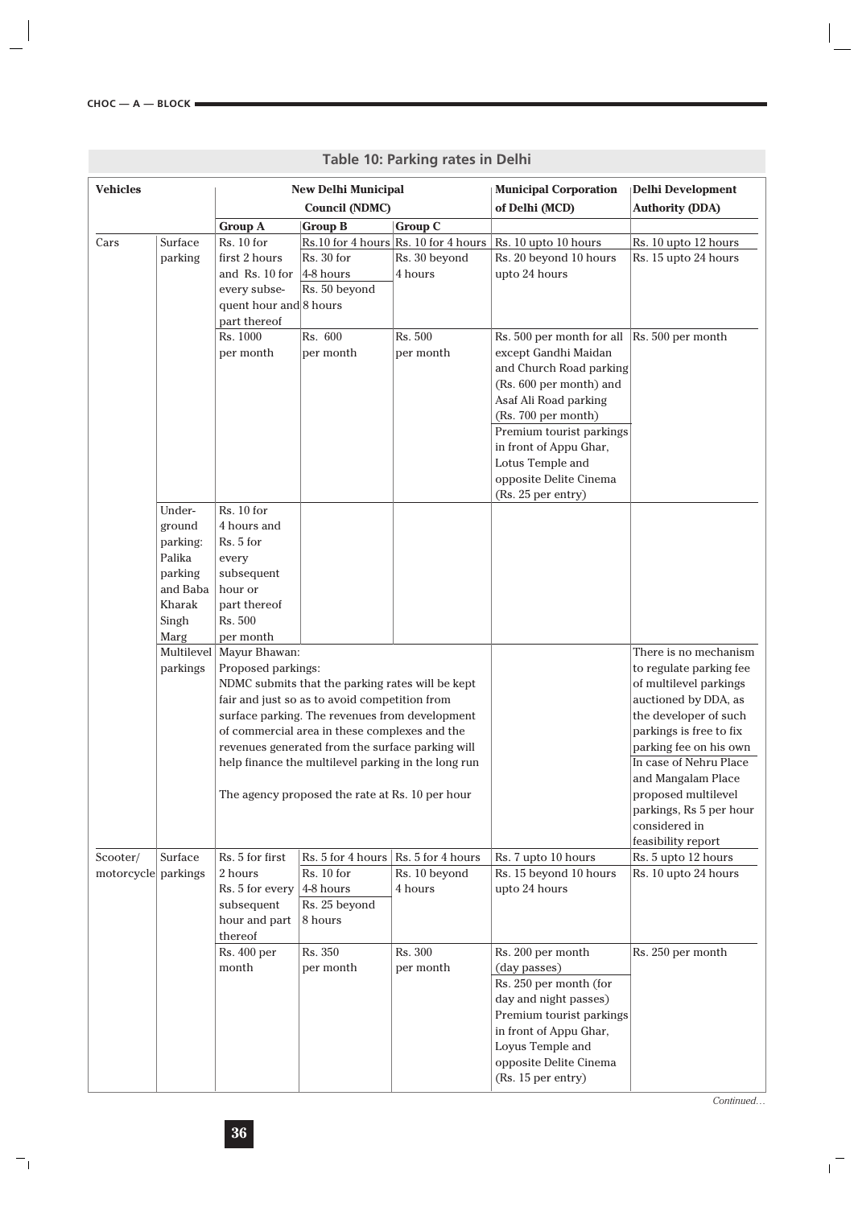## Table 10: Parking rates in Delhi

| Vehicles | | New Delhi Municipal Council (NDMC) | | | Municipal Corporation of Delhi (MCD) | Delhi Development Authority (DDA) |
|---|---|---|---|---|---|---|
| | | Group A | Group B | Group C | | |
| Cars | Surface parking | Rs. 10 for first 2 hours and Rs. 10 for every subsequent hour and part thereof | Rs.10 for 4 hours Rs. 30 for 4-8 hours Rs. 50 beyond 8 hours | Rs. 10 for 4 hours Rs. 30 beyond 4 hours | Rs. 10 upto 10 hours Rs. 20 beyond 10 hours upto 24 hours | Rs. 10 upto 12 hours Rs. 15 upto 24 hours |
| | | Rs. 1000 per month | Rs. 600 per month | Rs. 500 per month | Rs. 500 per month for all except Gandhi Maidan and Church Road parking (Rs. 600 per month) and Asaf Ali Road parking (Rs. 700 per month) Premium tourist parkings in front of Appu Ghar, Lotus Temple and opposite Delite Cinema (Rs. 25 per entry) | Rs. 500 per month |
| | Underground parking: Palika parking and Baba Kharak Singh Marg | Rs. 10 for 4 hours and Rs. 5 for every subsequent hour or part thereof Rs. 500 per month | | | | |
| | Multilevel parkings | Mayur Bhawan: Proposed parkings: NDMC submits that the parking rates will be kept fair and just so as to avoid competition from surface parking. The revenues from development of commercial area in these complexes and the revenues generated from the surface parking will help finance the multilevel parking in the long run The agency proposed the rate at Rs. 10 per hour | | | | There is no mechanism to regulate parking fee of multilevel parkings auctioned by DDA, as the developer of such parkings is free to fix parking fee on his own In case of Nehru Place and Mangalam Place proposed multilevel parkings, Rs 5 per hour considered in feasibility report |
| Scooter/ motorcycle | Surface parkings | Rs. 5 for first 2 hours Rs. 5 for every subsequent hour and part thereof | Rs. 5 for 4 hours Rs. 10 for 4-8 hours Rs. 25 beyond 8 hours | Rs. 5 for 4 hours Rs. 10 beyond 4 hours | Rs. 7 upto 10 hours Rs. 15 beyond 10 hours upto 24 hours | Rs. 5 upto 12 hours Rs. 10 upto 24 hours |
| | | Rs. 400 per month | Rs. 350 per month | Rs. 300 per month | Rs. 200 per month (day passes) Rs. 250 per month (for day and night passes) Premium tourist parkings in front of Appu Ghar, Loyus Temple and opposite Delite Cinema (Rs. 15 per entry) | Rs. 250 per month |

*Continued…*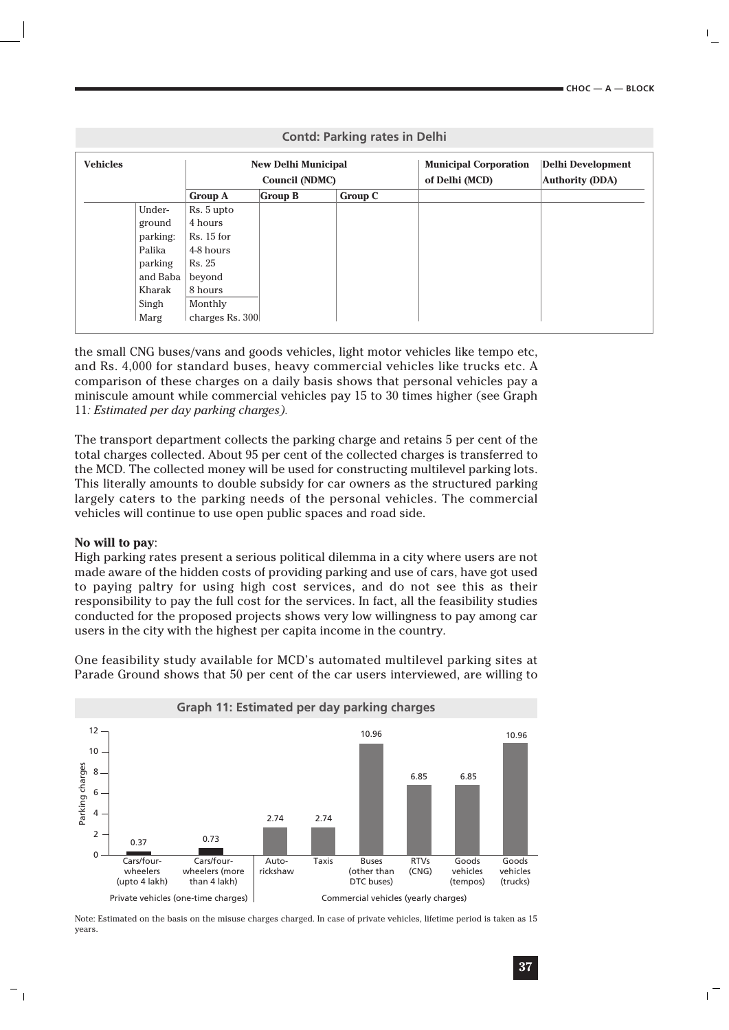**Contd: Parking rates in Delhi**

| Vehicles | | New Delhi Municipal Council (NDMC) | | | Municipal Corporation of Delhi (MCD) | Delhi Development Authority (DDA) |
|---|---|---|---|---|---|---|
| | | Group A | Group B | Group C | | |
| | Underground parking: Palika parking and Baba Kharak Singh Marg | Rs. 5 upto 4 hours Rs. 15 for 4-8 hours Rs. 25 beyond 8 hours | | | | |
| | | Monthly charges Rs. 300 | | | | |

the small CNG buses/vans and goods vehicles, light motor vehicles like tempo etc, and Rs. 4,000 for standard buses, heavy commercial vehicles like trucks etc. A comparison of these charges on a daily basis shows that personal vehicles pay a miniscule amount while commercial vehicles pay 15 to 30 times higher (see Graph 11*: Estimated per day parking charges).*

The transport department collects the parking charge and retains 5 per cent of the total charges collected. About 95 per cent of the collected charges is transferred to the MCD. The collected money will be used for constructing multilevel parking lots. This literally amounts to double subsidy for car owners as the structured parking largely caters to the parking needs of the personal vehicles. The commercial vehicles will continue to use open public spaces and road side.

**No will to pay**:

High parking rates present a serious political dilemma in a city where users are not made aware of the hidden costs of providing parking and use of cars, have got used to paying paltry for using high cost services, and do not see this as their responsibility to pay the full cost for the services. In fact, all the feasibility studies conducted for the proposed projects shows very low willingness to pay among car users in the city with the highest per capita income in the country.

One feasibility study available for MCD's automated multilevel parking sites at Parade Ground shows that 50 per cent of the car users interviewed, are willing to

**Graph 11: Estimated per day parking charges**

Parking charges

0
2
4
6
8
10
12

0.37
0.73
2.74
2.74
10.96
6.85
6.85
10.96

Cars/four-wheelers (upto 4 lakh)
Cars/four-wheelers (more than 4 lakh)
Auto-rickshaw
Taxis
Buses (other than DTC buses)
RTVs (CNG)
Goods vehicles (tempos)
Goods vehicles (trucks)

Private vehicles (one-time charges)
Commercial vehicles (yearly charges)

Note: Estimated on the basis on the misuse charges charged. In case of private vehicles, lifetime period is taken as 15 years.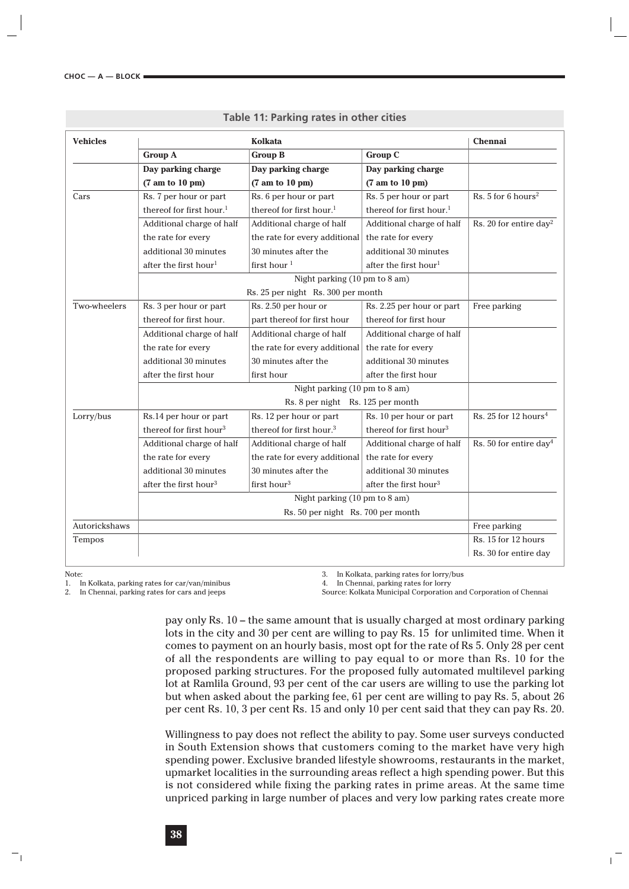**Table 11: Parking rates in other cities**

| Vehicles | Kolkata | | | Chennai |
|---|---|---|---|---|
| | Group A | Group B | Group C | |
| | Day parking charge (7 am to 10 pm) | Day parking charge (7 am to 10 pm) | Day parking charge (7 am to 10 pm) | |
| Cars | Rs. 7 per hour or part thereof for first hour.[1] | Rs. 6 per hour or part thereof for first hour.[1] | Rs. 5 per hour or part thereof for first hour.[1] | Rs. 5 for 6 hours[2] |
| | Additional charge of half the rate for every additional 30 minutes after the first hour[1] | Additional charge of half the rate for every additional 30 minutes after the first hour [1] | Additional charge of half the rate for every additional 30 minutes after the first hour[1] | Rs. 20 for entire day[2] |
| | Night parking (10 pm to 8 am) Rs. 25 per night Rs. 300 per month | | | |
| Two-wheelers | Rs. 3 per hour or part thereof for first hour. | Rs. 2.50 per hour or part thereof for first hour | Rs. 2.25 per hour or part thereof for first hour | Free parking |
| | Additional charge of half the rate for every additional 30 minutes after the first hour | Additional charge of half the rate for every additional 30 minutes after the first hour | Additional charge of half the rate for every additional 30 minutes after the first hour | |
| | Night parking (10 pm to 8 am) Rs. 8 per night Rs. 125 per month | | | |
| Lorry/bus | Rs.14 per hour or part thereof for first hour[3] | Rs. 12 per hour or part thereof for first hour.[3] | Rs. 10 per hour or part thereof for first hour[3] | Rs. 25 for 12 hours[4] |
| | Additional charge of half the rate for every additional 30 minutes after the first hour[3] | Additional charge of half the rate for every additional 30 minutes after the first hour[3] | Additional charge of half the rate for every additional 30 minutes after the first hour[3] | Rs. 50 for entire day[4] |
| | Night parking (10 pm to 8 am) Rs. 50 per night Rs. 700 per month | | | |
| Autorickshaws | | | | Free parking |
| Tempos | | | | Rs. 15 for 12 hours Rs. 30 for entire day |

Note:
1. In Kolkata, parking rates for car/van/minibus
2. In Chennai, parking rates for cars and jeeps
3. In Kolkata, parking rates for lorry/bus
4. In Chennai, parking rates for lorry

Source: Kolkata Municipal Corporation and Corporation of Chennai

pay only Rs. 10 – the same amount that is usually charged at most ordinary parking lots in the city and 30 per cent are willing to pay Rs. 15 for unlimited time. When it comes to payment on an hourly basis, most opt for the rate of Rs 5. Only 28 per cent of all the respondents are willing to pay equal to or more than Rs. 10 for the proposed parking structures. For the proposed fully automated multilevel parking lot at Ramlila Ground, 93 per cent of the car users are willing to use the parking lot but when asked about the parking fee, 61 per cent are willing to pay Rs. 5, about 26 per cent Rs. 10, 3 per cent Rs. 15 and only 10 per cent said that they can pay Rs. 20.

Willingness to pay does not reflect the ability to pay. Some user surveys conducted in South Extension shows that customers coming to the market have very high spending power. Exclusive branded lifestyle showrooms, restaurants in the market, upmarket localities in the surrounding areas reflect a high spending power. But this is not considered while fixing the parking rates in prime areas. At the same time unpriced parking in large number of places and very low parking rates create more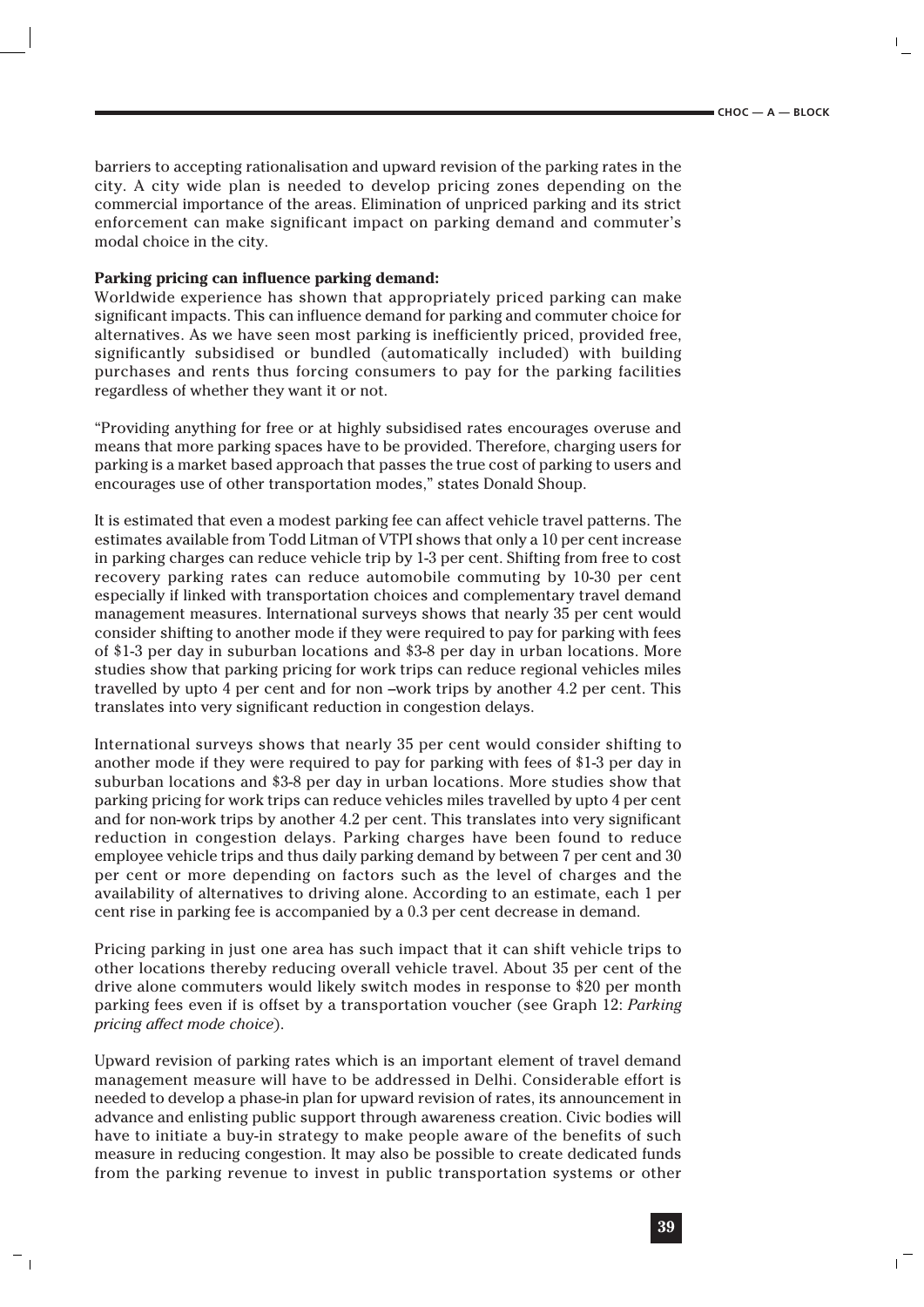barriers to accepting rationalisation and upward revision of the parking rates in the city. A city wide plan is needed to develop pricing zones depending on the commercial importance of the areas. Elimination of unpriced parking and its strict enforcement can make significant impact on parking demand and commuter's modal choice in the city.

**Parking pricing can influence parking demand:**
Worldwide experience has shown that appropriately priced parking can make significant impacts. This can influence demand for parking and commuter choice for alternatives. As we have seen most parking is inefficiently priced, provided free, significantly subsidised or bundled (automatically included) with building purchases and rents thus forcing consumers to pay for the parking facilities regardless of whether they want it or not.

"Providing anything for free or at highly subsidised rates encourages overuse and means that more parking spaces have to be provided. Therefore, charging users for parking is a market based approach that passes the true cost of parking to users and encourages use of other transportation modes," states Donald Shoup.

It is estimated that even a modest parking fee can affect vehicle travel patterns. The estimates available from Todd Litman of VTPI shows that only a 10 per cent increase in parking charges can reduce vehicle trip by 1-3 per cent. Shifting from free to cost recovery parking rates can reduce automobile commuting by 10-30 per cent especially if linked with transportation choices and complementary travel demand management measures. International surveys shows that nearly 35 per cent would consider shifting to another mode if they were required to pay for parking with fees of $1-3 per day in suburban locations and $3-8 per day in urban locations. More studies show that parking pricing for work trips can reduce regional vehicles miles travelled by upto 4 per cent and for non –work trips by another 4.2 per cent. This translates into very significant reduction in congestion delays.

International surveys shows that nearly 35 per cent would consider shifting to another mode if they were required to pay for parking with fees of $1-3 per day in suburban locations and $3-8 per day in urban locations. More studies show that parking pricing for work trips can reduce vehicles miles travelled by upto 4 per cent and for non-work trips by another 4.2 per cent. This translates into very significant reduction in congestion delays. Parking charges have been found to reduce employee vehicle trips and thus daily parking demand by between 7 per cent and 30 per cent or more depending on factors such as the level of charges and the availability of alternatives to driving alone. According to an estimate, each 1 per cent rise in parking fee is accompanied by a 0.3 per cent decrease in demand.

Pricing parking in just one area has such impact that it can shift vehicle trips to other locations thereby reducing overall vehicle travel. About 35 per cent of the drive alone commuters would likely switch modes in response to $20 per month parking fees even if is offset by a transportation voucher (see Graph 12: *Parking pricing affect mode choice*).

Upward revision of parking rates which is an important element of travel demand management measure will have to be addressed in Delhi. Considerable effort is needed to develop a phase-in plan for upward revision of rates, its announcement in advance and enlisting public support through awareness creation. Civic bodies will have to initiate a buy-in strategy to make people aware of the benefits of such measure in reducing congestion. It may also be possible to create dedicated funds from the parking revenue to invest in public transportation systems or other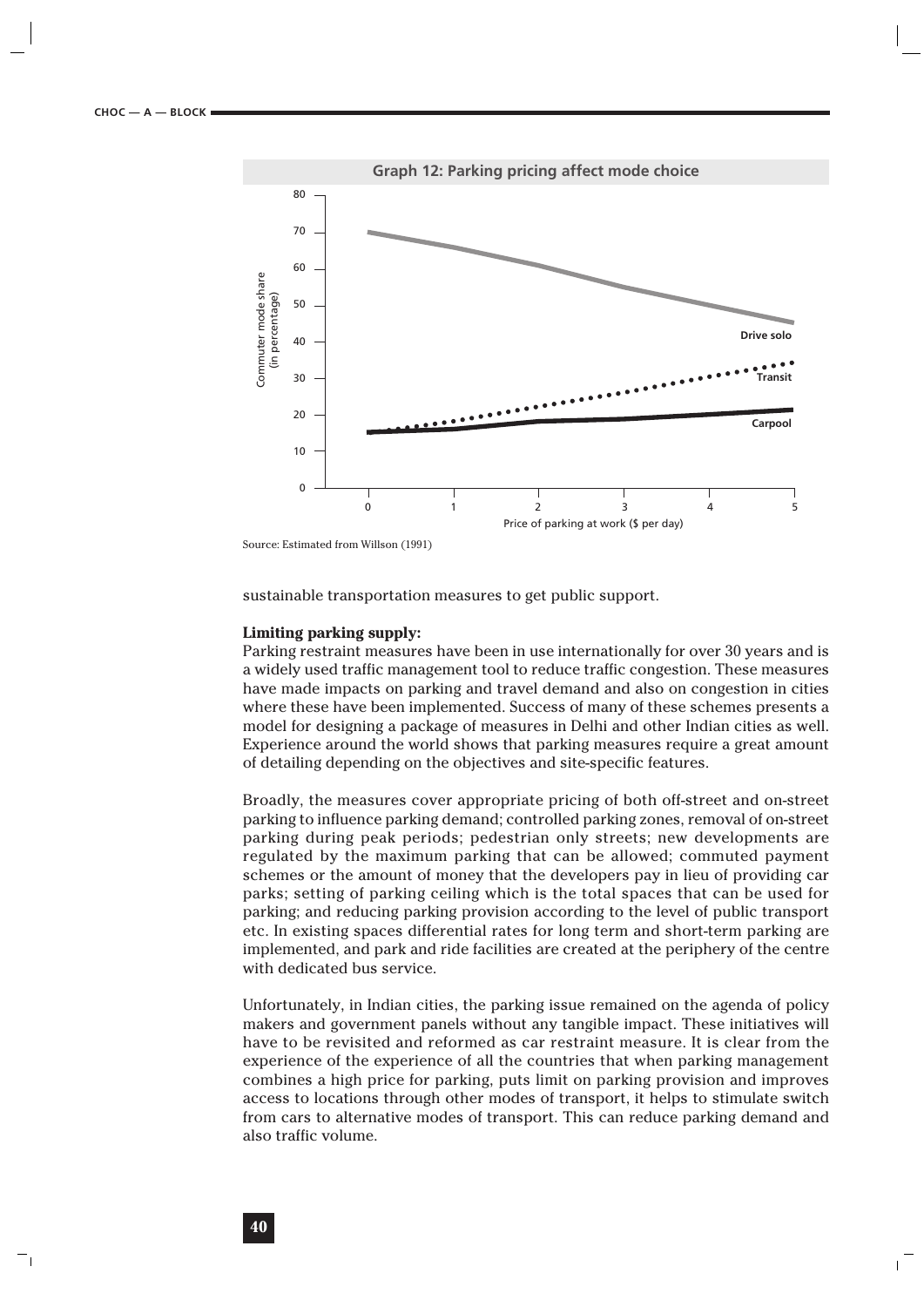Graph 12: Parking pricing affect mode choice

80
70
60
50
40
30
20
10
0

Commuter mode share (in percentage)

Drive solo

Transit

Carpool

0
1
2
3
4
5

Price of parking at work ($ per day)

Source: Estimated from Willson (1991)

sustainable transportation measures to get public support.

**Limiting parking supply:**

Parking restraint measures have been in use internationally for over 30 years and is a widely used traffic management tool to reduce traffic congestion. These measures have made impacts on parking and travel demand and also on congestion in cities where these have been implemented. Success of many of these schemes presents a model for designing a package of measures in Delhi and other Indian cities as well. Experience around the world shows that parking measures require a great amount of detailing depending on the objectives and site-specific features.

Broadly, the measures cover appropriate pricing of both off-street and on-street parking to influence parking demand; controlled parking zones, removal of on-street parking during peak periods; pedestrian only streets; new developments are regulated by the maximum parking that can be allowed; commuted payment schemes or the amount of money that the developers pay in lieu of providing car parks; setting of parking ceiling which is the total spaces that can be used for parking; and reducing parking provision according to the level of public transport etc. In existing spaces differential rates for long term and short-term parking are implemented, and park and ride facilities are created at the periphery of the centre with dedicated bus service.

Unfortunately, in Indian cities, the parking issue remained on the agenda of policy makers and government panels without any tangible impact. These initiatives will have to be revisited and reformed as car restraint measure. It is clear from the experience of the experience of all the countries that when parking management combines a high price for parking, puts limit on parking provision and improves access to locations through other modes of transport, it helps to stimulate switch from cars to alternative modes of transport. This can reduce parking demand and also traffic volume.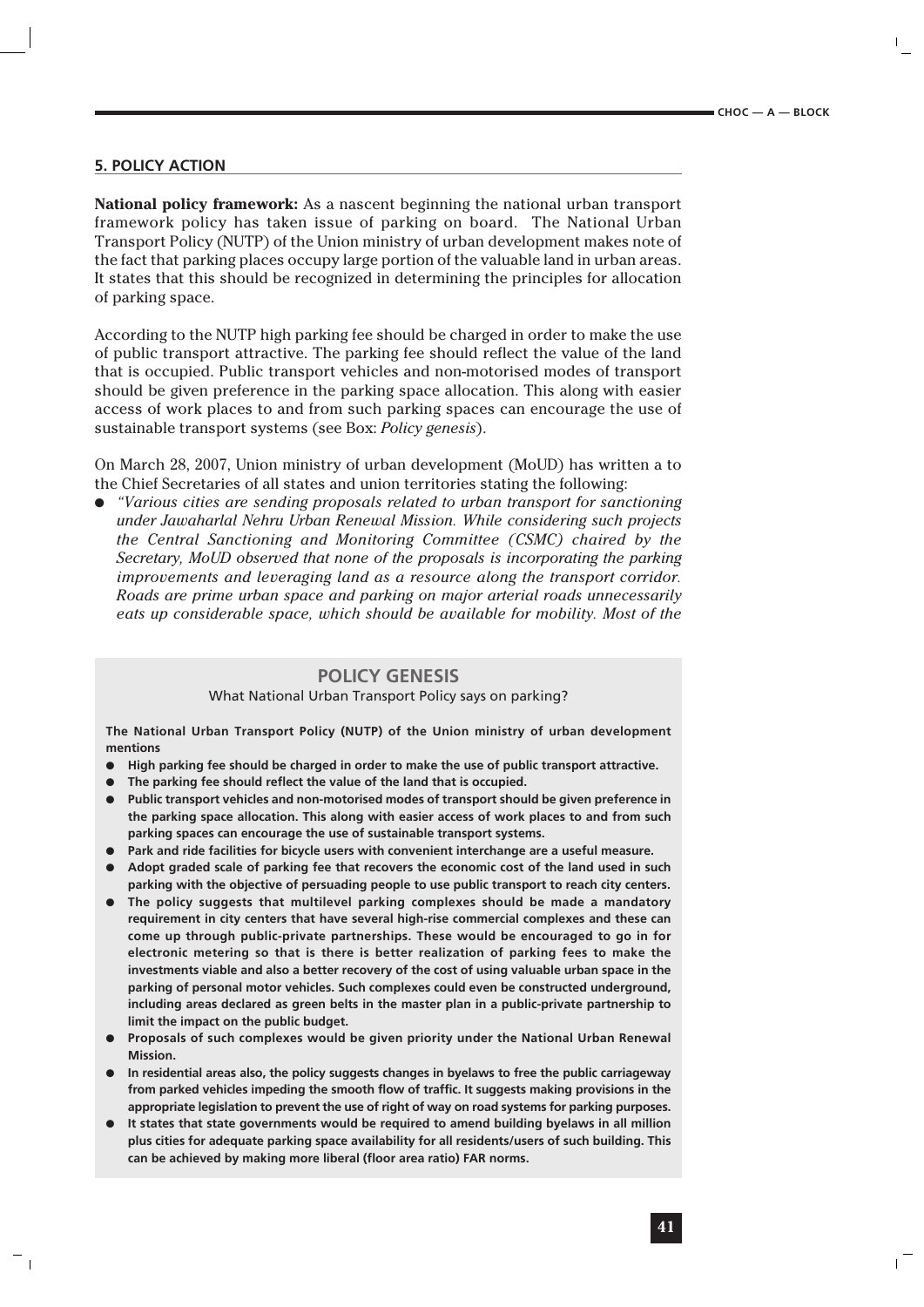## 5. POLICY ACTION

**National policy framework:** As a nascent beginning the national urban transport framework policy has taken issue of parking on board. The National Urban Transport Policy (NUTP) of the Union ministry of urban development makes note of the fact that parking places occupy large portion of the valuable land in urban areas. It states that this should be recognized in determining the principles for allocation of parking space.

According to the NUTP high parking fee should be charged in order to make the use of public transport attractive. The parking fee should reflect the value of the land that is occupied. Public transport vehicles and non-motorised modes of transport should be given preference in the parking space allocation. This along with easier access of work places to and from such parking spaces can encourage the use of sustainable transport systems (see Box: *Policy genesis*).

On March 28, 2007, Union ministry of urban development (MoUD) has written a to the Chief Secretaries of all states and union territories stating the following:

- *"Various cities are sending proposals related to urban transport for sanctioning under Jawaharlal Nehru Urban Renewal Mission. While considering such projects the Central Sanctioning and Monitoring Committee (CSMC) chaired by the Secretary, MoUD observed that none of the proposals is incorporating the parking improvements and leveraging land as a resource along the transport corridor. Roads are prime urban space and parking on major arterial roads unnecessarily eats up considerable space, which should be available for mobility. Most of the*

### POLICY GENESIS

What National Urban Transport Policy says on parking?

**The National Urban Transport Policy (NUTP) of the Union ministry of urban development mentions**

- **High parking fee should be charged in order to make the use of public transport attractive.**
- **The parking fee should reflect the value of the land that is occupied.**
- **Public transport vehicles and non-motorised modes of transport should be given preference in the parking space allocation. This along with easier access of work places to and from such parking spaces can encourage the use of sustainable transport systems.**
- **Park and ride facilities for bicycle users with convenient interchange are a useful measure.**
- **Adopt graded scale of parking fee that recovers the economic cost of the land used in such parking with the objective of persuading people to use public transport to reach city centers.**
- **The policy suggests that multilevel parking complexes should be made a mandatory requirement in city centers that have several high-rise commercial complexes and these can come up through public-private partnerships. These would be encouraged to go in for electronic metering so that is there is better realization of parking fees to make the investments viable and also a better recovery of the cost of using valuable urban space in the parking of personal motor vehicles. Such complexes could even be constructed underground, including areas declared as green belts in the master plan in a public-private partnership to limit the impact on the public budget.**
- **Proposals of such complexes would be given priority under the National Urban Renewal Mission.**
- **In residential areas also, the policy suggests changes in byelaws to free the public carriageway from parked vehicles impeding the smooth flow of traffic. It suggests making provisions in the appropriate legislation to prevent the use of right of way on road systems for parking purposes.**
- **It states that state governments would be required to amend building byelaws in all million plus cities for adequate parking space availability for all residents/users of such building. This can be achieved by making more liberal (floor area ratio) FAR norms.**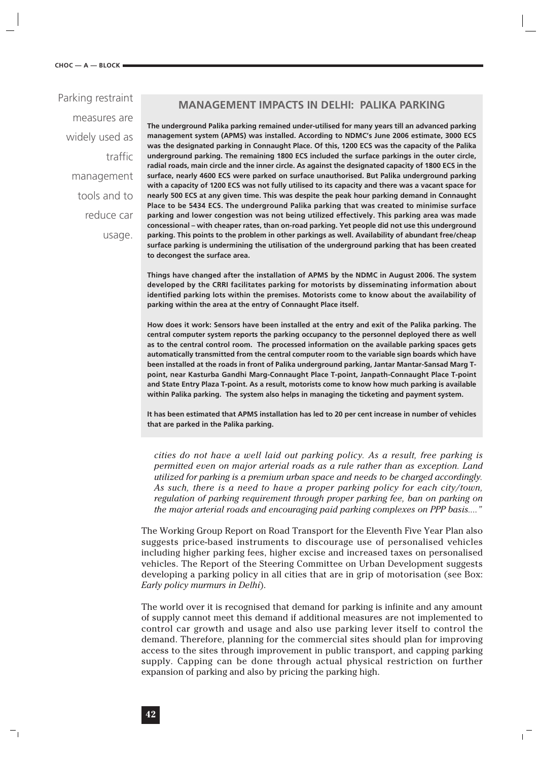Parking restraint measures are widely used as traffic management tools and to reduce car usage.

## MANAGEMENT IMPACTS IN DELHI: PALIKA PARKING

**The underground Palika parking remained under-utilised for many years till an advanced parking management system (APMS) was installed. According to NDMC's June 2006 estimate, 3000 ECS was the designated parking in Connaught Place. Of this, 1200 ECS was the capacity of the Palika underground parking. The remaining 1800 ECS included the surface parkings in the outer circle, radial roads, main circle and the inner circle. As against the designated capacity of 1800 ECS in the surface, nearly 4600 ECS were parked on surface unauthorised. But Palika underground parking with a capacity of 1200 ECS was not fully utilised to its capacity and there was a vacant space for nearly 500 ECS at any given time. This was despite the peak hour parking demand in Connaught Place to be 5434 ECS. The underground Palika parking that was created to minimise surface parking and lower congestion was not being utilized effectively. This parking area was made concessional – with cheaper rates, than on-road parking. Yet people did not use this underground parking. This points to the problem in other parkings as well. Availability of abundant free/cheap surface parking is undermining the utilisation of the underground parking that has been created to decongest the surface area.**

**Things have changed after the installation of APMS by the NDMC in August 2006. The system developed by the CRRI facilitates parking for motorists by disseminating information about identified parking lots within the premises. Motorists come to know about the availability of parking within the area at the entry of Connaught Place itself.**

**How does it work: Sensors have been installed at the entry and exit of the Palika parking. The central computer system reports the parking occupancy to the personnel deployed there as well as to the central control room. The processed information on the available parking spaces gets automatically transmitted from the central computer room to the variable sign boards which have been installed at the roads in front of Palika underground parking, Jantar Mantar-Sansad Marg T-point, near Kasturba Gandhi Marg-Connaught Place T-point, Janpath-Connaught Place T-point and State Entry Plaza T-point. As a result, motorists come to know how much parking is available within Palika parking. The system also helps in managing the ticketing and payment system.**

**It has been estimated that APMS installation has led to 20 per cent increase in number of vehicles that are parked in the Palika parking.**

*cities do not have a well laid out parking policy. As a result, free parking is permitted even on major arterial roads as a rule rather than as exception. Land utilized for parking is a premium urban space and needs to be charged accordingly. As such, there is a need to have a proper parking policy for each city/town, regulation of parking requirement through proper parking fee, ban on parking on the major arterial roads and encouraging paid parking complexes on PPP basis...."*

The Working Group Report on Road Transport for the Eleventh Five Year Plan also suggests price-based instruments to discourage use of personalised vehicles including higher parking fees, higher excise and increased taxes on personalised vehicles. The Report of the Steering Committee on Urban Development suggests developing a parking policy in all cities that are in grip of motorisation (see Box: *Early policy murmurs in Delhi*).

The world over it is recognised that demand for parking is infinite and any amount of supply cannot meet this demand if additional measures are not implemented to control car growth and usage and also use parking lever itself to control the demand. Therefore, planning for the commercial sites should plan for improving access to the sites through improvement in public transport, and capping parking supply. Capping can be done through actual physical restriction on further expansion of parking and also by pricing the parking high.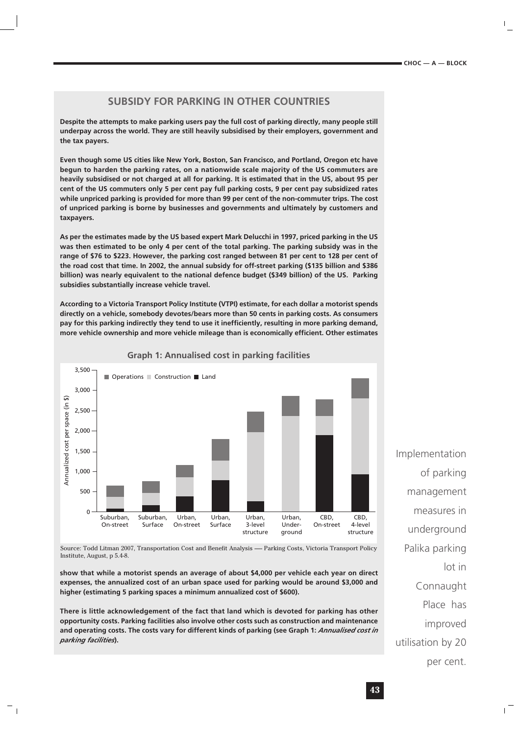## SUBSIDY FOR PARKING IN OTHER COUNTRIES

**Despite the attempts to make parking users pay the full cost of parking directly, many people still underpay across the world. They are still heavily subsidised by their employers, government and the tax payers.**

**Even though some US cities like New York, Boston, San Francisco, and Portland, Oregon etc have begun to harden the parking rates, on a nationwide scale majority of the US commuters are heavily subsidised or not charged at all for parking. It is estimated that in the US, about 95 per cent of the US commuters only 5 per cent pay full parking costs, 9 per cent pay subsidized rates while unpriced parking is provided for more than 99 per cent of the non-commuter trips. The cost of unpriced parking is borne by businesses and governments and ultimately by customers and taxpayers.**

**As per the estimates made by the US based expert Mark Delucchi in 1997, priced parking in the US was then estimated to be only 4 per cent of the total parking. The parking subsidy was in the range of $76 to $223. However, the parking cost ranged between 81 per cent to 128 per cent of the road cost that time. In 2002, the annual subsidy for off-street parking ($135 billion and $386 billion) was nearly equivalent to the national defence budget ($349 billion) of the US. Parking subsidies substantially increase vehicle travel.**

**According to a Victoria Transport Policy Institute (VTPI) estimate, for each dollar a motorist spends directly on a vehicle, somebody devotes/bears more than 50 cents in parking costs. As consumers pay for this parking indirectly they tend to use it inefficiently, resulting in more parking demand, more vehicle ownership and more vehicle mileage than is economically efficient. Other estimates**

**Graph 1: Annualised cost in parking facilities**

Operations Construction Land

Annualized cost per space (in $)

3,500
3,000
2,500
2,000
1,500
1,000
500
0

Suburban, On-street
Suburban, Surface
Urban, On-street
Urban, Surface
Urban, 3-level structure
Urban, Underground
CBD, On-street
CBD, 4-level structure

Source: Todd Litman 2007, Transportation Cost and Benefit Analysis — Parking Costs, Victoria Transport Policy Institute, August, p 5.4-8.

**show that while a motorist spends an average of about $4,000 per vehicle each year on direct expenses, the annualized cost of an urban space used for parking would be around $3,000 and higher (estimating 5 parking spaces a minimum annualized cost of $600).**

**There is little acknowledgement of the fact that land which is devoted for parking has other opportunity costs. Parking facilities also involve other costs such as construction and maintenance and operating costs. The costs vary for different kinds of parking (see Graph 1: *Annualised cost in parking facilities*).**

Implementation of parking management measures in underground Palika parking lot in Connaught Place has improved utilisation by 20 per cent.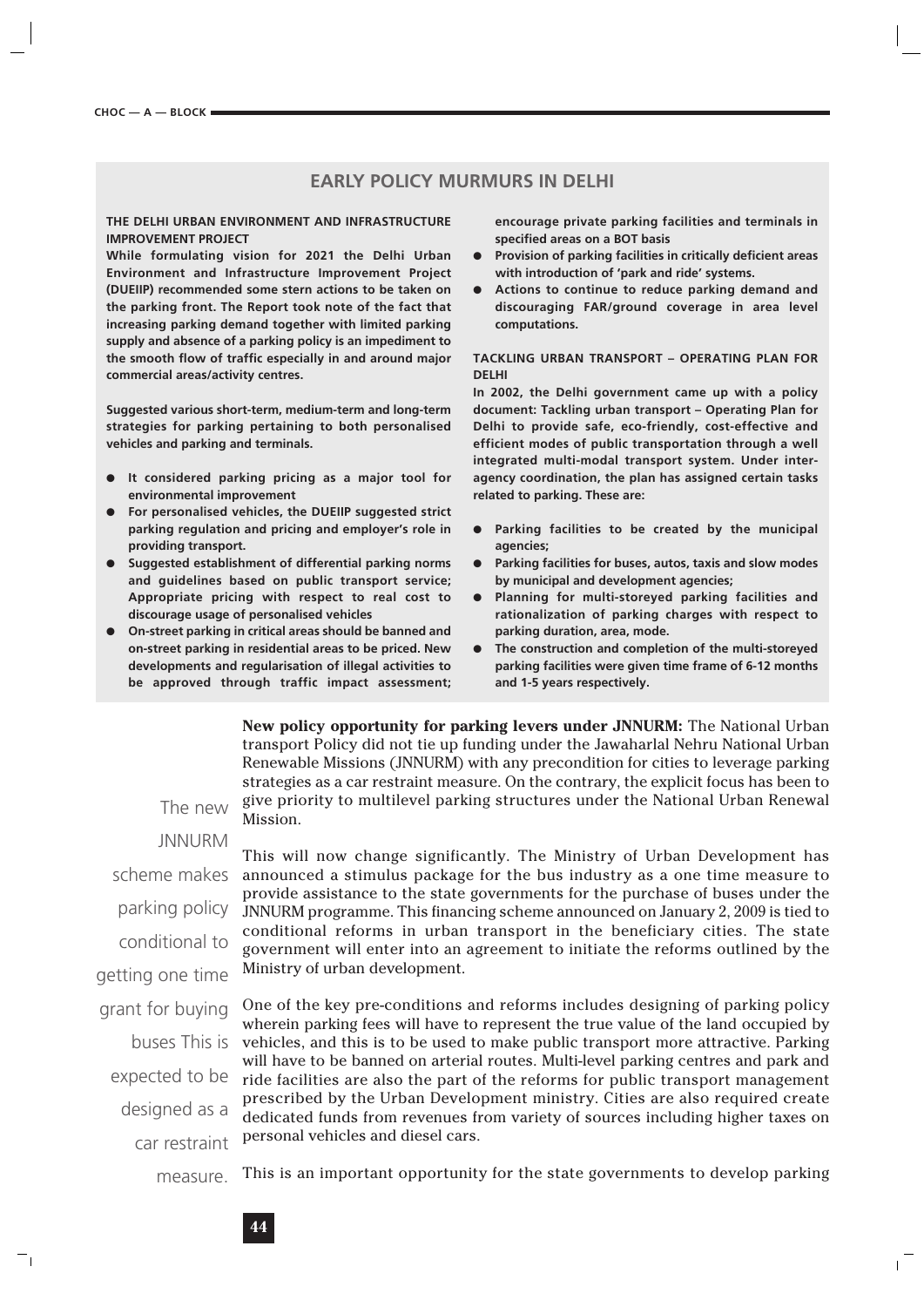## EARLY POLICY MURMURS IN DELHI

**THE DELHI URBAN ENVIRONMENT AND INFRASTRUCTURE IMPROVEMENT PROJECT**

**While formulating vision for 2021 the Delhi Urban Environment and Infrastructure Improvement Project (DUEIIP) recommended some stern actions to be taken on the parking front. The Report took note of the fact that increasing parking demand together with limited parking supply and absence of a parking policy is an impediment to the smooth flow of traffic especially in and around major commercial areas/activity centres.**

**Suggested various short-term, medium-term and long-term strategies for parking pertaining to both personalised vehicles and parking and terminals.**

- **It considered parking pricing as a major tool for environmental improvement**
- **For personalised vehicles, the DUEIIP suggested strict parking regulation and pricing and employer's role in providing transport.**
- **Suggested establishment of differential parking norms and guidelines based on public transport service; Appropriate pricing with respect to real cost to discourage usage of personalised vehicles**
- **On-street parking in critical areas should be banned and on-street parking in residential areas to be priced. New developments and regularisation of illegal activities to be approved through traffic impact assessment; encourage private parking facilities and terminals in specified areas on a BOT basis**
- **Provision of parking facilities in critically deficient areas with introduction of 'park and ride' systems.**
- **Actions to continue to reduce parking demand and discouraging FAR/ground coverage in area level computations.**

**TACKLING URBAN TRANSPORT – OPERATING PLAN FOR DELHI**

**In 2002, the Delhi government came up with a policy document: Tackling urban transport – Operating Plan for Delhi to provide safe, eco-friendly, cost-effective and efficient modes of public transportation through a well integrated multi-modal transport system. Under inter-agency coordination, the plan has assigned certain tasks related to parking. These are:**

- **Parking facilities to be created by the municipal agencies;**
- **Parking facilities for buses, autos, taxis and slow modes by municipal and development agencies;**
- **Planning for multi-storeyed parking facilities and rationalization of parking charges with respect to parking duration, area, mode.**
- **The construction and completion of the multi-storeyed parking facilities were given time frame of 6-12 months and 1-5 years respectively.**

**New policy opportunity for parking levers under JNNURM:** The National Urban transport Policy did not tie up funding under the Jawaharlal Nehru National Urban Renewable Missions (JNNURM) with any precondition for cities to leverage parking strategies as a car restraint measure. On the contrary, the explicit focus has been to give priority to multilevel parking structures under the National Urban Renewal Mission.

This will now change significantly. The Ministry of Urban Development has announced a stimulus package for the bus industry as a one time measure to provide assistance to the state governments for the purchase of buses under the JNNURM programme. This financing scheme announced on January 2, 2009 is tied to conditional reforms in urban transport in the beneficiary cities. The state government will enter into an agreement to initiate the reforms outlined by the Ministry of urban development.

The new JNNURM scheme makes parking policy conditional to getting one time grant for buying buses This is expected to be designed as a car restraint measure.

One of the key pre-conditions and reforms includes designing of parking policy wherein parking fees will have to represent the true value of the land occupied by vehicles, and this is to be used to make public transport more attractive. Parking will have to be banned on arterial routes. Multi-level parking centres and park and ride facilities are also the part of the reforms for public transport management prescribed by the Urban Development ministry. Cities are also required create dedicated funds from revenues from variety of sources including higher taxes on personal vehicles and diesel cars.

This is an important opportunity for the state governments to develop parking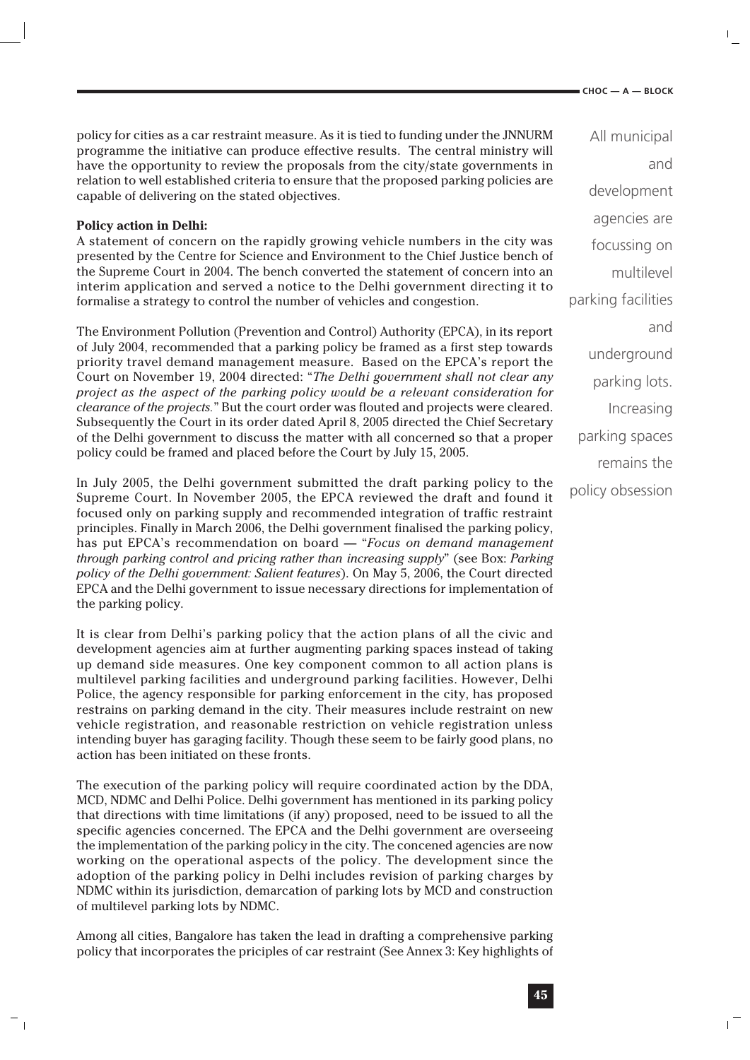policy for cities as a car restraint measure. As it is tied to funding under the JNNURM programme the initiative can produce effective results. The central ministry will have the opportunity to review the proposals from the city/state governments in relation to well established criteria to ensure that the proposed parking policies are capable of delivering on the stated objectives.

**Policy action in Delhi:**
A statement of concern on the rapidly growing vehicle numbers in the city was presented by the Centre for Science and Environment to the Chief Justice bench of the Supreme Court in 2004. The bench converted the statement of concern into an interim application and served a notice to the Delhi government directing it to formalise a strategy to control the number of vehicles and congestion.

The Environment Pollution (Prevention and Control) Authority (EPCA), in its report of July 2004, recommended that a parking policy be framed as a first step towards priority travel demand management measure. Based on the EPCA's report the Court on November 19, 2004 directed: "*The Delhi government shall not clear any project as the aspect of the parking policy would be a relevant consideration for clearance of the projects.*" But the court order was flouted and projects were cleared. Subsequently the Court in its order dated April 8, 2005 directed the Chief Secretary of the Delhi government to discuss the matter with all concerned so that a proper policy could be framed and placed before the Court by July 15, 2005.

In July 2005, the Delhi government submitted the draft parking policy to the Supreme Court. In November 2005, the EPCA reviewed the draft and found it focused only on parking supply and recommended integration of traffic restraint principles. Finally in March 2006, the Delhi government finalised the parking policy, has put EPCA's recommendation on board — "*Focus on demand management through parking control and pricing rather than increasing supply*" (see Box: *Parking policy of the Delhi government: Salient features*). On May 5, 2006, the Court directed EPCA and the Delhi government to issue necessary directions for implementation of the parking policy.

It is clear from Delhi's parking policy that the action plans of all the civic and development agencies aim at further augmenting parking spaces instead of taking up demand side measures. One key component common to all action plans is multilevel parking facilities and underground parking facilities. However, Delhi Police, the agency responsible for parking enforcement in the city, has proposed restrains on parking demand in the city. Their measures include restraint on new vehicle registration, and reasonable restriction on vehicle registration unless intending buyer has garaging facility. Though these seem to be fairly good plans, no action has been initiated on these fronts.

All municipal and development agencies are focussing on multilevel parking facilities and underground parking lots. Increasing parking spaces remains the policy obsession

The execution of the parking policy will require coordinated action by the DDA, MCD, NDMC and Delhi Police. Delhi government has mentioned in its parking policy that directions with time limitations (if any) proposed, need to be issued to all the specific agencies concerned. The EPCA and the Delhi government are overseeing the implementation of the parking policy in the city. The concened agencies are now working on the operational aspects of the policy. The development since the adoption of the parking policy in Delhi includes revision of parking charges by NDMC within its jurisdiction, demarcation of parking lots by MCD and construction of multilevel parking lots by NDMC.

Among all cities, Bangalore has taken the lead in drafting a comprehensive parking policy that incorporates the priciples of car restraint (See Annex 3: Key highlights of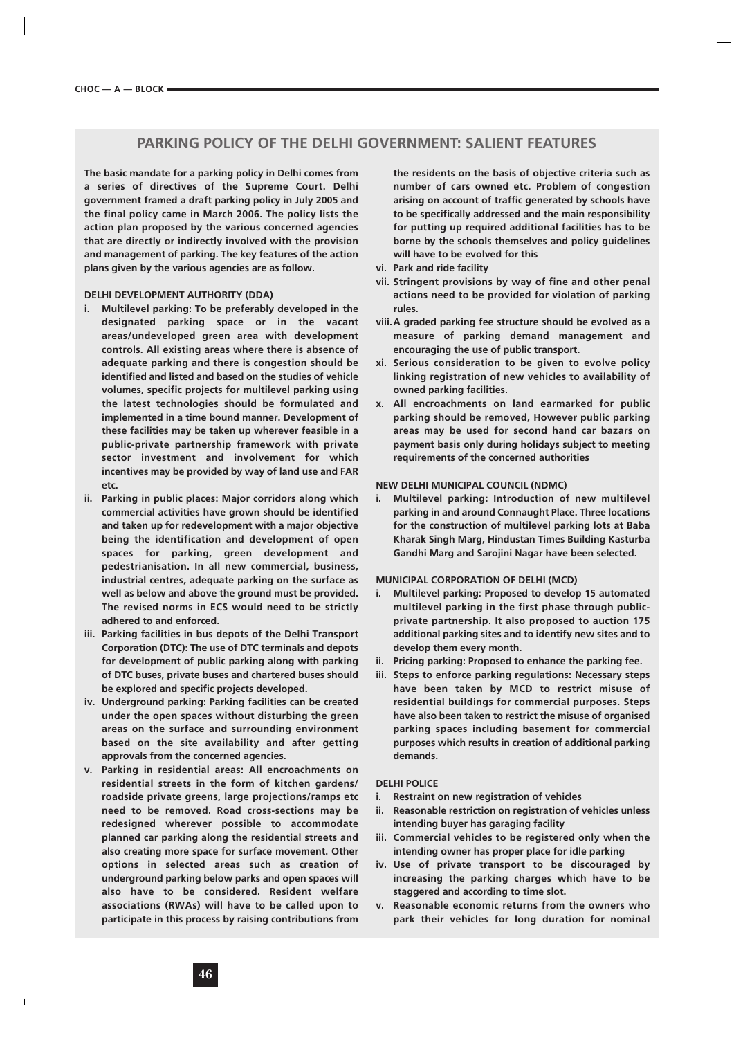## PARKING POLICY OF THE DELHI GOVERNMENT: SALIENT FEATURES

**The basic mandate for a parking policy in Delhi comes from a series of directives of the Supreme Court. Delhi government framed a draft parking policy in July 2005 and the final policy came in March 2006. The policy lists the action plan proposed by the various concerned agencies that are directly or indirectly involved with the provision and management of parking. The key features of the action plans given by the various agencies are as follow.**

### DELHI DEVELOPMENT AUTHORITY (DDA)

- **i. Multilevel parking: To be preferably developed in the designated parking space or in the vacant areas/undeveloped green area with development controls. All existing areas where there is absence of adequate parking and there is congestion should be identified and listed and based on the studies of vehicle volumes, specific projects for multilevel parking using the latest technologies should be formulated and implemented in a time bound manner. Development of these facilities may be taken up wherever feasible in a public-private partnership framework with private sector investment and involvement for which incentives may be provided by way of land use and FAR etc.**
- **ii. Parking in public places: Major corridors along which commercial activities have grown should be identified and taken up for redevelopment with a major objective being the identification and development of open spaces for parking, green development and pedestrianisation. In all new commercial, business, industrial centres, adequate parking on the surface as well as below and above the ground must be provided. The revised norms in ECS would need to be strictly adhered to and enforced.**
- **iii. Parking facilities in bus depots of the Delhi Transport Corporation (DTC): The use of DTC terminals and depots for development of public parking along with parking of DTC buses, private buses and chartered buses should be explored and specific projects developed.**
- **iv. Underground parking: Parking facilities can be created under the open spaces without disturbing the green areas on the surface and surrounding environment based on the site availability and after getting approvals from the concerned agencies.**
- **v. Parking in residential areas: All encroachments on residential streets in the form of kitchen gardens/ roadside private greens, large projections/ramps etc need to be removed. Road cross-sections may be redesigned wherever possible to accommodate planned car parking along the residential streets and also creating more space for surface movement. Other options in selected areas such as creation of underground parking below parks and open spaces will also have to be considered. Resident welfare associations (RWAs) will have to be called upon to participate in this process by raising contributions from the residents on the basis of objective criteria such as number of cars owned etc. Problem of congestion arising on account of traffic generated by schools have to be specifically addressed and the main responsibility for putting up required additional facilities has to be borne by the schools themselves and policy guidelines will have to be evolved for this**
- **vi. Park and ride facility**
- **vii. Stringent provisions by way of fine and other penal actions need to be provided for violation of parking rules.**
- **viii. A graded parking fee structure should be evolved as a measure of parking demand management and encouraging the use of public transport.**
- **xi. Serious consideration to be given to evolve policy linking registration of new vehicles to availability of owned parking facilities.**
- **x. All encroachments on land earmarked for public parking should be removed, However public parking areas may be used for second hand car bazars on payment basis only during holidays subject to meeting requirements of the concerned authorities**

### NEW DELHI MUNICIPAL COUNCIL (NDMC)

- **i. Multilevel parking: Introduction of new multilevel parking in and around Connaught Place. Three locations for the construction of multilevel parking lots at Baba Kharak Singh Marg, Hindustan Times Building Kasturba Gandhi Marg and Sarojini Nagar have been selected.**

### MUNICIPAL CORPORATION OF DELHI (MCD)

- **i. Multilevel parking: Proposed to develop 15 automated multilevel parking in the first phase through public-private partnership. It also proposed to auction 175 additional parking sites and to identify new sites and to develop them every month.**
- **ii. Pricing parking: Proposed to enhance the parking fee.**
- **iii. Steps to enforce parking regulations: Necessary steps have been taken by MCD to restrict misuse of residential buildings for commercial purposes. Steps have also been taken to restrict the misuse of organised parking spaces including basement for commercial purposes which results in creation of additional parking demands.**

### DELHI POLICE

- **i. Restraint on new registration of vehicles**
- **ii. Reasonable restriction on registration of vehicles unless intending buyer has garaging facility**
- **iii. Commercial vehicles to be registered only when the intending owner has proper place for idle parking**
- **iv. Use of private transport to be discouraged by increasing the parking charges which have to be staggered and according to time slot.**
- **v. Reasonable economic returns from the owners who park their vehicles for long duration for nominal**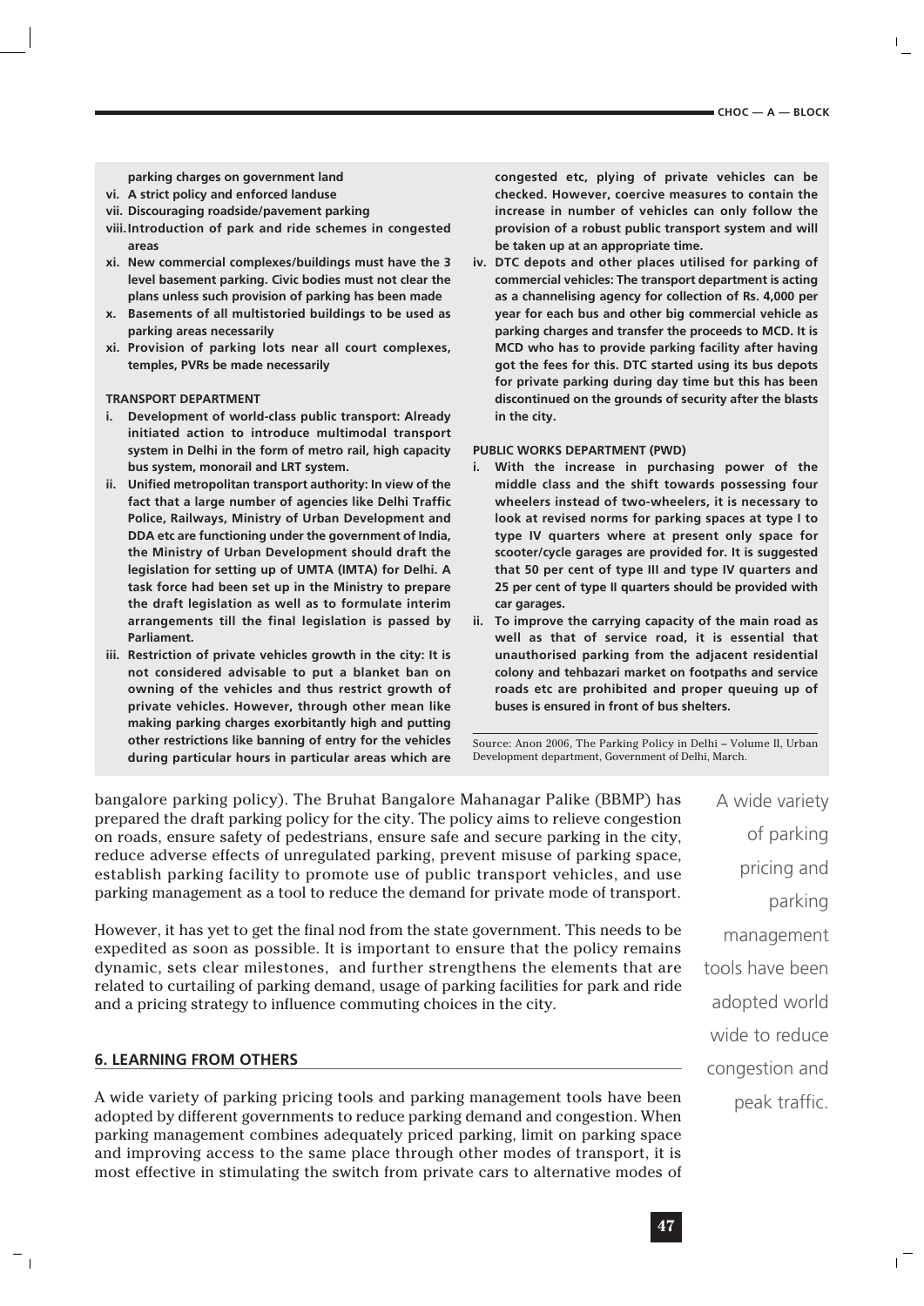**parking charges on government land**

- **vi. A strict policy and enforced landuse**
- **vii. Discouraging roadside/pavement parking**
- **viii. Introduction of park and ride schemes in congested areas**
- **xi. New commercial complexes/buildings must have the 3 level basement parking. Civic bodies must not clear the plans unless such provision of parking has been made**
- **x. Basements of all multistoried buildings to be used as parking areas necessarily**
- **xi. Provision of parking lots near all court complexes, temples, PVRs be made necessarily**

**TRANSPORT DEPARTMENT**

- **i. Development of world-class public transport: Already initiated action to introduce multimodal transport system in Delhi in the form of metro rail, high capacity bus system, monorail and LRT system.**
- **ii. Unified metropolitan transport authority: In view of the fact that a large number of agencies like Delhi Traffic Police, Railways, Ministry of Urban Development and DDA etc are functioning under the government of India, the Ministry of Urban Development should draft the legislation for setting up of UMTA (IMTA) for Delhi. A task force had been set up in the Ministry to prepare the draft legislation as well as to formulate interim arrangements till the final legislation is passed by Parliament.**
- **iii. Restriction of private vehicles growth in the city: It is not considered advisable to put a blanket ban on owning of the vehicles and thus restrict growth of private vehicles. However, through other mean like making parking charges exorbitantly high and putting other restrictions like banning of entry for the vehicles during particular hours in particular areas which are congested etc, plying of private vehicles can be checked. However, coercive measures to contain the increase in number of vehicles can only follow the provision of a robust public transport system and will be taken up at an appropriate time.**
- **iv. DTC depots and other places utilised for parking of commercial vehicles: The transport department is acting as a channelising agency for collection of Rs. 4,000 per year for each bus and other big commercial vehicle as parking charges and transfer the proceeds to MCD. It is MCD who has to provide parking facility after having got the fees for this. DTC started using its bus depots for private parking during day time but this has been discontinued on the grounds of security after the blasts in the city.**

**PUBLIC WORKS DEPARTMENT (PWD)**

- **i. With the increase in purchasing power of the middle class and the shift towards possessing four wheelers instead of two-wheelers, it is necessary to look at revised norms for parking spaces at type I to type IV quarters where at present only space for scooter/cycle garages are provided for. It is suggested that 50 per cent of type III and type IV quarters and 25 per cent of type II quarters should be provided with car garages.**
- **ii. To improve the carrying capacity of the main road as well as that of service road, it is essential that unauthorised parking from the adjacent residential colony and tehbazari market on footpaths and service roads etc are prohibited and proper queuing up of buses is ensured in front of bus shelters.**

Source: Anon 2006, The Parking Policy in Delhi – Volume II, Urban Development department, Government of Delhi, March.

bangalore parking policy). The Bruhat Bangalore Mahanagar Palike (BBMP) has prepared the draft parking policy for the city. The policy aims to relieve congestion on roads, ensure safety of pedestrians, ensure safe and secure parking in the city, reduce adverse effects of unregulated parking, prevent misuse of parking space, establish parking facility to promote use of public transport vehicles, and use parking management as a tool to reduce the demand for private mode of transport.

However, it has yet to get the final nod from the state government. This needs to be expedited as soon as possible. It is important to ensure that the policy remains dynamic, sets clear milestones, and further strengthens the elements that are related to curtailing of parking demand, usage of parking facilities for park and ride and a pricing strategy to influence commuting choices in the city.

A wide variety of parking pricing and parking management tools have been adopted world wide to reduce congestion and peak traffic.

## 6. LEARNING FROM OTHERS

A wide variety of parking pricing tools and parking management tools have been adopted by different governments to reduce parking demand and congestion. When parking management combines adequately priced parking, limit on parking space and improving access to the same place through other modes of transport, it is most effective in stimulating the switch from private cars to alternative modes of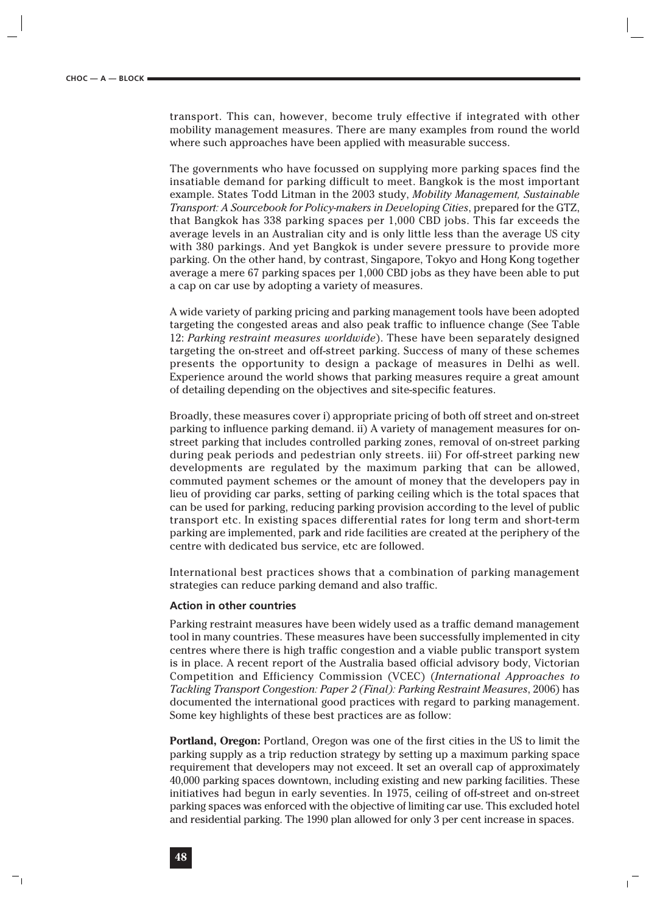transport. This can, however, become truly effective if integrated with other mobility management measures. There are many examples from round the world where such approaches have been applied with measurable success.

The governments who have focussed on supplying more parking spaces find the insatiable demand for parking difficult to meet. Bangkok is the most important example. States Todd Litman in the 2003 study, *Mobility Management, Sustainable Transport: A Sourcebook for Policy-makers in Developing Cities*, prepared for the GTZ, that Bangkok has 338 parking spaces per 1,000 CBD jobs. This far exceeds the average levels in an Australian city and is only little less than the average US city with 380 parkings. And yet Bangkok is under severe pressure to provide more parking. On the other hand, by contrast, Singapore, Tokyo and Hong Kong together average a mere 67 parking spaces per 1,000 CBD jobs as they have been able to put a cap on car use by adopting a variety of measures.

A wide variety of parking pricing and parking management tools have been adopted targeting the congested areas and also peak traffic to influence change (See Table 12: *Parking restraint measures worldwide*). These have been separately designed targeting the on-street and off-street parking. Success of many of these schemes presents the opportunity to design a package of measures in Delhi as well. Experience around the world shows that parking measures require a great amount of detailing depending on the objectives and site-specific features.

Broadly, these measures cover i) appropriate pricing of both off street and on-street parking to influence parking demand. ii) A variety of management measures for on-street parking that includes controlled parking zones, removal of on-street parking during peak periods and pedestrian only streets. iii) For off-street parking new developments are regulated by the maximum parking that can be allowed, commuted payment schemes or the amount of money that the developers pay in lieu of providing car parks, setting of parking ceiling which is the total spaces that can be used for parking, reducing parking provision according to the level of public transport etc. In existing spaces differential rates for long term and short-term parking are implemented, park and ride facilities are created at the periphery of the centre with dedicated bus service, etc are followed.

International best practices shows that a combination of parking management strategies can reduce parking demand and also traffic.

### Action in other countries

Parking restraint measures have been widely used as a traffic demand management tool in many countries. These measures have been successfully implemented in city centres where there is high traffic congestion and a viable public transport system is in place. A recent report of the Australia based official advisory body, Victorian Competition and Efficiency Commission (VCEC) (*International Approaches to Tackling Transport Congestion: Paper 2 (Final): Parking Restraint Measures*, 2006) has documented the international good practices with regard to parking management. Some key highlights of these best practices are as follow:

**Portland, Oregon:** Portland, Oregon was one of the first cities in the US to limit the parking supply as a trip reduction strategy by setting up a maximum parking space requirement that developers may not exceed. It set an overall cap of approximately 40,000 parking spaces downtown, including existing and new parking facilities. These initiatives had begun in early seventies. In 1975, ceiling of off-street and on-street parking spaces was enforced with the objective of limiting car use. This excluded hotel and residential parking. The 1990 plan allowed for only 3 per cent increase in spaces.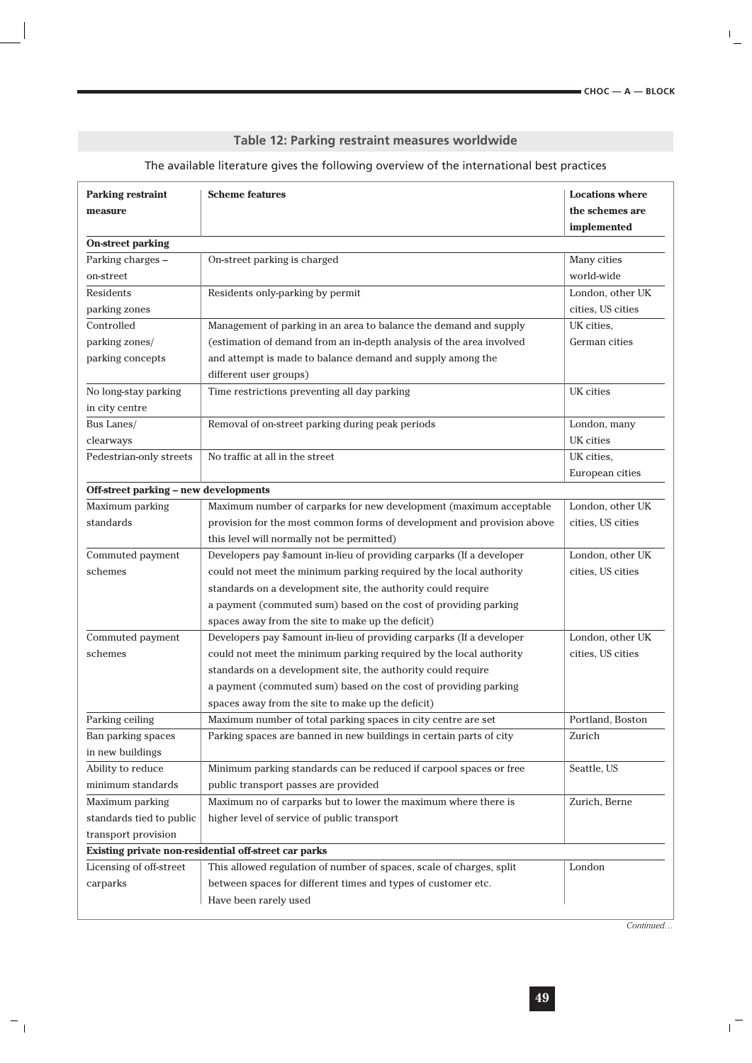## Table 12: Parking restraint measures worldwide

The available literature gives the following overview of the international best practices

| **Parking restraint measure** | **Scheme features** | **Locations where the schemes are implemented** |
|---|---|---|
| **On-street parking** | | |
| Parking charges – on-street | On-street parking is charged | Many cities world-wide |
| Residents parking zones | Residents only-parking by permit | London, other UK cities, US cities |
| Controlled parking zones/ parking concepts | Management of parking in an area to balance the demand and supply (estimation of demand from an in-depth analysis of the area involved and attempt is made to balance demand and supply among the different user groups) | UK cities, German cities |
| No long-stay parking in city centre | Time restrictions preventing all day parking | UK cities |
| Bus Lanes/ clearways | Removal of on-street parking during peak periods | London, many UK cities |
| Pedestrian-only streets | No traffic at all in the street | UK cities, European cities |
| **Off-street parking – new developments** | | |
| Maximum parking standards | Maximum number of carparks for new development (maximum acceptable provision for the most common forms of development and provision above this level will normally not be permitted) | London, other UK cities, US cities |
| Commuted payment schemes | Developers pay $amount in-lieu of providing carparks (If a developer could not meet the minimum parking required by the local authority standards on a development site, the authority could require a payment (commuted sum) based on the cost of providing parking spaces away from the site to make up the deficit) | London, other UK cities, US cities |
| Commuted payment schemes | Developers pay $amount in-lieu of providing carparks (If a developer could not meet the minimum parking required by the local authority standards on a development site, the authority could require a payment (commuted sum) based on the cost of providing parking spaces away from the site to make up the deficit) | London, other UK cities, US cities |
| Parking ceiling | Maximum number of total parking spaces in city centre are set | Portland, Boston |
| Ban parking spaces in new buildings | Parking spaces are banned in new buildings in certain parts of city | Zurich |
| Ability to reduce minimum standards | Minimum parking standards can be reduced if carpool spaces or free public transport passes are provided | Seattle, US |
| Maximum parking standards tied to public transport provision | Maximum no of carparks but to lower the maximum where there is higher level of service of public transport | Zurich, Berne |
| **Existing private non-residential off-street car parks** | | |
| Licensing of off-street carparks | This allowed regulation of number of spaces, scale of charges, split between spaces for different times and types of customer etc. Have been rarely used | London |

*Continued…*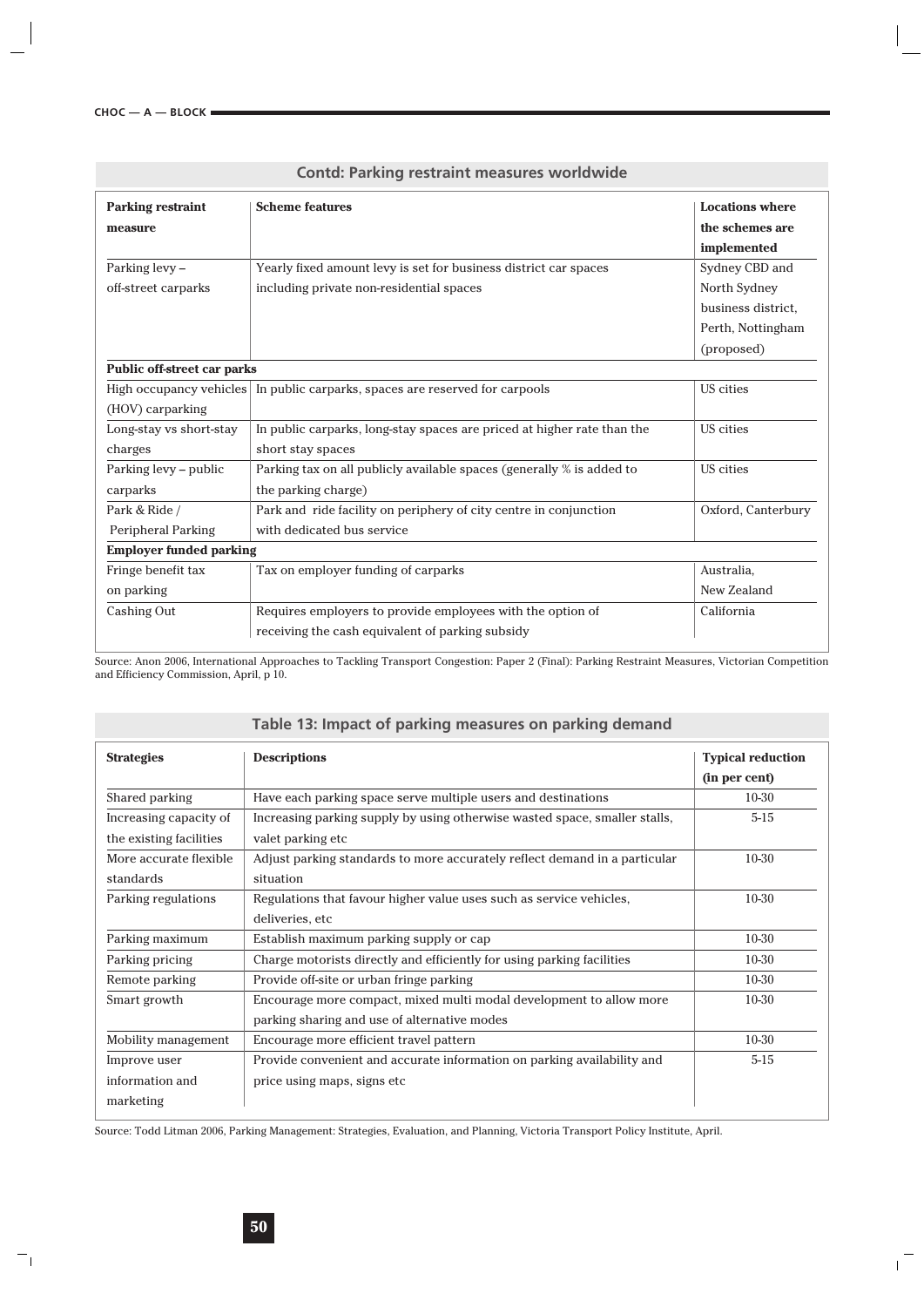## Contd: Parking restraint measures worldwide

| Parking restraint measure | Scheme features | Locations where the schemes are implemented |
|---|---|---|
| Parking levy – off-street carparks | Yearly fixed amount levy is set for business district car spaces including private non-residential spaces | Sydney CBD and North Sydney business district, Perth, Nottingham (proposed) |
| **Public off-street car parks** | | |
| High occupancy vehicles (HOV) carparking | In public carparks, spaces are reserved for carpools | US cities |
| Long-stay vs short-stay charges | In public carparks, long-stay spaces are priced at higher rate than the short stay spaces | US cities |
| Parking levy – public carparks | Parking tax on all publicly available spaces (generally % is added to the parking charge) | US cities |
| Park & Ride / Peripheral Parking | Park and ride facility on periphery of city centre in conjunction with dedicated bus service | Oxford, Canterbury |
| **Employer funded parking** | | |
| Fringe benefit tax on parking | Tax on employer funding of carparks | Australia, New Zealand |
| Cashing Out | Requires employers to provide employees with the option of receiving the cash equivalent of parking subsidy | California |

Source: Anon 2006, International Approaches to Tackling Transport Congestion: Paper 2 (Final): Parking Restraint Measures, Victorian Competition and Efficiency Commission, April, p 10.

## Table 13: Impact of parking measures on parking demand

| Strategies | Descriptions | Typical reduction (in per cent) |
|---|---|---|
| Shared parking | Have each parking space serve multiple users and destinations | 10-30 |
| Increasing capacity of the existing facilities | Increasing parking supply by using otherwise wasted space, smaller stalls, valet parking etc | 5-15 |
| More accurate flexible standards | Adjust parking standards to more accurately reflect demand in a particular situation | 10-30 |
| Parking regulations | Regulations that favour higher value uses such as service vehicles, deliveries, etc | 10-30 |
| Parking maximum | Establish maximum parking supply or cap | 10-30 |
| Parking pricing | Charge motorists directly and efficiently for using parking facilities | 10-30 |
| Remote parking | Provide off-site or urban fringe parking | 10-30 |
| Smart growth | Encourage more compact, mixed multi modal development to allow more parking sharing and use of alternative modes | 10-30 |
| Mobility management | Encourage more efficient travel pattern | 10-30 |
| Improve user information and marketing | Provide convenient and accurate information on parking availability and price using maps, signs etc | 5-15 |

Source: Todd Litman 2006, Parking Management: Strategies, Evaluation, and Planning, Victoria Transport Policy Institute, April.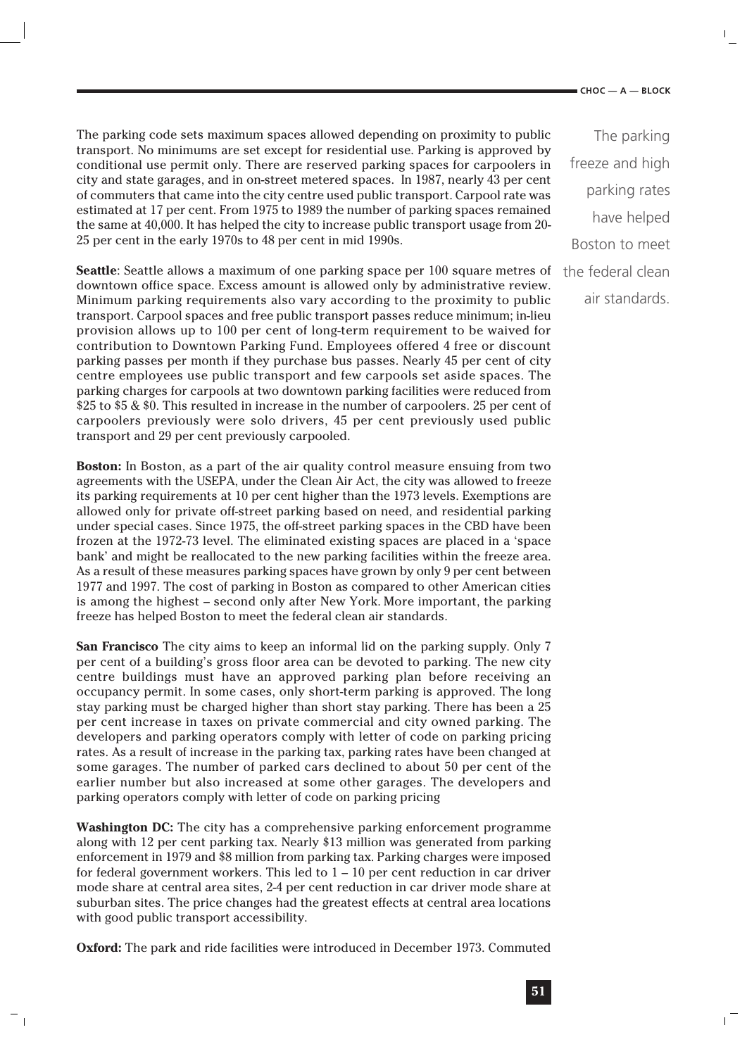The parking code sets maximum spaces allowed depending on proximity to public transport. No minimums are set except for residential use. Parking is approved by conditional use permit only. There are reserved parking spaces for carpoolers in city and state garages, and in on-street metered spaces. In 1987, nearly 43 per cent of commuters that came into the city centre used public transport. Carpool rate was estimated at 17 per cent. From 1975 to 1989 the number of parking spaces remained the same at 40,000. It has helped the city to increase public transport usage from 20-25 per cent in the early 1970s to 48 per cent in mid 1990s.

The parking freeze and high parking rates have helped Boston to meet the federal clean air standards.

**Seattle**: Seattle allows a maximum of one parking space per 100 square metres of downtown office space. Excess amount is allowed only by administrative review. Minimum parking requirements also vary according to the proximity to public transport. Carpool spaces and free public transport passes reduce minimum; in-lieu provision allows up to 100 per cent of long-term requirement to be waived for contribution to Downtown Parking Fund. Employees offered 4 free or discount parking passes per month if they purchase bus passes. Nearly 45 per cent of city centre employees use public transport and few carpools set aside spaces. The parking charges for carpools at two downtown parking facilities were reduced from $25 to $5 & $0. This resulted in increase in the number of carpoolers. 25 per cent of carpoolers previously were solo drivers, 45 per cent previously used public transport and 29 per cent previously carpooled.

**Boston:** In Boston, as a part of the air quality control measure ensuing from two agreements with the USEPA, under the Clean Air Act, the city was allowed to freeze its parking requirements at 10 per cent higher than the 1973 levels. Exemptions are allowed only for private off-street parking based on need, and residential parking under special cases. Since 1975, the off-street parking spaces in the CBD have been frozen at the 1972-73 level. The eliminated existing spaces are placed in a 'space bank' and might be reallocated to the new parking facilities within the freeze area. As a result of these measures parking spaces have grown by only 9 per cent between 1977 and 1997. The cost of parking in Boston as compared to other American cities is among the highest – second only after New York. More important, the parking freeze has helped Boston to meet the federal clean air standards.

**San Francisco** The city aims to keep an informal lid on the parking supply. Only 7 per cent of a building's gross floor area can be devoted to parking. The new city centre buildings must have an approved parking plan before receiving an occupancy permit. In some cases, only short-term parking is approved. The long stay parking must be charged higher than short stay parking. There has been a 25 per cent increase in taxes on private commercial and city owned parking. The developers and parking operators comply with letter of code on parking pricing rates. As a result of increase in the parking tax, parking rates have been changed at some garages. The number of parked cars declined to about 50 per cent of the earlier number but also increased at some other garages. The developers and parking operators comply with letter of code on parking pricing

**Washington DC:** The city has a comprehensive parking enforcement programme along with 12 per cent parking tax. Nearly $13 million was generated from parking enforcement in 1979 and $8 million from parking tax. Parking charges were imposed for federal government workers. This led to 1 – 10 per cent reduction in car driver mode share at central area sites, 2-4 per cent reduction in car driver mode share at suburban sites. The price changes had the greatest effects at central area locations with good public transport accessibility.

**Oxford:** The park and ride facilities were introduced in December 1973. Commuted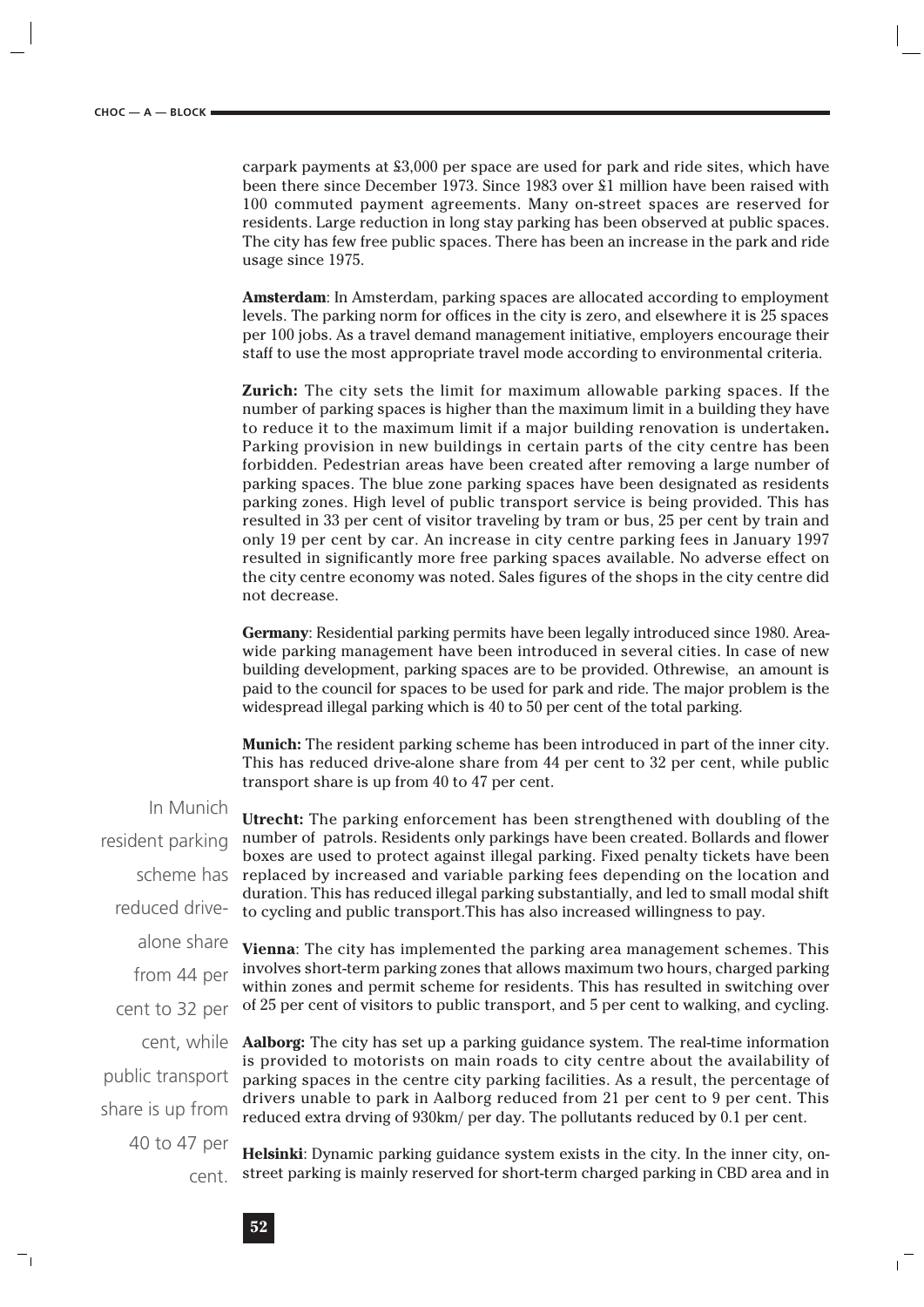carpark payments at £3,000 per space are used for park and ride sites, which have been there since December 1973. Since 1983 over £1 million have been raised with 100 commuted payment agreements. Many on-street spaces are reserved for residents. Large reduction in long stay parking has been observed at public spaces. The city has few free public spaces. There has been an increase in the park and ride usage since 1975.

**Amsterdam**: In Amsterdam, parking spaces are allocated according to employment levels. The parking norm for offices in the city is zero, and elsewhere it is 25 spaces per 100 jobs. As a travel demand management initiative, employers encourage their staff to use the most appropriate travel mode according to environmental criteria.

**Zurich:** The city sets the limit for maximum allowable parking spaces. If the number of parking spaces is higher than the maximum limit in a building they have to reduce it to the maximum limit if a major building renovation is undertaken**.** Parking provision in new buildings in certain parts of the city centre has been forbidden. Pedestrian areas have been created after removing a large number of parking spaces. The blue zone parking spaces have been designated as residents parking zones. High level of public transport service is being provided. This has resulted in 33 per cent of visitor traveling by tram or bus, 25 per cent by train and only 19 per cent by car. An increase in city centre parking fees in January 1997 resulted in significantly more free parking spaces available. No adverse effect on the city centre economy was noted. Sales figures of the shops in the city centre did not decrease.

**Germany**: Residential parking permits have been legally introduced since 1980. Area-wide parking management have been introduced in several cities. In case of new building development, parking spaces are to be provided. Othrewise, an amount is paid to the council for spaces to be used for park and ride. The major problem is the widespread illegal parking which is 40 to 50 per cent of the total parking.

**Munich:** The resident parking scheme has been introduced in part of the inner city. This has reduced drive-alone share from 44 per cent to 32 per cent, while public transport share is up from 40 to 47 per cent.

In Munich resident parking scheme has reduced drive-alone share from 44 per cent to 32 per cent, while public transport share is up from 40 to 47 per cent.

**Utrecht:** The parking enforcement has been strengthened with doubling of the number of patrols. Residents only parkings have been created. Bollards and flower boxes are used to protect against illegal parking. Fixed penalty tickets have been replaced by increased and variable parking fees depending on the location and duration. This has reduced illegal parking substantially, and led to small modal shift to cycling and public transport.This has also increased willingness to pay.

**Vienna**: The city has implemented the parking area management schemes. This involves short-term parking zones that allows maximum two hours, charged parking within zones and permit scheme for residents. This has resulted in switching over of 25 per cent of visitors to public transport, and 5 per cent to walking, and cycling.

**Aalborg:** The city has set up a parking guidance system. The real-time information is provided to motorists on main roads to city centre about the availability of parking spaces in the centre city parking facilities. As a result, the percentage of drivers unable to park in Aalborg reduced from 21 per cent to 9 per cent. This reduced extra drving of 930km/ per day. The pollutants reduced by 0.1 per cent.

**Helsinki**: Dynamic parking guidance system exists in the city. In the inner city, on-street parking is mainly reserved for short-term charged parking in CBD area and in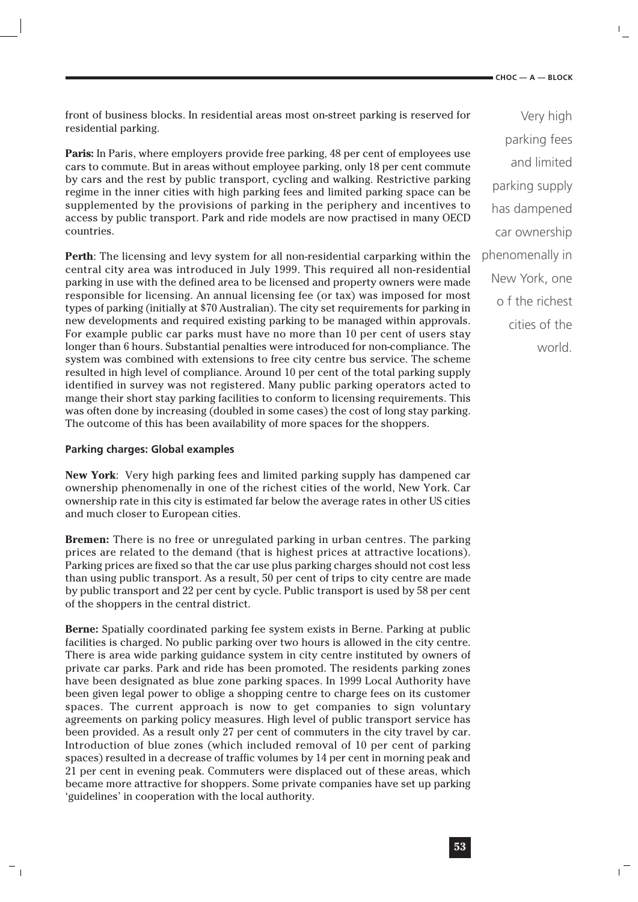front of business blocks. In residential areas most on-street parking is reserved for residential parking.

**Paris:** In Paris, where employers provide free parking, 48 per cent of employees use cars to commute. But in areas without employee parking, only 18 per cent commute by cars and the rest by public transport, cycling and walking. Restrictive parking regime in the inner cities with high parking fees and limited parking space can be supplemented by the provisions of parking in the periphery and incentives to access by public transport. Park and ride models are now practised in many OECD countries.

**Perth**: The licensing and levy system for all non-residential carparking within the central city area was introduced in July 1999. This required all non-residential parking in use with the defined area to be licensed and property owners were made responsible for licensing. An annual licensing fee (or tax) was imposed for most types of parking (initially at $70 Australian). The city set requirements for parking in new developments and required existing parking to be managed within approvals. For example public car parks must have no more than 10 per cent of users stay longer than 6 hours. Substantial penalties were introduced for non-compliance. The system was combined with extensions to free city centre bus service. The scheme resulted in high level of compliance. Around 10 per cent of the total parking supply identified in survey was not registered. Many public parking operators acted to mange their short stay parking facilities to conform to licensing requirements. This was often done by increasing (doubled in some cases) the cost of long stay parking. The outcome of this has been availability of more spaces for the shoppers.

Very high parking fees and limited parking supply has dampened car ownership phenomenally in New York, one o f the richest cities of the world.

#### Parking charges: Global examples

**New York**: Very high parking fees and limited parking supply has dampened car ownership phenomenally in one of the richest cities of the world, New York. Car ownership rate in this city is estimated far below the average rates in other US cities and much closer to European cities.

**Bremen:** There is no free or unregulated parking in urban centres. The parking prices are related to the demand (that is highest prices at attractive locations). Parking prices are fixed so that the car use plus parking charges should not cost less than using public transport. As a result, 50 per cent of trips to city centre are made by public transport and 22 per cent by cycle. Public transport is used by 58 per cent of the shoppers in the central district.

**Berne:** Spatially coordinated parking fee system exists in Berne. Parking at public facilities is charged. No public parking over two hours is allowed in the city centre. There is area wide parking guidance system in city centre instituted by owners of private car parks. Park and ride has been promoted. The residents parking zones have been designated as blue zone parking spaces. In 1999 Local Authority have been given legal power to oblige a shopping centre to charge fees on its customer spaces. The current approach is now to get companies to sign voluntary agreements on parking policy measures. High level of public transport service has been provided. As a result only 27 per cent of commuters in the city travel by car. Introduction of blue zones (which included removal of 10 per cent of parking spaces) resulted in a decrease of traffic volumes by 14 per cent in morning peak and 21 per cent in evening peak. Commuters were displaced out of these areas, which became more attractive for shoppers. Some private companies have set up parking 'guidelines' in cooperation with the local authority.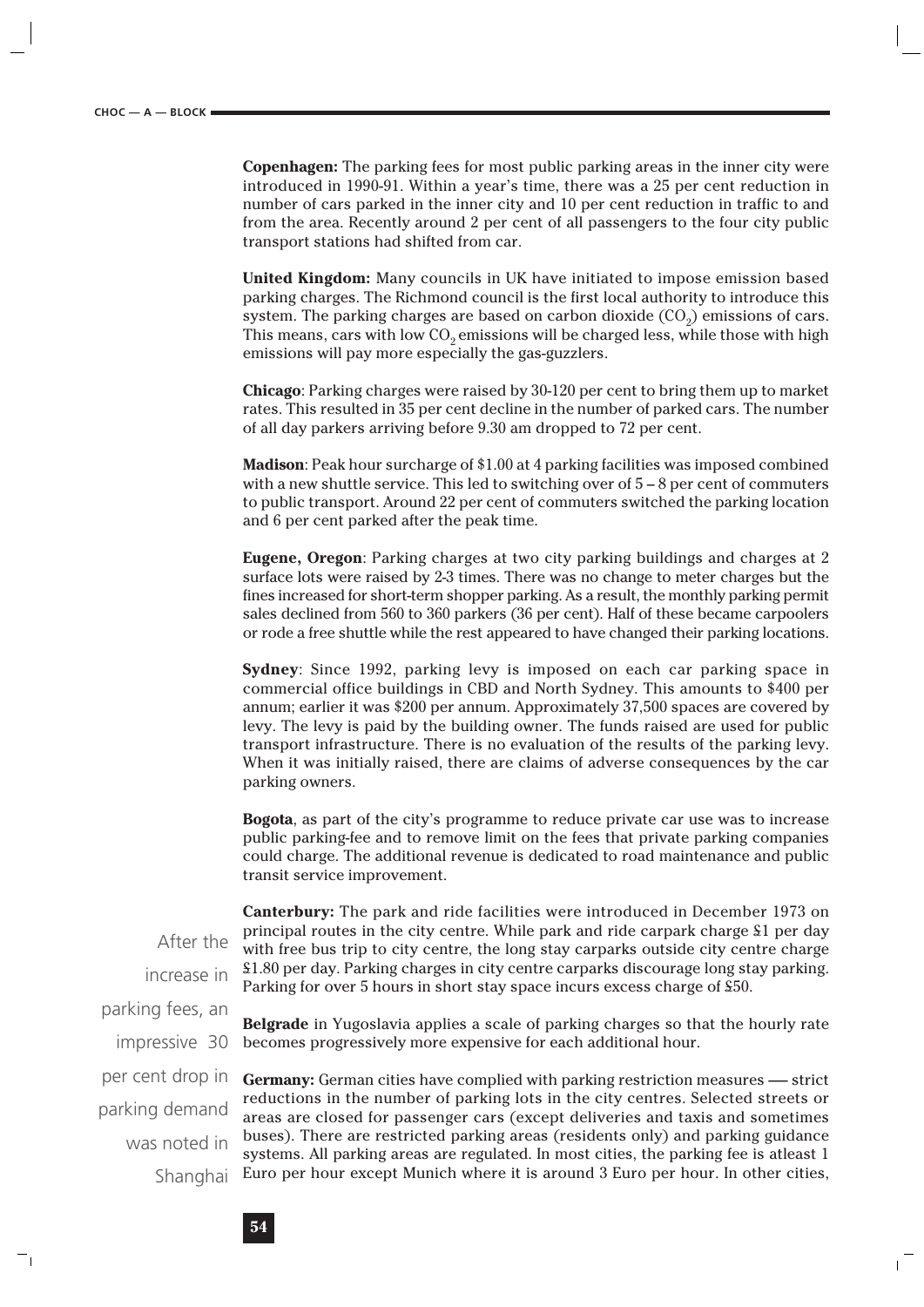**Copenhagen:** The parking fees for most public parking areas in the inner city were introduced in 1990-91. Within a year's time, there was a 25 per cent reduction in number of cars parked in the inner city and 10 per cent reduction in traffic to and from the area. Recently around 2 per cent of all passengers to the four city public transport stations had shifted from car.

**United Kingdom:** Many councils in UK have initiated to impose emission based parking charges. The Richmond council is the first local authority to introduce this system. The parking charges are based on carbon dioxide ($CO_2$) emissions of cars. This means, cars with low $CO_2$ emissions will be charged less, while those with high emissions will pay more especially the gas-guzzlers.

**Chicago**: Parking charges were raised by 30-120 per cent to bring them up to market rates. This resulted in 35 per cent decline in the number of parked cars. The number of all day parkers arriving before 9.30 am dropped to 72 per cent.

**Madison**: Peak hour surcharge of $1.00 at 4 parking facilities was imposed combined with a new shuttle service. This led to switching over of 5 – 8 per cent of commuters to public transport. Around 22 per cent of commuters switched the parking location and 6 per cent parked after the peak time.

**Eugene, Oregon**: Parking charges at two city parking buildings and charges at 2 surface lots were raised by 2-3 times. There was no change to meter charges but the fines increased for short-term shopper parking. As a result, the monthly parking permit sales declined from 560 to 360 parkers (36 per cent). Half of these became carpoolers or rode a free shuttle while the rest appeared to have changed their parking locations.

**Sydney**: Since 1992, parking levy is imposed on each car parking space in commercial office buildings in CBD and North Sydney. This amounts to $400 per annum; earlier it was $200 per annum. Approximately 37,500 spaces are covered by levy. The levy is paid by the building owner. The funds raised are used for public transport infrastructure. There is no evaluation of the results of the parking levy. When it was initially raised, there are claims of adverse consequences by the car parking owners.

**Bogota**, as part of the city's programme to reduce private car use was to increase public parking-fee and to remove limit on the fees that private parking companies could charge. The additional revenue is dedicated to road maintenance and public transit service improvement.

After the increase in parking fees, an impressive 30 per cent drop in parking demand was noted in Shanghai

**Canterbury:** The park and ride facilities were introduced in December 1973 on principal routes in the city centre. While park and ride carpark charge £1 per day with free bus trip to city centre, the long stay carparks outside city centre charge £1.80 per day. Parking charges in city centre carparks discourage long stay parking. Parking for over 5 hours in short stay space incurs excess charge of £50.

**Belgrade** in Yugoslavia applies a scale of parking charges so that the hourly rate becomes progressively more expensive for each additional hour.

**Germany:** German cities have complied with parking restriction measures — strict reductions in the number of parking lots in the city centres. Selected streets or areas are closed for passenger cars (except deliveries and taxis and sometimes buses). There are restricted parking areas (residents only) and parking guidance systems. All parking areas are regulated. In most cities, the parking fee is atleast 1 Euro per hour except Munich where it is around 3 Euro per hour. In other cities,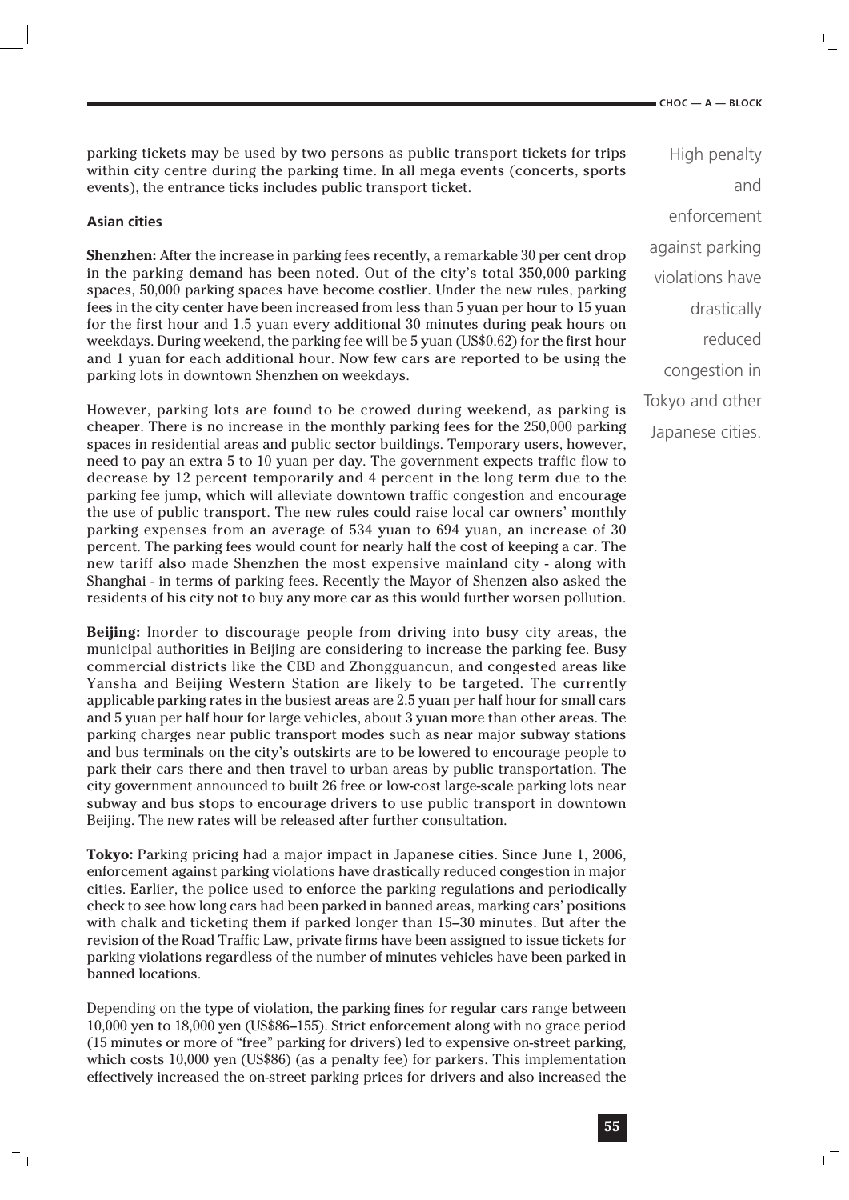parking tickets may be used by two persons as public transport tickets for trips within city centre during the parking time. In all mega events (concerts, sports events), the entrance ticks includes public transport ticket.

### Asian cities

**Shenzhen:** After the increase in parking fees recently, a remarkable 30 per cent drop in the parking demand has been noted. Out of the city's total 350,000 parking spaces, 50,000 parking spaces have become costlier. Under the new rules, parking fees in the city center have been increased from less than 5 yuan per hour to 15 yuan for the first hour and 1.5 yuan every additional 30 minutes during peak hours on weekdays. During weekend, the parking fee will be 5 yuan (US$0.62) for the first hour and 1 yuan for each additional hour. Now few cars are reported to be using the parking lots in downtown Shenzhen on weekdays.

However, parking lots are found to be crowed during weekend, as parking is cheaper. There is no increase in the monthly parking fees for the 250,000 parking spaces in residential areas and public sector buildings. Temporary users, however, need to pay an extra 5 to 10 yuan per day. The government expects traffic flow to decrease by 12 percent temporarily and 4 percent in the long term due to the parking fee jump, which will alleviate downtown traffic congestion and encourage the use of public transport. The new rules could raise local car owners' monthly parking expenses from an average of 534 yuan to 694 yuan, an increase of 30 percent. The parking fees would count for nearly half the cost of keeping a car. The new tariff also made Shenzhen the most expensive mainland city - along with Shanghai - in terms of parking fees. Recently the Mayor of Shenzen also asked the residents of his city not to buy any more car as this would further worsen pollution.

**Beijing:** Inorder to discourage people from driving into busy city areas, the municipal authorities in Beijing are considering to increase the parking fee. Busy commercial districts like the CBD and Zhongguancun, and congested areas like Yansha and Beijing Western Station are likely to be targeted. The currently applicable parking rates in the busiest areas are 2.5 yuan per half hour for small cars and 5 yuan per half hour for large vehicles, about 3 yuan more than other areas. The parking charges near public transport modes such as near major subway stations and bus terminals on the city's outskirts are to be lowered to encourage people to park their cars there and then travel to urban areas by public transportation. The city government announced to built 26 free or low-cost large-scale parking lots near subway and bus stops to encourage drivers to use public transport in downtown Beijing. The new rates will be released after further consultation.

**Tokyo:** Parking pricing had a major impact in Japanese cities. Since June 1, 2006, enforcement against parking violations have drastically reduced congestion in major cities. Earlier, the police used to enforce the parking regulations and periodically check to see how long cars had been parked in banned areas, marking cars' positions with chalk and ticketing them if parked longer than 15–30 minutes. But after the revision of the Road Traffic Law, private firms have been assigned to issue tickets for parking violations regardless of the number of minutes vehicles have been parked in banned locations.

Depending on the type of violation, the parking fines for regular cars range between 10,000 yen to 18,000 yen (US$86–155). Strict enforcement along with no grace period (15 minutes or more of "free" parking for drivers) led to expensive on-street parking, which costs 10,000 yen (US$86) (as a penalty fee) for parkers. This implementation effectively increased the on-street parking prices for drivers and also increased the

High penalty and enforcement against parking violations have drastically reduced congestion in Tokyo and other Japanese cities.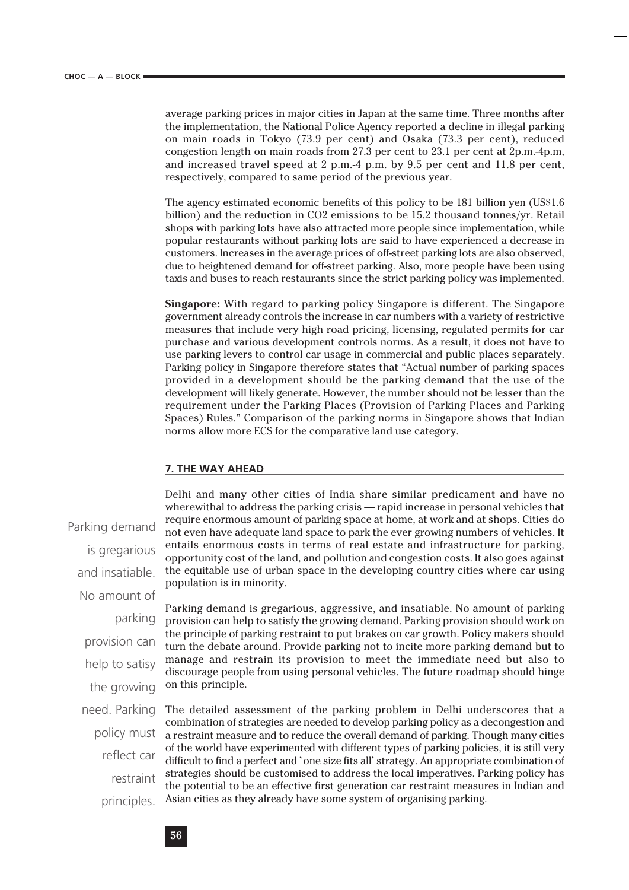average parking prices in major cities in Japan at the same time. Three months after the implementation, the National Police Agency reported a decline in illegal parking on main roads in Tokyo (73.9 per cent) and Osaka (73.3 per cent), reduced congestion length on main roads from 27.3 per cent to 23.1 per cent at 2p.m.-4p.m, and increased travel speed at 2 p.m.-4 p.m. by 9.5 per cent and 11.8 per cent, respectively, compared to same period of the previous year.

The agency estimated economic benefits of this policy to be 181 billion yen (US$1.6 billion) and the reduction in CO2 emissions to be 15.2 thousand tonnes/yr. Retail shops with parking lots have also attracted more people since implementation, while popular restaurants without parking lots are said to have experienced a decrease in customers. Increases in the average prices of off-street parking lots are also observed, due to heightened demand for off-street parking. Also, more people have been using taxis and buses to reach restaurants since the strict parking policy was implemented.

**Singapore:** With regard to parking policy Singapore is different. The Singapore government already controls the increase in car numbers with a variety of restrictive measures that include very high road pricing, licensing, regulated permits for car purchase and various development controls norms. As a result, it does not have to use parking levers to control car usage in commercial and public places separately. Parking policy in Singapore therefore states that "Actual number of parking spaces provided in a development should be the parking demand that the use of the development will likely generate. However, the number should not be lesser than the requirement under the Parking Places (Provision of Parking Places and Parking Spaces) Rules." Comparison of the parking norms in Singapore shows that Indian norms allow more ECS for the comparative land use category.

## 7. THE WAY AHEAD

Delhi and many other cities of India share similar predicament and have no wherewithal to address the parking crisis — rapid increase in personal vehicles that require enormous amount of parking space at home, at work and at shops. Cities do not even have adequate land space to park the ever growing numbers of vehicles. It entails enormous costs in terms of real estate and infrastructure for parking, opportunity cost of the land, and pollution and congestion costs. It also goes against the equitable use of urban space in the developing country cities where car using population is in minority.

Parking demand is gregarious, aggressive, and insatiable. No amount of parking provision can help to satisfy the growing demand. Parking provision should work on the principle of parking restraint to put brakes on car growth. Policy makers should turn the debate around. Provide parking not to incite more parking demand but to manage and restrain its provision to meet the immediate need but also to discourage people from using personal vehicles. The future roadmap should hinge on this principle.

> Parking demand is gregarious and insatiable. No amount of parking provision can help to satisy the growing need. Parking policy must reflect car restraint principles.

The detailed assessment of the parking problem in Delhi underscores that a combination of strategies are needed to develop parking policy as a decongestion and a restraint measure and to reduce the overall demand of parking. Though many cities of the world have experimented with different types of parking policies, it is still very difficult to find a perfect and `one size fits all' strategy. An appropriate combination of strategies should be customised to address the local imperatives. Parking policy has the potential to be an effective first generation car restraint measures in Indian and Asian cities as they already have some system of organising parking.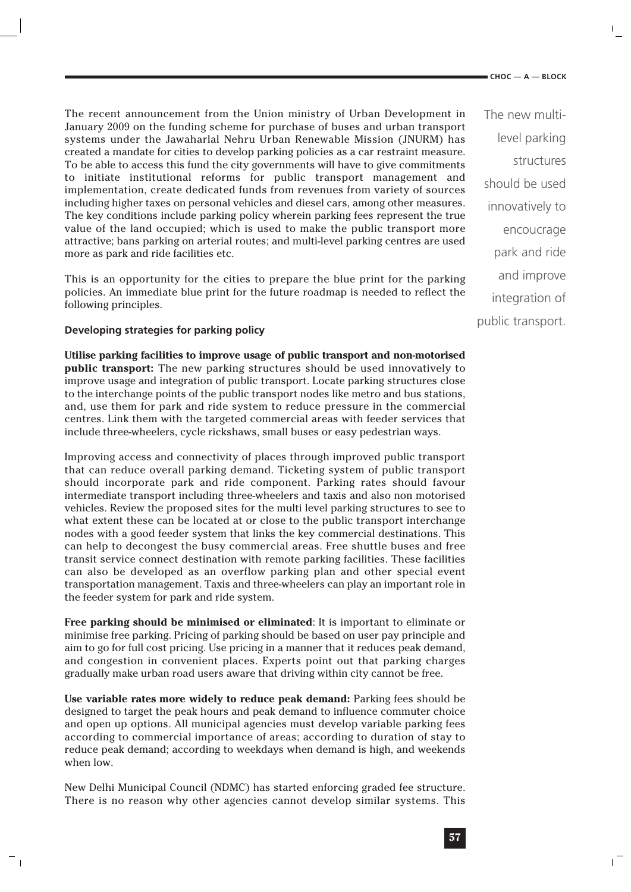The recent announcement from the Union ministry of Urban Development in January 2009 on the funding scheme for purchase of buses and urban transport systems under the Jawaharlal Nehru Urban Renewable Mission (JNURM) has created a mandate for cities to develop parking policies as a car restraint measure. To be able to access this fund the city governments will have to give commitments to initiate institutional reforms for public transport management and implementation, create dedicated funds from revenues from variety of sources including higher taxes on personal vehicles and diesel cars, among other measures. The key conditions include parking policy wherein parking fees represent the true value of the land occupied; which is used to make the public transport more attractive; bans parking on arterial routes; and multi-level parking centres are used more as park and ride facilities etc.

This is an opportunity for the cities to prepare the blue print for the parking policies. An immediate blue print for the future roadmap is needed to reflect the following principles.

The new multi-level parking structures should be used innovatively to encoucrage park and ride and improve integration of public transport.

#### Developing strategies for parking policy

**Utilise parking facilities to improve usage of public transport and non-motorised public transport:** The new parking structures should be used innovatively to improve usage and integration of public transport. Locate parking structures close to the interchange points of the public transport nodes like metro and bus stations, and, use them for park and ride system to reduce pressure in the commercial centres. Link them with the targeted commercial areas with feeder services that include three-wheelers, cycle rickshaws, small buses or easy pedestrian ways.

Improving access and connectivity of places through improved public transport that can reduce overall parking demand. Ticketing system of public transport should incorporate park and ride component. Parking rates should favour intermediate transport including three-wheelers and taxis and also non motorised vehicles. Review the proposed sites for the multi level parking structures to see to what extent these can be located at or close to the public transport interchange nodes with a good feeder system that links the key commercial destinations. This can help to decongest the busy commercial areas. Free shuttle buses and free transit service connect destination with remote parking facilities. These facilities can also be developed as an overflow parking plan and other special event transportation management. Taxis and three-wheelers can play an important role in the feeder system for park and ride system.

**Free parking should be minimised or eliminated**: It is important to eliminate or minimise free parking. Pricing of parking should be based on user pay principle and aim to go for full cost pricing. Use pricing in a manner that it reduces peak demand, and congestion in convenient places. Experts point out that parking charges gradually make urban road users aware that driving within city cannot be free.

**Use variable rates more widely to reduce peak demand:** Parking fees should be designed to target the peak hours and peak demand to influence commuter choice and open up options. All municipal agencies must develop variable parking fees according to commercial importance of areas; according to duration of stay to reduce peak demand; according to weekdays when demand is high, and weekends when low.

New Delhi Municipal Council (NDMC) has started enforcing graded fee structure. There is no reason why other agencies cannot develop similar systems. This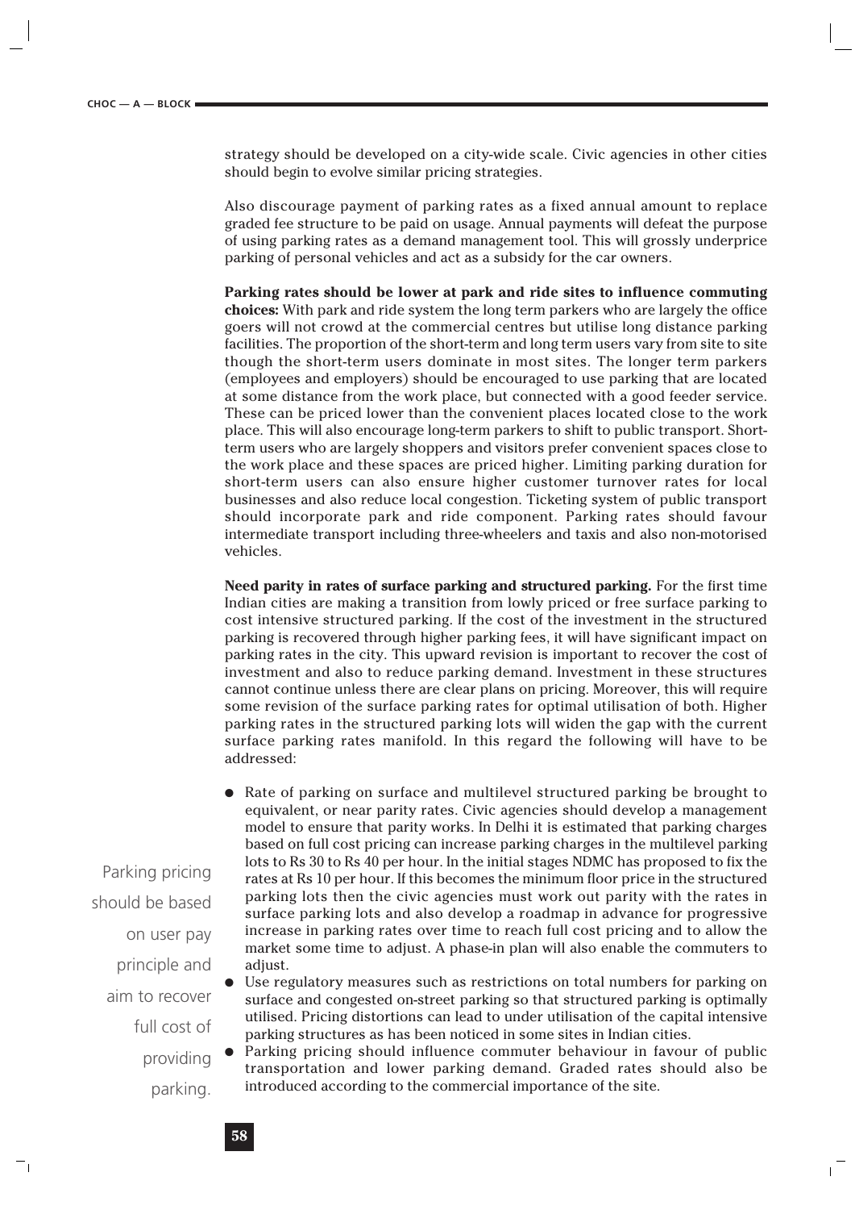strategy should be developed on a city-wide scale. Civic agencies in other cities should begin to evolve similar pricing strategies.

Also discourage payment of parking rates as a fixed annual amount to replace graded fee structure to be paid on usage. Annual payments will defeat the purpose of using parking rates as a demand management tool. This will grossly underprice parking of personal vehicles and act as a subsidy for the car owners.

**Parking rates should be lower at park and ride sites to influence commuting choices:** With park and ride system the long term parkers who are largely the office goers will not crowd at the commercial centres but utilise long distance parking facilities. The proportion of the short-term and long term users vary from site to site though the short-term users dominate in most sites. The longer term parkers (employees and employers) should be encouraged to use parking that are located at some distance from the work place, but connected with a good feeder service. These can be priced lower than the convenient places located close to the work place. This will also encourage long-term parkers to shift to public transport. Short-term users who are largely shoppers and visitors prefer convenient spaces close to the work place and these spaces are priced higher. Limiting parking duration for short-term users can also ensure higher customer turnover rates for local businesses and also reduce local congestion. Ticketing system of public transport should incorporate park and ride component. Parking rates should favour intermediate transport including three-wheelers and taxis and also non-motorised vehicles.

**Need parity in rates of surface parking and structured parking.** For the first time Indian cities are making a transition from lowly priced or free surface parking to cost intensive structured parking. If the cost of the investment in the structured parking is recovered through higher parking fees, it will have significant impact on parking rates in the city. This upward revision is important to recover the cost of investment and also to reduce parking demand. Investment in these structures cannot continue unless there are clear plans on pricing. Moreover, this will require some revision of the surface parking rates for optimal utilisation of both. Higher parking rates in the structured parking lots will widen the gap with the current surface parking rates manifold. In this regard the following will have to be addressed:

- Rate of parking on surface and multilevel structured parking be brought to equivalent, or near parity rates. Civic agencies should develop a management model to ensure that parity works. In Delhi it is estimated that parking charges based on full cost pricing can increase parking charges in the multilevel parking lots to Rs 30 to Rs 40 per hour. In the initial stages NDMC has proposed to fix the rates at Rs 10 per hour. If this becomes the minimum floor price in the structured parking lots then the civic agencies must work out parity with the rates in surface parking lots and also develop a roadmap in advance for progressive increase in parking rates over time to reach full cost pricing and to allow the market some time to adjust. A phase-in plan will also enable the commuters to adjust.
- Use regulatory measures such as restrictions on total numbers for parking on surface and congested on-street parking so that structured parking is optimally utilised. Pricing distortions can lead to under utilisation of the capital intensive parking structures as has been noticed in some sites in Indian cities.
- Parking pricing should influence commuter behaviour in favour of public transportation and lower parking demand. Graded rates should also be introduced according to the commercial importance of the site.

Parking pricing should be based on user pay principle and aim to recover full cost of providing parking.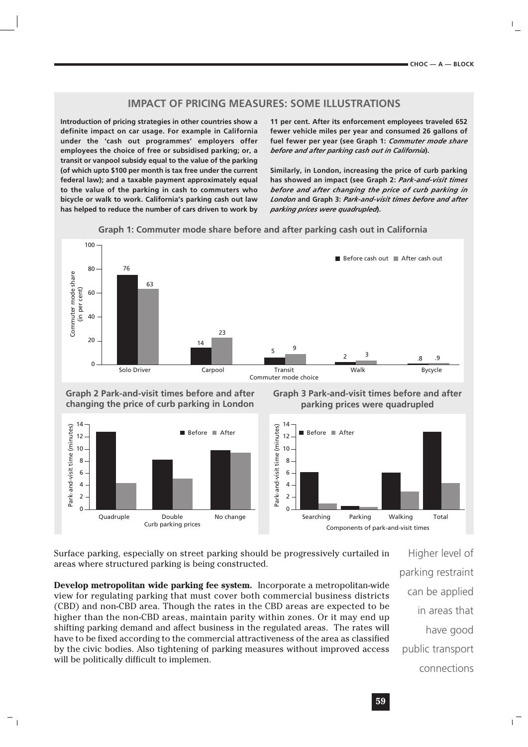## IMPACT OF PRICING MEASURES: SOME ILLUSTRATIONS

**Introduction of pricing strategies in other countries show a definite impact on car usage. For example in California under the 'cash out programmes' employers offer employees the choice of free or subsidised parking; or, a transit or vanpool subsidy equal to the value of the parking (of which upto $100 per month is tax free under the current federal law); and a taxable payment approximately equal to the value of the parking in cash to commuters who bicycle or walk to work. California's parking cash out law has helped to reduce the number of cars driven to work by 11 per cent. After its enforcement employees traveled 652 fewer vehicle miles per year and consumed 26 gallons of fuel fewer per year (see Graph 1: *Commuter mode share before and after parking cash out in California*).**

**Similarly, in London, increasing the price of curb parking has showed an impact (see Graph 2: *Park-and-visit times before and after changing the price of curb parking in London* and Graph 3: *Park-and-visit times before and after parking prices were quadrupled*).**

**Graph 1: Commuter mode share before and after parking cash out in California**

Commuter mode share (in per cent)
100
80
60
40
20
0
Before cash out   After cash out
76 63
14 23
5 9
2 3
.8 .9
Solo Driver
Carpool
Transit
Walk
Bycycle
Commuter mode choice

**Graph 2 Park-and-visit times before and after changing the price of curb parking in London**

Park-and-visit time (minutes)
14
12
10
8
6
4
2
0
Before   After
Quadruple
Double
No change
Curb parking prices

**Graph 3 Park-and-visit times before and after parking prices were quadrupled**

Park-and-visit time (minutes)
14
12
10
8
6
4
2
0
Before   After
Searching
Parking
Walking
Total
Components of park-and-visit times

Surface parking, especially on street parking should be progressively curtailed in areas where structured parking is being constructed.

**Develop metropolitan wide parking fee system.** Incorporate a metropolitan-wide view for regulating parking that must cover both commercial business districts (CBD) and non-CBD area. Though the rates in the CBD areas are expected to be higher than the non-CBD areas, maintain parity within zones. Or it may end up shifting parking demand and affect business in the regulated areas. The rates will have to be fixed according to the commercial attractiveness of the area as classified by the civic bodies. Also tightening of parking measures without improved access will be politically difficult to implemen.

Higher level of parking restraint can be applied in areas that have good public transport connections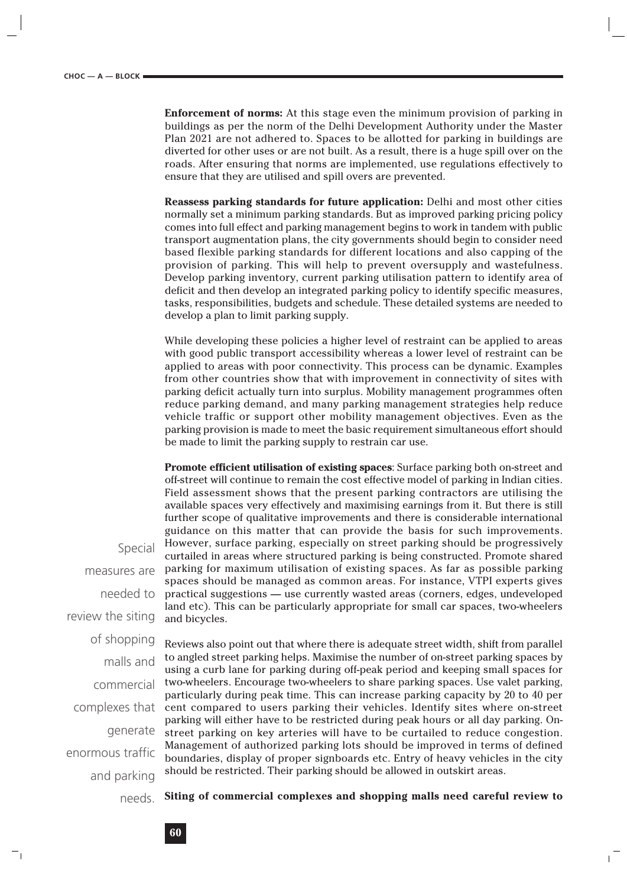**Enforcement of norms:** At this stage even the minimum provision of parking in buildings as per the norm of the Delhi Development Authority under the Master Plan 2021 are not adhered to. Spaces to be allotted for parking in buildings are diverted for other uses or are not built. As a result, there is a huge spill over on the roads. After ensuring that norms are implemented, use regulations effectively to ensure that they are utilised and spill overs are prevented.

**Reassess parking standards for future application:** Delhi and most other cities normally set a minimum parking standards. But as improved parking pricing policy comes into full effect and parking management begins to work in tandem with public transport augmentation plans, the city governments should begin to consider need based flexible parking standards for different locations and also capping of the provision of parking. This will help to prevent oversupply and wastefulness. Develop parking inventory, current parking utilisation pattern to identify area of deficit and then develop an integrated parking policy to identify specific measures, tasks, responsibilities, budgets and schedule. These detailed systems are needed to develop a plan to limit parking supply.

While developing these policies a higher level of restraint can be applied to areas with good public transport accessibility whereas a lower level of restraint can be applied to areas with poor connectivity. This process can be dynamic. Examples from other countries show that with improvement in connectivity of sites with parking deficit actually turn into surplus. Mobility management programmes often reduce parking demand, and many parking management strategies help reduce vehicle traffic or support other mobility management objectives. Even as the parking provision is made to meet the basic requirement simultaneous effort should be made to limit the parking supply to restrain car use.

**Promote efficient utilisation of existing spaces**: Surface parking both on-street and off-street will continue to remain the cost effective model of parking in Indian cities. Field assessment shows that the present parking contractors are utilising the available spaces very effectively and maximising earnings from it. But there is still further scope of qualitative improvements and there is considerable international guidance on this matter that can provide the basis for such improvements. However, surface parking, especially on street parking should be progressively curtailed in areas where structured parking is being constructed. Promote shared parking for maximum utilisation of existing spaces. As far as possible parking spaces should be managed as common areas. For instance, VTPI experts gives practical suggestions — use currently wasted areas (corners, edges, undeveloped land etc). This can be particularly appropriate for small car spaces, two-wheelers and bicycles.

Special measures are needed to review the siting of shopping malls and commercial complexes that generate enormous traffic and parking needs.

Reviews also point out that where there is adequate street width, shift from parallel to angled street parking helps. Maximise the number of on-street parking spaces by using a curb lane for parking during off-peak period and keeping small spaces for two-wheelers. Encourage two-wheelers to share parking spaces. Use valet parking, particularly during peak time. This can increase parking capacity by 20 to 40 per cent compared to users parking their vehicles. Identify sites where on-street parking will either have to be restricted during peak hours or all day parking. On-street parking on key arteries will have to be curtailed to reduce congestion. Management of authorized parking lots should be improved in terms of defined boundaries, display of proper signboards etc. Entry of heavy vehicles in the city should be restricted. Their parking should be allowed in outskirt areas.

**Siting of commercial complexes and shopping malls need careful review to**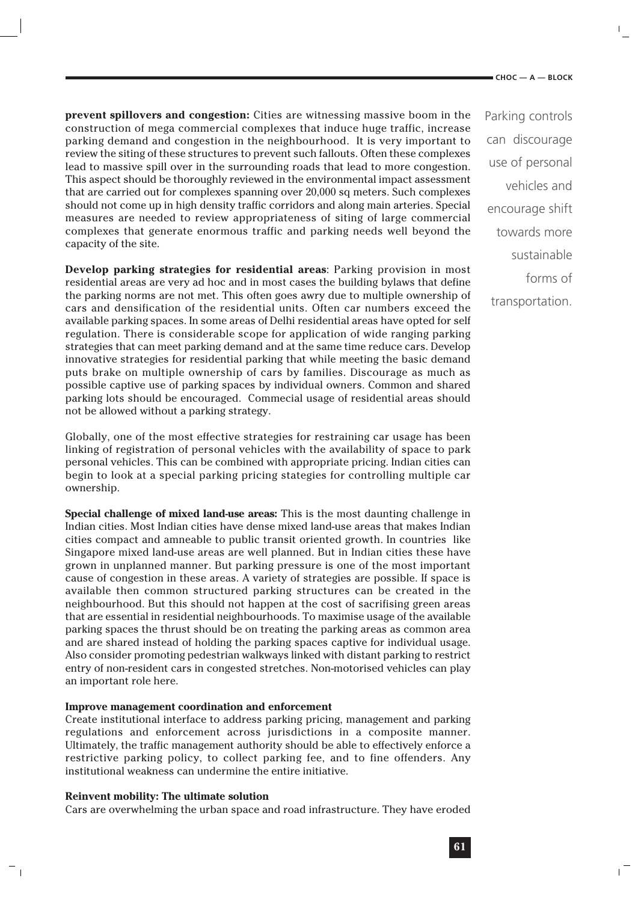**prevent spillovers and congestion:** Cities are witnessing massive boom in the construction of mega commercial complexes that induce huge traffic, increase parking demand and congestion in the neighbourhood. It is very important to review the siting of these structures to prevent such fallouts. Often these complexes lead to massive spill over in the surrounding roads that lead to more congestion. This aspect should be thoroughly reviewed in the environmental impact assessment that are carried out for complexes spanning over 20,000 sq meters. Such complexes should not come up in high density traffic corridors and along main arteries. Special measures are needed to review appropriateness of siting of large commercial complexes that generate enormous traffic and parking needs well beyond the capacity of the site.

Parking controls can discourage use of personal vehicles and encourage shift towards more sustainable forms of transportation.

**Develop parking strategies for residential areas**: Parking provision in most residential areas are very ad hoc and in most cases the building bylaws that define the parking norms are not met. This often goes awry due to multiple ownership of cars and densification of the residential units. Often car numbers exceed the available parking spaces. In some areas of Delhi residential areas have opted for self regulation. There is considerable scope for application of wide ranging parking strategies that can meet parking demand and at the same time reduce cars. Develop innovative strategies for residential parking that while meeting the basic demand puts brake on multiple ownership of cars by families. Discourage as much as possible captive use of parking spaces by individual owners. Common and shared parking lots should be encouraged. Commecial usage of residential areas should not be allowed without a parking strategy.

Globally, one of the most effective strategies for restraining car usage has been linking of registration of personal vehicles with the availability of space to park personal vehicles. This can be combined with appropriate pricing. Indian cities can begin to look at a special parking pricing stategies for controlling multiple car ownership.

**Special challenge of mixed land-use areas:** This is the most daunting challenge in Indian cities. Most Indian cities have dense mixed land-use areas that makes Indian cities compact and amneable to public transit oriented growth. In countries like Singapore mixed land-use areas are well planned. But in Indian cities these have grown in unplanned manner. But parking pressure is one of the most important cause of congestion in these areas. A variety of strategies are possible. If space is available then common structured parking structures can be created in the neighbourhood. But this should not happen at the cost of sacrifising green areas that are essential in residential neighbourhoods. To maximise usage of the available parking spaces the thrust should be on treating the parking areas as common area and are shared instead of holding the parking spaces captive for individual usage. Also consider promoting pedestrian walkways linked with distant parking to restrict entry of non-resident cars in congested stretches. Non-motorised vehicles can play an important role here.

**Improve management coordination and enforcement**

Create institutional interface to address parking pricing, management and parking regulations and enforcement across jurisdictions in a composite manner. Ultimately, the traffic management authority should be able to effectively enforce a restrictive parking policy, to collect parking fee, and to fine offenders. Any institutional weakness can undermine the entire initiative.

**Reinvent mobility: The ultimate solution**

Cars are overwhelming the urban space and road infrastructure. They have eroded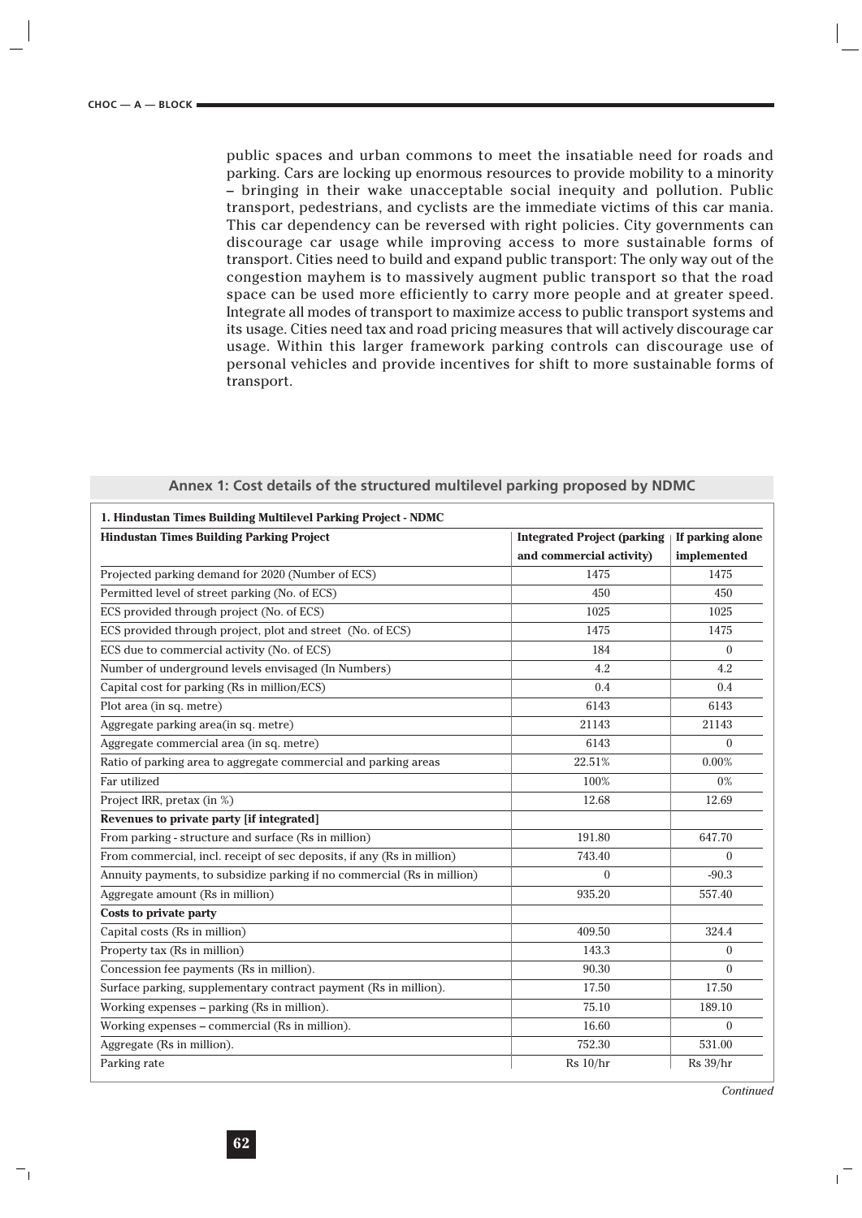public spaces and urban commons to meet the insatiable need for roads and parking. Cars are locking up enormous resources to provide mobility to a minority – bringing in their wake unacceptable social inequity and pollution. Public transport, pedestrians, and cyclists are the immediate victims of this car mania. This car dependency can be reversed with right policies. City governments can discourage car usage while improving access to more sustainable forms of transport. Cities need to build and expand public transport: The only way out of the congestion mayhem is to massively augment public transport so that the road space can be used more efficiently to carry more people and at greater speed. Integrate all modes of transport to maximize access to public transport systems and its usage. Cities need tax and road pricing measures that will actively discourage car usage. Within this larger framework parking controls can discourage use of personal vehicles and provide incentives for shift to more sustainable forms of transport.

## Annex 1: Cost details of the structured multilevel parking proposed by NDMC

**1. Hindustan Times Building Multilevel Parking Project - NDMC**

| **Hindustan Times Building Parking Project** | **Integrated Project (parking and commercial activity)** | **If parking alone implemented** |
|---|---|---|
| Projected parking demand for 2020 (Number of ECS) | 1475 | 1475 |
| Permitted level of street parking (No. of ECS) | 450 | 450 |
| ECS provided through project (No. of ECS) | 1025 | 1025 |
| ECS provided through project, plot and street (No. of ECS) | 1475 | 1475 |
| ECS due to commercial activity (No. of ECS) | 184 | 0 |
| Number of underground levels envisaged (In Numbers) | 4.2 | 4.2 |
| Capital cost for parking (Rs in million/ECS) | 0.4 | 0.4 |
| Plot area (in sq. metre) | 6143 | 6143 |
| Aggregate parking area(in sq. metre) | 21143 | 21143 |
| Aggregate commercial area (in sq. metre) | 6143 | 0 |
| Ratio of parking area to aggregate commercial and parking areas | 22.51% | 0.00% |
| Far utilized | 100% | 0% |
| Project IRR, pretax (in %) | 12.68 | 12.69 |
| **Revenues to private party [if integrated]** | | |
| From parking - structure and surface (Rs in million) | 191.80 | 647.70 |
| From commercial, incl. receipt of sec deposits, if any (Rs in million) | 743.40 | 0 |
| Annuity payments, to subsidize parking if no commercial (Rs in million) | 0 | -90.3 |
| Aggregate amount (Rs in million) | 935.20 | 557.40 |
| **Costs to private party** | | |
| Capital costs (Rs in million) | 409.50 | 324.4 |
| Property tax (Rs in million) | 143.3 | 0 |
| Concession fee payments (Rs in million). | 90.30 | 0 |
| Surface parking, supplementary contract payment (Rs in million). | 17.50 | 17.50 |
| Working expenses – parking (Rs in million). | 75.10 | 189.10 |
| Working expenses – commercial (Rs in million). | 16.60 | 0 |
| Aggregate (Rs in million). | 752.30 | 531.00 |
| Parking rate | Rs 10/hr | Rs 39/hr |

*Continued*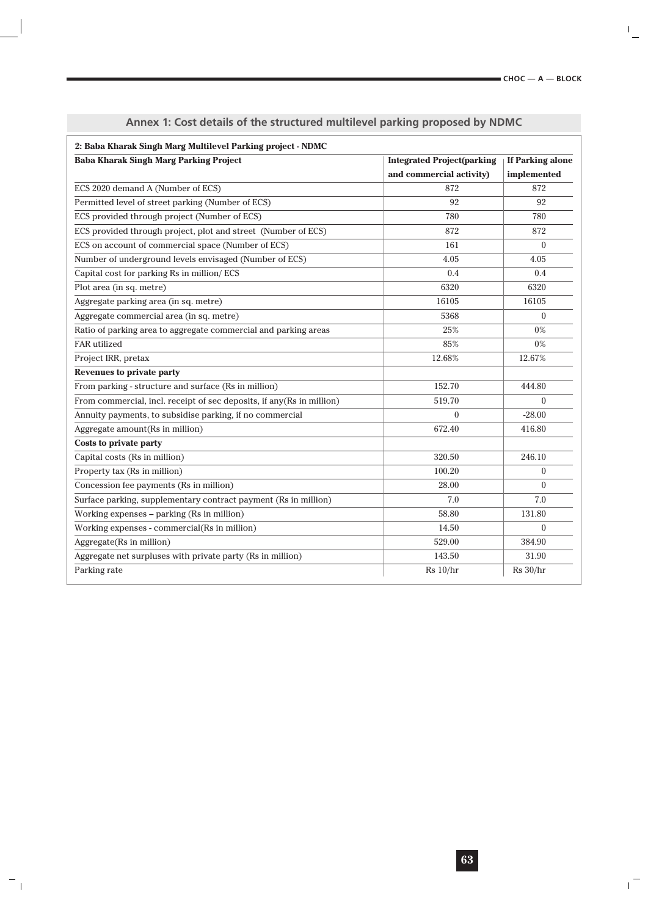## Annex 1: Cost details of the structured multilevel parking proposed by NDMC

**2: Baba Kharak Singh Marg Multilevel Parking project - NDMC**

| Baba Kharak Singh Marg Parking Project | Integrated Project(parking and commercial activity) | If Parking alone implemented |
|---|---|---|
| ECS 2020 demand A (Number of ECS) | 872 | 872 |
| Permitted level of street parking (Number of ECS) | 92 | 92 |
| ECS provided through project (Number of ECS) | 780 | 780 |
| ECS provided through project, plot and street (Number of ECS) | 872 | 872 |
| ECS on account of commercial space (Number of ECS) | 161 | 0 |
| Number of underground levels envisaged (Number of ECS) | 4.05 | 4.05 |
| Capital cost for parking Rs in million/ ECS | 0.4 | 0.4 |
| Plot area (in sq. metre) | 6320 | 6320 |
| Aggregate parking area (in sq. metre) | 16105 | 16105 |
| Aggregate commercial area (in sq. metre) | 5368 | 0 |
| Ratio of parking area to aggregate commercial and parking areas | 25% | 0% |
| FAR utilized | 85% | 0% |
| Project IRR, pretax | 12.68% | 12.67% |
| **Revenues to private party** | | |
| From parking - structure and surface (Rs in million) | 152.70 | 444.80 |
| From commercial, incl. receipt of sec deposits, if any(Rs in million) | 519.70 | 0 |
| Annuity payments, to subsidise parking, if no commercial | 0 | -28.00 |
| Aggregate amount(Rs in million) | 672.40 | 416.80 |
| **Costs to private party** | | |
| Capital costs (Rs in million) | 320.50 | 246.10 |
| Property tax (Rs in million) | 100.20 | 0 |
| Concession fee payments (Rs in million) | 28.00 | 0 |
| Surface parking, supplementary contract payment (Rs in million) | 7.0 | 7.0 |
| Working expenses – parking (Rs in million) | 58.80 | 131.80 |
| Working expenses - commercial(Rs in million) | 14.50 | 0 |
| Aggregate(Rs in million) | 529.00 | 384.90 |
| Aggregate net surpluses with private party (Rs in million) | 143.50 | 31.90 |
| Parking rate | Rs 10/hr | Rs 30/hr |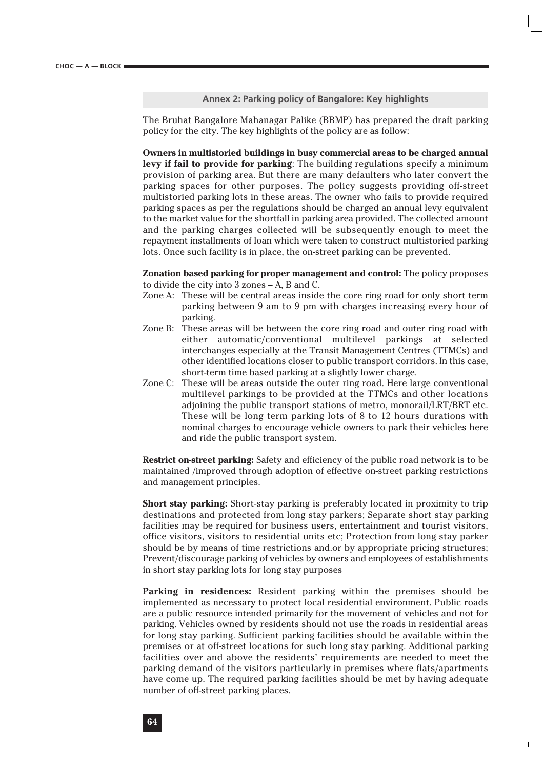## Annex 2: Parking policy of Bangalore: Key highlights

The Bruhat Bangalore Mahanagar Palike (BBMP) has prepared the draft parking policy for the city. The key highlights of the policy are as follow:

**Owners in multistoried buildings in busy commercial areas to be charged annual levy if fail to provide for parking**: The building regulations specify a minimum provision of parking area. But there are many defaulters who later convert the parking spaces for other purposes. The policy suggests providing off-street multistoried parking lots in these areas. The owner who fails to provide required parking spaces as per the regulations should be charged an annual levy equivalent to the market value for the shortfall in parking area provided. The collected amount and the parking charges collected will be subsequently enough to meet the repayment installments of loan which were taken to construct multistoried parking lots. Once such facility is in place, the on-street parking can be prevented.

**Zonation based parking for proper management and control:** The policy proposes to divide the city into 3 zones – A, B and C.

Zone A: These will be central areas inside the core ring road for only short term parking between 9 am to 9 pm with charges increasing every hour of parking.

Zone B: These areas will be between the core ring road and outer ring road with either automatic/conventional multilevel parkings at selected interchanges especially at the Transit Management Centres (TTMCs) and other identified locations closer to public transport corridors. In this case, short-term time based parking at a slightly lower charge.

Zone C: These will be areas outside the outer ring road. Here large conventional multilevel parkings to be provided at the TTMCs and other locations adjoining the public transport stations of metro, monorail/LRT/BRT etc. These will be long term parking lots of 8 to 12 hours durations with nominal charges to encourage vehicle owners to park their vehicles here and ride the public transport system.

**Restrict on-street parking:** Safety and efficiency of the public road network is to be maintained /improved through adoption of effective on-street parking restrictions and management principles.

**Short stay parking:** Short-stay parking is preferably located in proximity to trip destinations and protected from long stay parkers; Separate short stay parking facilities may be required for business users, entertainment and tourist visitors, office visitors, visitors to residential units etc; Protection from long stay parker should be by means of time restrictions and.or by appropriate pricing structures; Prevent/discourage parking of vehicles by owners and employees of establishments in short stay parking lots for long stay purposes

**Parking in residences:** Resident parking within the premises should be implemented as necessary to protect local residential environment. Public roads are a public resource intended primarily for the movement of vehicles and not for parking. Vehicles owned by residents should not use the roads in residential areas for long stay parking. Sufficient parking facilities should be available within the premises or at off-street locations for such long stay parking. Additional parking facilities over and above the residents' requirements are needed to meet the parking demand of the visitors particularly in premises where flats/apartments have come up. The required parking facilities should be met by having adequate number of off-street parking places.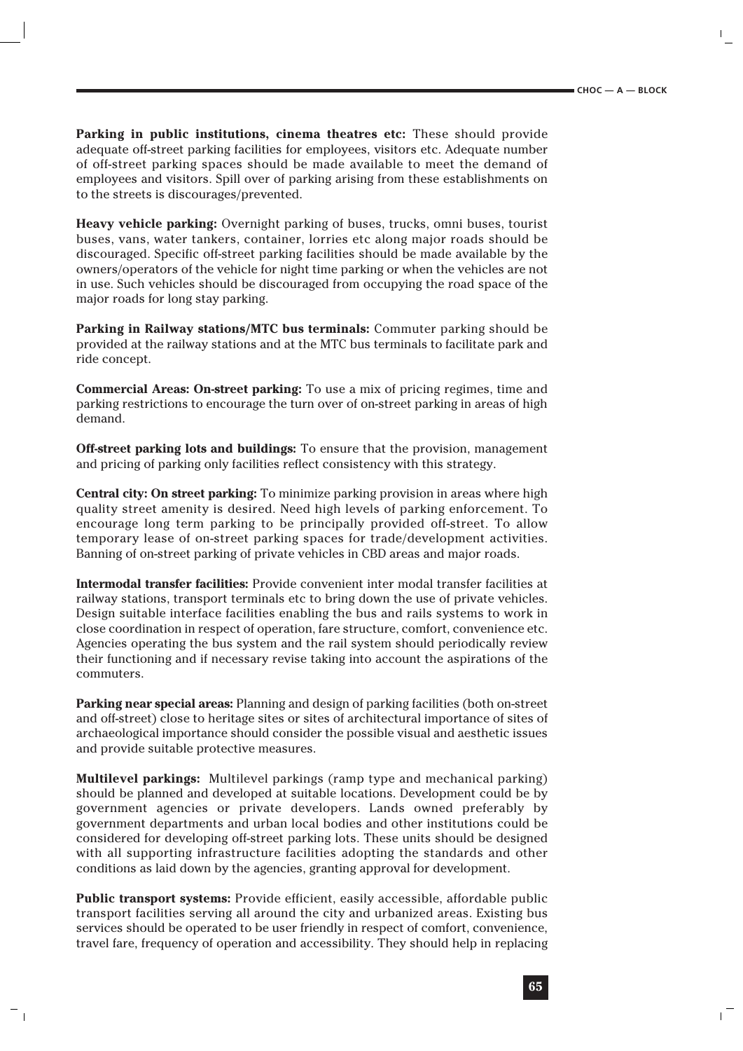**Parking in public institutions, cinema theatres etc:** These should provide adequate off-street parking facilities for employees, visitors etc. Adequate number of off-street parking spaces should be made available to meet the demand of employees and visitors. Spill over of parking arising from these establishments on to the streets is discourages/prevented.

**Heavy vehicle parking:** Overnight parking of buses, trucks, omni buses, tourist buses, vans, water tankers, container, lorries etc along major roads should be discouraged. Specific off-street parking facilities should be made available by the owners/operators of the vehicle for night time parking or when the vehicles are not in use. Such vehicles should be discouraged from occupying the road space of the major roads for long stay parking.

**Parking in Railway stations/MTC bus terminals:** Commuter parking should be provided at the railway stations and at the MTC bus terminals to facilitate park and ride concept.

**Commercial Areas: On-street parking:** To use a mix of pricing regimes, time and parking restrictions to encourage the turn over of on-street parking in areas of high demand.

**Off-street parking lots and buildings:** To ensure that the provision, management and pricing of parking only facilities reflect consistency with this strategy.

**Central city: On street parking:** To minimize parking provision in areas where high quality street amenity is desired. Need high levels of parking enforcement. To encourage long term parking to be principally provided off-street. To allow temporary lease of on-street parking spaces for trade/development activities. Banning of on-street parking of private vehicles in CBD areas and major roads.

**Intermodal transfer facilities:** Provide convenient inter modal transfer facilities at railway stations, transport terminals etc to bring down the use of private vehicles. Design suitable interface facilities enabling the bus and rails systems to work in close coordination in respect of operation, fare structure, comfort, convenience etc. Agencies operating the bus system and the rail system should periodically review their functioning and if necessary revise taking into account the aspirations of the commuters.

**Parking near special areas:** Planning and design of parking facilities (both on-street and off-street) close to heritage sites or sites of architectural importance of sites of archaeological importance should consider the possible visual and aesthetic issues and provide suitable protective measures.

**Multilevel parkings:** Multilevel parkings (ramp type and mechanical parking) should be planned and developed at suitable locations. Development could be by government agencies or private developers. Lands owned preferably by government departments and urban local bodies and other institutions could be considered for developing off-street parking lots. These units should be designed with all supporting infrastructure facilities adopting the standards and other conditions as laid down by the agencies, granting approval for development.

**Public transport systems:** Provide efficient, easily accessible, affordable public transport facilities serving all around the city and urbanized areas. Existing bus services should be operated to be user friendly in respect of comfort, convenience, travel fare, frequency of operation and accessibility. They should help in replacing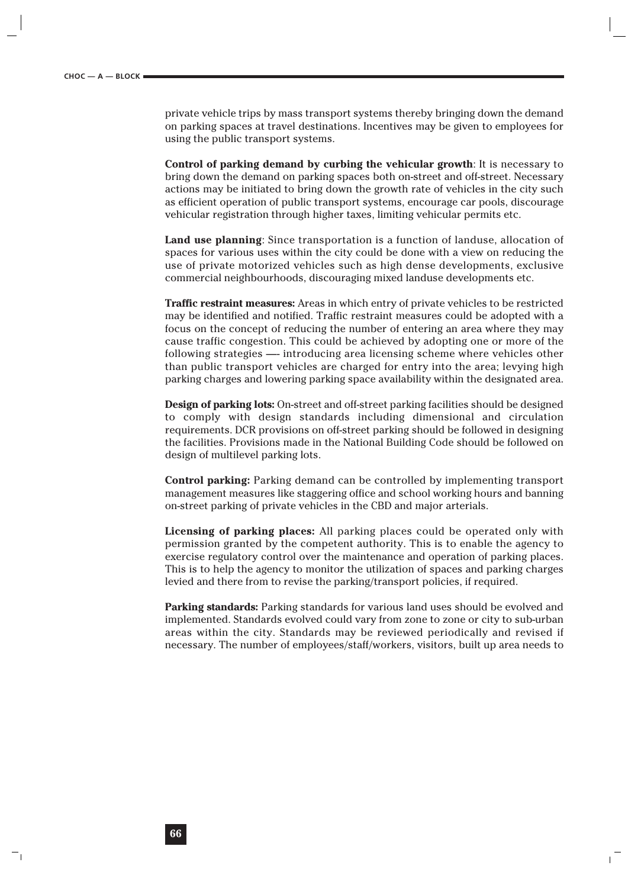private vehicle trips by mass transport systems thereby bringing down the demand on parking spaces at travel destinations. Incentives may be given to employees for using the public transport systems.

**Control of parking demand by curbing the vehicular growth**: It is necessary to bring down the demand on parking spaces both on-street and off-street. Necessary actions may be initiated to bring down the growth rate of vehicles in the city such as efficient operation of public transport systems, encourage car pools, discourage vehicular registration through higher taxes, limiting vehicular permits etc.

**Land use planning**: Since transportation is a function of landuse, allocation of spaces for various uses within the city could be done with a view on reducing the use of private motorized vehicles such as high dense developments, exclusive commercial neighbourhoods, discouraging mixed landuse developments etc.

**Traffic restraint measures:** Areas in which entry of private vehicles to be restricted may be identified and notified. Traffic restraint measures could be adopted with a focus on the concept of reducing the number of entering an area where they may cause traffic congestion. This could be achieved by adopting one or more of the following strategies —- introducing area licensing scheme where vehicles other than public transport vehicles are charged for entry into the area; levying high parking charges and lowering parking space availability within the designated area.

**Design of parking lots:** On-street and off-street parking facilities should be designed to comply with design standards including dimensional and circulation requirements. DCR provisions on off-street parking should be followed in designing the facilities. Provisions made in the National Building Code should be followed on design of multilevel parking lots.

**Control parking:** Parking demand can be controlled by implementing transport management measures like staggering office and school working hours and banning on-street parking of private vehicles in the CBD and major arterials.

**Licensing of parking places:** All parking places could be operated only with permission granted by the competent authority. This is to enable the agency to exercise regulatory control over the maintenance and operation of parking places. This is to help the agency to monitor the utilization of spaces and parking charges levied and there from to revise the parking/transport policies, if required.

**Parking standards:** Parking standards for various land uses should be evolved and implemented. Standards evolved could vary from zone to zone or city to sub-urban areas within the city. Standards may be reviewed periodically and revised if necessary. The number of employees/staff/workers, visitors, built up area needs to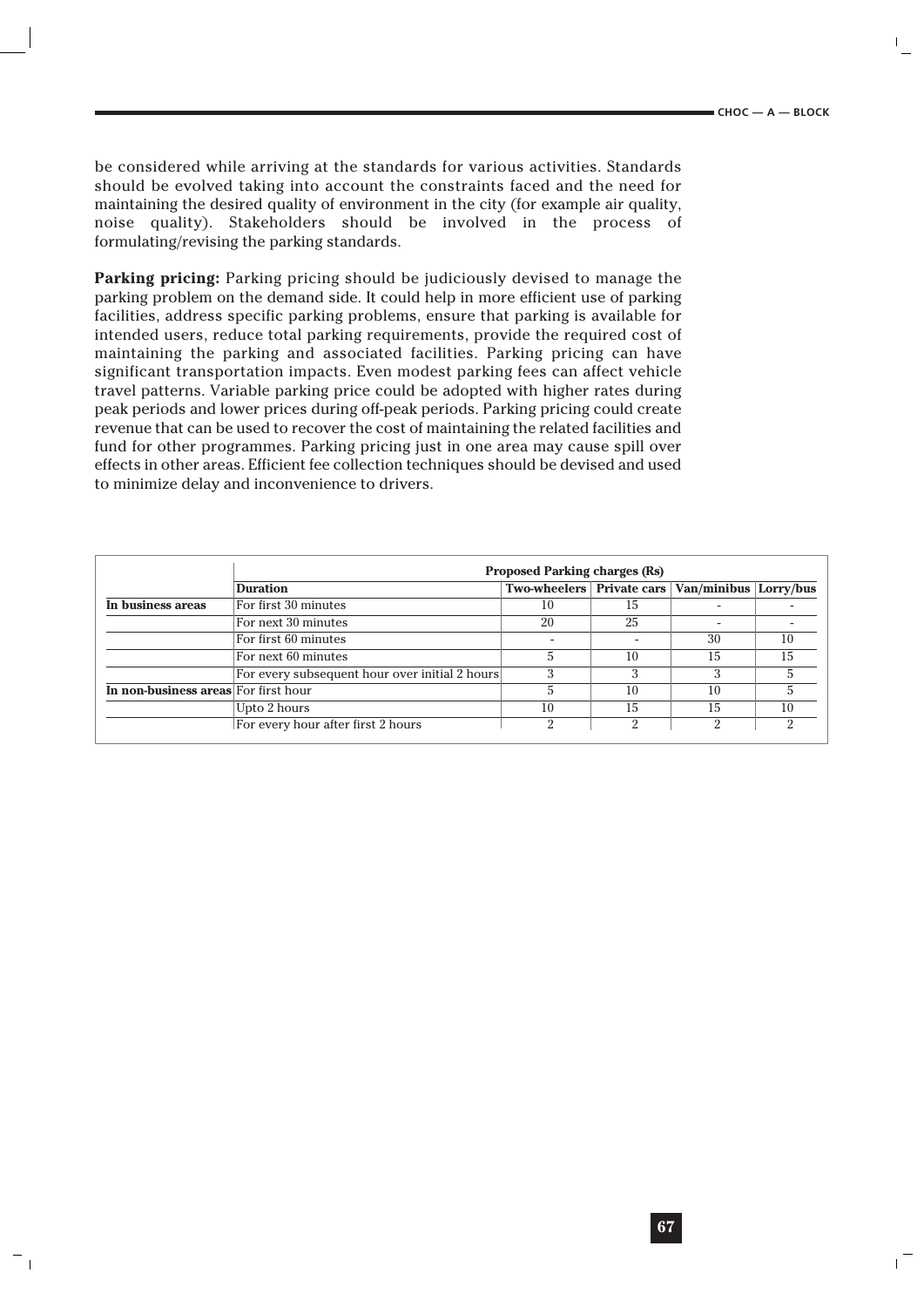be considered while arriving at the standards for various activities. Standards should be evolved taking into account the constraints faced and the need for maintaining the desired quality of environment in the city (for example air quality, noise quality). Stakeholders should be involved in the process of formulating/revising the parking standards.

**Parking pricing:** Parking pricing should be judiciously devised to manage the parking problem on the demand side. It could help in more efficient use of parking facilities, address specific parking problems, ensure that parking is available for intended users, reduce total parking requirements, provide the required cost of maintaining the parking and associated facilities. Parking pricing can have significant transportation impacts. Even modest parking fees can affect vehicle travel patterns. Variable parking price could be adopted with higher rates during peak periods and lower prices during off-peak periods. Parking pricing could create revenue that can be used to recover the cost of maintaining the related facilities and fund for other programmes. Parking pricing just in one area may cause spill over effects in other areas. Efficient fee collection techniques should be devised and used to minimize delay and inconvenience to drivers.

| | Proposed Parking charges (Rs) | | | | |
|---|---|---|---|---|---|
| | **Duration** | **Two-wheelers** | **Private cars** | **Van/minibus** | **Lorry/bus** |
| **In business areas** | For first 30 minutes | 10 | 15 | - | - |
| | For next 30 minutes | 20 | 25 | - | - |
| | For first 60 minutes | - | - | 30 | 10 |
| | For next 60 minutes | 5 | 10 | 15 | 15 |
| | For every subsequent hour over initial 2 hours | 3 | 3 | 3 | 5 |
| **In non-business areas** | For first hour | 5 | 10 | 10 | 5 |
| | Upto 2 hours | 10 | 15 | 15 | 10 |
| | For every hour after first 2 hours | 2 | 2 | 2 | 2 |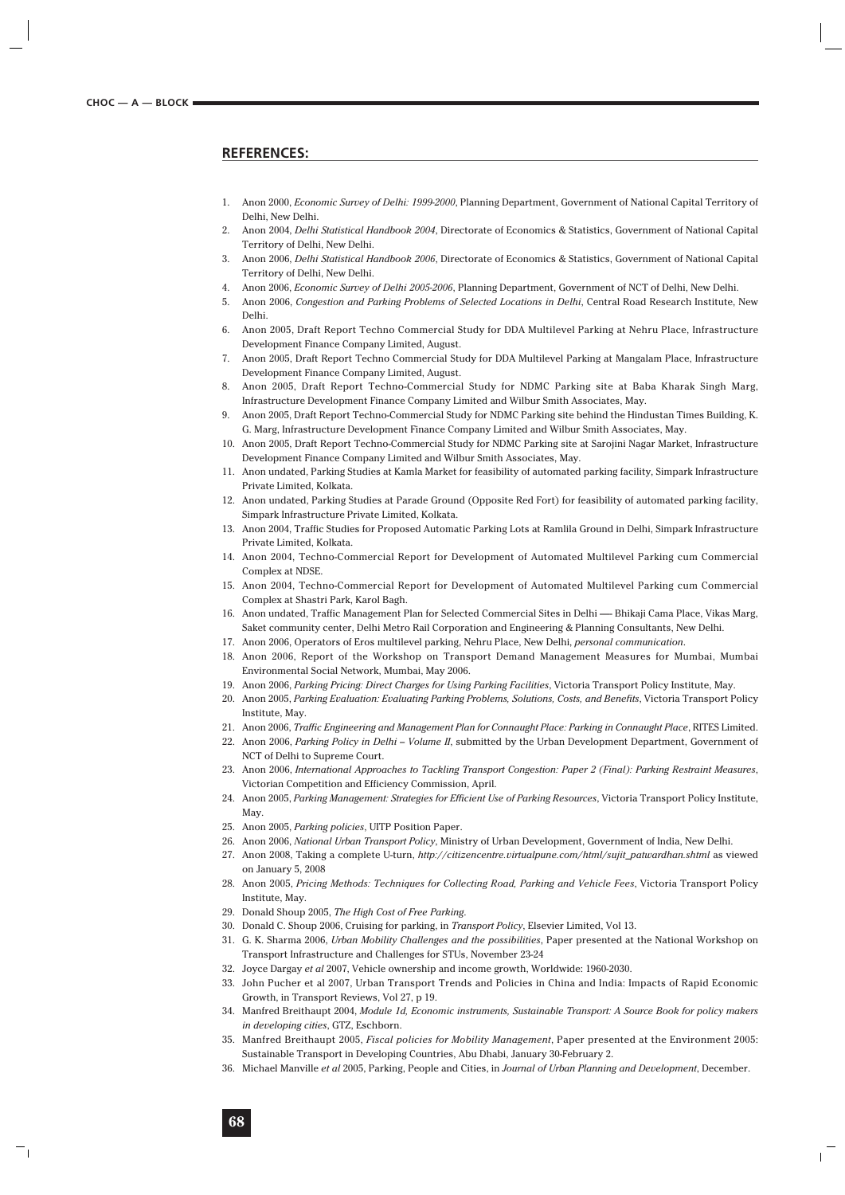## REFERENCES:

1. Anon 2000, *Economic Survey of Delhi: 1999-2000*, Planning Department, Government of National Capital Territory of Delhi, New Delhi.
2. Anon 2004, *Delhi Statistical Handbook 2004*, Directorate of Economics & Statistics, Government of National Capital Territory of Delhi, New Delhi.
3. Anon 2006, *Delhi Statistical Handbook 2006*, Directorate of Economics & Statistics, Government of National Capital Territory of Delhi, New Delhi.
4. Anon 2006, *Economic Survey of Delhi 2005-2006*, Planning Department, Government of NCT of Delhi, New Delhi.
5. Anon 2006, *Congestion and Parking Problems of Selected Locations in Delhi*, Central Road Research Institute, New Delhi.
6. Anon 2005, Draft Report Techno Commercial Study for DDA Multilevel Parking at Nehru Place, Infrastructure Development Finance Company Limited, August.
7. Anon 2005, Draft Report Techno Commercial Study for DDA Multilevel Parking at Mangalam Place, Infrastructure Development Finance Company Limited, August.
8. Anon 2005, Draft Report Techno-Commercial Study for NDMC Parking site at Baba Kharak Singh Marg, Infrastructure Development Finance Company Limited and Wilbur Smith Associates, May.
9. Anon 2005, Draft Report Techno-Commercial Study for NDMC Parking site behind the Hindustan Times Building, K. G. Marg, Infrastructure Development Finance Company Limited and Wilbur Smith Associates, May.
10. Anon 2005, Draft Report Techno-Commercial Study for NDMC Parking site at Sarojini Nagar Market, Infrastructure Development Finance Company Limited and Wilbur Smith Associates, May.
11. Anon undated, Parking Studies at Kamla Market for feasibility of automated parking facility, Simpark Infrastructure Private Limited, Kolkata.
12. Anon undated, Parking Studies at Parade Ground (Opposite Red Fort) for feasibility of automated parking facility, Simpark Infrastructure Private Limited, Kolkata.
13. Anon 2004, Traffic Studies for Proposed Automatic Parking Lots at Ramlila Ground in Delhi, Simpark Infrastructure Private Limited, Kolkata.
14. Anon 2004, Techno-Commercial Report for Development of Automated Multilevel Parking cum Commercial Complex at NDSE.
15. Anon 2004, Techno-Commercial Report for Development of Automated Multilevel Parking cum Commercial Complex at Shastri Park, Karol Bagh.
16. Anon undated, Traffic Management Plan for Selected Commercial Sites in Delhi — Bhikaji Cama Place, Vikas Marg, Saket community center, Delhi Metro Rail Corporation and Engineering & Planning Consultants, New Delhi.
17. Anon 2006, Operators of Eros multilevel parking, Nehru Place, New Delhi, *personal communication*.
18. Anon 2006, Report of the Workshop on Transport Demand Management Measures for Mumbai, Mumbai Environmental Social Network, Mumbai, May 2006.
19. Anon 2006, *Parking Pricing: Direct Charges for Using Parking Facilities*, Victoria Transport Policy Institute, May.
20. Anon 2005, *Parking Evaluation: Evaluating Parking Problems, Solutions, Costs, and Benefits*, Victoria Transport Policy Institute, May.
21. Anon 2006, *Traffic Engineering and Management Plan for Connaught Place: Parking in Connaught Place*, RITES Limited.
22. Anon 2006, *Parking Policy in Delhi – Volume II*, submitted by the Urban Development Department, Government of NCT of Delhi to Supreme Court.
23. Anon 2006, *International Approaches to Tackling Transport Congestion: Paper 2 (Final): Parking Restraint Measures*, Victorian Competition and Efficiency Commission, April.
24. Anon 2005, *Parking Management: Strategies for Efficient Use of Parking Resources*, Victoria Transport Policy Institute, May.
25. Anon 2005, *Parking policies*, UITP Position Paper.
26. Anon 2006, *National Urban Transport Policy*, Ministry of Urban Development, Government of India, New Delhi.
27. Anon 2008, Taking a complete U-turn, *http://citizencentre.virtualpune.com/html/sujit_patwardhan.shtml* as viewed on January 5, 2008
28. Anon 2005, *Pricing Methods: Techniques for Collecting Road, Parking and Vehicle Fees*, Victoria Transport Policy Institute, May.
29. Donald Shoup 2005, *The High Cost of Free Parking*.
30. Donald C. Shoup 2006, Cruising for parking, in *Transport Policy*, Elsevier Limited, Vol 13.
31. G. K. Sharma 2006, *Urban Mobility Challenges and the possibilities*, Paper presented at the National Workshop on Transport Infrastructure and Challenges for STUs, November 23-24
32. Joyce Dargay *et al* 2007, Vehicle ownership and income growth, Worldwide: 1960-2030.
33. John Pucher et al 2007, Urban Transport Trends and Policies in China and India: Impacts of Rapid Economic Growth, in Transport Reviews, Vol 27, p 19.
34. Manfred Breithaupt 2004, *Module 1d, Economic instruments, Sustainable Transport: A Source Book for policy makers in developing cities*, GTZ, Eschborn.
35. Manfred Breithaupt 2005, *Fiscal policies for Mobility Management*, Paper presented at the Environment 2005: Sustainable Transport in Developing Countries, Abu Dhabi, January 30-February 2.
36. Michael Manville *et al* 2005, Parking, People and Cities, in *Journal of Urban Planning and Development*, December.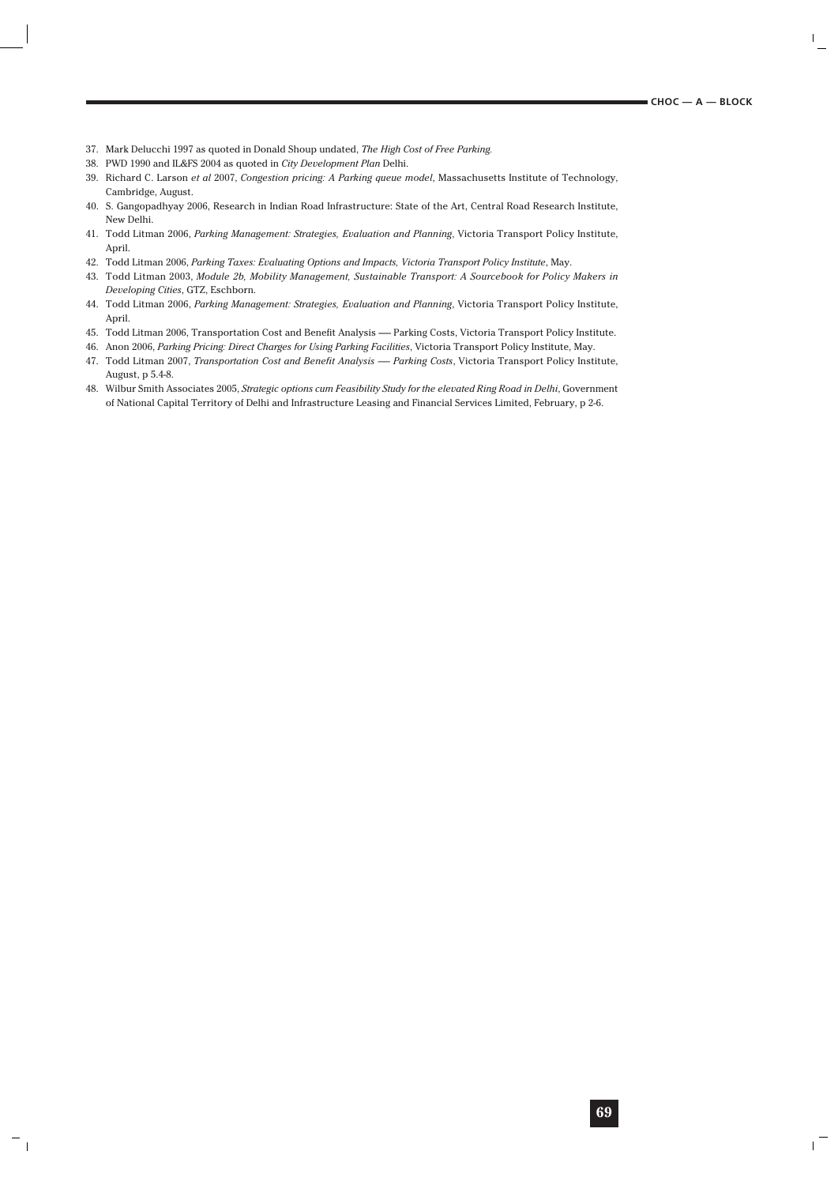37. Mark Delucchi 1997 as quoted in Donald Shoup undated, *The High Cost of Free Parking.*
38. PWD 1990 and IL&FS 2004 as quoted in *City Development Plan* Delhi.
39. Richard C. Larson *et al* 2007, *Congestion pricing: A Parking queue model*, Massachusetts Institute of Technology, Cambridge, August.
40. S. Gangopadhyay 2006, Research in Indian Road Infrastructure: State of the Art, Central Road Research Institute, New Delhi.
41. Todd Litman 2006, *Parking Management: Strategies, Evaluation and Planning*, Victoria Transport Policy Institute, April.
42. Todd Litman 2006, *Parking Taxes: Evaluating Options and Impacts, Victoria Transport Policy Institute*, May.
43. Todd Litman 2003, *Module 2b, Mobility Management, Sustainable Transport: A Sourcebook for Policy Makers in Developing Cities*, GTZ, Eschborn.
44. Todd Litman 2006, *Parking Management: Strategies, Evaluation and Planning*, Victoria Transport Policy Institute, April.
45. Todd Litman 2006, Transportation Cost and Benefit Analysis — Parking Costs, Victoria Transport Policy Institute.
46. Anon 2006, *Parking Pricing: Direct Charges for Using Parking Facilities*, Victoria Transport Policy Institute, May.
47. Todd Litman 2007, *Transportation Cost and Benefit Analysis — Parking Costs*, Victoria Transport Policy Institute, August, p 5.4-8.
48. Wilbur Smith Associates 2005, *Strategic options cum Feasibility Study for the elevated Ring Road in Delhi*, Government of National Capital Territory of Delhi and Infrastructure Leasing and Financial Services Limited, February, p 2-6.